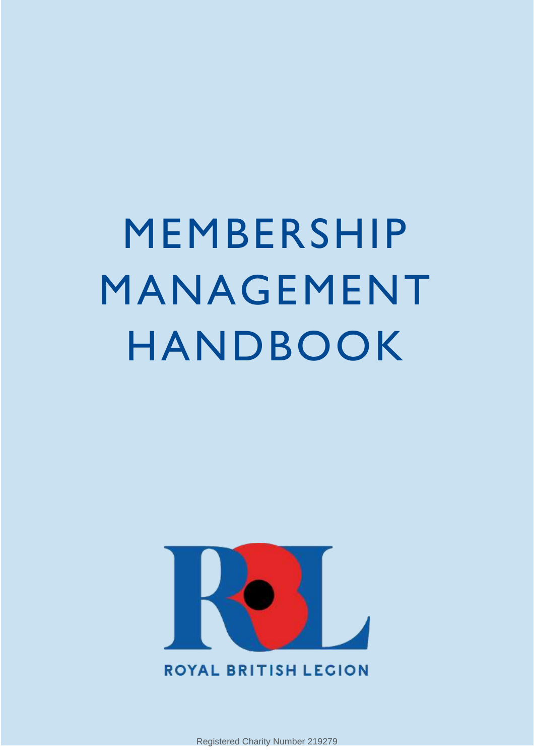# MEMBERSHIP MANAGEMENT HANDBOOK

ROYAL BRITISH LEGION

Registered Charity Number 219279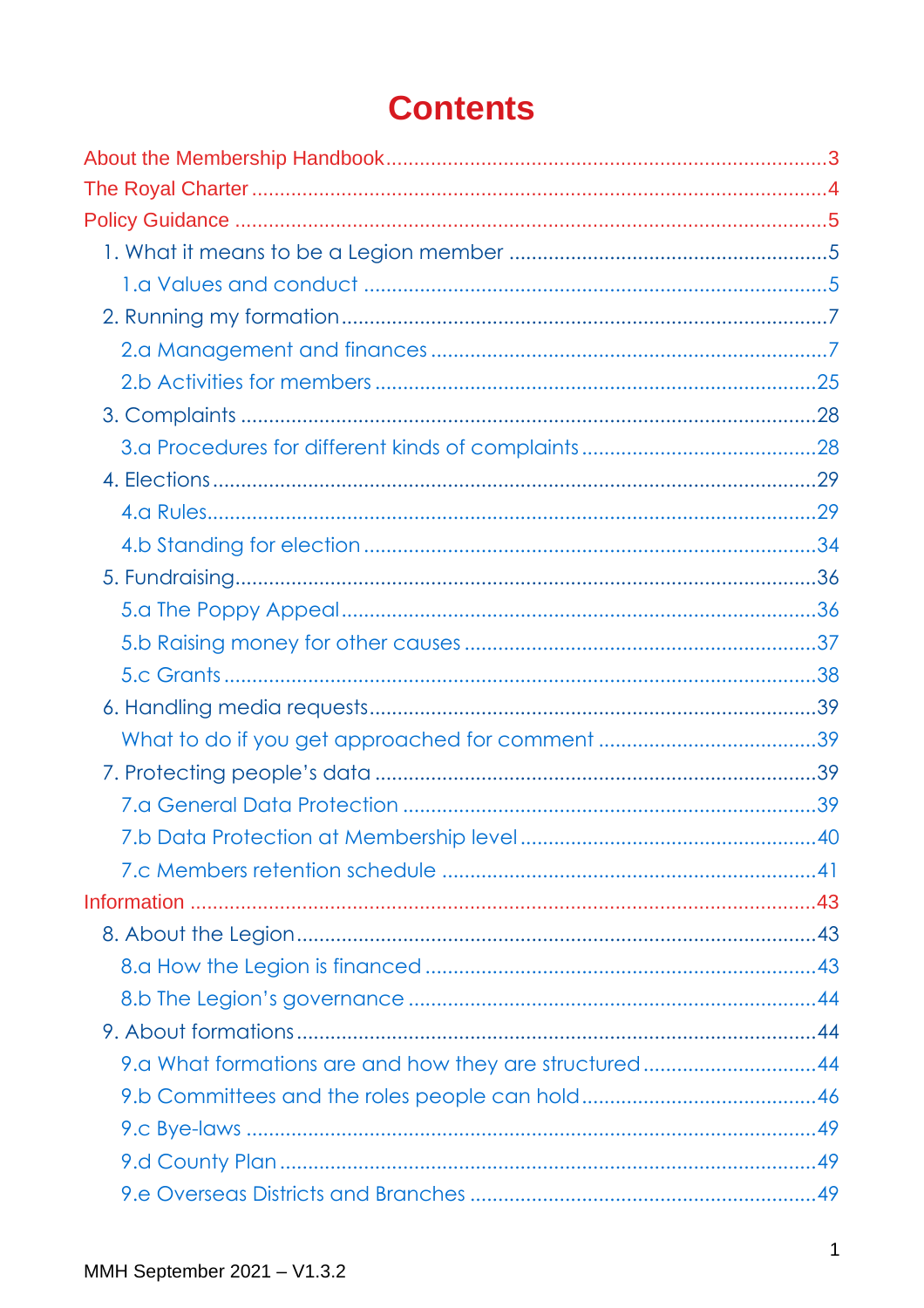# Contents

About the Membership Handbook....................3
The Royal Charter....................4
Policy Guidance....................5

- 1. What it means to be a Legion member....................5
  - 1.a Values and conduct....................5
- 2. Running my formation....................7
  - 2.a Management and finances....................7
  - 2.b Activities for members....................25
- 3. Complaints....................28
  - 3.a Procedures for different kinds of complaints....................28
- 4. Elections....................29
  - 4.a Rules....................29
  - 4.b Standing for election....................34
- 5. Fundraising....................36
  - 5.a The Poppy Appeal....................36
  - 5.b Raising money for other causes....................37
  - 5.c Grants....................38
- 6. Handling media requests....................39
  - What to do if you get approached for comment....................39
- 7. Protecting people's data....................39
  - 7.a General Data Protection....................39
  - 7.b Data Protection at Membership level....................40
  - 7.c Members retention schedule....................41

Information....................43

- 8. About the Legion....................43
  - 8.a How the Legion is financed....................43
  - 8.b The Legion's governance....................44
- 9. About formations....................44
  - 9.a What formations are and how they are structured....................44
  - 9.b Committees and the roles people can hold....................46
  - 9.c Bye-laws....................49
  - 9.d County Plan....................49
  - 9.e Overseas Districts and Branches....................49

MMH September 2021 – V1.3.2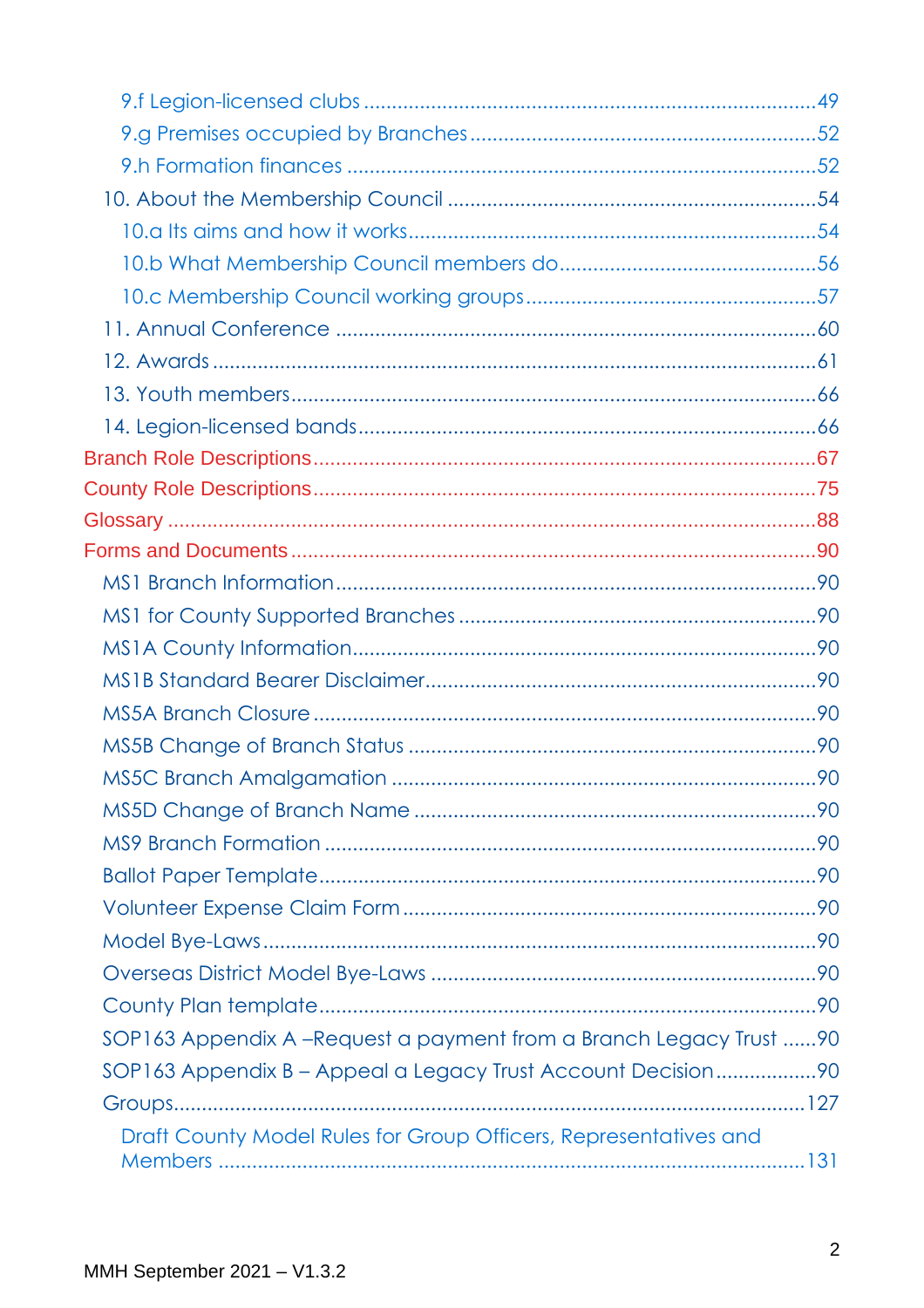9.f Legion-licensed clubs ................................................................................49

9.g Premises occupied by Branches ..........................................................52

9.h Formation finances ..................................................................................52

10. About the Membership Council ...............................................................54

10.a Its aims and how it works.........................................................................54

10.b What Membership Council members do...............................................56

10.c Membership Council working groups ....................................................57

11. Annual Conference .....................................................................................60

12. Awards .............................................................................................................61

13. Youth members..............................................................................................66

14. Legion-licensed bands..................................................................................66

Branch Role Descriptions ....................................................................................67

County Role Descriptions ....................................................................................75

Glossary ...................................................................................................................88

Forms and Documents .........................................................................................90

MS1 Branch Information ......................................................................................90

MS1 for County Supported Branches ................................................................90

MS1A County Information....................................................................................90

MS1B Standard Bearer Disclaimer.......................................................................90

MS5A Branch Closure ............................................................................................90

MS5B Change of Branch Status ...........................................................................90

MS5C Branch Amalgamation ..............................................................................90

MS5D Change of Branch Name .........................................................................90

MS9 Branch Formation .........................................................................................90

Ballot Paper Template...........................................................................................90

Volunteer Expense Claim Form ...........................................................................90

Model Bye-Laws.......................................................................................................90

Overseas District Model Bye-Laws ......................................................................90

County Plan template...........................................................................................90

SOP163 Appendix A –Request a payment from a Branch Legacy Trust ......90

SOP163 Appendix B – Appeal a Legacy Trust Account Decision..................90

Groups.....................................................................................................................127

Draft County Model Rules for Group Officers, Representatives and Members ...............................................................................................................131

MMH September 2021 – V1.3.2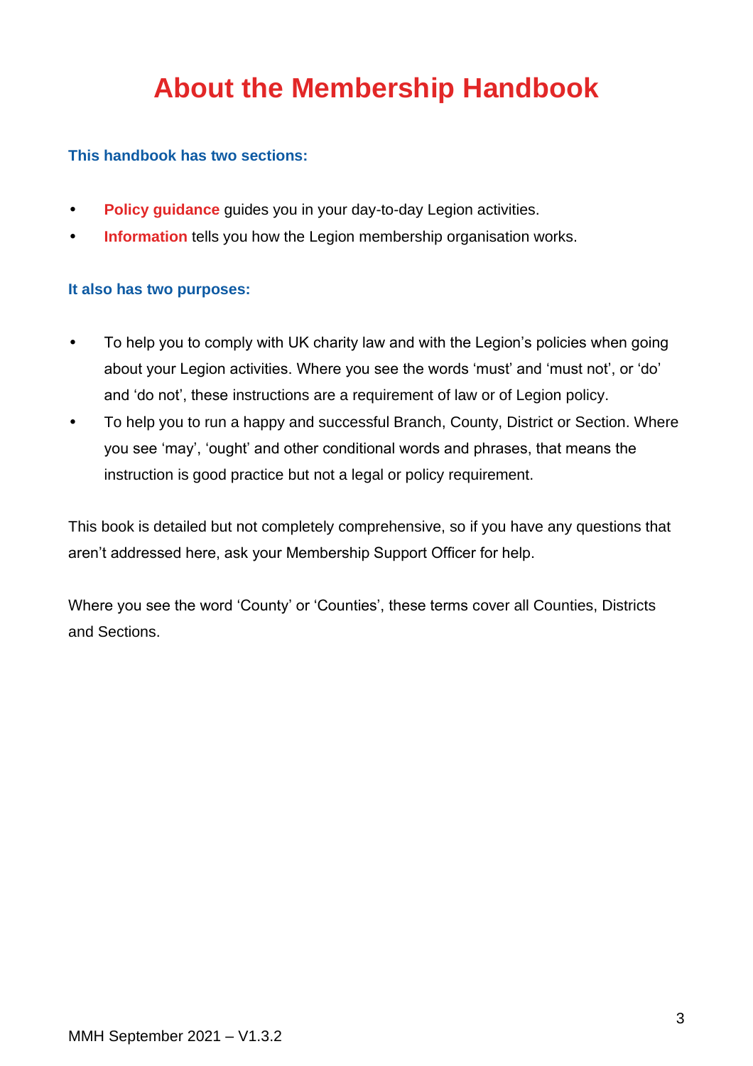# About the Membership Handbook

### This handbook has two sections:

- **Policy guidance** guides you in your day-to-day Legion activities.
- **Information** tells you how the Legion membership organisation works.

### It also has two purposes:

- To help you to comply with UK charity law and with the Legion's policies when going about your Legion activities. Where you see the words 'must' and 'must not', or 'do' and 'do not', these instructions are a requirement of law or of Legion policy.
- To help you to run a happy and successful Branch, County, District or Section. Where you see 'may', 'ought' and other conditional words and phrases, that means the instruction is good practice but not a legal or policy requirement.

This book is detailed but not completely comprehensive, so if you have any questions that aren't addressed here, ask your Membership Support Officer for help.

Where you see the word 'County' or 'Counties', these terms cover all Counties, Districts and Sections.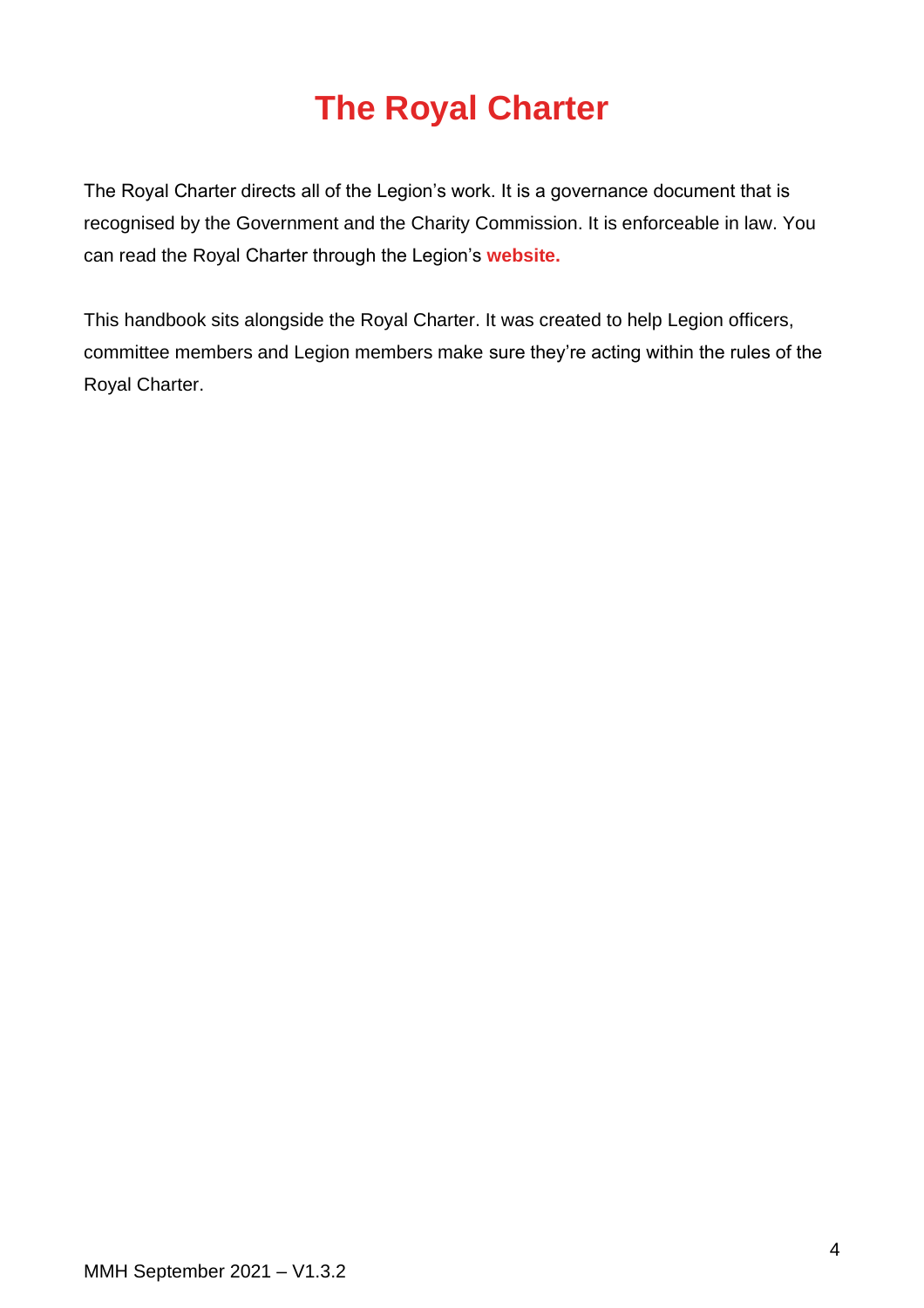# The Royal Charter

The Royal Charter directs all of the Legion's work. It is a governance document that is recognised by the Government and the Charity Commission. It is enforceable in law. You can read the Royal Charter through the Legion's **website.**

This handbook sits alongside the Royal Charter. It was created to help Legion officers, committee members and Legion members make sure they're acting within the rules of the Royal Charter.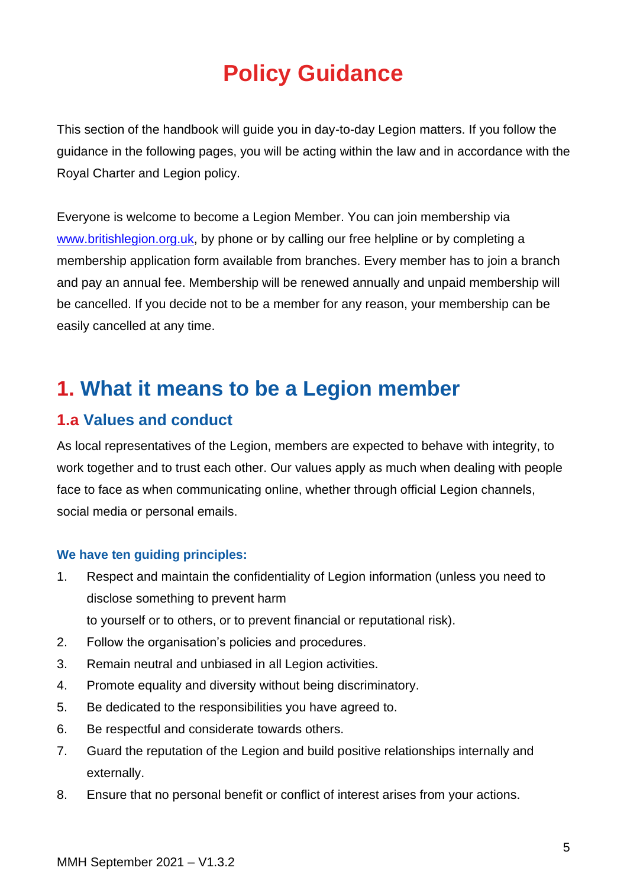# Policy Guidance

This section of the handbook will guide you in day-to-day Legion matters. If you follow the guidance in the following pages, you will be acting within the law and in accordance with the Royal Charter and Legion policy.

Everyone is welcome to become a Legion Member. You can join membership via [www.britishlegion.org.uk](http://www.britishlegion.org.uk), by phone or by calling our free helpline or by completing a membership application form available from branches. Every member has to join a branch and pay an annual fee. Membership will be renewed annually and unpaid membership will be cancelled. If you decide not to be a member for any reason, your membership can be easily cancelled at any time.

## 1. What it means to be a Legion member

### 1.a Values and conduct

As local representatives of the Legion, members are expected to behave with integrity, to work together and to trust each other. Our values apply as much when dealing with people face to face as when communicating online, whether through official Legion channels, social media or personal emails.

**We have ten guiding principles:**

1. Respect and maintain the confidentiality of Legion information (unless you need to disclose something to prevent harm to yourself or to others, or to prevent financial or reputational risk).
2. Follow the organisation's policies and procedures.
3. Remain neutral and unbiased in all Legion activities.
4. Promote equality and diversity without being discriminatory.
5. Be dedicated to the responsibilities you have agreed to.
6. Be respectful and considerate towards others.
7. Guard the reputation of the Legion and build positive relationships internally and externally.
8. Ensure that no personal benefit or conflict of interest arises from your actions.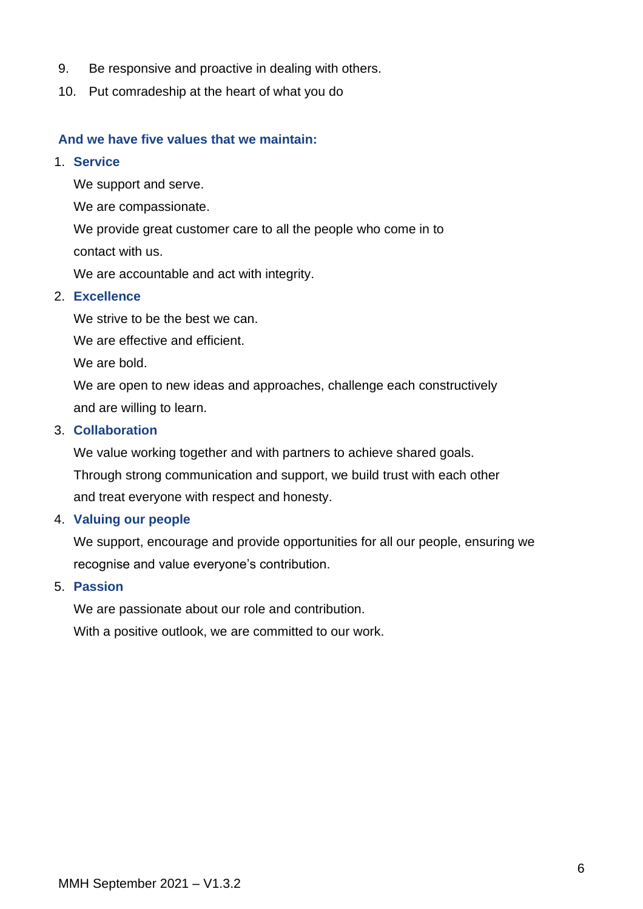9. Be responsive and proactive in dealing with others.
10. Put comradeship at the heart of what you do

**And we have five values that we maintain:**

1. **Service**

   We support and serve.

   We are compassionate.

   We provide great customer care to all the people who come in to contact with us.

   We are accountable and act with integrity.

2. **Excellence**

   We strive to be the best we can.

   We are effective and efficient.

   We are bold.

   We are open to new ideas and approaches, challenge each constructively and are willing to learn.

3. **Collaboration**

   We value working together and with partners to achieve shared goals. Through strong communication and support, we build trust with each other and treat everyone with respect and honesty.

4. **Valuing our people**

   We support, encourage and provide opportunities for all our people, ensuring we recognise and value everyone's contribution.

5. **Passion**

   We are passionate about our role and contribution.

   With a positive outlook, we are committed to our work.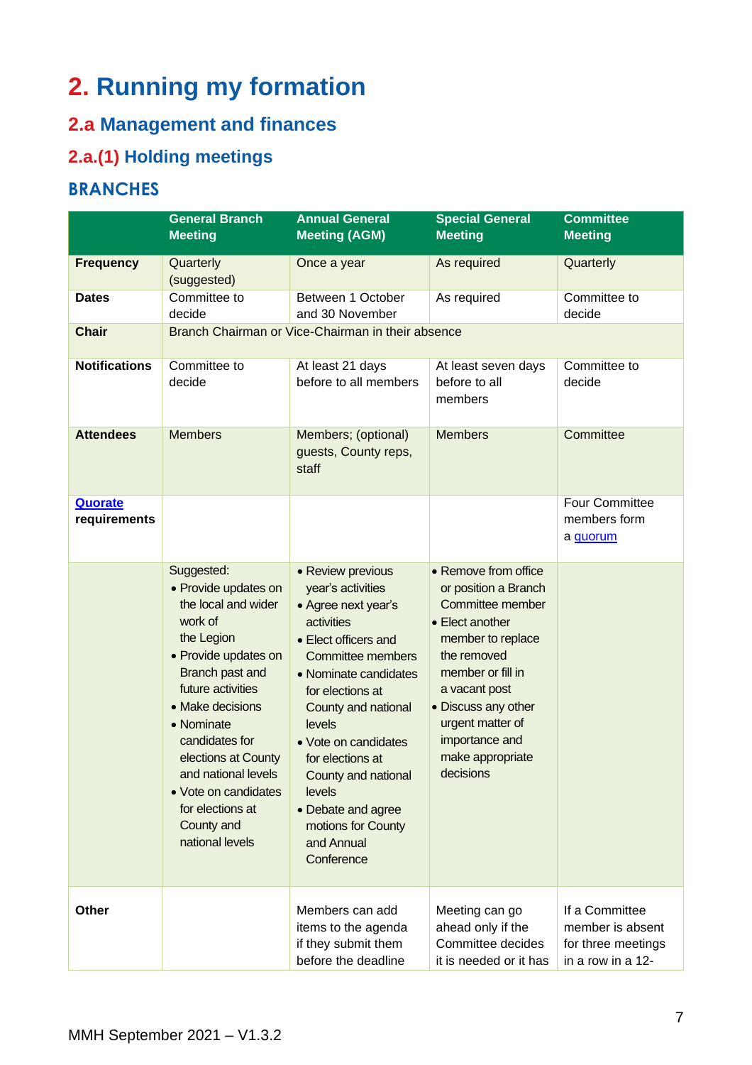# 2. Running my formation

## 2.a Management and finances

### 2.a.(1) Holding meetings

#### BRANCHES

| | General Branch Meeting | Annual General Meeting (AGM) | Special General Meeting | Committee Meeting |
|---|---|---|---|---|
| **Frequency** | Quarterly (suggested) | Once a year | As required | Quarterly |
| **Dates** | Committee to decide | Between 1 October and 30 November | As required | Committee to decide |
| **Chair** | Branch Chairman or Vice-Chairman in their absence | | | |
| **Notifications** | Committee to decide | At least 21 days before to all members | At least seven days before to all members | Committee to decide |
| **Attendees** | Members | Members; (optional) guests, County reps, staff | Members | Committee |
| **Quorate requirements** | | | | Four Committee members form a quorum |
| | Suggested:<br>• Provide updates on the local and wider work of the Legion<br>• Provide updates on Branch past and future activities<br>• Make decisions<br>• Nominate candidates for elections at County and national levels<br>• Vote on candidates for elections at County and national levels | • Review previous year's activities<br>• Agree next year's activities<br>• Elect officers and Committee members<br>• Nominate candidates for elections at County and national levels<br>• Vote on candidates for elections at County and national levels<br>• Debate and agree motions for County and Annual Conference | • Remove from office or position a Branch Committee member<br>• Elect another member to replace the removed member or fill in a vacant post<br>• Discuss any other urgent matter of importance and make appropriate decisions | |
| **Other** | | Members can add items to the agenda if they submit them before the deadline | Meeting can go ahead only if the Committee decides it is needed or it has | If a Committee member is absent for three meetings in a row in a 12- |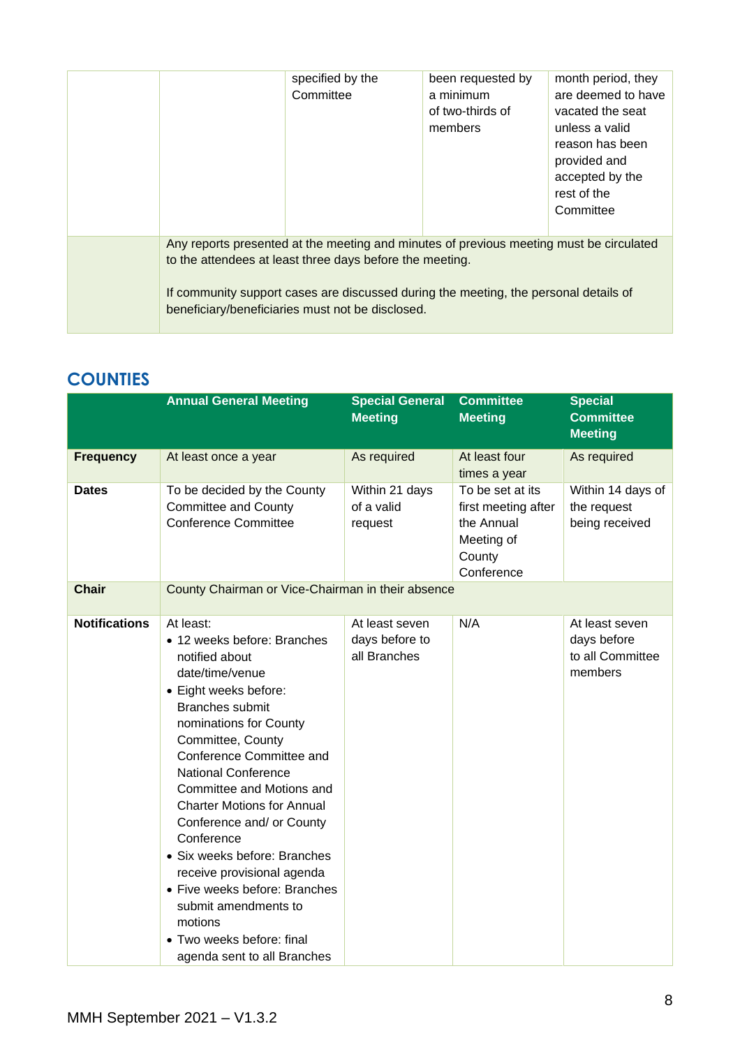| | | | | |
|---|---|---|---|---|
| | | specified by the Committee | been requested by a minimum of two-thirds of members | month period, they are deemed to have vacated the seat unless a valid reason has been provided and accepted by the rest of the Committee |
| | Any reports presented at the meeting and minutes of previous meeting must be circulated to the attendees at least three days before the meeting.<br><br>If community support cases are discussed during the meeting, the personal details of beneficiary/beneficiaries must not be disclosed. | | | |

## COUNTIES

| | Annual General Meeting | Special General Meeting | Committee Meeting | Special Committee Meeting |
|---|---|---|---|---|
| **Frequency** | At least once a year | As required | At least four times a year | As required |
| **Dates** | To be decided by the County Committee and County Conference Committee | Within 21 days of a valid request | To be set at its first meeting after the Annual Meeting of County Conference | Within 14 days of the request being received |
| **Chair** | County Chairman or Vice-Chairman in their absence | | | |
| **Notifications** | At least:<br>• 12 weeks before: Branches notified about date/time/venue<br>• Eight weeks before: Branches submit nominations for County Committee, County Conference Committee and National Conference Committee and Motions and Charter Motions for Annual Conference and/ or County Conference<br>• Six weeks before: Branches receive provisional agenda<br>• Five weeks before: Branches submit amendments to motions<br>• Two weeks before: final agenda sent to all Branches | At least seven days before to all Branches | N/A | At least seven days before to all Committee members |

MMH September 2021 – V1.3.2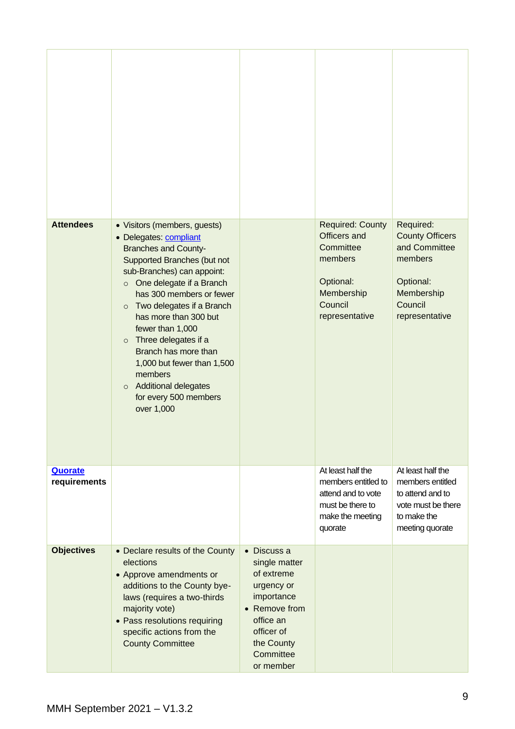| | | | | |
|---|---|---|---|---|
| **Attendees** | • Visitors (members, guests)<br>• Delegates: compliant Branches and County-Supported Branches (but not sub-Branches) can appoint:<br>○ One delegate if a Branch has 300 members or fewer<br>○ Two delegates if a Branch has more than 300 but fewer than 1,000<br>○ Three delegates if a Branch has more than 1,000 but fewer than 1,500 members<br>○ Additional delegates for every 500 members over 1,000 | | Required: County Officers and Committee members<br><br>Optional: Membership Council representative | Required: County Officers and Committee members<br><br>Optional: Membership Council representative |
| **Quorate requirements** | | | At least half the members entitled to attend and to vote must be there to make the meeting quorate | At least half the members entitled to attend and to vote must be there to make the meeting quorate |
| **Objectives** | • Declare results of the County elections<br>• Approve amendments or additions to the County bye-laws (requires a two-thirds majority vote)<br>• Pass resolutions requiring specific actions from the County Committee | • Discuss a single matter of extreme urgency or importance<br>• Remove from office an officer of the County Committee or member | | |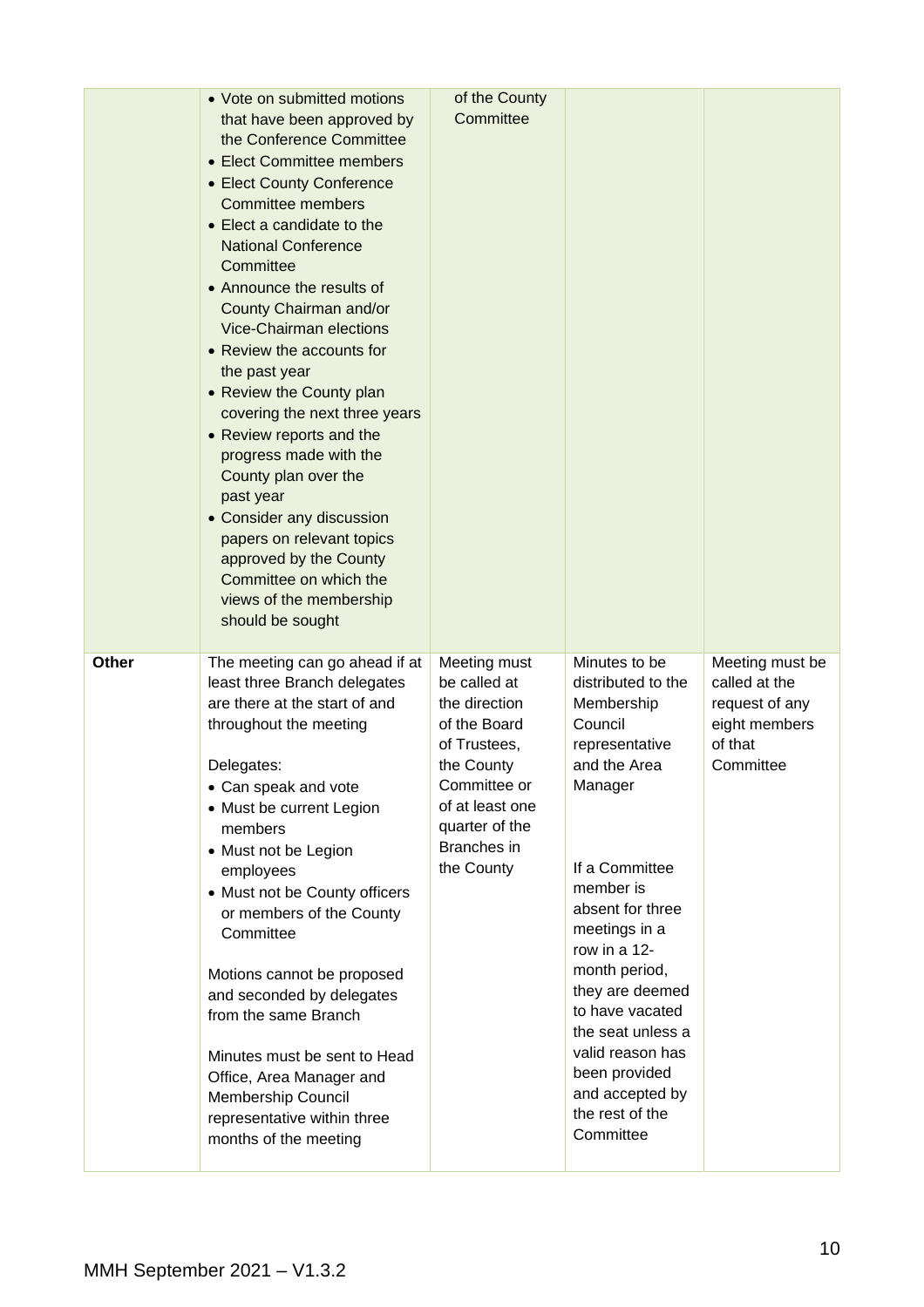| | | | | |
|---|---|---|---|---|
| | • Vote on submitted motions that have been approved by the Conference Committee<br>• Elect Committee members<br>• Elect County Conference Committee members<br>• Elect a candidate to the National Conference Committee<br>• Announce the results of County Chairman and/or Vice-Chairman elections<br>• Review the accounts for the past year<br>• Review the County plan covering the next three years<br>• Review reports and the progress made with the County plan over the past year<br>• Consider any discussion papers on relevant topics approved by the County Committee on which the views of the membership should be sought | of the County Committee | | |
| **Other** | The meeting can go ahead if at least three Branch delegates are there at the start of and throughout the meeting<br><br>Delegates:<br>• Can speak and vote<br>• Must be current Legion members<br>• Must not be Legion employees<br>• Must not be County officers or members of the County Committee<br><br>Motions cannot be proposed and seconded by delegates from the same Branch<br><br>Minutes must be sent to Head Office, Area Manager and Membership Council representative within three months of the meeting | Meeting must be called at the direction of the Board of Trustees, the County Committee or of at least one quarter of the Branches in the County | Minutes to be distributed to the Membership Council representative and the Area Manager<br><br>If a Committee member is absent for three meetings in a row in a 12-month period, they are deemed to have vacated the seat unless a valid reason has been provided and accepted by the rest of the Committee | Meeting must be called at the request of any eight members of that Committee |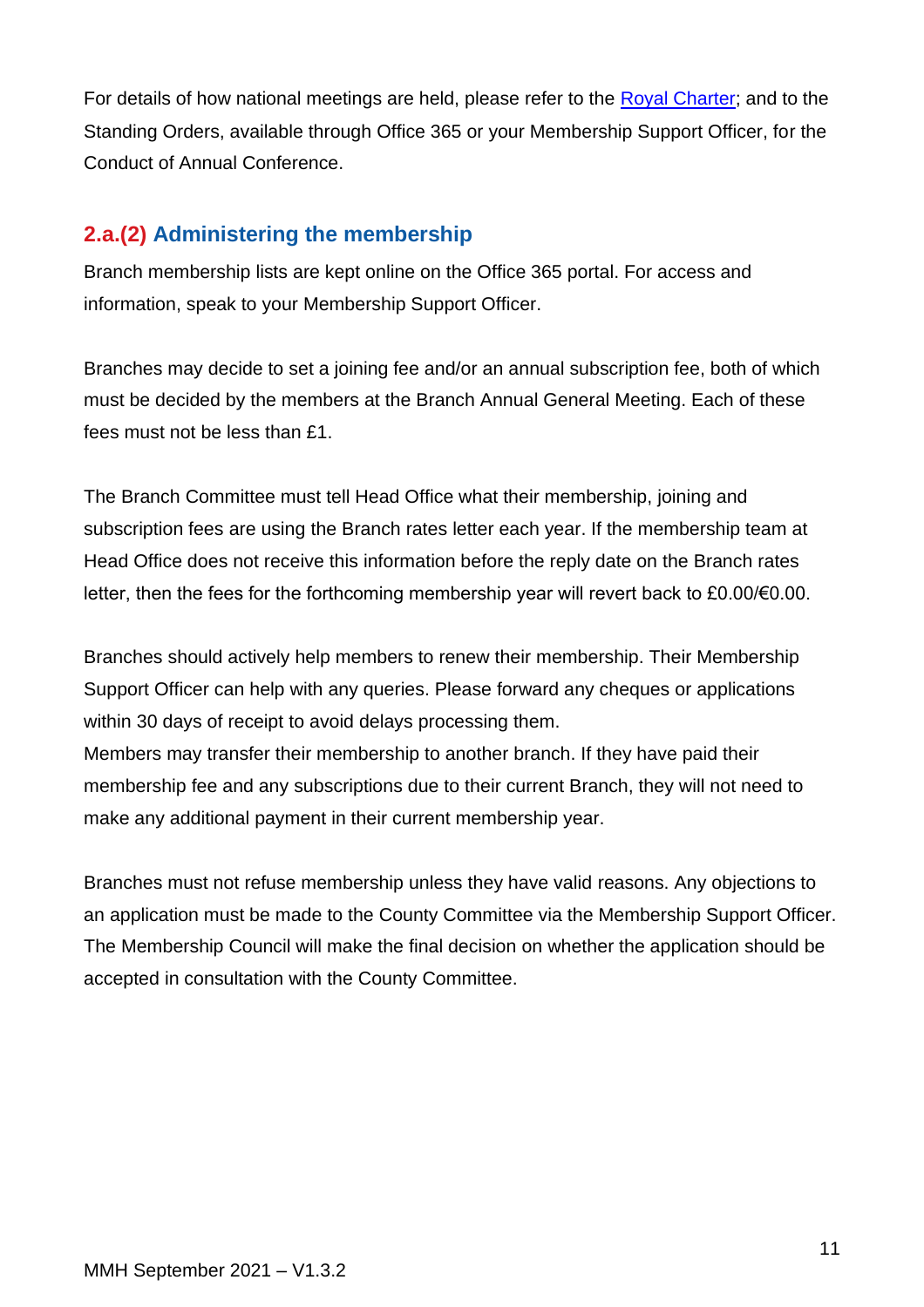For details of how national meetings are held, please refer to the Royal Charter; and to the Standing Orders, available through Office 365 or your Membership Support Officer, for the Conduct of Annual Conference.

### 2.a.(2) Administering the membership

Branch membership lists are kept online on the Office 365 portal. For access and information, speak to your Membership Support Officer.

Branches may decide to set a joining fee and/or an annual subscription fee, both of which must be decided by the members at the Branch Annual General Meeting. Each of these fees must not be less than £1.

The Branch Committee must tell Head Office what their membership, joining and subscription fees are using the Branch rates letter each year. If the membership team at Head Office does not receive this information before the reply date on the Branch rates letter, then the fees for the forthcoming membership year will revert back to £0.00/€0.00.

Branches should actively help members to renew their membership. Their Membership Support Officer can help with any queries. Please forward any cheques or applications within 30 days of receipt to avoid delays processing them.
Members may transfer their membership to another branch. If they have paid their membership fee and any subscriptions due to their current Branch, they will not need to make any additional payment in their current membership year.

Branches must not refuse membership unless they have valid reasons. Any objections to an application must be made to the County Committee via the Membership Support Officer. The Membership Council will make the final decision on whether the application should be accepted in consultation with the County Committee.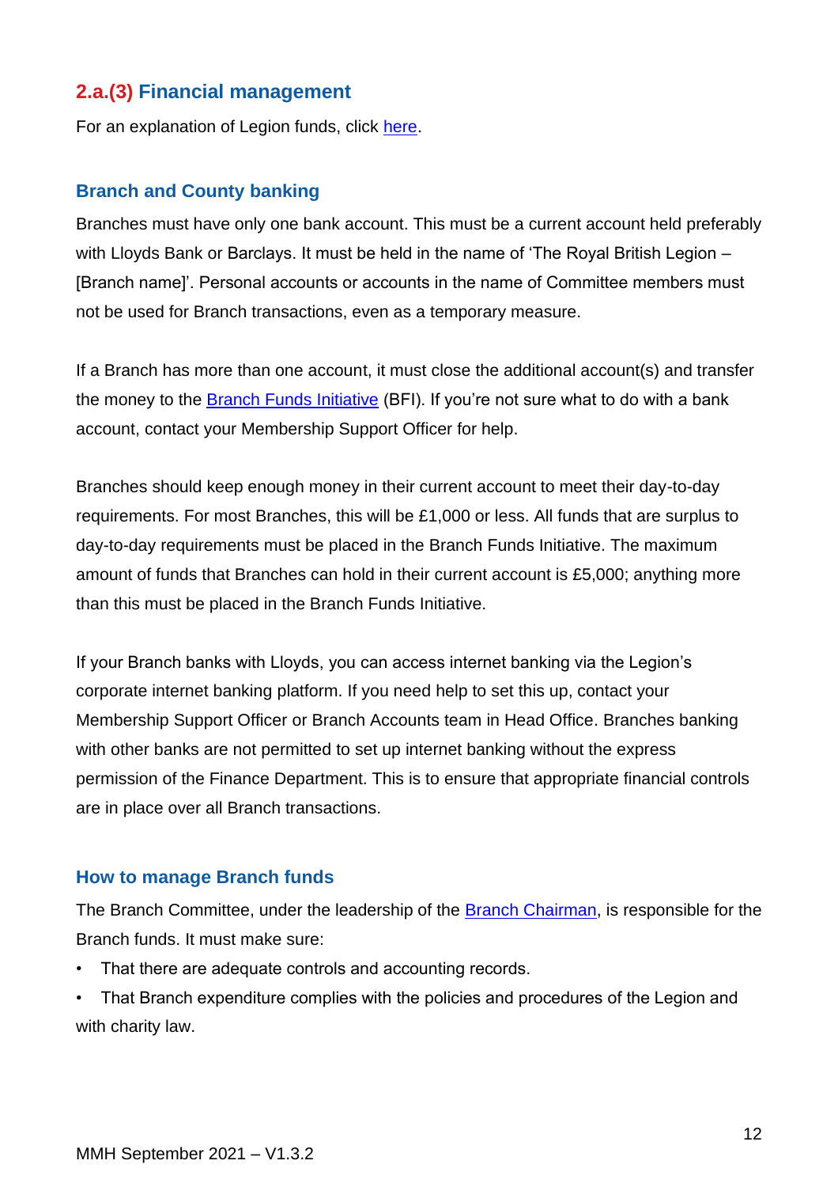## 2.a.(3) Financial management

For an explanation of Legion funds, click here.

### Branch and County banking

Branches must have only one bank account. This must be a current account held preferably with Lloyds Bank or Barclays. It must be held in the name of 'The Royal British Legion – [Branch name]'. Personal accounts or accounts in the name of Committee members must not be used for Branch transactions, even as a temporary measure.

If a Branch has more than one account, it must close the additional account(s) and transfer the money to the Branch Funds Initiative (BFI). If you're not sure what to do with a bank account, contact your Membership Support Officer for help.

Branches should keep enough money in their current account to meet their day-to-day requirements. For most Branches, this will be £1,000 or less. All funds that are surplus to day-to-day requirements must be placed in the Branch Funds Initiative. The maximum amount of funds that Branches can hold in their current account is £5,000; anything more than this must be placed in the Branch Funds Initiative.

If your Branch banks with Lloyds, you can access internet banking via the Legion's corporate internet banking platform. If you need help to set this up, contact your Membership Support Officer or Branch Accounts team in Head Office. Branches banking with other banks are not permitted to set up internet banking without the express permission of the Finance Department. This is to ensure that appropriate financial controls are in place over all Branch transactions.

### How to manage Branch funds

The Branch Committee, under the leadership of the Branch Chairman, is responsible for the Branch funds. It must make sure:

- That there are adequate controls and accounting records.
- That Branch expenditure complies with the policies and procedures of the Legion and with charity law.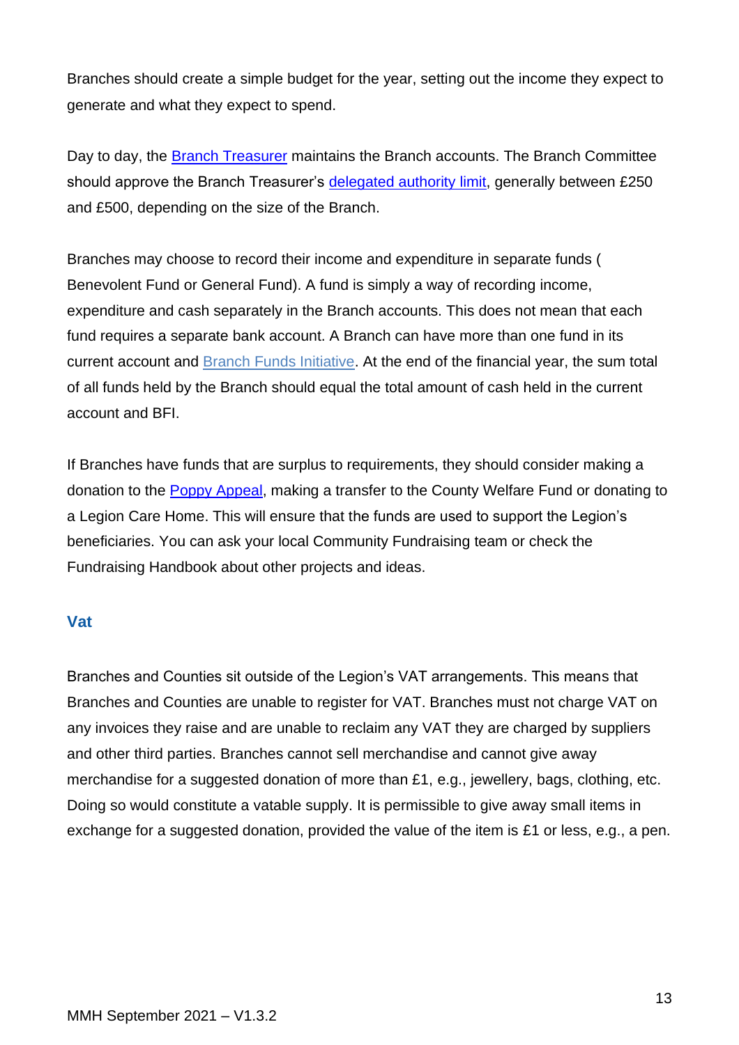Branches should create a simple budget for the year, setting out the income they expect to generate and what they expect to spend.

Day to day, the Branch Treasurer maintains the Branch accounts. The Branch Committee should approve the Branch Treasurer's delegated authority limit, generally between £250 and £500, depending on the size of the Branch.

Branches may choose to record their income and expenditure in separate funds ( Benevolent Fund or General Fund). A fund is simply a way of recording income, expenditure and cash separately in the Branch accounts. This does not mean that each fund requires a separate bank account. A Branch can have more than one fund in its current account and Branch Funds Initiative. At the end of the financial year, the sum total of all funds held by the Branch should equal the total amount of cash held in the current account and BFI.

If Branches have funds that are surplus to requirements, they should consider making a donation to the Poppy Appeal, making a transfer to the County Welfare Fund or donating to a Legion Care Home. This will ensure that the funds are used to support the Legion's beneficiaries. You can ask your local Community Fundraising team or check the Fundraising Handbook about other projects and ideas.

## Vat

Branches and Counties sit outside of the Legion's VAT arrangements. This means that Branches and Counties are unable to register for VAT. Branches must not charge VAT on any invoices they raise and are unable to reclaim any VAT they are charged by suppliers and other third parties. Branches cannot sell merchandise and cannot give away merchandise for a suggested donation of more than £1, e.g., jewellery, bags, clothing, etc. Doing so would constitute a vatable supply. It is permissible to give away small items in exchange for a suggested donation, provided the value of the item is £1 or less, e.g., a pen.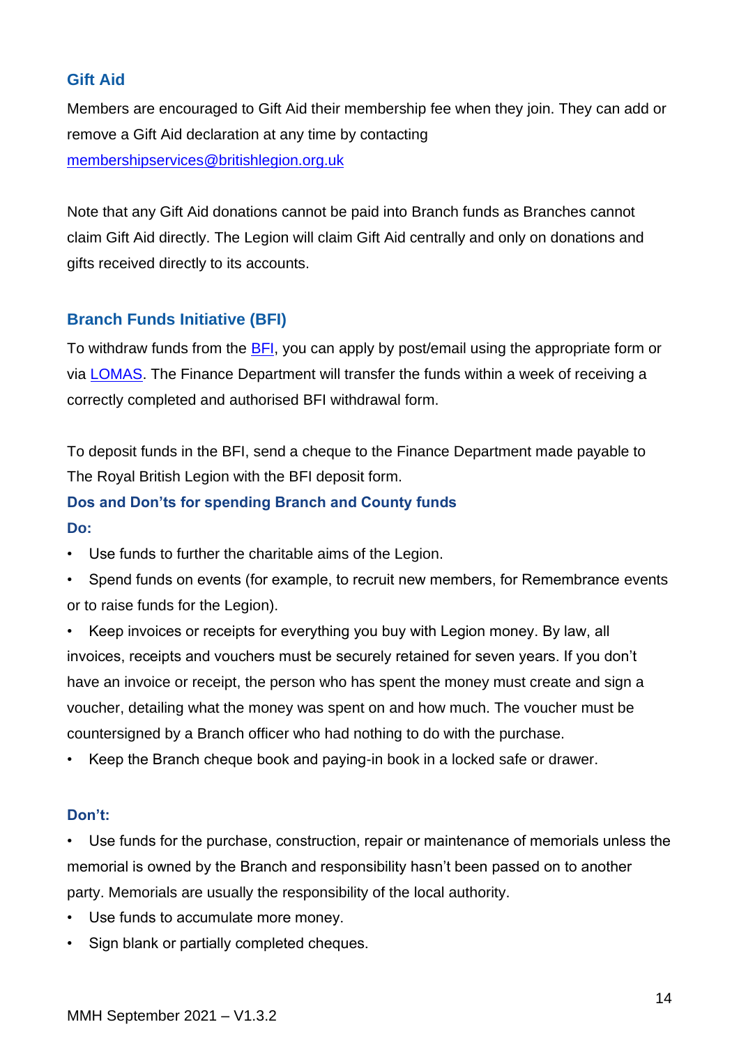## Gift Aid

Members are encouraged to Gift Aid their membership fee when they join. They can add or remove a Gift Aid declaration at any time by contacting membershipservices@britishlegion.org.uk

Note that any Gift Aid donations cannot be paid into Branch funds as Branches cannot claim Gift Aid directly. The Legion will claim Gift Aid centrally and only on donations and gifts received directly to its accounts.

## Branch Funds Initiative (BFI)

To withdraw funds from the BFI, you can apply by post/email using the appropriate form or via LOMAS. The Finance Department will transfer the funds within a week of receiving a correctly completed and authorised BFI withdrawal form.

To deposit funds in the BFI, send a cheque to the Finance Department made payable to The Royal British Legion with the BFI deposit form.

### Dos and Don'ts for spending Branch and County funds

**Do:**

- Use funds to further the charitable aims of the Legion.
- Spend funds on events (for example, to recruit new members, for Remembrance events or to raise funds for the Legion).
- Keep invoices or receipts for everything you buy with Legion money. By law, all invoices, receipts and vouchers must be securely retained for seven years. If you don't have an invoice or receipt, the person who has spent the money must create and sign a voucher, detailing what the money was spent on and how much. The voucher must be countersigned by a Branch officer who had nothing to do with the purchase.
- Keep the Branch cheque book and paying-in book in a locked safe or drawer.

**Don't:**

- Use funds for the purchase, construction, repair or maintenance of memorials unless the memorial is owned by the Branch and responsibility hasn't been passed on to another party. Memorials are usually the responsibility of the local authority.
- Use funds to accumulate more money.
- Sign blank or partially completed cheques.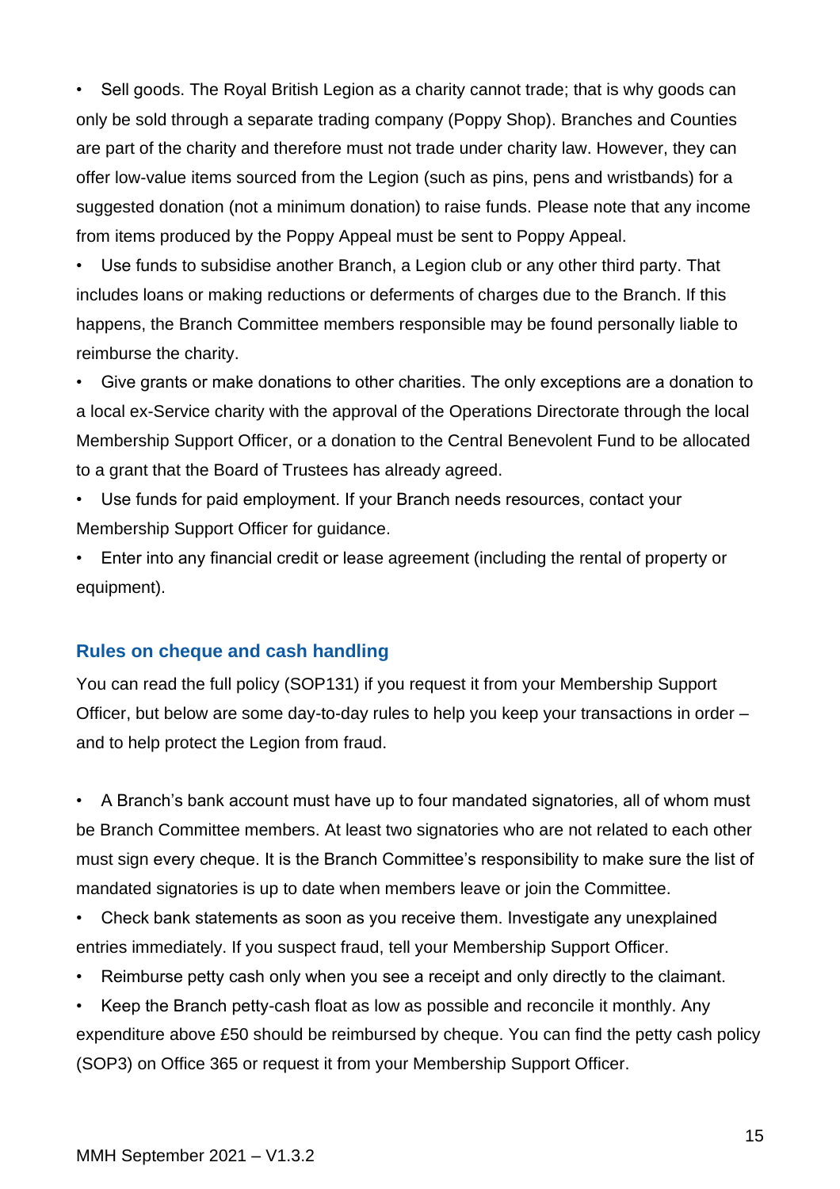- Sell goods. The Royal British Legion as a charity cannot trade; that is why goods can only be sold through a separate trading company (Poppy Shop). Branches and Counties are part of the charity and therefore must not trade under charity law. However, they can offer low-value items sourced from the Legion (such as pins, pens and wristbands) for a suggested donation (not a minimum donation) to raise funds. Please note that any income from items produced by the Poppy Appeal must be sent to Poppy Appeal.
- Use funds to subsidise another Branch, a Legion club or any other third party. That includes loans or making reductions or deferments of charges due to the Branch. If this happens, the Branch Committee members responsible may be found personally liable to reimburse the charity.
- Give grants or make donations to other charities. The only exceptions are a donation to a local ex-Service charity with the approval of the Operations Directorate through the local Membership Support Officer, or a donation to the Central Benevolent Fund to be allocated to a grant that the Board of Trustees has already agreed.
- Use funds for paid employment. If your Branch needs resources, contact your Membership Support Officer for guidance.
- Enter into any financial credit or lease agreement (including the rental of property or equipment).

## Rules on cheque and cash handling

You can read the full policy (SOP131) if you request it from your Membership Support Officer, but below are some day-to-day rules to help you keep your transactions in order – and to help protect the Legion from fraud.

- A Branch's bank account must have up to four mandated signatories, all of whom must be Branch Committee members. At least two signatories who are not related to each other must sign every cheque. It is the Branch Committee's responsibility to make sure the list of mandated signatories is up to date when members leave or join the Committee.
- Check bank statements as soon as you receive them. Investigate any unexplained entries immediately. If you suspect fraud, tell your Membership Support Officer.
- Reimburse petty cash only when you see a receipt and only directly to the claimant.
- Keep the Branch petty-cash float as low as possible and reconcile it monthly. Any expenditure above £50 should be reimbursed by cheque. You can find the petty cash policy (SOP3) on Office 365 or request it from your Membership Support Officer.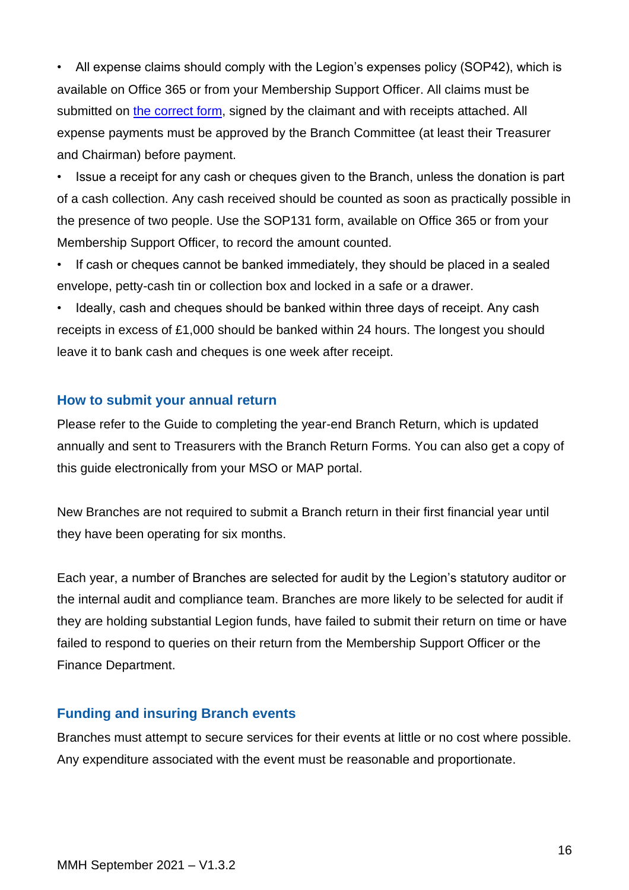- All expense claims should comply with the Legion's expenses policy (SOP42), which is available on Office 365 or from your Membership Support Officer. All claims must be submitted on the correct form, signed by the claimant and with receipts attached. All expense payments must be approved by the Branch Committee (at least their Treasurer and Chairman) before payment.
- Issue a receipt for any cash or cheques given to the Branch, unless the donation is part of a cash collection. Any cash received should be counted as soon as practically possible in the presence of two people. Use the SOP131 form, available on Office 365 or from your Membership Support Officer, to record the amount counted.
- If cash or cheques cannot be banked immediately, they should be placed in a sealed envelope, petty-cash tin or collection box and locked in a safe or a drawer.
- Ideally, cash and cheques should be banked within three days of receipt. Any cash receipts in excess of £1,000 should be banked within 24 hours. The longest you should leave it to bank cash and cheques is one week after receipt.

### How to submit your annual return

Please refer to the Guide to completing the year-end Branch Return, which is updated annually and sent to Treasurers with the Branch Return Forms. You can also get a copy of this guide electronically from your MSO or MAP portal.

New Branches are not required to submit a Branch return in their first financial year until they have been operating for six months.

Each year, a number of Branches are selected for audit by the Legion's statutory auditor or the internal audit and compliance team. Branches are more likely to be selected for audit if they are holding substantial Legion funds, have failed to submit their return on time or have failed to respond to queries on their return from the Membership Support Officer or the Finance Department.

### Funding and insuring Branch events

Branches must attempt to secure services for their events at little or no cost where possible. Any expenditure associated with the event must be reasonable and proportionate.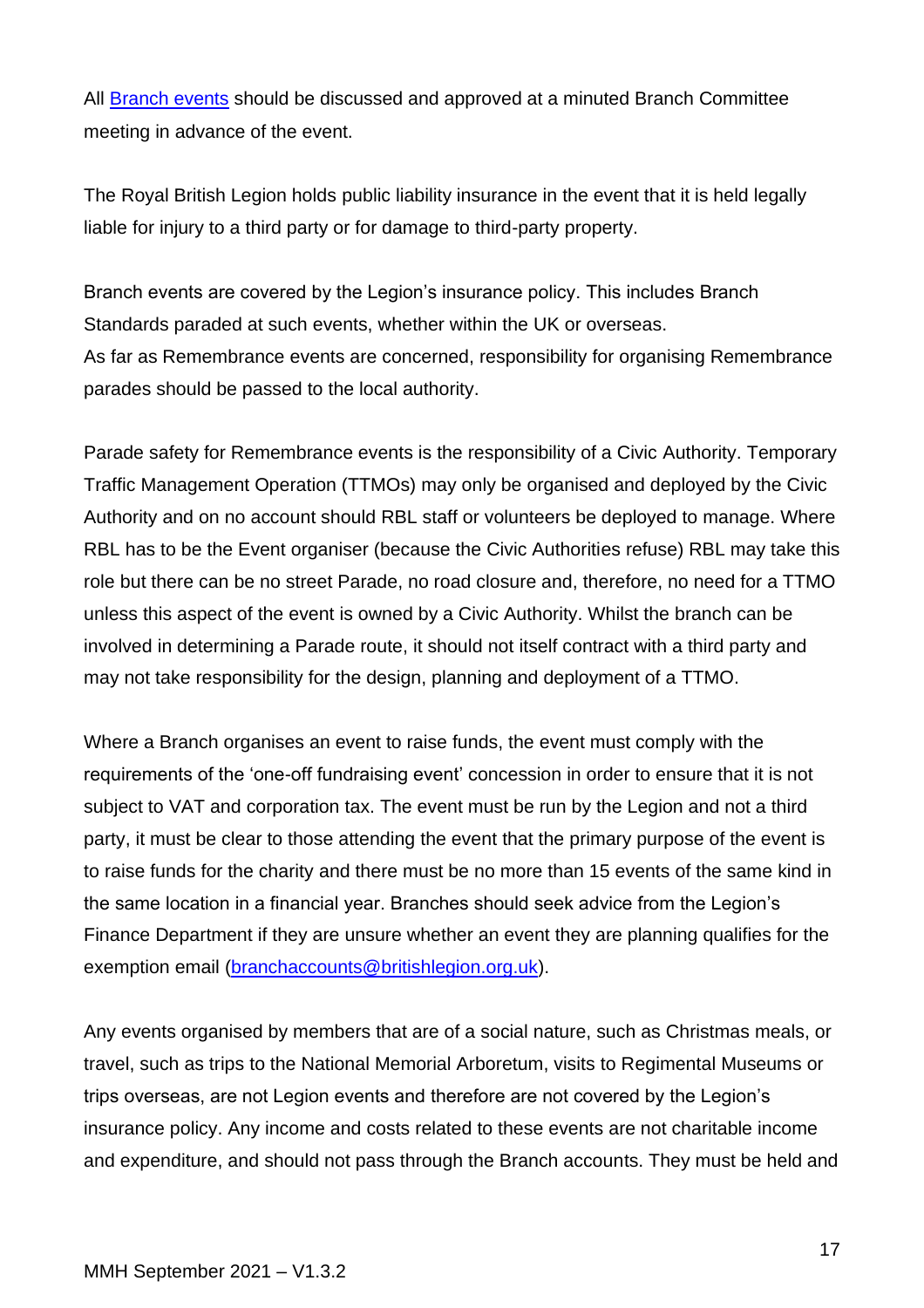All [Branch events](#) should be discussed and approved at a minuted Branch Committee meeting in advance of the event.

The Royal British Legion holds public liability insurance in the event that it is held legally liable for injury to a third party or for damage to third-party property.

Branch events are covered by the Legion's insurance policy. This includes Branch Standards paraded at such events, whether within the UK or overseas.
As far as Remembrance events are concerned, responsibility for organising Remembrance parades should be passed to the local authority.

Parade safety for Remembrance events is the responsibility of a Civic Authority. Temporary Traffic Management Operation (TTMOs) may only be organised and deployed by the Civic Authority and on no account should RBL staff or volunteers be deployed to manage. Where RBL has to be the Event organiser (because the Civic Authorities refuse) RBL may take this role but there can be no street Parade, no road closure and, therefore, no need for a TTMO unless this aspect of the event is owned by a Civic Authority. Whilst the branch can be involved in determining a Parade route, it should not itself contract with a third party and may not take responsibility for the design, planning and deployment of a TTMO.

Where a Branch organises an event to raise funds, the event must comply with the requirements of the 'one-off fundraising event' concession in order to ensure that it is not subject to VAT and corporation tax. The event must be run by the Legion and not a third party, it must be clear to those attending the event that the primary purpose of the event is to raise funds for the charity and there must be no more than 15 events of the same kind in the same location in a financial year. Branches should seek advice from the Legion's Finance Department if they are unsure whether an event they are planning qualifies for the exemption email ([branchaccounts@britishlegion.org.uk](mailto:branchaccounts@britishlegion.org.uk)).

Any events organised by members that are of a social nature, such as Christmas meals, or travel, such as trips to the National Memorial Arboretum, visits to Regimental Museums or trips overseas, are not Legion events and therefore are not covered by the Legion's insurance policy. Any income and costs related to these events are not charitable income and expenditure, and should not pass through the Branch accounts. They must be held and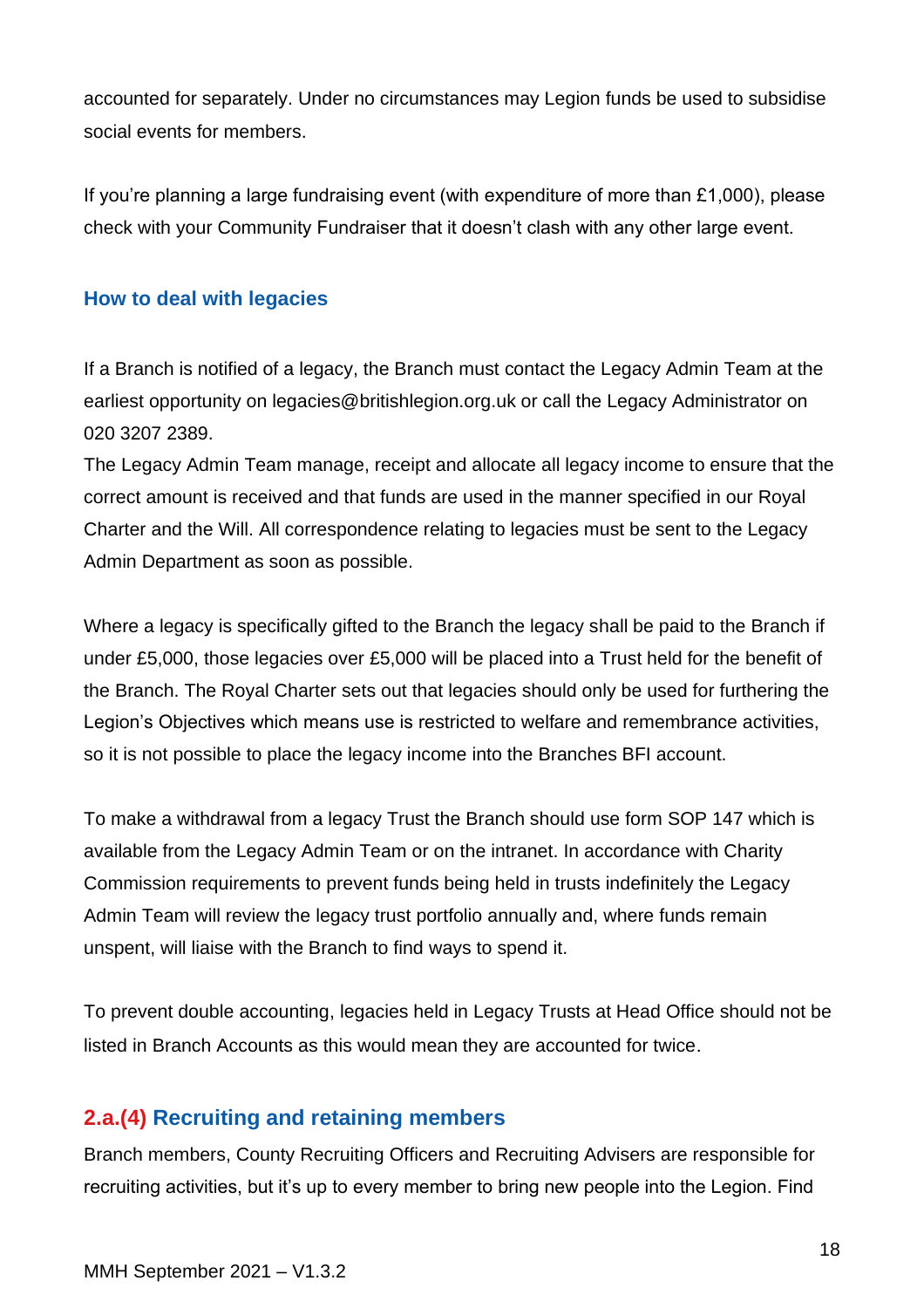accounted for separately. Under no circumstances may Legion funds be used to subsidise social events for members.

If you're planning a large fundraising event (with expenditure of more than £1,000), please check with your Community Fundraiser that it doesn't clash with any other large event.

### How to deal with legacies

If a Branch is notified of a legacy, the Branch must contact the Legacy Admin Team at the earliest opportunity on legacies@britishlegion.org.uk or call the Legacy Administrator on 020 3207 2389.
The Legacy Admin Team manage, receipt and allocate all legacy income to ensure that the correct amount is received and that funds are used in the manner specified in our Royal Charter and the Will. All correspondence relating to legacies must be sent to the Legacy Admin Department as soon as possible.

Where a legacy is specifically gifted to the Branch the legacy shall be paid to the Branch if under £5,000, those legacies over £5,000 will be placed into a Trust held for the benefit of the Branch. The Royal Charter sets out that legacies should only be used for furthering the Legion's Objectives which means use is restricted to welfare and remembrance activities, so it is not possible to place the legacy income into the Branches BFI account.

To make a withdrawal from a legacy Trust the Branch should use form SOP 147 which is available from the Legacy Admin Team or on the intranet. In accordance with Charity Commission requirements to prevent funds being held in trusts indefinitely the Legacy Admin Team will review the legacy trust portfolio annually and, where funds remain unspent, will liaise with the Branch to find ways to spend it.

To prevent double accounting, legacies held in Legacy Trusts at Head Office should not be listed in Branch Accounts as this would mean they are accounted for twice.

## 2.a.(4) Recruiting and retaining members

Branch members, County Recruiting Officers and Recruiting Advisers are responsible for recruiting activities, but it's up to every member to bring new people into the Legion. Find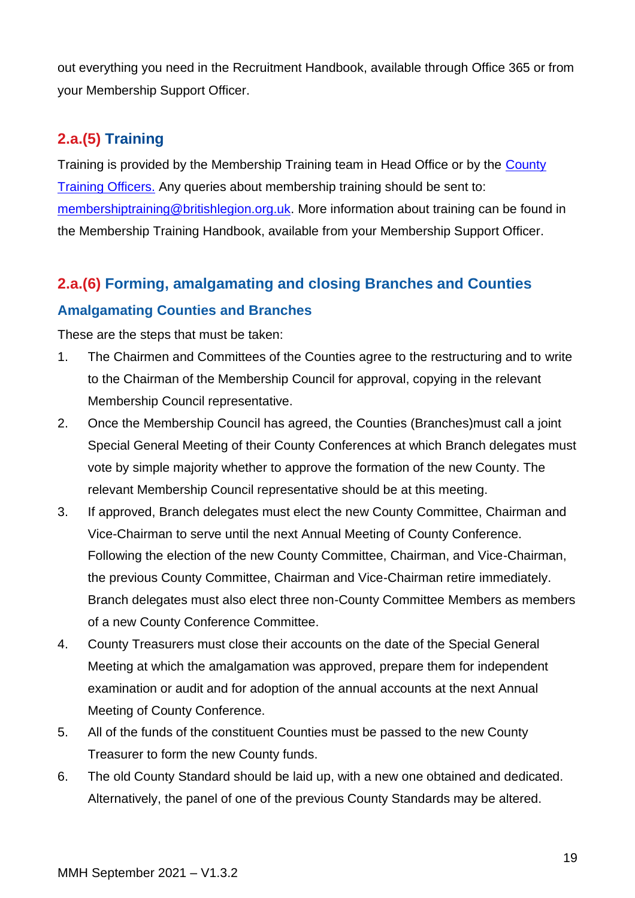out everything you need in the Recruitment Handbook, available through Office 365 or from your Membership Support Officer.

## 2.a.(5) Training

Training is provided by the Membership Training team in Head Office or by the County Training Officers. Any queries about membership training should be sent to: membershiptraining@britishlegion.org.uk. More information about training can be found in the Membership Training Handbook, available from your Membership Support Officer.

## 2.a.(6) Forming, amalgamating and closing Branches and Counties

### Amalgamating Counties and Branches

These are the steps that must be taken:

1. The Chairmen and Committees of the Counties agree to the restructuring and to write to the Chairman of the Membership Council for approval, copying in the relevant Membership Council representative.
2. Once the Membership Council has agreed, the Counties (Branches)must call a joint Special General Meeting of their County Conferences at which Branch delegates must vote by simple majority whether to approve the formation of the new County. The relevant Membership Council representative should be at this meeting.
3. If approved, Branch delegates must elect the new County Committee, Chairman and Vice-Chairman to serve until the next Annual Meeting of County Conference. Following the election of the new County Committee, Chairman, and Vice-Chairman, the previous County Committee, Chairman and Vice-Chairman retire immediately. Branch delegates must also elect three non-County Committee Members as members of a new County Conference Committee.
4. County Treasurers must close their accounts on the date of the Special General Meeting at which the amalgamation was approved, prepare them for independent examination or audit and for adoption of the annual accounts at the next Annual Meeting of County Conference.
5. All of the funds of the constituent Counties must be passed to the new County Treasurer to form the new County funds.
6. The old County Standard should be laid up, with a new one obtained and dedicated. Alternatively, the panel of one of the previous County Standards may be altered.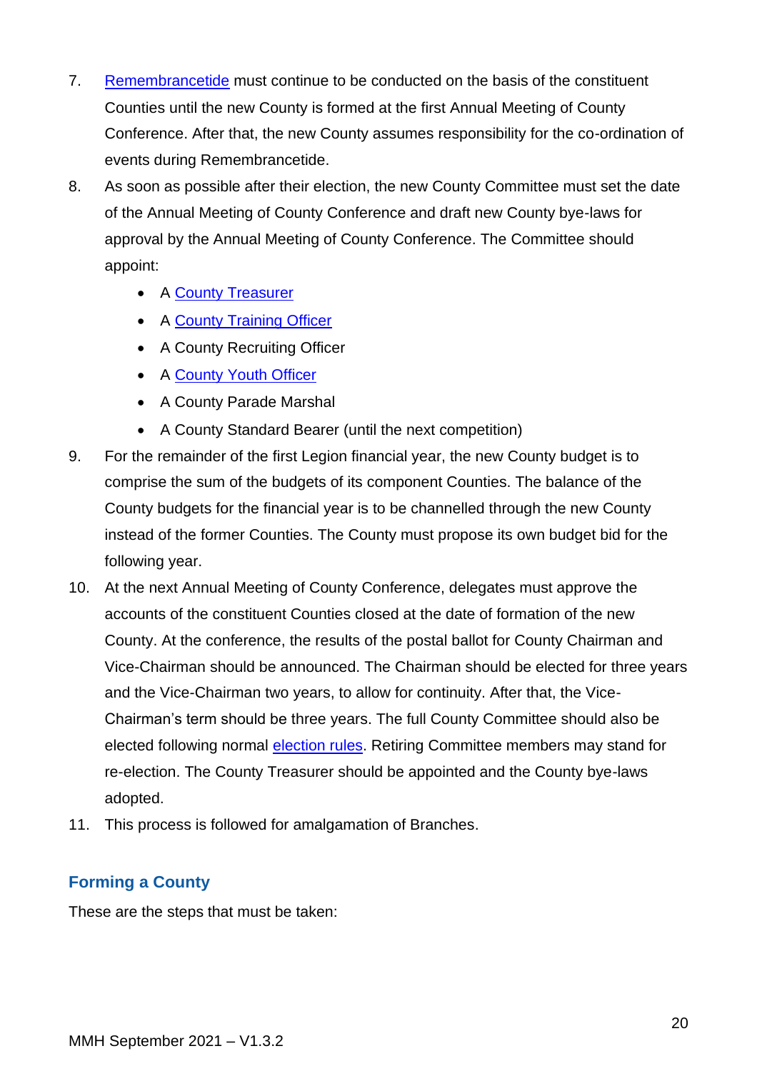7. Remembrancetide must continue to be conducted on the basis of the constituent Counties until the new County is formed at the first Annual Meeting of County Conference. After that, the new County assumes responsibility for the co-ordination of events during Remembrancetide.
8. As soon as possible after their election, the new County Committee must set the date of the Annual Meeting of County Conference and draft new County bye-laws for approval by the Annual Meeting of County Conference. The Committee should appoint:
    - A County Treasurer
    - A County Training Officer
    - A County Recruiting Officer
    - A County Youth Officer
    - A County Parade Marshal
    - A County Standard Bearer (until the next competition)
9. For the remainder of the first Legion financial year, the new County budget is to comprise the sum of the budgets of its component Counties. The balance of the County budgets for the financial year is to be channelled through the new County instead of the former Counties. The County must propose its own budget bid for the following year.
10. At the next Annual Meeting of County Conference, delegates must approve the accounts of the constituent Counties closed at the date of formation of the new County. At the conference, the results of the postal ballot for County Chairman and Vice-Chairman should be announced. The Chairman should be elected for three years and the Vice-Chairman two years, to allow for continuity. After that, the Vice-Chairman's term should be three years. The full County Committee should also be elected following normal election rules. Retiring Committee members may stand for re-election. The County Treasurer should be appointed and the County bye-laws adopted.
11. This process is followed for amalgamation of Branches.

## Forming a County

These are the steps that must be taken: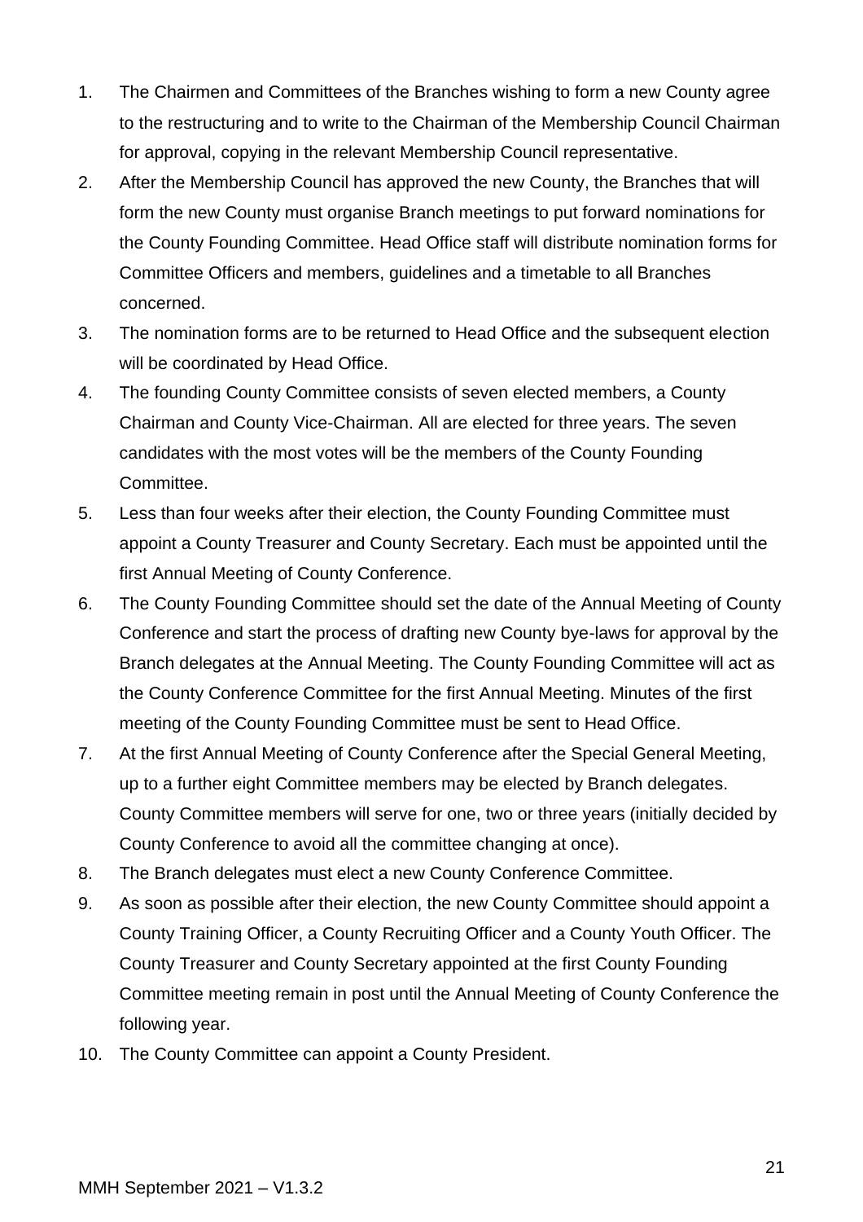1. The Chairmen and Committees of the Branches wishing to form a new County agree to the restructuring and to write to the Chairman of the Membership Council Chairman for approval, copying in the relevant Membership Council representative.
2. After the Membership Council has approved the new County, the Branches that will form the new County must organise Branch meetings to put forward nominations for the County Founding Committee. Head Office staff will distribute nomination forms for Committee Officers and members, guidelines and a timetable to all Branches concerned.
3. The nomination forms are to be returned to Head Office and the subsequent election will be coordinated by Head Office.
4. The founding County Committee consists of seven elected members, a County Chairman and County Vice-Chairman. All are elected for three years. The seven candidates with the most votes will be the members of the County Founding Committee.
5. Less than four weeks after their election, the County Founding Committee must appoint a County Treasurer and County Secretary. Each must be appointed until the first Annual Meeting of County Conference.
6. The County Founding Committee should set the date of the Annual Meeting of County Conference and start the process of drafting new County bye-laws for approval by the Branch delegates at the Annual Meeting. The County Founding Committee will act as the County Conference Committee for the first Annual Meeting. Minutes of the first meeting of the County Founding Committee must be sent to Head Office.
7. At the first Annual Meeting of County Conference after the Special General Meeting, up to a further eight Committee members may be elected by Branch delegates. County Committee members will serve for one, two or three years (initially decided by County Conference to avoid all the committee changing at once).
8. The Branch delegates must elect a new County Conference Committee.
9. As soon as possible after their election, the new County Committee should appoint a County Training Officer, a County Recruiting Officer and a County Youth Officer. The County Treasurer and County Secretary appointed at the first County Founding Committee meeting remain in post until the Annual Meeting of County Conference the following year.
10. The County Committee can appoint a County President.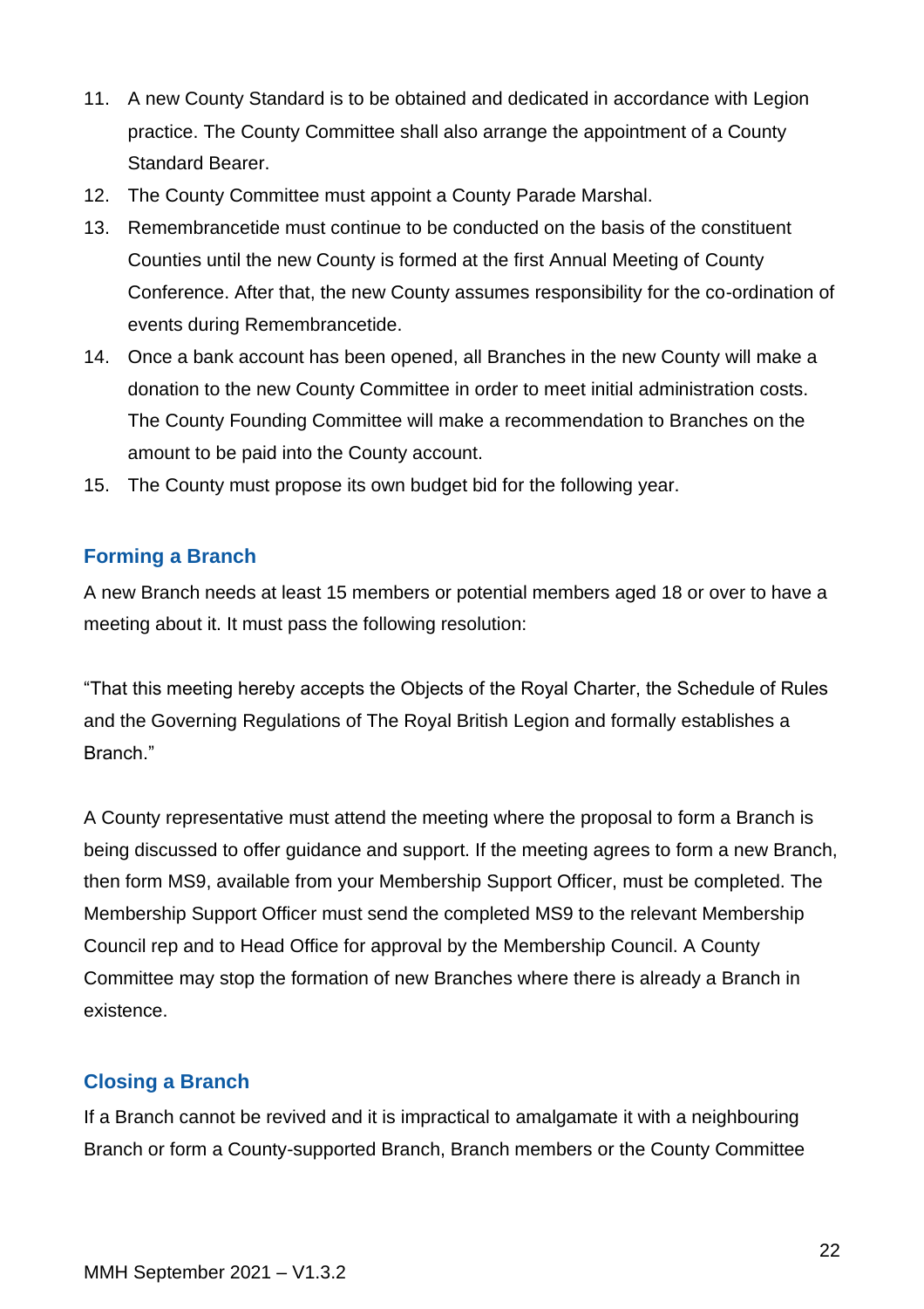11. A new County Standard is to be obtained and dedicated in accordance with Legion practice. The County Committee shall also arrange the appointment of a County Standard Bearer.
12. The County Committee must appoint a County Parade Marshal.
13. Remembrancetide must continue to be conducted on the basis of the constituent Counties until the new County is formed at the first Annual Meeting of County Conference. After that, the new County assumes responsibility for the co-ordination of events during Remembrancetide.
14. Once a bank account has been opened, all Branches in the new County will make a donation to the new County Committee in order to meet initial administration costs. The County Founding Committee will make a recommendation to Branches on the amount to be paid into the County account.
15. The County must propose its own budget bid for the following year.

## Forming a Branch

A new Branch needs at least 15 members or potential members aged 18 or over to have a meeting about it. It must pass the following resolution:

"That this meeting hereby accepts the Objects of the Royal Charter, the Schedule of Rules and the Governing Regulations of The Royal British Legion and formally establishes a Branch."

A County representative must attend the meeting where the proposal to form a Branch is being discussed to offer guidance and support. If the meeting agrees to form a new Branch, then form MS9, available from your Membership Support Officer, must be completed. The Membership Support Officer must send the completed MS9 to the relevant Membership Council rep and to Head Office for approval by the Membership Council. A County Committee may stop the formation of new Branches where there is already a Branch in existence.

## Closing a Branch

If a Branch cannot be revived and it is impractical to amalgamate it with a neighbouring Branch or form a County-supported Branch, Branch members or the County Committee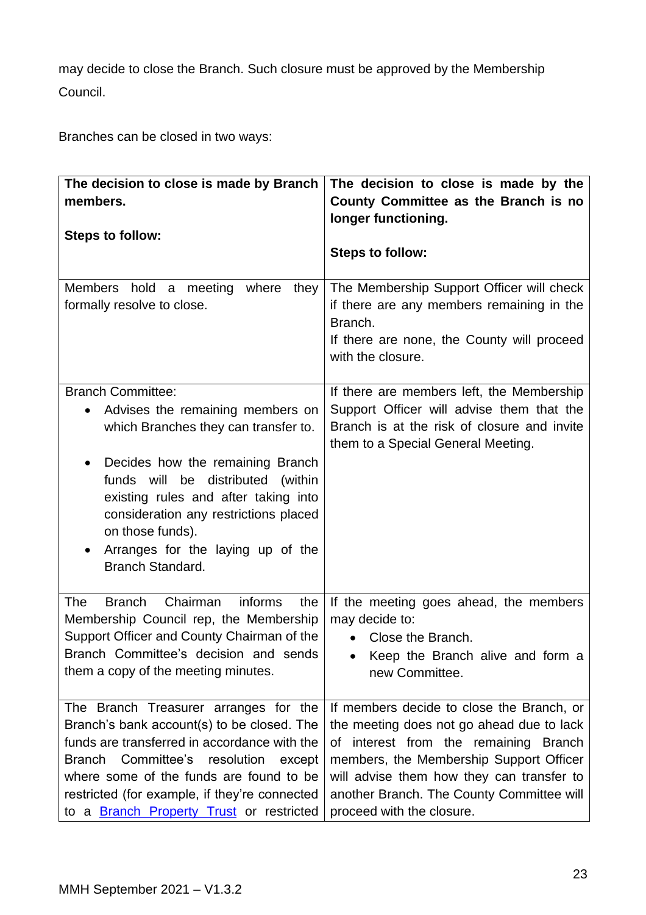may decide to close the Branch. Such closure must be approved by the Membership Council.

Branches can be closed in two ways:

| **The decision to close is made by Branch members.**<br><br>**Steps to follow:** | **The decision to close is made by the County Committee as the Branch is no longer functioning.**<br><br>**Steps to follow:** |
|---|---|
| Members hold a meeting where they formally resolve to close. | The Membership Support Officer will check if there are any members remaining in the Branch.<br>If there are none, the County will proceed with the closure. |
| Branch Committee:<br>• Advises the remaining members on which Branches they can transfer to.<br>• Decides how the remaining Branch funds will be distributed (within existing rules and after taking into consideration any restrictions placed on those funds).<br>• Arranges for the laying up of the Branch Standard. | If there are members left, the Membership Support Officer will advise them that the Branch is at the risk of closure and invite them to a Special General Meeting. |
| The Branch Chairman informs the Membership Council rep, the Membership Support Officer and County Chairman of the Branch Committee's decision and sends them a copy of the meeting minutes. | If the meeting goes ahead, the members may decide to:<br>• Close the Branch.<br>• Keep the Branch alive and form a new Committee. |
| The Branch Treasurer arranges for the Branch's bank account(s) to be closed. The funds are transferred in accordance with the Branch Committee's resolution except where some of the funds are found to be restricted (for example, if they're connected to a Branch Property Trust or restricted | If members decide to close the Branch, or the meeting does not go ahead due to lack of interest from the remaining Branch members, the Membership Support Officer will advise them how they can transfer to another Branch. The County Committee will proceed with the closure. |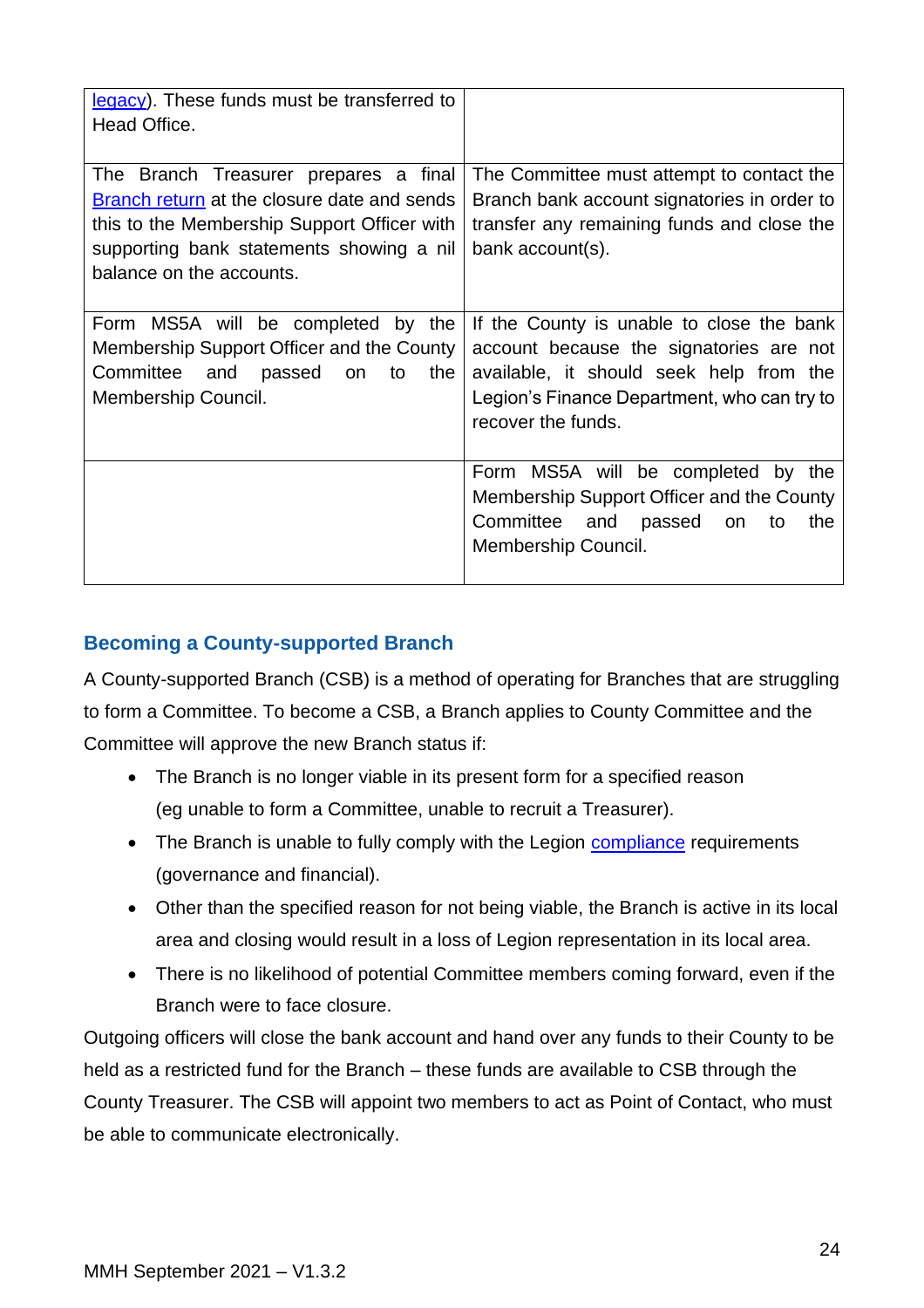| | |
|---|---|
| legacy). These funds must be transferred to Head Office. | |
| The Branch Treasurer prepares a final Branch return at the closure date and sends this to the Membership Support Officer with supporting bank statements showing a nil balance on the accounts. | The Committee must attempt to contact the Branch bank account signatories in order to transfer any remaining funds and close the bank account(s). |
| Form MS5A will be completed by the Membership Support Officer and the County Committee and passed on to the Membership Council. | If the County is unable to close the bank account because the signatories are not available, it should seek help from the Legion's Finance Department, who can try to recover the funds. |
| | Form MS5A will be completed by the Membership Support Officer and the County Committee and passed on to the Membership Council. |

## Becoming a County-supported Branch

A County-supported Branch (CSB) is a method of operating for Branches that are struggling to form a Committee. To become a CSB, a Branch applies to County Committee and the Committee will approve the new Branch status if:

- The Branch is no longer viable in its present form for a specified reason (eg unable to form a Committee, unable to recruit a Treasurer).
- The Branch is unable to fully comply with the Legion compliance requirements (governance and financial).
- Other than the specified reason for not being viable, the Branch is active in its local area and closing would result in a loss of Legion representation in its local area.
- There is no likelihood of potential Committee members coming forward, even if the Branch were to face closure.

Outgoing officers will close the bank account and hand over any funds to their County to be held as a restricted fund for the Branch – these funds are available to CSB through the County Treasurer. The CSB will appoint two members to act as Point of Contact, who must be able to communicate electronically.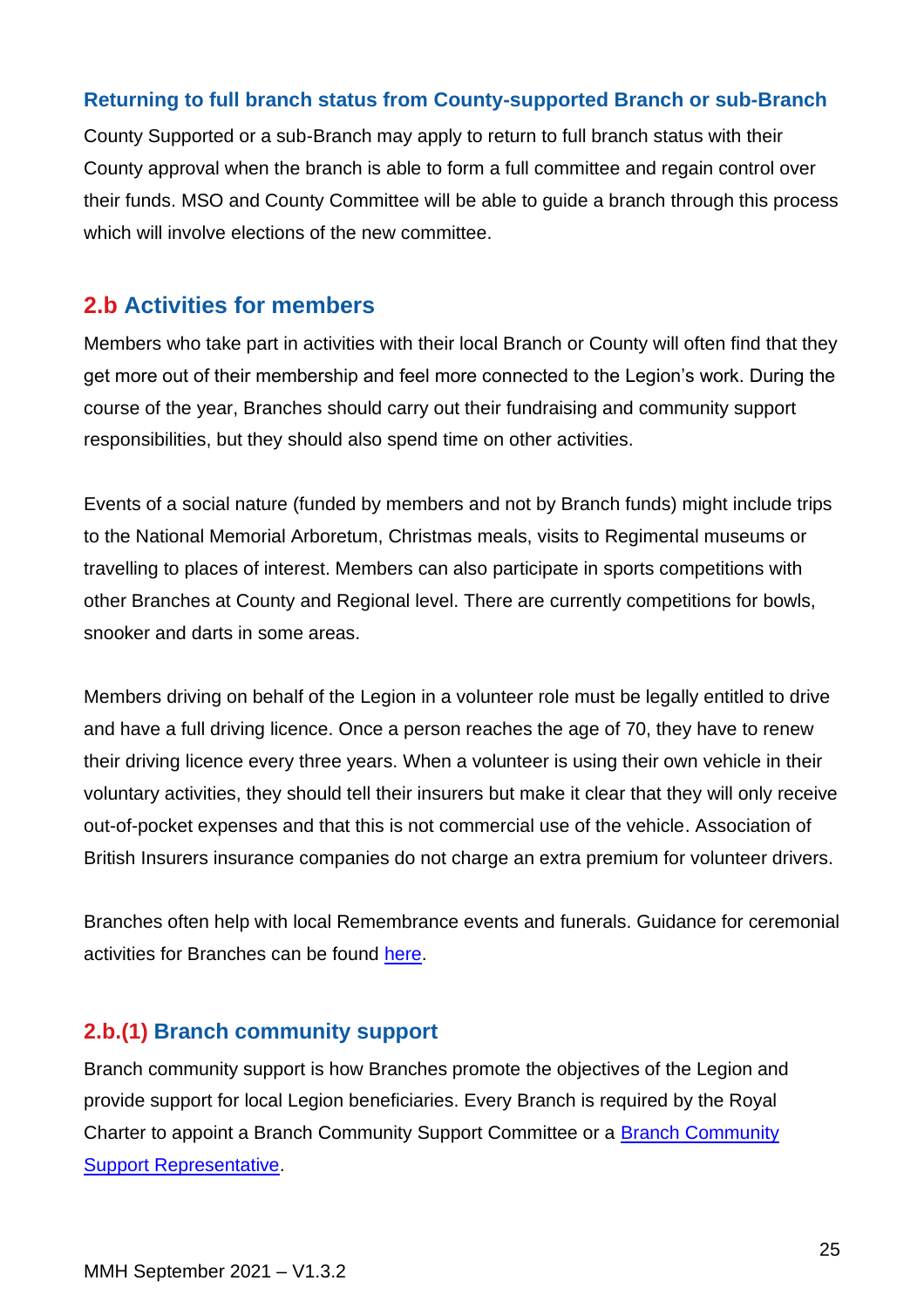### Returning to full branch status from County-supported Branch or sub-Branch

County Supported or a sub-Branch may apply to return to full branch status with their County approval when the branch is able to form a full committee and regain control over their funds. MSO and County Committee will be able to guide a branch through this process which will involve elections of the new committee.

## 2.b Activities for members

Members who take part in activities with their local Branch or County will often find that they get more out of their membership and feel more connected to the Legion's work. During the course of the year, Branches should carry out their fundraising and community support responsibilities, but they should also spend time on other activities.

Events of a social nature (funded by members and not by Branch funds) might include trips to the National Memorial Arboretum, Christmas meals, visits to Regimental museums or travelling to places of interest. Members can also participate in sports competitions with other Branches at County and Regional level. There are currently competitions for bowls, snooker and darts in some areas.

Members driving on behalf of the Legion in a volunteer role must be legally entitled to drive and have a full driving licence. Once a person reaches the age of 70, they have to renew their driving licence every three years. When a volunteer is using their own vehicle in their voluntary activities, they should tell their insurers but make it clear that they will only receive out-of-pocket expenses and that this is not commercial use of the vehicle. Association of British Insurers insurance companies do not charge an extra premium for volunteer drivers.

Branches often help with local Remembrance events and funerals. Guidance for ceremonial activities for Branches can be found here.

### 2.b.(1) Branch community support

Branch community support is how Branches promote the objectives of the Legion and provide support for local Legion beneficiaries. Every Branch is required by the Royal Charter to appoint a Branch Community Support Committee or a Branch Community Support Representative.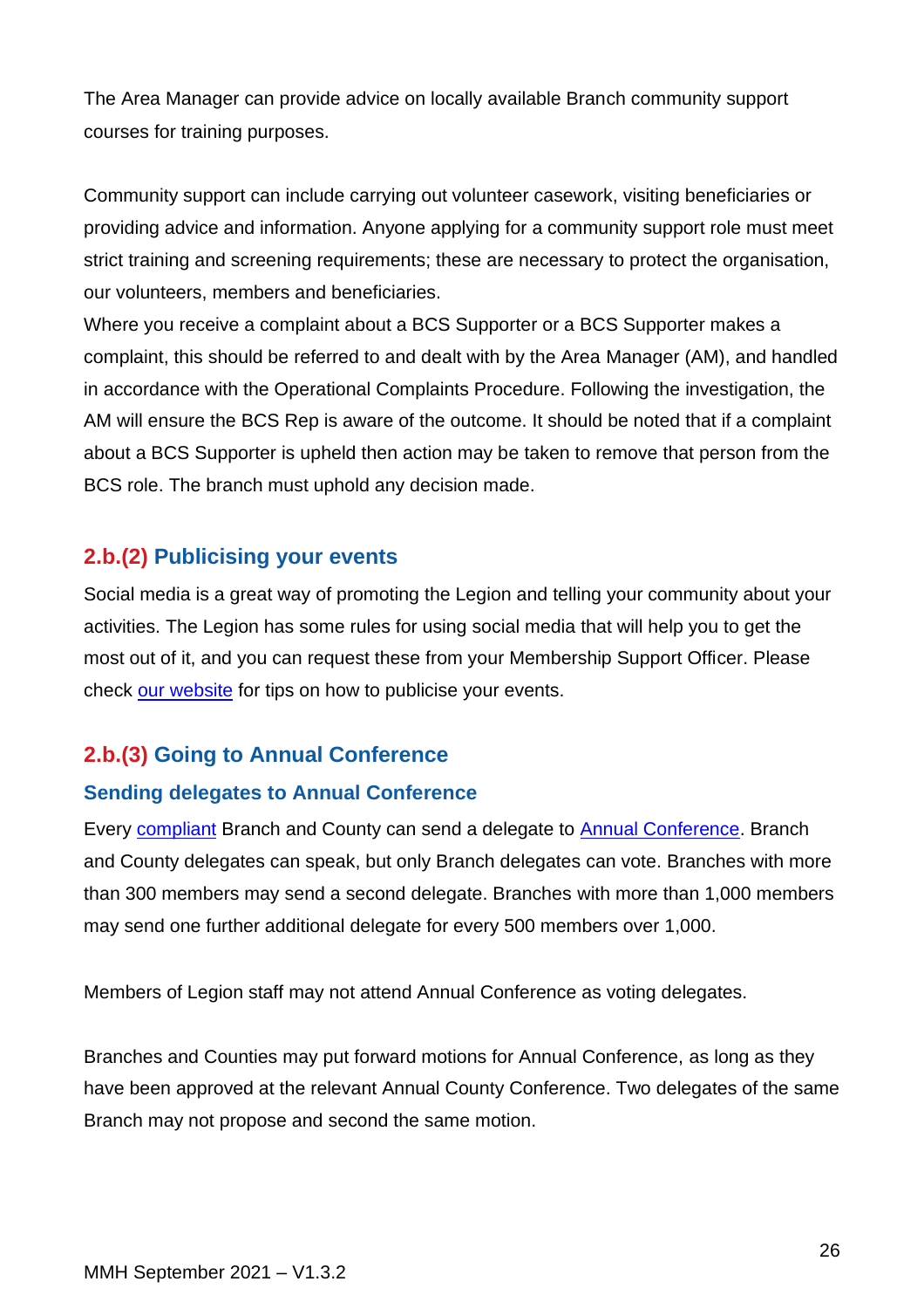The Area Manager can provide advice on locally available Branch community support courses for training purposes.

Community support can include carrying out volunteer casework, visiting beneficiaries or providing advice and information. Anyone applying for a community support role must meet strict training and screening requirements; these are necessary to protect the organisation, our volunteers, members and beneficiaries.
Where you receive a complaint about a BCS Supporter or a BCS Supporter makes a complaint, this should be referred to and dealt with by the Area Manager (AM), and handled in accordance with the Operational Complaints Procedure. Following the investigation, the AM will ensure the BCS Rep is aware of the outcome. It should be noted that if a complaint about a BCS Supporter is upheld then action may be taken to remove that person from the BCS role. The branch must uphold any decision made.

### 2.b.(2) Publicising your events

Social media is a great way of promoting the Legion and telling your community about your activities. The Legion has some rules for using social media that will help you to get the most out of it, and you can request these from your Membership Support Officer. Please check our website for tips on how to publicise your events.

### 2.b.(3) Going to Annual Conference

#### Sending delegates to Annual Conference

Every compliant Branch and County can send a delegate to Annual Conference. Branch and County delegates can speak, but only Branch delegates can vote. Branches with more than 300 members may send a second delegate. Branches with more than 1,000 members may send one further additional delegate for every 500 members over 1,000.

Members of Legion staff may not attend Annual Conference as voting delegates.

Branches and Counties may put forward motions for Annual Conference, as long as they have been approved at the relevant Annual County Conference. Two delegates of the same Branch may not propose and second the same motion.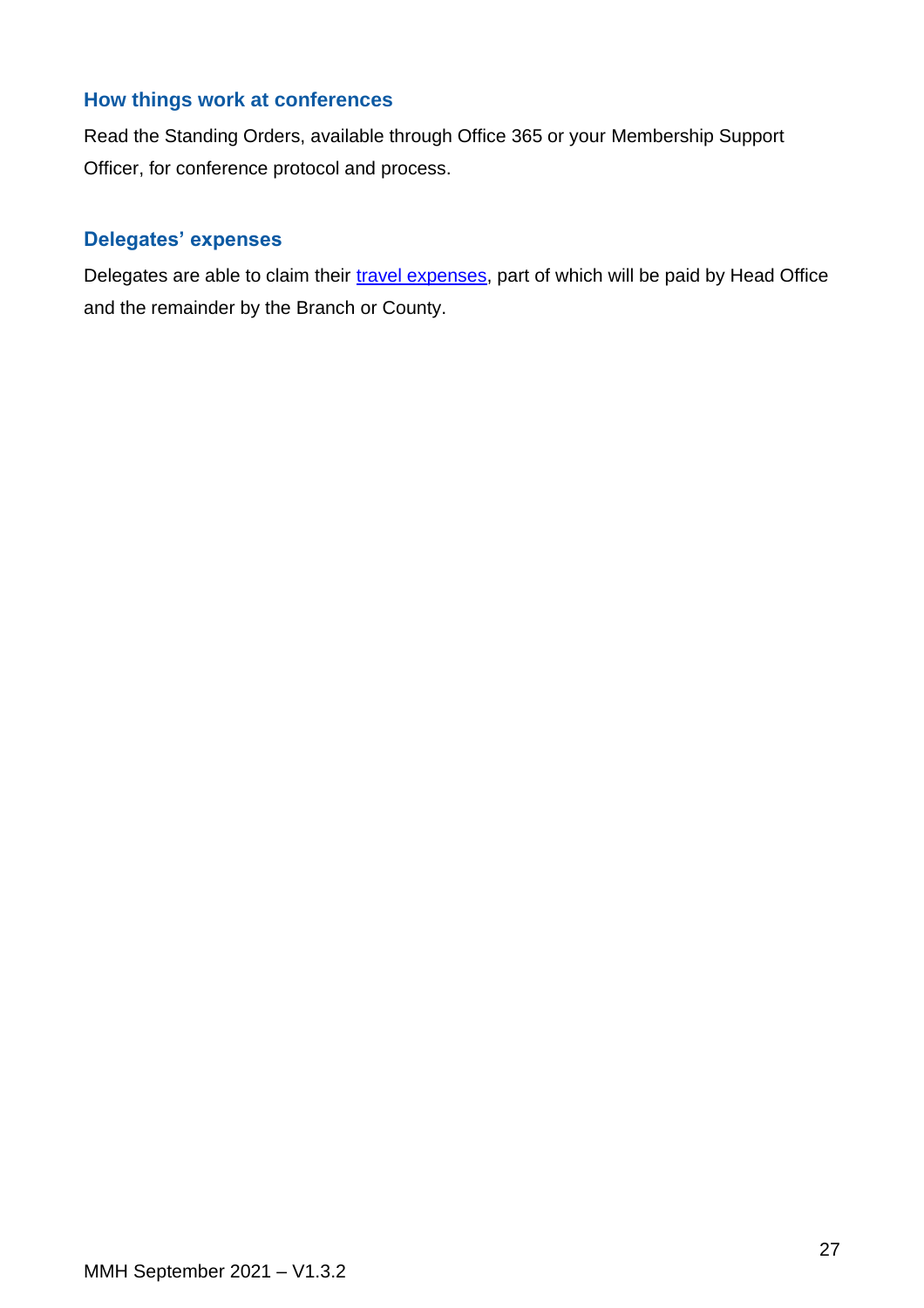### How things work at conferences

Read the Standing Orders, available through Office 365 or your Membership Support Officer, for conference protocol and process.

### Delegates' expenses

Delegates are able to claim their travel expenses, part of which will be paid by Head Office and the remainder by the Branch or County.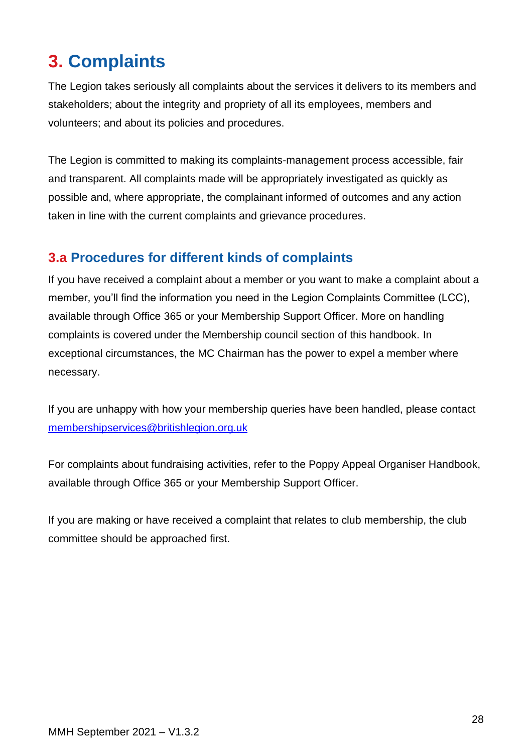# 3. Complaints

The Legion takes seriously all complaints about the services it delivers to its members and stakeholders; about the integrity and propriety of all its employees, members and volunteers; and about its policies and procedures.

The Legion is committed to making its complaints-management process accessible, fair and transparent. All complaints made will be appropriately investigated as quickly as possible and, where appropriate, the complainant informed of outcomes and any action taken in line with the current complaints and grievance procedures.

## 3.a Procedures for different kinds of complaints

If you have received a complaint about a member or you want to make a complaint about a member, you'll find the information you need in the Legion Complaints Committee (LCC), available through Office 365 or your Membership Support Officer. More on handling complaints is covered under the Membership council section of this handbook. In exceptional circumstances, the MC Chairman has the power to expel a member where necessary.

If you are unhappy with how your membership queries have been handled, please contact membershipservices@britishlegion.org.uk

For complaints about fundraising activities, refer to the Poppy Appeal Organiser Handbook, available through Office 365 or your Membership Support Officer.

If you are making or have received a complaint that relates to club membership, the club committee should be approached first.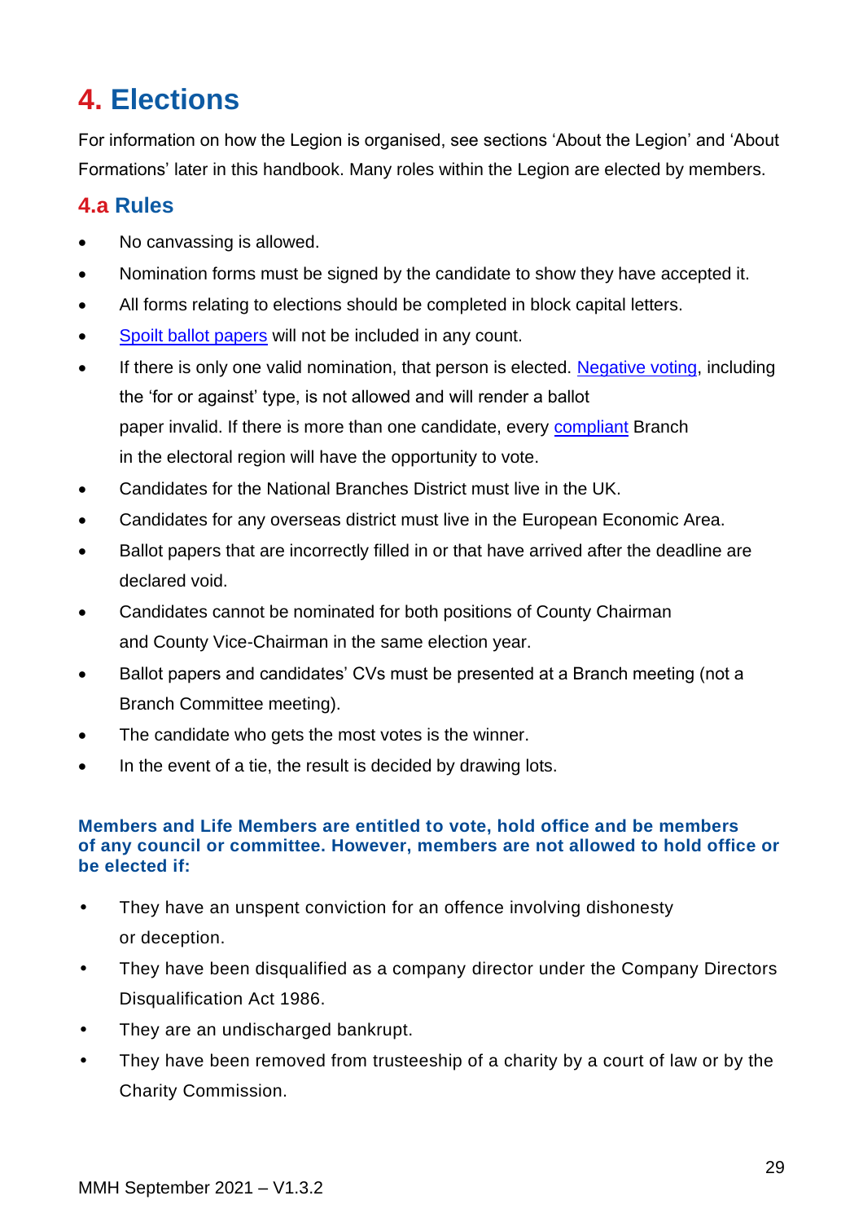# 4. Elections

For information on how the Legion is organised, see sections 'About the Legion' and 'About Formations' later in this handbook. Many roles within the Legion are elected by members.

## 4.a Rules

- No canvassing is allowed.
- Nomination forms must be signed by the candidate to show they have accepted it.
- All forms relating to elections should be completed in block capital letters.
- Spoilt ballot papers will not be included in any count.
- If there is only one valid nomination, that person is elected. Negative voting, including the 'for or against' type, is not allowed and will render a ballot paper invalid. If there is more than one candidate, every compliant Branch in the electoral region will have the opportunity to vote.
- Candidates for the National Branches District must live in the UK.
- Candidates for any overseas district must live in the European Economic Area.
- Ballot papers that are incorrectly filled in or that have arrived after the deadline are declared void.
- Candidates cannot be nominated for both positions of County Chairman and County Vice-Chairman in the same election year.
- Ballot papers and candidates' CVs must be presented at a Branch meeting (not a Branch Committee meeting).
- The candidate who gets the most votes is the winner.
- In the event of a tie, the result is decided by drawing lots.

**Members and Life Members are entitled to vote, hold office and be members of any council or committee. However, members are not allowed to hold office or be elected if:**

- They have an unspent conviction for an offence involving dishonesty or deception.
- They have been disqualified as a company director under the Company Directors Disqualification Act 1986.
- They are an undischarged bankrupt.
- They have been removed from trusteeship of a charity by a court of law or by the Charity Commission.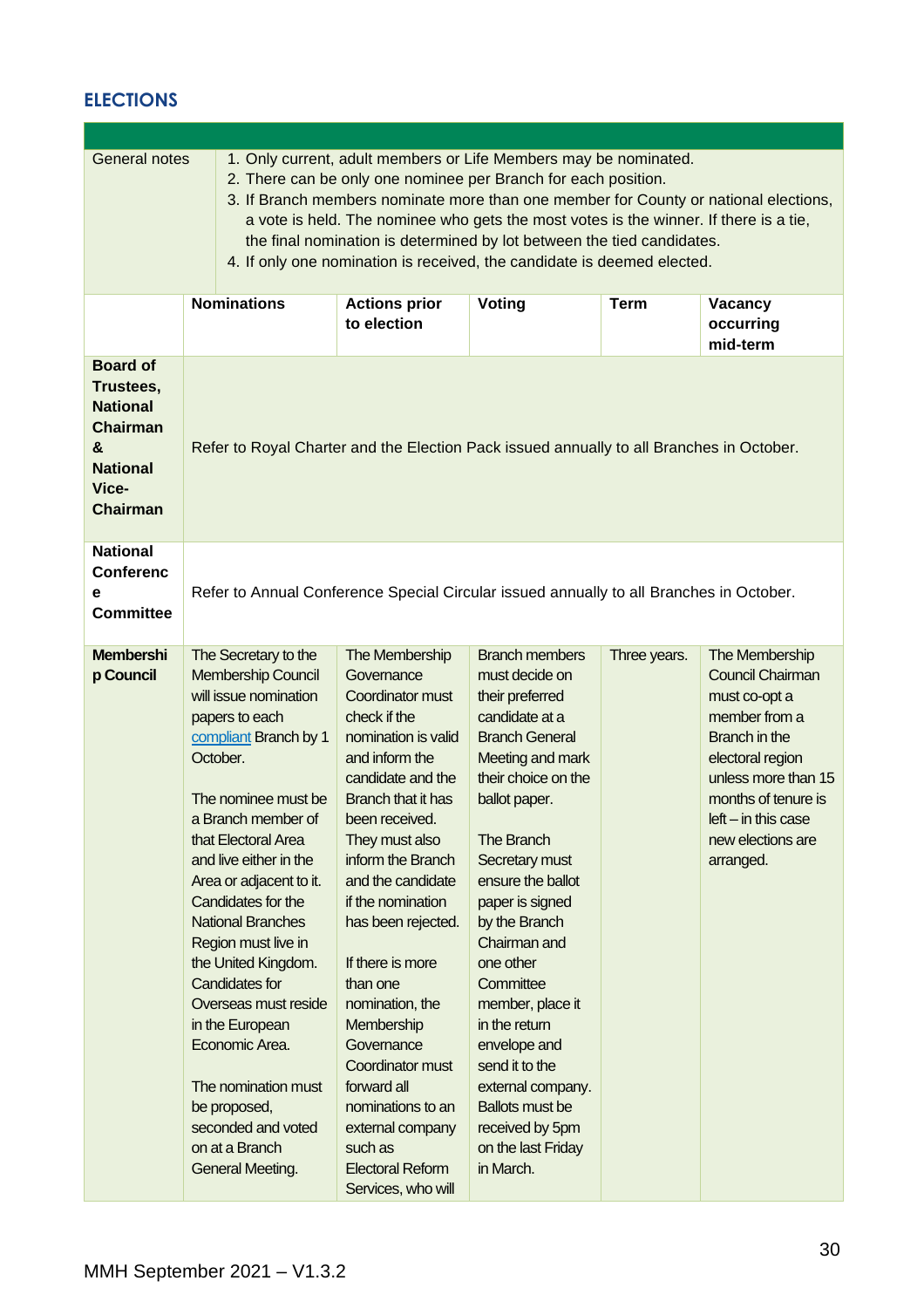## ELECTIONS

| | | | | | |
|---|---|---|---|---|---|
| General notes | 1. Only current, adult members or Life Members may be nominated.<br>2. There can be only one nominee per Branch for each position.<br>3. If Branch members nominate more than one member for County or national elections, a vote is held. The nominee who gets the most votes is the winner. If there is a tie, the final nomination is determined by lot between the tied candidates.<br>4. If only one nomination is received, the candidate is deemed elected. | | | | |
| | **Nominations** | **Actions prior to election** | **Voting** | **Term** | **Vacancy occurring mid-term** |
| **Board of Trustees, National Chairman & National Vice-Chairman** | Refer to Royal Charter and the Election Pack issued annually to all Branches in October. | | | | |
| **National Conference Committee** | Refer to Annual Conference Special Circular issued annually to all Branches in October. | | | | |
| **Membership Council** | The Secretary to the Membership Council will issue nomination papers to each compliant Branch by 1 October.<br><br>The nominee must be a Branch member of that Electoral Area and live either in the Area or adjacent to it. Candidates for the National Branches Region must live in the United Kingdom. Candidates for Overseas must reside in the European Economic Area.<br><br>The nomination must be proposed, seconded and voted on at a Branch General Meeting. | The Membership Governance Coordinator must check if the nomination is valid and inform the candidate and the Branch that it has been received. They must also inform the Branch and the candidate if the nomination has been rejected.<br><br>If there is more than one nomination, the Membership Governance Coordinator must forward all nominations to an external company such as Electoral Reform Services, who will | Branch members must decide on their preferred candidate at a Branch General Meeting and mark their choice on the ballot paper.<br><br>The Branch Secretary must ensure the ballot paper is signed by the Branch Chairman and one other Committee member, place it in the return envelope and send it to the external company. Ballots must be received by 5pm on the last Friday in March. | Three years. | The Membership Council Chairman must co-opt a member from a Branch in the electoral region unless more than 15 months of tenure is left – in this case new elections are arranged. |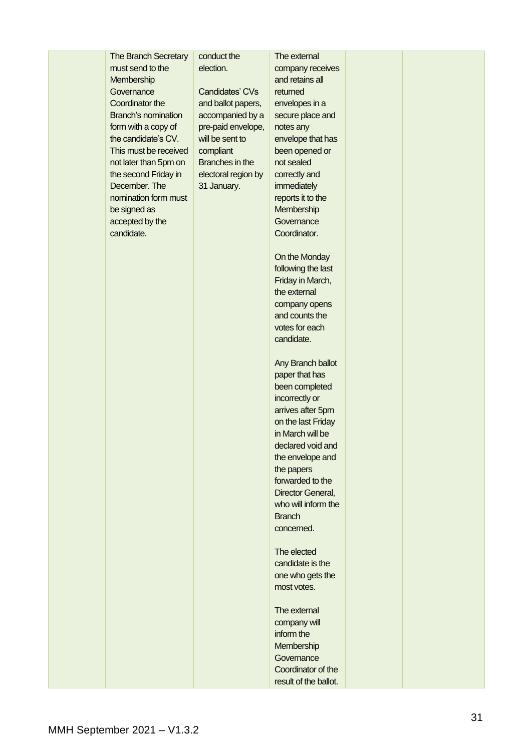|  | The Branch Secretary must send to the Membership Governance Coordinator the Branch's nomination form with a copy of the candidate's CV. This must be received not later than 5pm on the second Friday in December. The nomination form must be signed as accepted by the candidate. | conduct the election.<br><br>Candidates' CVs and ballot papers, accompanied by a pre-paid envelope, will be sent to compliant Branches in the electoral region by 31 January. | The external company receives and retains all returned envelopes in a secure place and notes any envelope that has been opened or not sealed correctly and immediately reports it to the Membership Governance Coordinator.<br><br>On the Monday following the last Friday in March, the external company opens and counts the votes for each candidate.<br><br>Any Branch ballot paper that has been completed incorrectly or arrives after 5pm on the last Friday in March will be declared void and the envelope and the papers forwarded to the Director General, who will inform the Branch concerned.<br><br>The elected candidate is the one who gets the most votes.<br><br>The external company will inform the Membership Governance Coordinator of the result of the ballot. |  |  |
|---|---|---|---|---|---|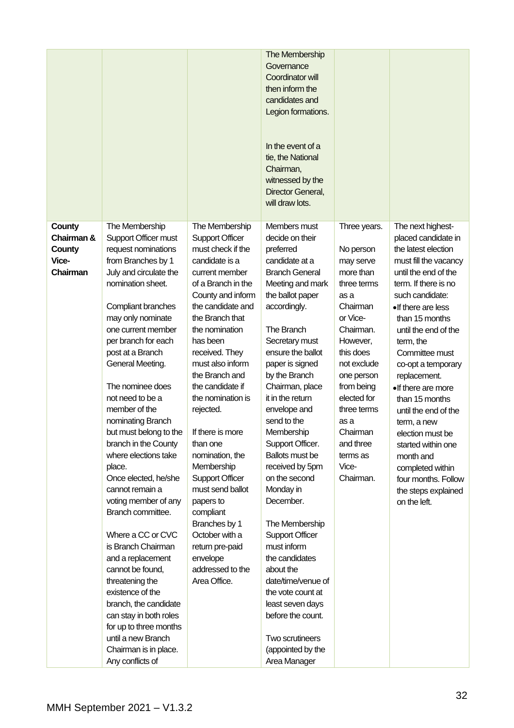| | | | | | |
|---|---|---|---|---|---|
| | | | The Membership Governance Coordinator will then inform the candidates and Legion formations.<br><br>In the event of a tie, the National Chairman, witnessed by the Director General, will draw lots. | | |
| **County Chairman & County Vice-Chairman** | The Membership Support Officer must request nominations from Branches by 1 July and circulate the nomination sheet.<br><br>Compliant branches may only nominate one current member per branch for each post at a Branch General Meeting.<br><br>The nominee does not need to be a member of the nominating Branch but must belong to the branch in the County where elections take place.<br>Once elected, he/she cannot remain a voting member of any Branch committee.<br><br>Where a CC or CVC is Branch Chairman and a replacement cannot be found, threatening the existence of the branch, the candidate can stay in both roles for up to three months until a new Branch Chairman is in place. Any conflicts of | The Membership Support Officer must check if the candidate is a current member of a Branch in the County and inform the candidate and the Branch that the nomination has been received. They must also inform the Branch and the candidate if the nomination is rejected.<br><br>If there is more than one nomination, the Membership Support Officer must send ballot papers to compliant Branches by 1 October with a return pre-paid envelope addressed to the Area Office. | Members must decide on their preferred candidate at a Branch General Meeting and mark the ballot paper accordingly.<br><br>The Branch Secretary must ensure the ballot paper is signed by the Branch Chairman, place it in the return envelope and send to the Membership Support Officer. Ballots must be received by 5pm on the second Monday in December.<br><br>The Membership Support Officer must inform the candidates about the date/time/venue of the vote count at least seven days before the count.<br><br>Two scrutineers (appointed by the Area Manager | Three years.<br><br>No person may serve more than three terms as a Chairman or Vice-Chairman. However, this does not exclude one person from being elected for three terms as a Chairman and three terms as Vice-Chairman. | The next highest-placed candidate in the latest election must fill the vacancy until the end of the term. If there is no such candidate:<br>• If there are less than 15 months until the end of the term, the Committee must co-opt a temporary replacement.<br>• If there are more than 15 months until the end of the term, a new election must be started within one month and completed within four months. Follow the steps explained on the left. |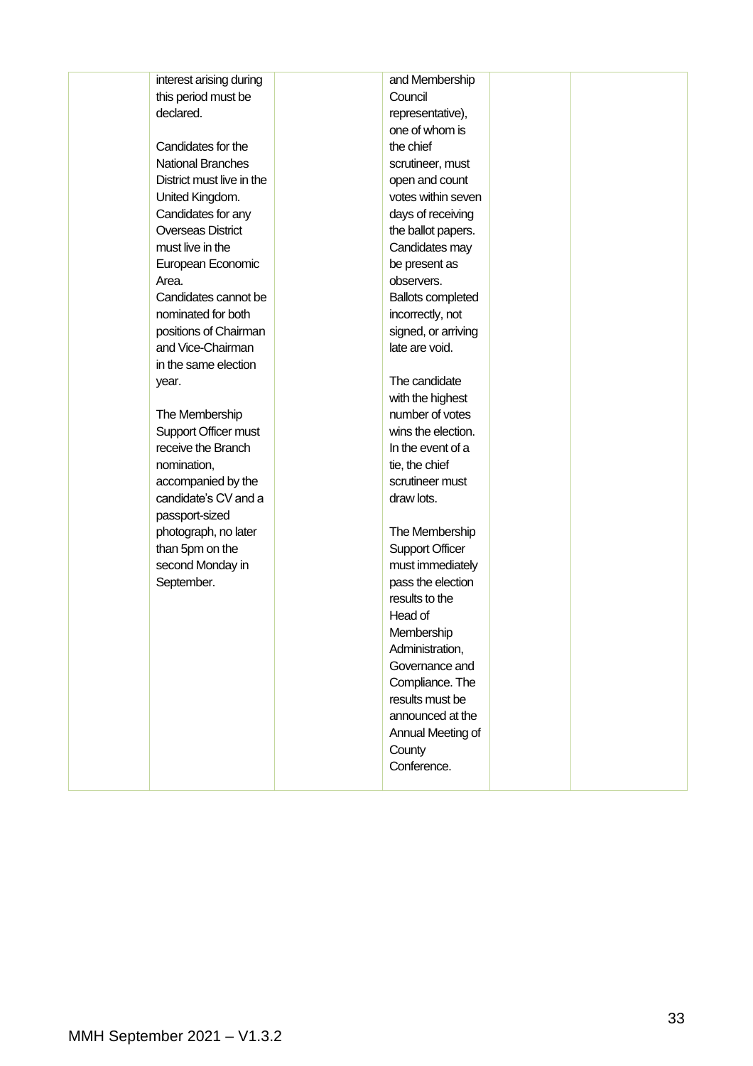| | | | | | |
|---|---|---|---|---|---|
| | interest arising during this period must be declared.<br><br>Candidates for the National Branches District must live in the United Kingdom.<br>Candidates for any Overseas District must live in the European Economic Area.<br>Candidates cannot be nominated for both positions of Chairman and Vice-Chairman in the same election year.<br><br>The Membership Support Officer must receive the Branch nomination, accompanied by the candidate's CV and a passport-sized photograph, no later than 5pm on the second Monday in September. | | and Membership Council representative), one of whom is the chief scrutineer, must open and count votes within seven days of receiving the ballot papers. Candidates may be present as observers.<br>Ballots completed incorrectly, not signed, or arriving late are void.<br><br>The candidate with the highest number of votes wins the election. In the event of a tie, the chief scrutineer must draw lots.<br><br>The Membership Support Officer must immediately pass the election results to the Head of Membership Administration, Governance and Compliance. The results must be announced at the Annual Meeting of County Conference. | | |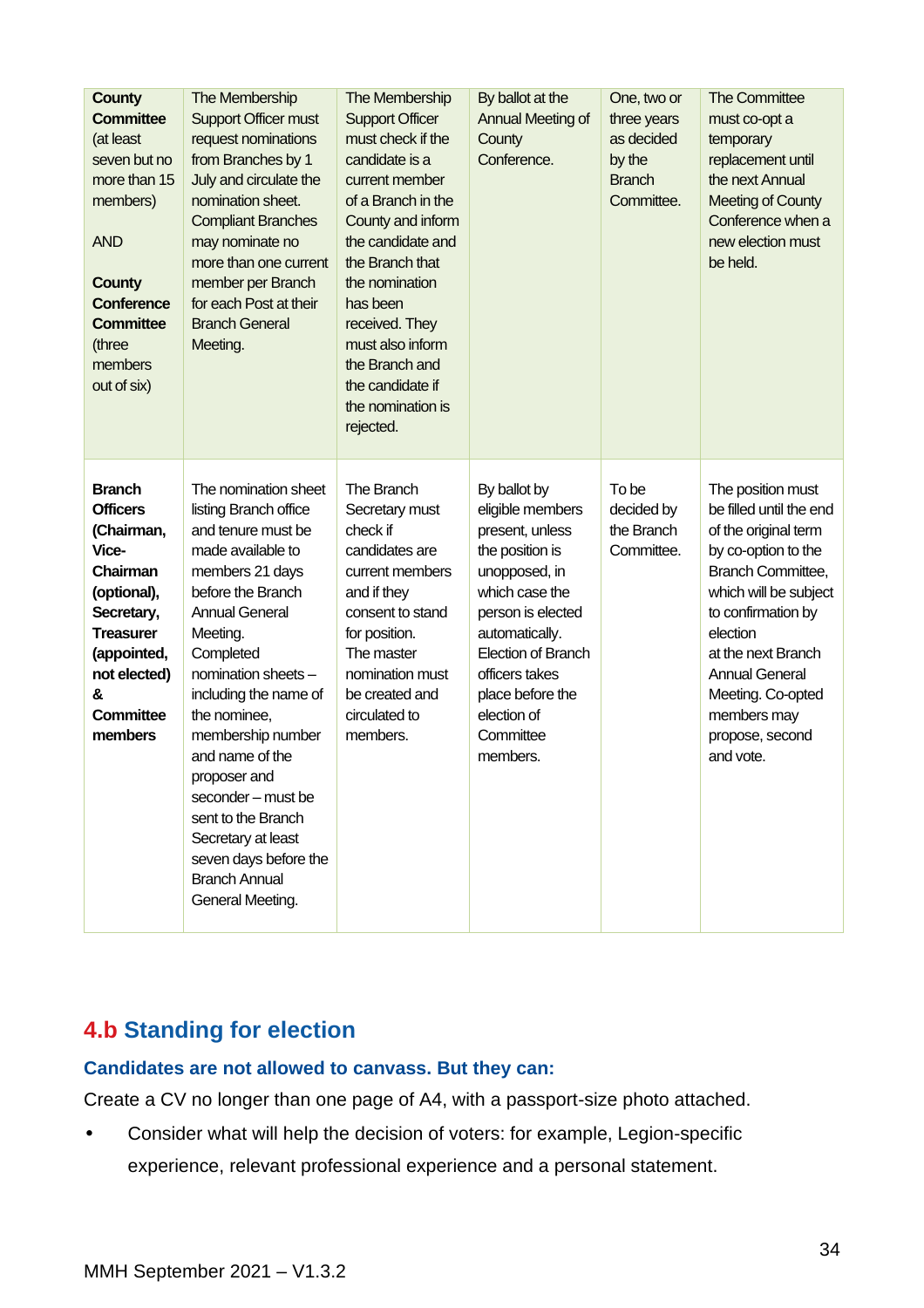| | | | | | |
|---|---|---|---|---|---|
| **County Committee** (at least seven but no more than 15 members)<br><br>AND<br><br>**County Conference Committee** (three members out of six) | The Membership Support Officer must request nominations from Branches by 1 July and circulate the nomination sheet. Compliant Branches may nominate no more than one current member per Branch for each Post at their Branch General Meeting. | The Membership Support Officer must check if the candidate is a current member of a Branch in the County and inform the candidate and the Branch that the nomination has been received. They must also inform the Branch and the candidate if the nomination is rejected. | By ballot at the Annual Meeting of County Conference. | One, two or three years as decided by the Branch Committee. | The Committee must co-opt a temporary replacement until the next Annual Meeting of County Conference when a new election must be held. |
| **Branch Officers (Chairman, Vice-Chairman (optional), Secretary, Treasurer (appointed, not elected) & Committee members** | The nomination sheet listing Branch office and tenure must be made available to members 21 days before the Branch Annual General Meeting. Completed nomination sheets – including the name of the nominee, membership number and name of the proposer and seconder – must be sent to the Branch Secretary at least seven days before the Branch Annual General Meeting. | The Branch Secretary must check if candidates are current members and if they consent to stand for position. The master nomination must be created and circulated to members. | By ballot by eligible members present, unless the position is unopposed, in which case the person is elected automatically. Election of Branch officers takes place before the election of Committee members. | To be decided by the Branch Committee. | The position must be filled until the end of the original term by co-option to the Branch Committee, which will be subject to confirmation by election at the next Branch Annual General Meeting. Co-opted members may propose, second and vote. |

## 4.b Standing for election

### Candidates are not allowed to canvass. But they can:

Create a CV no longer than one page of A4, with a passport-size photo attached.

- Consider what will help the decision of voters: for example, Legion-specific experience, relevant professional experience and a personal statement.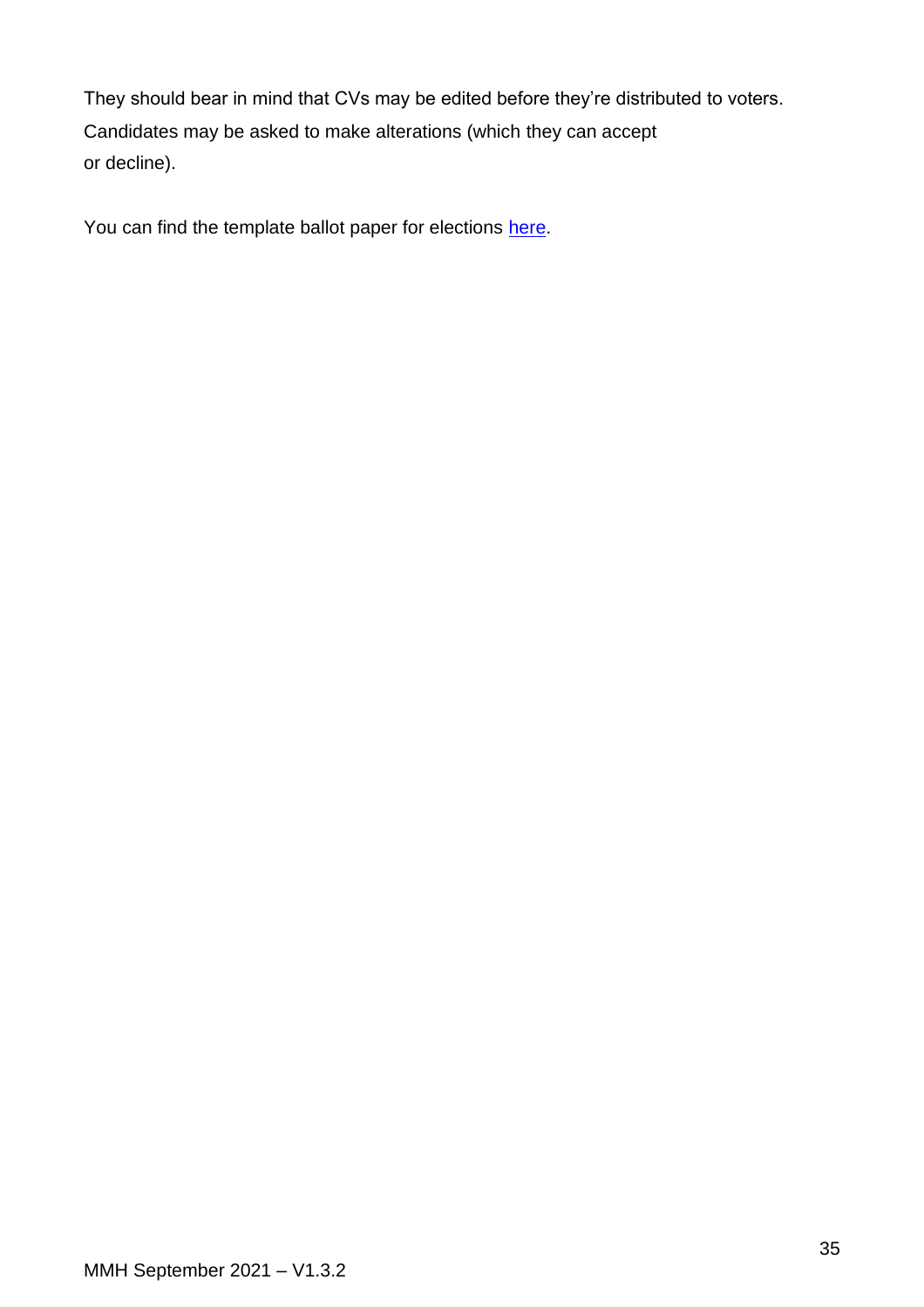They should bear in mind that CVs may be edited before they're distributed to voters. Candidates may be asked to make alterations (which they can accept or decline).

You can find the template ballot paper for elections here.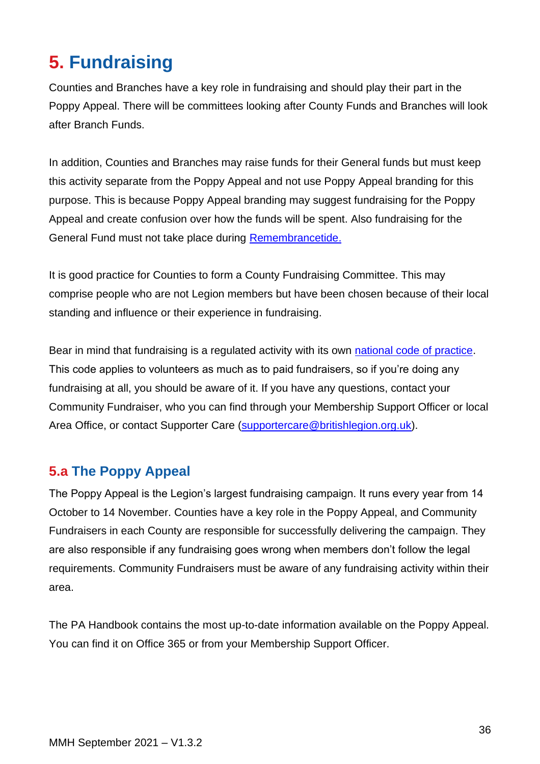# 5. Fundraising

Counties and Branches have a key role in fundraising and should play their part in the Poppy Appeal. There will be committees looking after County Funds and Branches will look after Branch Funds.

In addition, Counties and Branches may raise funds for their General funds but must keep this activity separate from the Poppy Appeal and not use Poppy Appeal branding for this purpose. This is because Poppy Appeal branding may suggest fundraising for the Poppy Appeal and create confusion over how the funds will be spent. Also fundraising for the General Fund must not take place during Remembrancetide.

It is good practice for Counties to form a County Fundraising Committee. This may comprise people who are not Legion members but have been chosen because of their local standing and influence or their experience in fundraising.

Bear in mind that fundraising is a regulated activity with its own national code of practice. This code applies to volunteers as much as to paid fundraisers, so if you're doing any fundraising at all, you should be aware of it. If you have any questions, contact your Community Fundraiser, who you can find through your Membership Support Officer or local Area Office, or contact Supporter Care (supportercare@britishlegion.org.uk).

## 5.a The Poppy Appeal

The Poppy Appeal is the Legion's largest fundraising campaign. It runs every year from 14 October to 14 November. Counties have a key role in the Poppy Appeal, and Community Fundraisers in each County are responsible for successfully delivering the campaign. They are also responsible if any fundraising goes wrong when members don't follow the legal requirements. Community Fundraisers must be aware of any fundraising activity within their area.

The PA Handbook contains the most up-to-date information available on the Poppy Appeal. You can find it on Office 365 or from your Membership Support Officer.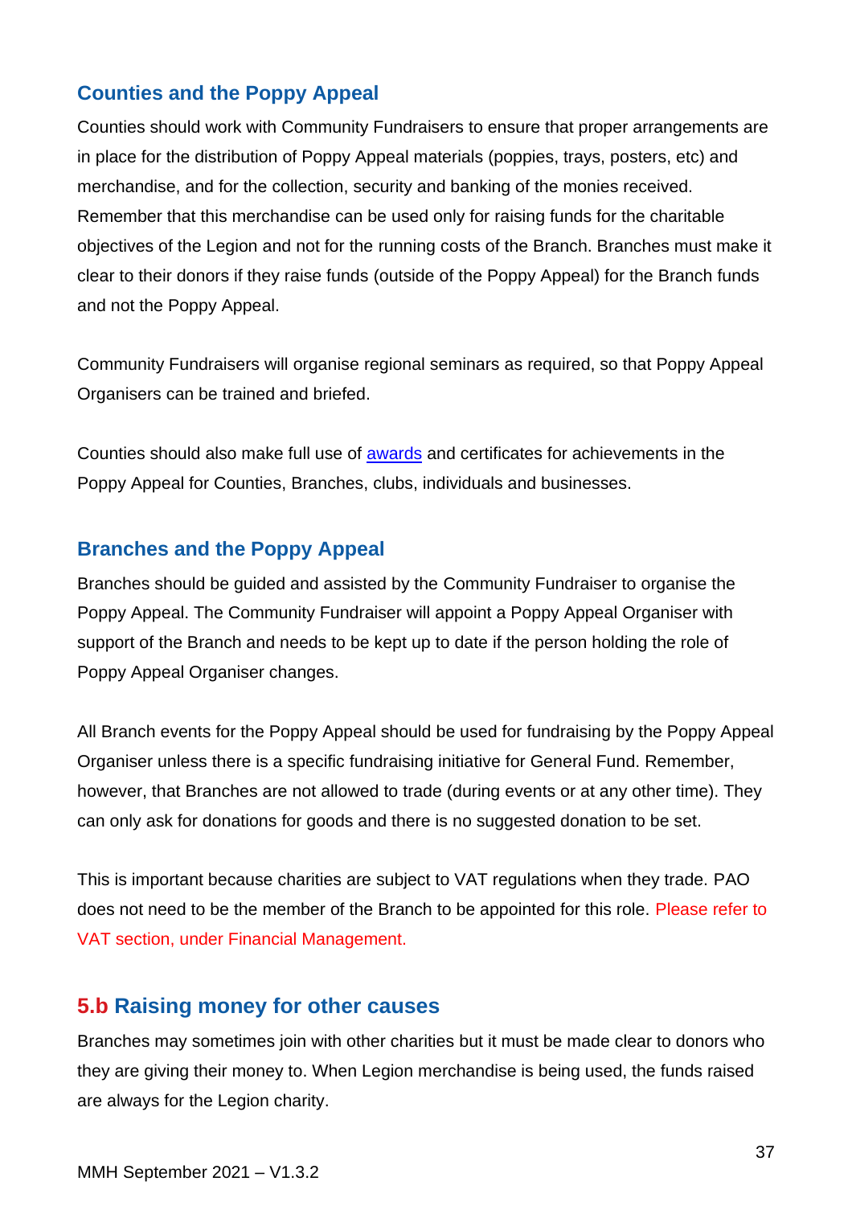### Counties and the Poppy Appeal

Counties should work with Community Fundraisers to ensure that proper arrangements are in place for the distribution of Poppy Appeal materials (poppies, trays, posters, etc) and merchandise, and for the collection, security and banking of the monies received. Remember that this merchandise can be used only for raising funds for the charitable objectives of the Legion and not for the running costs of the Branch. Branches must make it clear to their donors if they raise funds (outside of the Poppy Appeal) for the Branch funds and not the Poppy Appeal.

Community Fundraisers will organise regional seminars as required, so that Poppy Appeal Organisers can be trained and briefed.

Counties should also make full use of awards and certificates for achievements in the Poppy Appeal for Counties, Branches, clubs, individuals and businesses.

### Branches and the Poppy Appeal

Branches should be guided and assisted by the Community Fundraiser to organise the Poppy Appeal. The Community Fundraiser will appoint a Poppy Appeal Organiser with support of the Branch and needs to be kept up to date if the person holding the role of Poppy Appeal Organiser changes.

All Branch events for the Poppy Appeal should be used for fundraising by the Poppy Appeal Organiser unless there is a specific fundraising initiative for General Fund. Remember, however, that Branches are not allowed to trade (during events or at any other time). They can only ask for donations for goods and there is no suggested donation to be set.

This is important because charities are subject to VAT regulations when they trade. PAO does not need to be the member of the Branch to be appointed for this role. Please refer to VAT section, under Financial Management.

## 5.b Raising money for other causes

Branches may sometimes join with other charities but it must be made clear to donors who they are giving their money to. When Legion merchandise is being used, the funds raised are always for the Legion charity.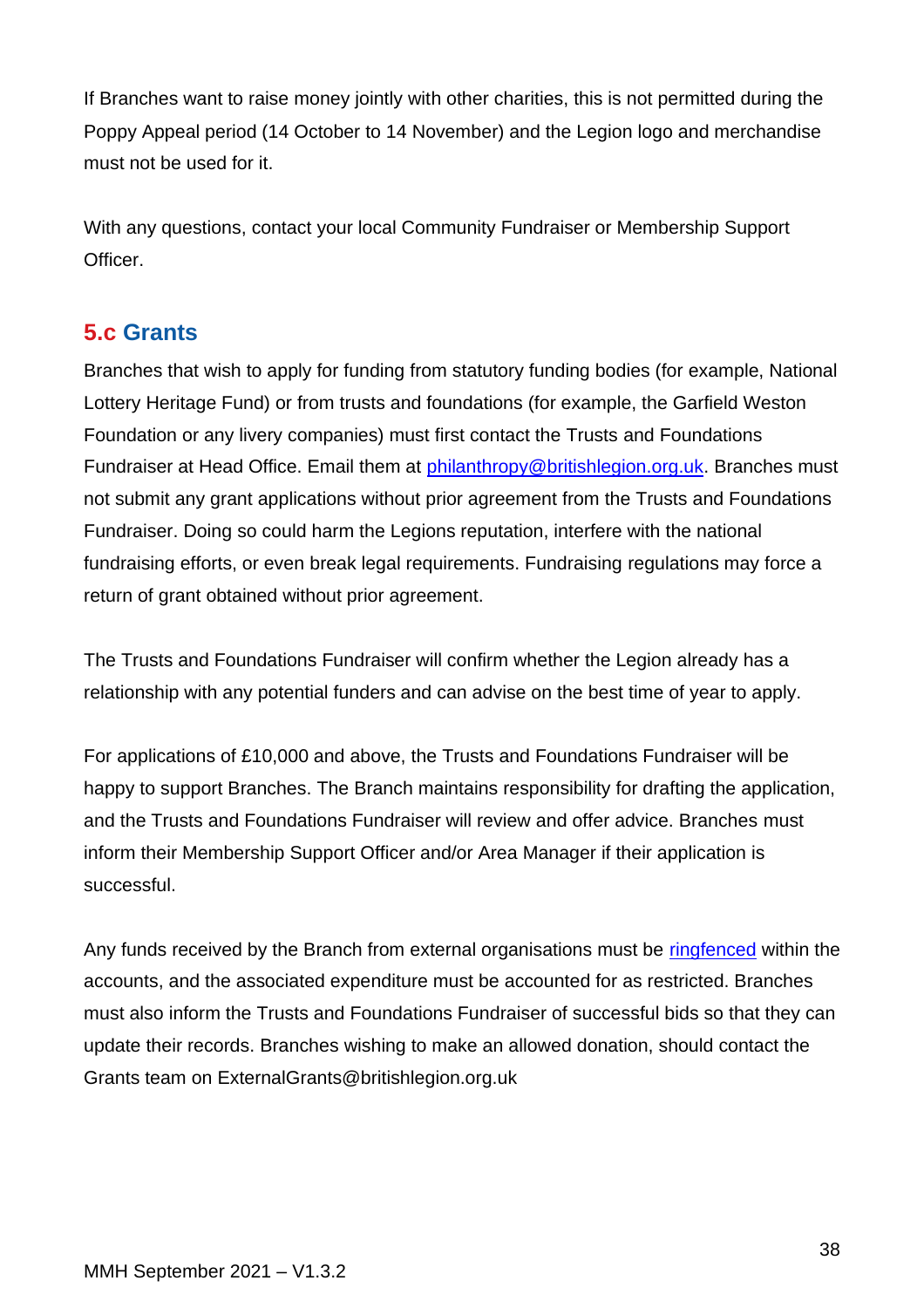If Branches want to raise money jointly with other charities, this is not permitted during the Poppy Appeal period (14 October to 14 November) and the Legion logo and merchandise must not be used for it.

With any questions, contact your local Community Fundraiser or Membership Support Officer.

## 5.c Grants

Branches that wish to apply for funding from statutory funding bodies (for example, National Lottery Heritage Fund) or from trusts and foundations (for example, the Garfield Weston Foundation or any livery companies) must first contact the Trusts and Foundations Fundraiser at Head Office. Email them at philanthropy@britishlegion.org.uk. Branches must not submit any grant applications without prior agreement from the Trusts and Foundations Fundraiser. Doing so could harm the Legions reputation, interfere with the national fundraising efforts, or even break legal requirements. Fundraising regulations may force a return of grant obtained without prior agreement.

The Trusts and Foundations Fundraiser will confirm whether the Legion already has a relationship with any potential funders and can advise on the best time of year to apply.

For applications of £10,000 and above, the Trusts and Foundations Fundraiser will be happy to support Branches. The Branch maintains responsibility for drafting the application, and the Trusts and Foundations Fundraiser will review and offer advice. Branches must inform their Membership Support Officer and/or Area Manager if their application is successful.

Any funds received by the Branch from external organisations must be ringfenced within the accounts, and the associated expenditure must be accounted for as restricted. Branches must also inform the Trusts and Foundations Fundraiser of successful bids so that they can update their records. Branches wishing to make an allowed donation, should contact the Grants team on ExternalGrants@britishlegion.org.uk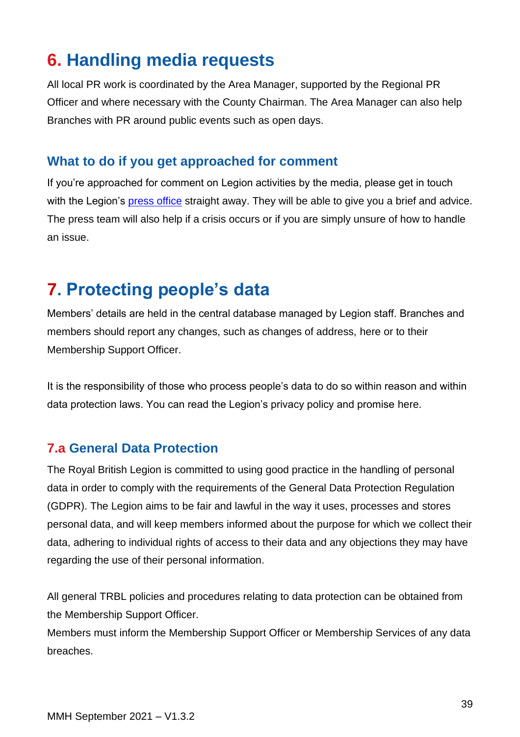# 6. Handling media requests

All local PR work is coordinated by the Area Manager, supported by the Regional PR Officer and where necessary with the County Chairman. The Area Manager can also help Branches with PR around public events such as open days.

## What to do if you get approached for comment

If you're approached for comment on Legion activities by the media, please get in touch with the Legion's press office straight away. They will be able to give you a brief and advice. The press team will also help if a crisis occurs or if you are simply unsure of how to handle an issue.

# 7. Protecting people's data

Members' details are held in the central database managed by Legion staff. Branches and members should report any changes, such as changes of address, here or to their Membership Support Officer.

It is the responsibility of those who process people's data to do so within reason and within data protection laws. You can read the Legion's privacy policy and promise here.

## 7.a General Data Protection

The Royal British Legion is committed to using good practice in the handling of personal data in order to comply with the requirements of the General Data Protection Regulation (GDPR). The Legion aims to be fair and lawful in the way it uses, processes and stores personal data, and will keep members informed about the purpose for which we collect their data, adhering to individual rights of access to their data and any objections they may have regarding the use of their personal information.

All general TRBL policies and procedures relating to data protection can be obtained from the Membership Support Officer.
Members must inform the Membership Support Officer or Membership Services of any data breaches.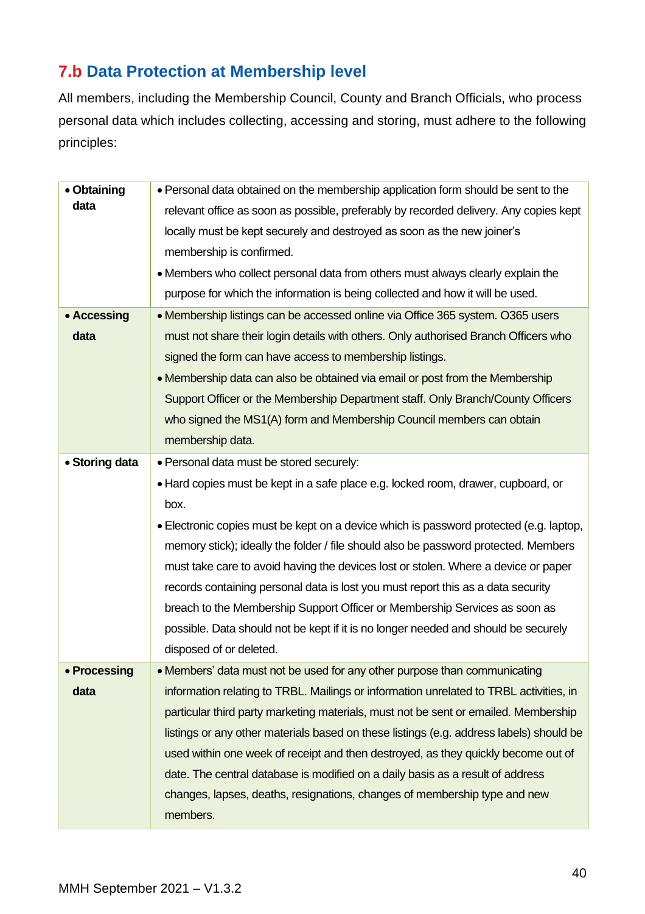## 7.b Data Protection at Membership level

All members, including the Membership Council, County and Branch Officials, who process personal data which includes collecting, accessing and storing, must adhere to the following principles:

| | |
|---|---|
| • **Obtaining data** | • Personal data obtained on the membership application form should be sent to the relevant office as soon as possible, preferably by recorded delivery. Any copies kept locally must be kept securely and destroyed as soon as the new joiner's membership is confirmed.<br>• Members who collect personal data from others must always clearly explain the purpose for which the information is being collected and how it will be used. |
| • **Accessing data** | • Membership listings can be accessed online via Office 365 system. O365 users must not share their login details with others. Only authorised Branch Officers who signed the form can have access to membership listings.<br>• Membership data can also be obtained via email or post from the Membership Support Officer or the Membership Department staff. Only Branch/County Officers who signed the MS1(A) form and Membership Council members can obtain membership data. |
| • **Storing data** | • Personal data must be stored securely:<br>• Hard copies must be kept in a safe place e.g. locked room, drawer, cupboard, or box.<br>• Electronic copies must be kept on a device which is password protected (e.g. laptop, memory stick); ideally the folder / file should also be password protected. Members must take care to avoid having the devices lost or stolen. Where a device or paper records containing personal data is lost you must report this as a data security breach to the Membership Support Officer or Membership Services as soon as possible. Data should not be kept if it is no longer needed and should be securely disposed of or deleted. |
| • **Processing data** | • Members' data must not be used for any other purpose than communicating information relating to TRBL. Mailings or information unrelated to TRBL activities, in particular third party marketing materials, must not be sent or emailed. Membership listings or any other materials based on these listings (e.g. address labels) should be used within one week of receipt and then destroyed, as they quickly become out of date. The central database is modified on a daily basis as a result of address changes, lapses, deaths, resignations, changes of membership type and new members. |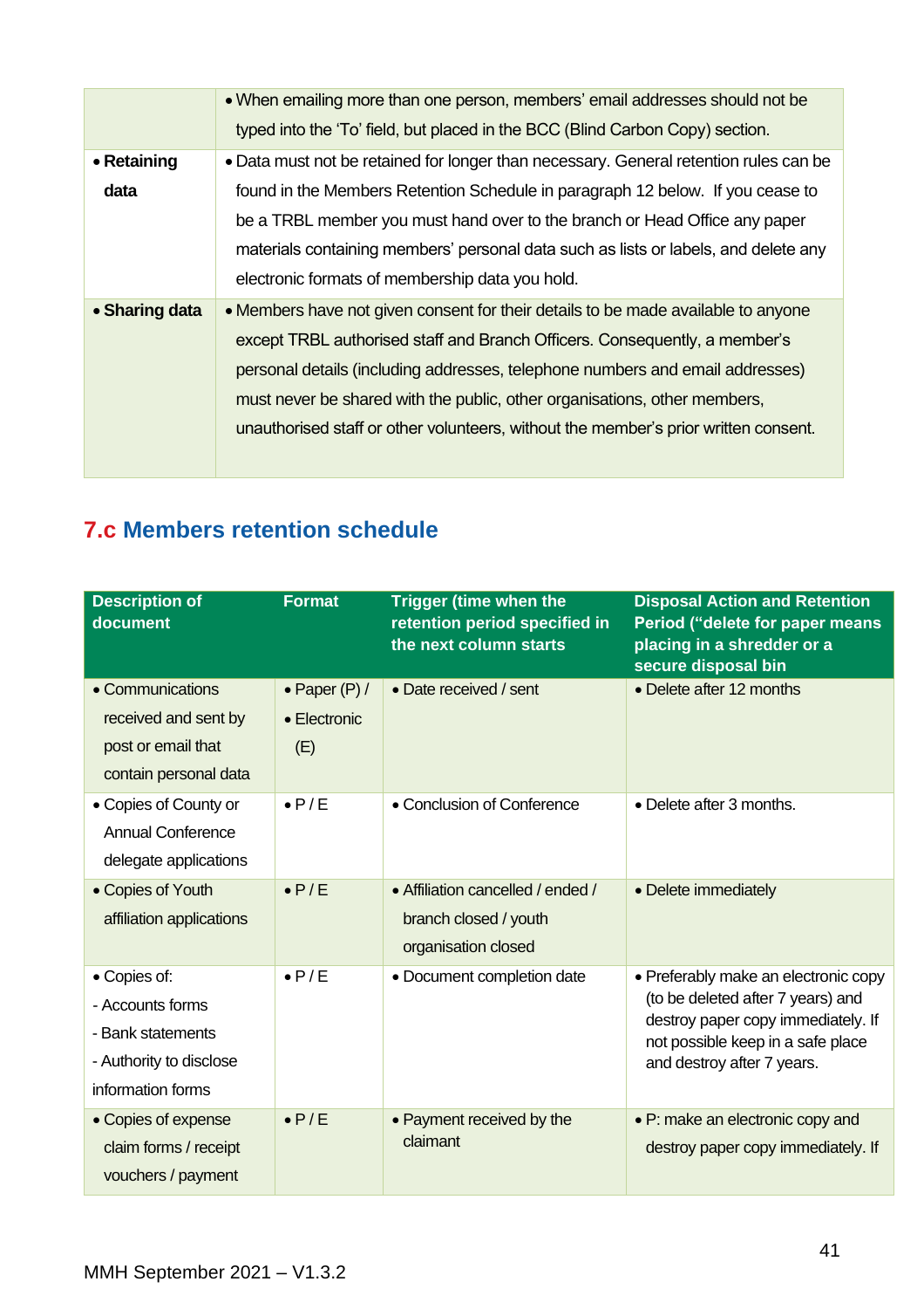| | |
|---|---|
| | • When emailing more than one person, members' email addresses should not be typed into the 'To' field, but placed in the BCC (Blind Carbon Copy) section. |
| • **Retaining data** | • Data must not be retained for longer than necessary. General retention rules can be found in the Members Retention Schedule in paragraph 12 below. If you cease to be a TRBL member you must hand over to the branch or Head Office any paper materials containing members' personal data such as lists or labels, and delete any electronic formats of membership data you hold. |
| • **Sharing data** | • Members have not given consent for their details to be made available to anyone except TRBL authorised staff and Branch Officers. Consequently, a member's personal details (including addresses, telephone numbers and email addresses) must never be shared with the public, other organisations, other members, unauthorised staff or other volunteers, without the member's prior written consent. |

## 7.c Members retention schedule

| Description of document | Format | Trigger (time when the retention period specified in the next column starts | Disposal Action and Retention Period ("delete for paper means placing in a shredder or a secure disposal bin |
|---|---|---|---|
| • Communications received and sent by post or email that contain personal data | • Paper (P) / • Electronic (E) | • Date received / sent | • Delete after 12 months |
| • Copies of County or Annual Conference delegate applications | • P / E | • Conclusion of Conference | • Delete after 3 months. |
| • Copies of Youth affiliation applications | • P / E | • Affiliation cancelled / ended / branch closed / youth organisation closed | • Delete immediately |
| • Copies of:<br>- Accounts forms<br>- Bank statements<br>- Authority to disclose information forms | • P / E | • Document completion date | • Preferably make an electronic copy (to be deleted after 7 years) and destroy paper copy immediately. If not possible keep in a safe place and destroy after 7 years. |
| • Copies of expense claim forms / receipt vouchers / payment | • P / E | • Payment received by the claimant | • P: make an electronic copy and destroy paper copy immediately. If |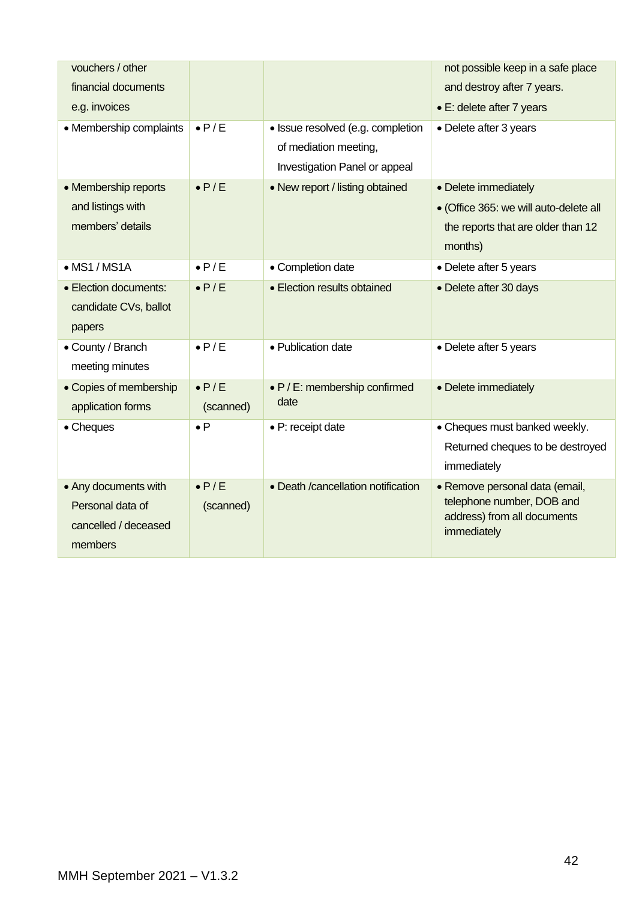| | | | |
|---|---|---|---|
| vouchers / other financial documents e.g. invoices | | | not possible keep in a safe place and destroy after 7 years.<br>• E: delete after 7 years |
| • Membership complaints | • P / E | • Issue resolved (e.g. completion of mediation meeting, Investigation Panel or appeal | • Delete after 3 years |
| • Membership reports and listings with members' details | • P / E | • New report / listing obtained | • Delete immediately<br>• (Office 365: we will auto-delete all the reports that are older than 12 months) |
| • MS1 / MS1A | • P / E | • Completion date | • Delete after 5 years |
| • Election documents: candidate CVs, ballot papers | • P / E | • Election results obtained | • Delete after 30 days |
| • County / Branch meeting minutes | • P / E | • Publication date | • Delete after 5 years |
| • Copies of membership application forms | • P / E (scanned) | • P / E: membership confirmed date | • Delete immediately |
| • Cheques | • P | • P: receipt date | • Cheques must banked weekly. Returned cheques to be destroyed immediately |
| • Any documents with Personal data of cancelled / deceased members | • P / E (scanned) | • Death /cancellation notification | • Remove personal data (email, telephone number, DOB and address) from all documents immediately |

MMH September 2021 – V1.3.2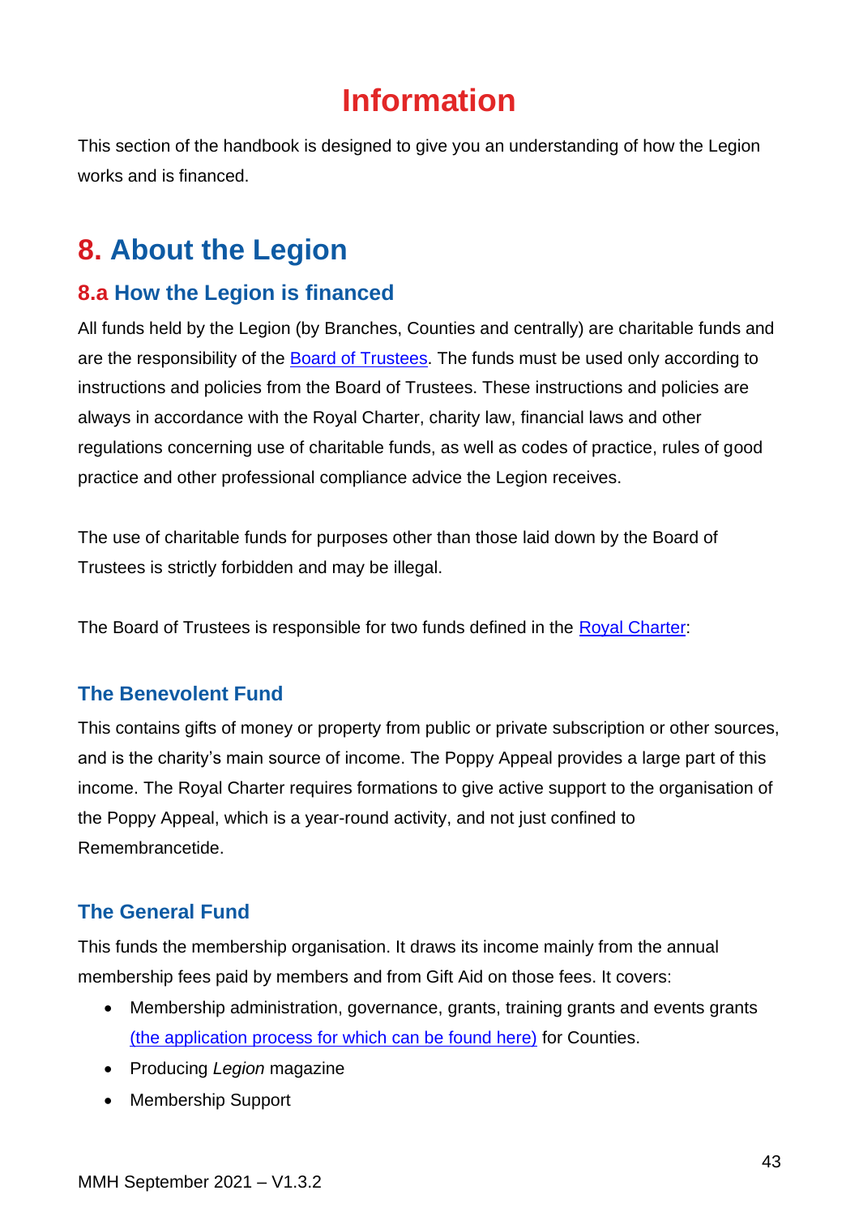# Information

This section of the handbook is designed to give you an understanding of how the Legion works and is financed.

# 8. About the Legion

## 8.a How the Legion is financed

All funds held by the Legion (by Branches, Counties and centrally) are charitable funds and are the responsibility of the Board of Trustees. The funds must be used only according to instructions and policies from the Board of Trustees. These instructions and policies are always in accordance with the Royal Charter, charity law, financial laws and other regulations concerning use of charitable funds, as well as codes of practice, rules of good practice and other professional compliance advice the Legion receives.

The use of charitable funds for purposes other than those laid down by the Board of Trustees is strictly forbidden and may be illegal.

The Board of Trustees is responsible for two funds defined in the Royal Charter:

### The Benevolent Fund

This contains gifts of money or property from public or private subscription or other sources, and is the charity's main source of income. The Poppy Appeal provides a large part of this income. The Royal Charter requires formations to give active support to the organisation of the Poppy Appeal, which is a year-round activity, and not just confined to Remembrancetide.

### The General Fund

This funds the membership organisation. It draws its income mainly from the annual membership fees paid by members and from Gift Aid on those fees. It covers:

- Membership administration, governance, grants, training grants and events grants (the application process for which can be found here) for Counties.
- Producing *Legion* magazine
- Membership Support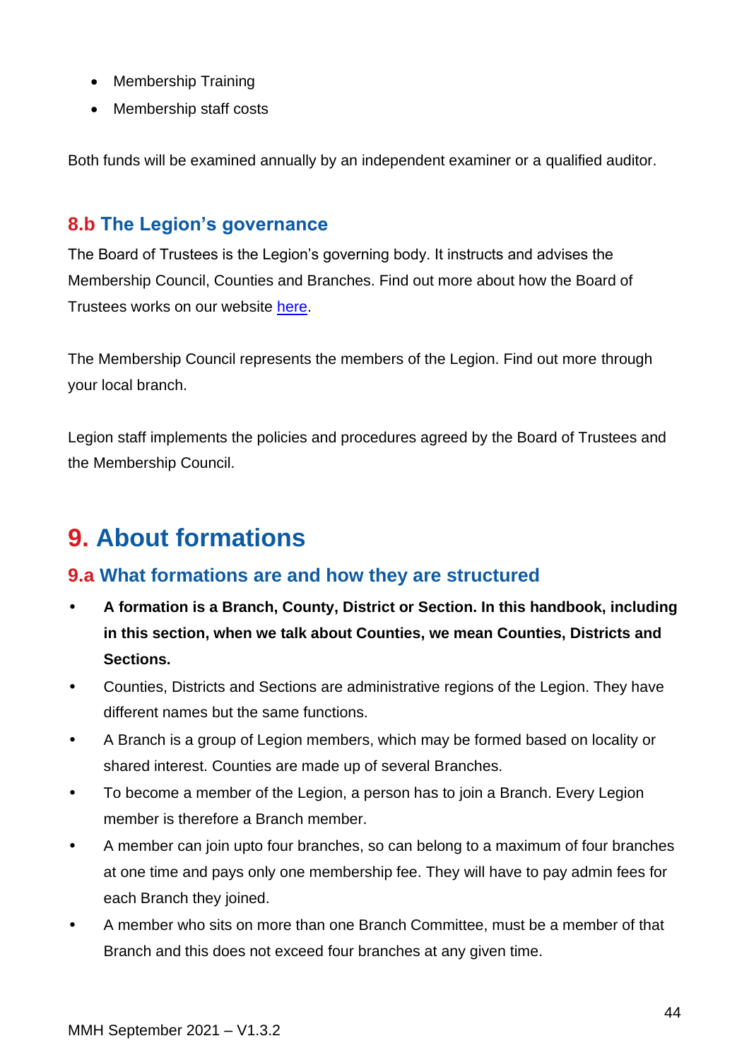- Membership Training
- Membership staff costs

Both funds will be examined annually by an independent examiner or a qualified auditor.

### 8.b The Legion's governance

The Board of Trustees is the Legion's governing body. It instructs and advises the Membership Council, Counties and Branches. Find out more about how the Board of Trustees works on our website here.

The Membership Council represents the members of the Legion. Find out more through your local branch.

Legion staff implements the policies and procedures agreed by the Board of Trustees and the Membership Council.

## 9. About formations

### 9.a What formations are and how they are structured

- **A formation is a Branch, County, District or Section. In this handbook, including in this section, when we talk about Counties, we mean Counties, Districts and Sections.**
- Counties, Districts and Sections are administrative regions of the Legion. They have different names but the same functions.
- A Branch is a group of Legion members, which may be formed based on locality or shared interest. Counties are made up of several Branches.
- To become a member of the Legion, a person has to join a Branch. Every Legion member is therefore a Branch member.
- A member can join upto four branches, so can belong to a maximum of four branches at one time and pays only one membership fee. They will have to pay admin fees for each Branch they joined.
- A member who sits on more than one Branch Committee, must be a member of that Branch and this does not exceed four branches at any given time.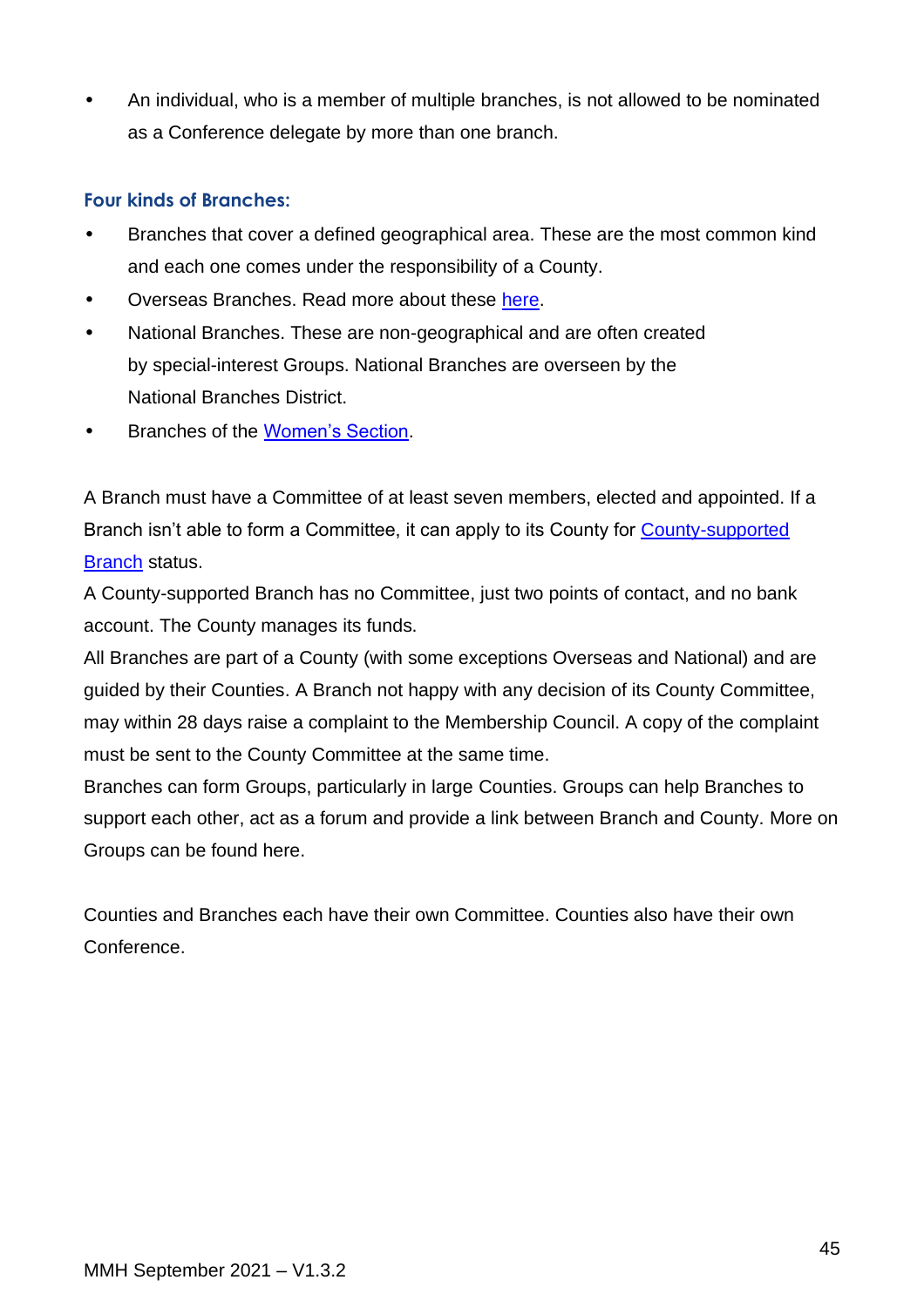- An individual, who is a member of multiple branches, is not allowed to be nominated as a Conference delegate by more than one branch.

### Four kinds of Branches:

- Branches that cover a defined geographical area. These are the most common kind and each one comes under the responsibility of a County.
- Overseas Branches. Read more about these here.
- National Branches. These are non-geographical and are often created by special-interest Groups. National Branches are overseen by the National Branches District.
- Branches of the Women's Section.

A Branch must have a Committee of at least seven members, elected and appointed. If a Branch isn't able to form a Committee, it can apply to its County for County-supported Branch status.

A County-supported Branch has no Committee, just two points of contact, and no bank account. The County manages its funds.

All Branches are part of a County (with some exceptions Overseas and National) and are guided by their Counties. A Branch not happy with any decision of its County Committee, may within 28 days raise a complaint to the Membership Council. A copy of the complaint must be sent to the County Committee at the same time.

Branches can form Groups, particularly in large Counties. Groups can help Branches to support each other, act as a forum and provide a link between Branch and County. More on Groups can be found here.

Counties and Branches each have their own Committee. Counties also have their own Conference.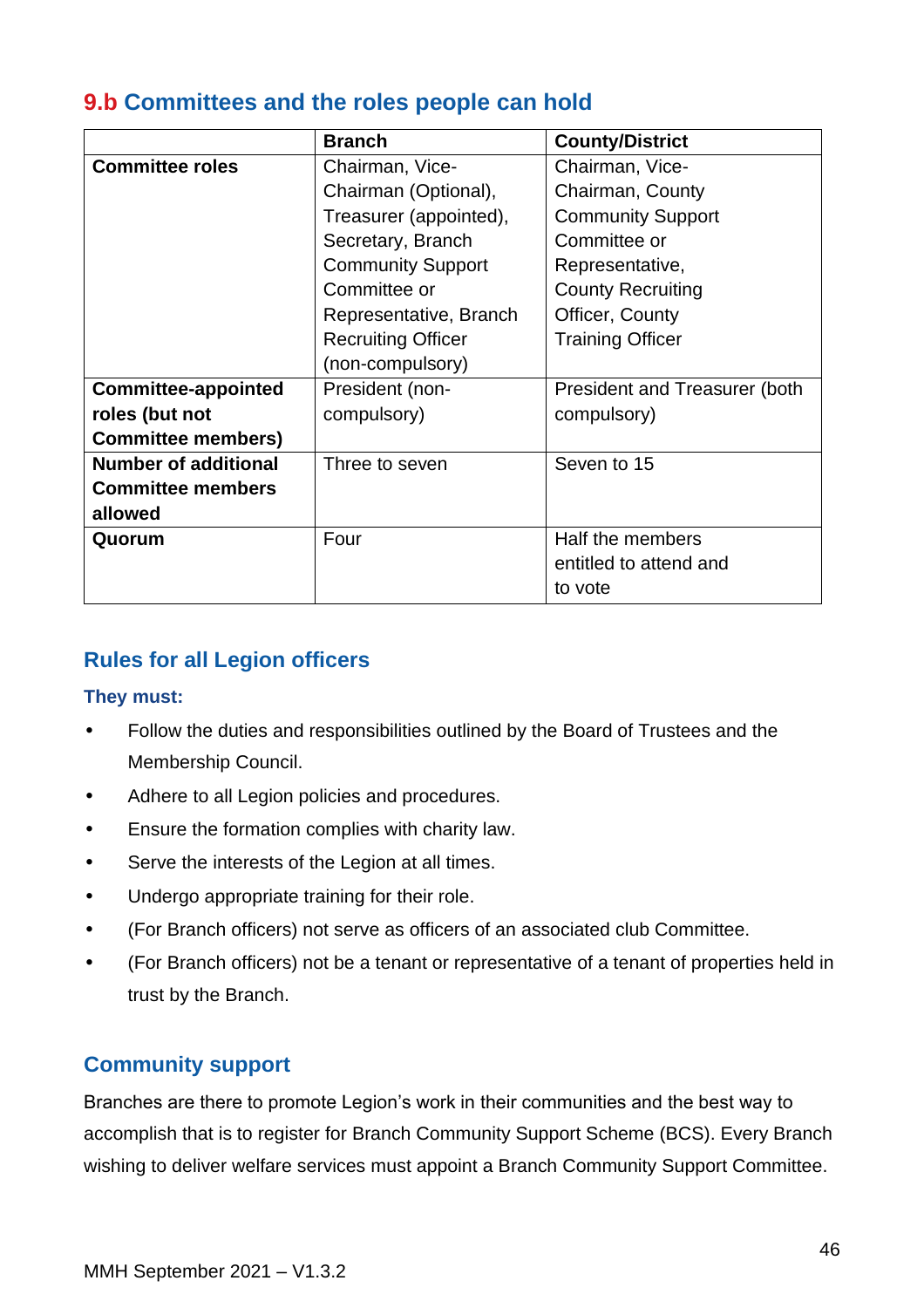## 9.b Committees and the roles people can hold

| | Branch | County/District |
|---|---|---|
| **Committee roles** | Chairman, Vice-Chairman (Optional), Treasurer (appointed), Secretary, Branch Community Support Committee or Representative, Branch Recruiting Officer (non-compulsory) | Chairman, Vice-Chairman, County Community Support Committee or Representative, County Recruiting Officer, County Training Officer |
| **Committee-appointed roles (but not Committee members)** | President (non-compulsory) | President and Treasurer (both compulsory) |
| **Number of additional Committee members allowed** | Three to seven | Seven to 15 |
| **Quorum** | Four | Half the members entitled to attend and to vote |

## Rules for all Legion officers

### They must:

- Follow the duties and responsibilities outlined by the Board of Trustees and the Membership Council.
- Adhere to all Legion policies and procedures.
- Ensure the formation complies with charity law.
- Serve the interests of the Legion at all times.
- Undergo appropriate training for their role.
- (For Branch officers) not serve as officers of an associated club Committee.
- (For Branch officers) not be a tenant or representative of a tenant of properties held in trust by the Branch.

## Community support

Branches are there to promote Legion's work in their communities and the best way to accomplish that is to register for Branch Community Support Scheme (BCS). Every Branch wishing to deliver welfare services must appoint a Branch Community Support Committee.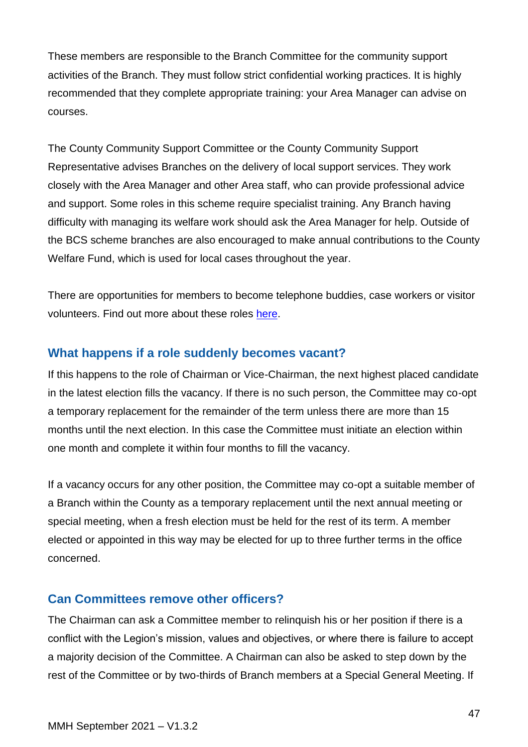These members are responsible to the Branch Committee for the community support activities of the Branch. They must follow strict confidential working practices. It is highly recommended that they complete appropriate training: your Area Manager can advise on courses.

The County Community Support Committee or the County Community Support Representative advises Branches on the delivery of local support services. They work closely with the Area Manager and other Area staff, who can provide professional advice and support. Some roles in this scheme require specialist training. Any Branch having difficulty with managing its welfare work should ask the Area Manager for help. Outside of the BCS scheme branches are also encouraged to make annual contributions to the County Welfare Fund, which is used for local cases throughout the year.

There are opportunities for members to become telephone buddies, case workers or visitor volunteers. Find out more about these roles [here](#).

### What happens if a role suddenly becomes vacant?

If this happens to the role of Chairman or Vice-Chairman, the next highest placed candidate in the latest election fills the vacancy. If there is no such person, the Committee may co-opt a temporary replacement for the remainder of the term unless there are more than 15 months until the next election. In this case the Committee must initiate an election within one month and complete it within four months to fill the vacancy.

If a vacancy occurs for any other position, the Committee may co-opt a suitable member of a Branch within the County as a temporary replacement until the next annual meeting or special meeting, when a fresh election must be held for the rest of its term. A member elected or appointed in this way may be elected for up to three further terms in the office concerned.

### Can Committees remove other officers?

The Chairman can ask a Committee member to relinquish his or her position if there is a conflict with the Legion's mission, values and objectives, or where there is failure to accept a majority decision of the Committee. A Chairman can also be asked to step down by the rest of the Committee or by two-thirds of Branch members at a Special General Meeting. If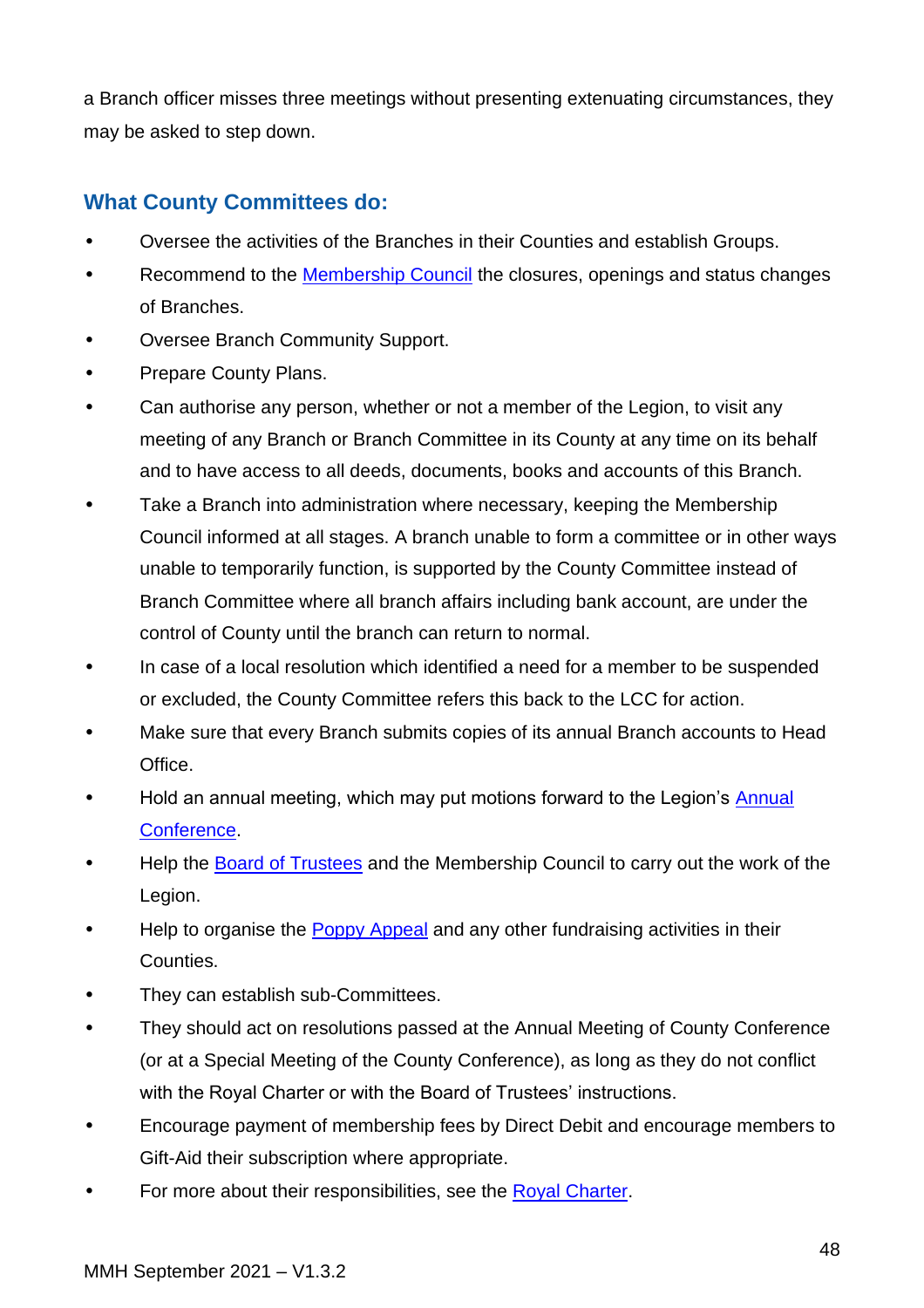a Branch officer misses three meetings without presenting extenuating circumstances, they may be asked to step down.

### What County Committees do:

- Oversee the activities of the Branches in their Counties and establish Groups.
- Recommend to the Membership Council the closures, openings and status changes of Branches.
- Oversee Branch Community Support.
- Prepare County Plans.
- Can authorise any person, whether or not a member of the Legion, to visit any meeting of any Branch or Branch Committee in its County at any time on its behalf and to have access to all deeds, documents, books and accounts of this Branch.
- Take a Branch into administration where necessary, keeping the Membership Council informed at all stages. A branch unable to form a committee or in other ways unable to temporarily function, is supported by the County Committee instead of Branch Committee where all branch affairs including bank account, are under the control of County until the branch can return to normal.
- In case of a local resolution which identified a need for a member to be suspended or excluded, the County Committee refers this back to the LCC for action.
- Make sure that every Branch submits copies of its annual Branch accounts to Head Office.
- Hold an annual meeting, which may put motions forward to the Legion's Annual Conference.
- Help the Board of Trustees and the Membership Council to carry out the work of the Legion.
- Help to organise the Poppy Appeal and any other fundraising activities in their Counties.
- They can establish sub-Committees.
- They should act on resolutions passed at the Annual Meeting of County Conference (or at a Special Meeting of the County Conference), as long as they do not conflict with the Royal Charter or with the Board of Trustees' instructions.
- Encourage payment of membership fees by Direct Debit and encourage members to Gift-Aid their subscription where appropriate.
- For more about their responsibilities, see the Royal Charter.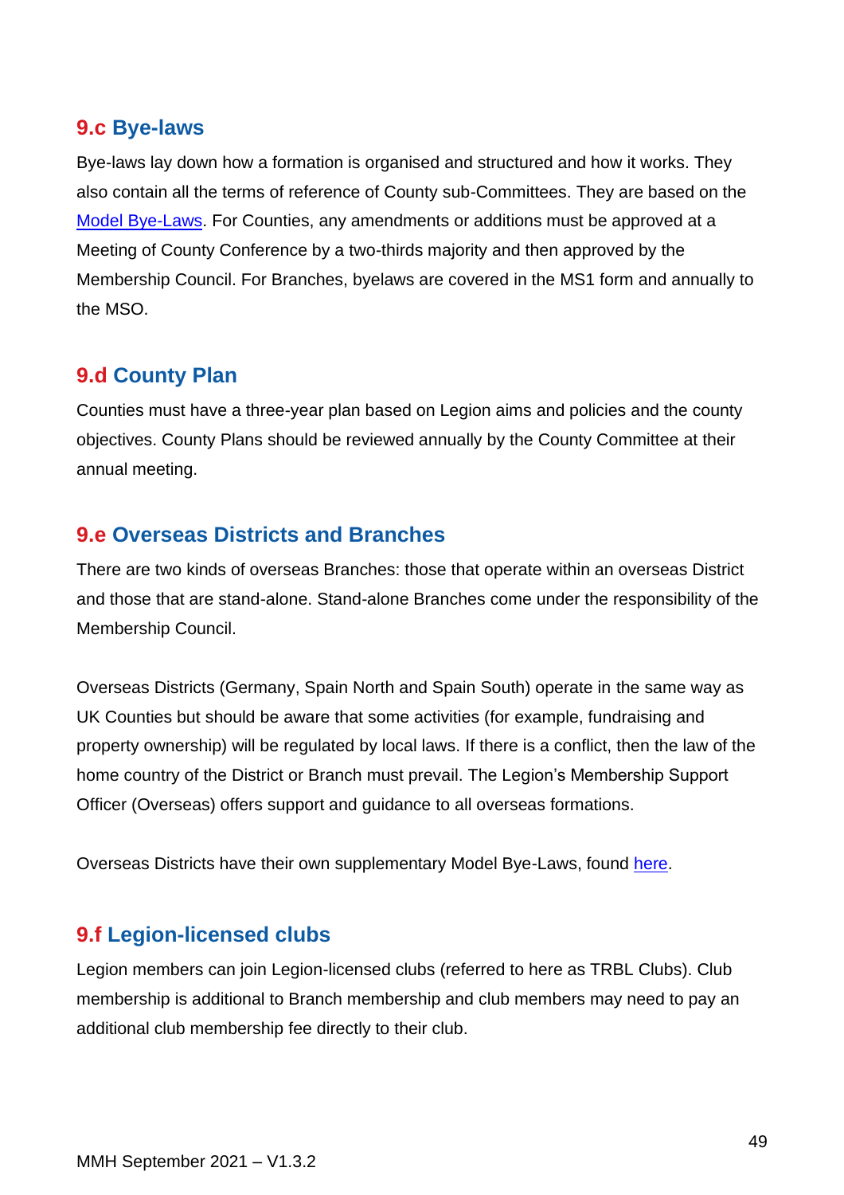## 9.c Bye-laws

Bye-laws lay down how a formation is organised and structured and how it works. They also contain all the terms of reference of County sub-Committees. They are based on the Model Bye-Laws. For Counties, any amendments or additions must be approved at a Meeting of County Conference by a two-thirds majority and then approved by the Membership Council. For Branches, byelaws are covered in the MS1 form and annually to the MSO.

## 9.d County Plan

Counties must have a three-year plan based on Legion aims and policies and the county objectives. County Plans should be reviewed annually by the County Committee at their annual meeting.

## 9.e Overseas Districts and Branches

There are two kinds of overseas Branches: those that operate within an overseas District and those that are stand-alone. Stand-alone Branches come under the responsibility of the Membership Council.

Overseas Districts (Germany, Spain North and Spain South) operate in the same way as UK Counties but should be aware that some activities (for example, fundraising and property ownership) will be regulated by local laws. If there is a conflict, then the law of the home country of the District or Branch must prevail. The Legion's Membership Support Officer (Overseas) offers support and guidance to all overseas formations.

Overseas Districts have their own supplementary Model Bye-Laws, found here.

## 9.f Legion-licensed clubs

Legion members can join Legion-licensed clubs (referred to here as TRBL Clubs). Club membership is additional to Branch membership and club members may need to pay an additional club membership fee directly to their club.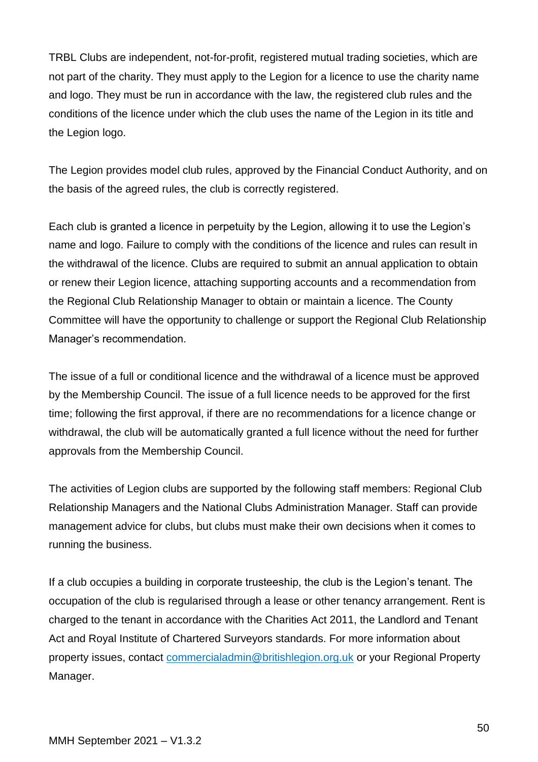TRBL Clubs are independent, not-for-profit, registered mutual trading societies, which are not part of the charity. They must apply to the Legion for a licence to use the charity name and logo. They must be run in accordance with the law, the registered club rules and the conditions of the licence under which the club uses the name of the Legion in its title and the Legion logo.

The Legion provides model club rules, approved by the Financial Conduct Authority, and on the basis of the agreed rules, the club is correctly registered.

Each club is granted a licence in perpetuity by the Legion, allowing it to use the Legion's name and logo. Failure to comply with the conditions of the licence and rules can result in the withdrawal of the licence. Clubs are required to submit an annual application to obtain or renew their Legion licence, attaching supporting accounts and a recommendation from the Regional Club Relationship Manager to obtain or maintain a licence. The County Committee will have the opportunity to challenge or support the Regional Club Relationship Manager's recommendation.

The issue of a full or conditional licence and the withdrawal of a licence must be approved by the Membership Council. The issue of a full licence needs to be approved for the first time; following the first approval, if there are no recommendations for a licence change or withdrawal, the club will be automatically granted a full licence without the need for further approvals from the Membership Council.

The activities of Legion clubs are supported by the following staff members: Regional Club Relationship Managers and the National Clubs Administration Manager. Staff can provide management advice for clubs, but clubs must make their own decisions when it comes to running the business.

If a club occupies a building in corporate trusteeship, the club is the Legion's tenant. The occupation of the club is regularised through a lease or other tenancy arrangement. Rent is charged to the tenant in accordance with the Charities Act 2011, the Landlord and Tenant Act and Royal Institute of Chartered Surveyors standards. For more information about property issues, contact commercialadmin@britishlegion.org.uk or your Regional Property Manager.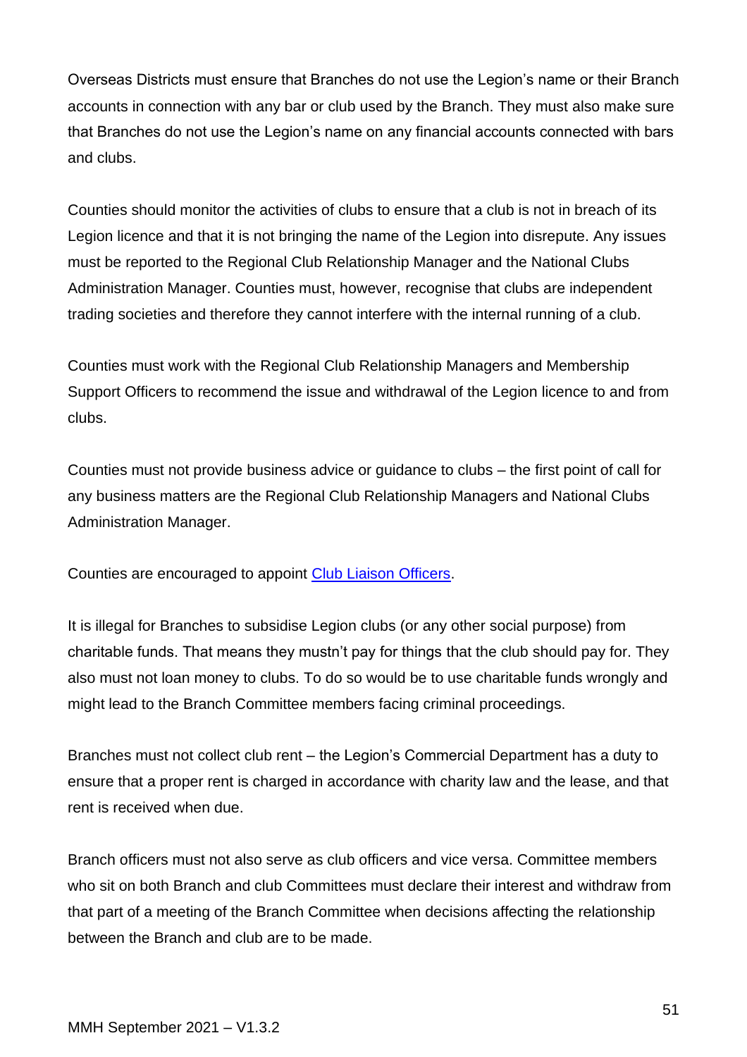Overseas Districts must ensure that Branches do not use the Legion's name or their Branch accounts in connection with any bar or club used by the Branch. They must also make sure that Branches do not use the Legion's name on any financial accounts connected with bars and clubs.

Counties should monitor the activities of clubs to ensure that a club is not in breach of its Legion licence and that it is not bringing the name of the Legion into disrepute. Any issues must be reported to the Regional Club Relationship Manager and the National Clubs Administration Manager. Counties must, however, recognise that clubs are independent trading societies and therefore they cannot interfere with the internal running of a club.

Counties must work with the Regional Club Relationship Managers and Membership Support Officers to recommend the issue and withdrawal of the Legion licence to and from clubs.

Counties must not provide business advice or guidance to clubs – the first point of call for any business matters are the Regional Club Relationship Managers and National Clubs Administration Manager.

Counties are encouraged to appoint [Club Liaison Officers](#).

It is illegal for Branches to subsidise Legion clubs (or any other social purpose) from charitable funds. That means they mustn't pay for things that the club should pay for. They also must not loan money to clubs. To do so would be to use charitable funds wrongly and might lead to the Branch Committee members facing criminal proceedings.

Branches must not collect club rent – the Legion's Commercial Department has a duty to ensure that a proper rent is charged in accordance with charity law and the lease, and that rent is received when due.

Branch officers must not also serve as club officers and vice versa. Committee members who sit on both Branch and club Committees must declare their interest and withdraw from that part of a meeting of the Branch Committee when decisions affecting the relationship between the Branch and club are to be made.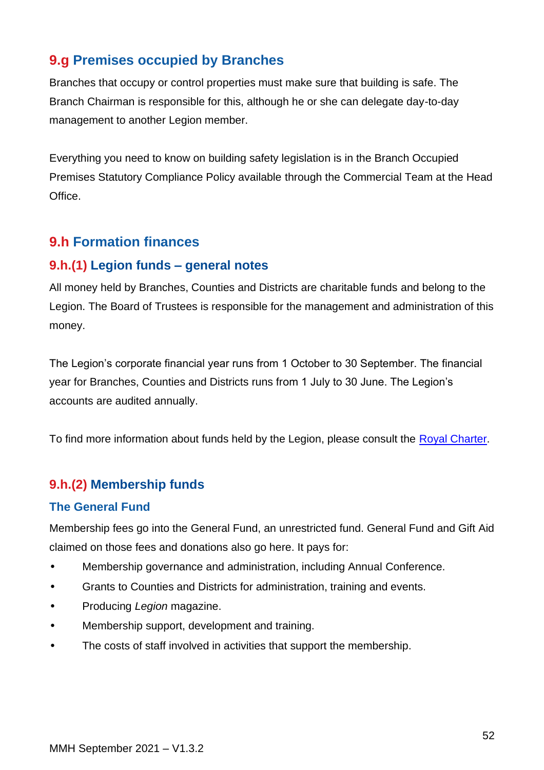## 9.g Premises occupied by Branches

Branches that occupy or control properties must make sure that building is safe. The Branch Chairman is responsible for this, although he or she can delegate day-to-day management to another Legion member.

Everything you need to know on building safety legislation is in the Branch Occupied Premises Statutory Compliance Policy available through the Commercial Team at the Head Office.

## 9.h Formation finances

### 9.h.(1) Legion funds – general notes

All money held by Branches, Counties and Districts are charitable funds and belong to the Legion. The Board of Trustees is responsible for the management and administration of this money.

The Legion's corporate financial year runs from 1 October to 30 September. The financial year for Branches, Counties and Districts runs from 1 July to 30 June. The Legion's accounts are audited annually.

To find more information about funds held by the Legion, please consult the [Royal Charter](Royal Charter).

### 9.h.(2) Membership funds

#### The General Fund

Membership fees go into the General Fund, an unrestricted fund. General Fund and Gift Aid claimed on those fees and donations also go here. It pays for:

- Membership governance and administration, including Annual Conference.
- Grants to Counties and Districts for administration, training and events.
- Producing *Legion* magazine.
- Membership support, development and training.
- The costs of staff involved in activities that support the membership.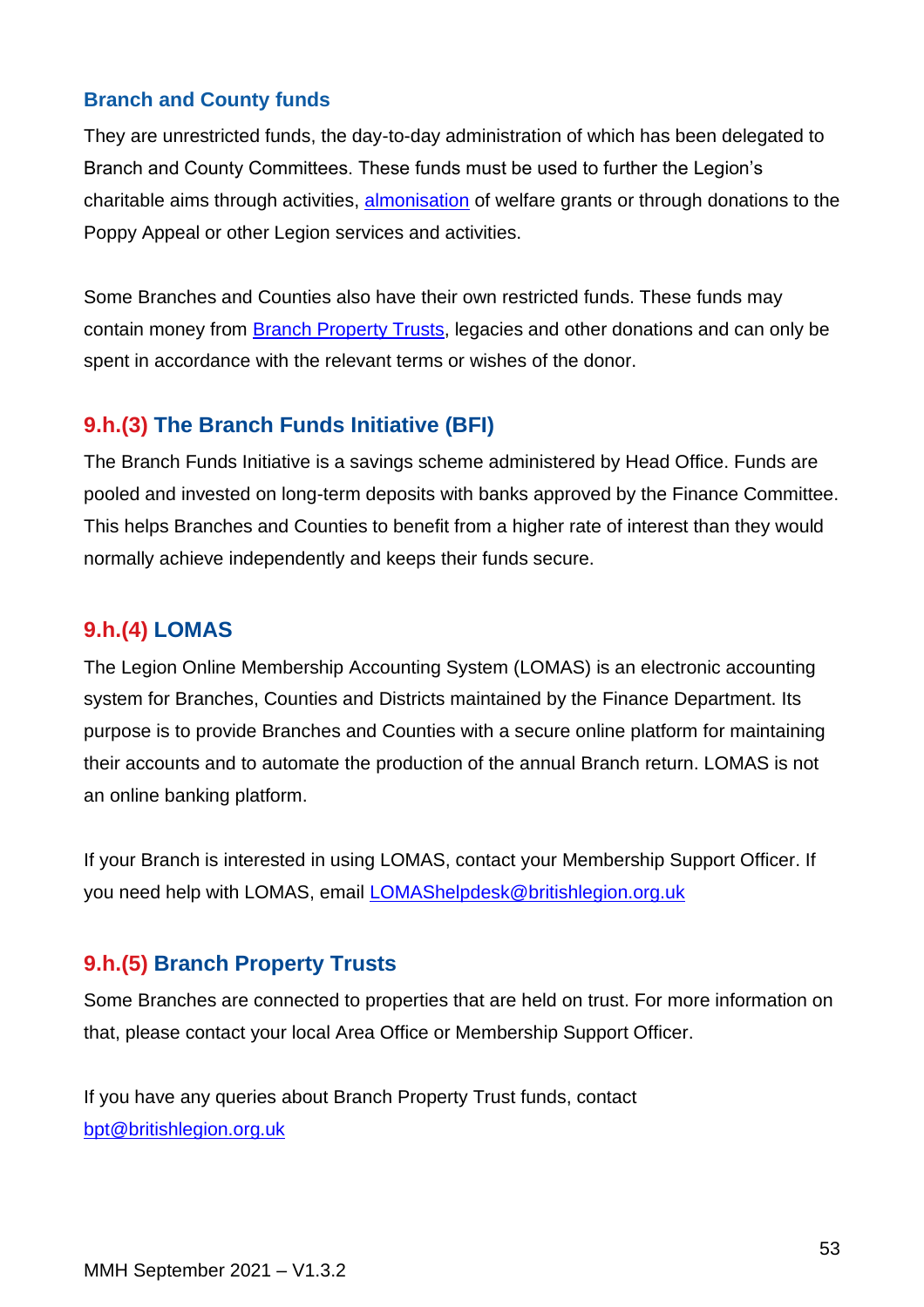### Branch and County funds

They are unrestricted funds, the day-to-day administration of which has been delegated to Branch and County Committees. These funds must be used to further the Legion's charitable aims through activities, [almonisation](#) of welfare grants or through donations to the Poppy Appeal or other Legion services and activities.

Some Branches and Counties also have their own restricted funds. These funds may contain money from [Branch Property Trusts](#), legacies and other donations and can only be spent in accordance with the relevant terms or wishes of the donor.

## 9.h.(3) The Branch Funds Initiative (BFI)

The Branch Funds Initiative is a savings scheme administered by Head Office. Funds are pooled and invested on long-term deposits with banks approved by the Finance Committee. This helps Branches and Counties to benefit from a higher rate of interest than they would normally achieve independently and keeps their funds secure.

## 9.h.(4) LOMAS

The Legion Online Membership Accounting System (LOMAS) is an electronic accounting system for Branches, Counties and Districts maintained by the Finance Department. Its purpose is to provide Branches and Counties with a secure online platform for maintaining their accounts and to automate the production of the annual Branch return. LOMAS is not an online banking platform.

If your Branch is interested in using LOMAS, contact your Membership Support Officer. If you need help with LOMAS, email [LOMAShelpdesk@britishlegion.org.uk](mailto:LOMAShelpdesk@britishlegion.org.uk)

## 9.h.(5) Branch Property Trusts

Some Branches are connected to properties that are held on trust. For more information on that, please contact your local Area Office or Membership Support Officer.

If you have any queries about Branch Property Trust funds, contact [bpt@britishlegion.org.uk](mailto:bpt@britishlegion.org.uk)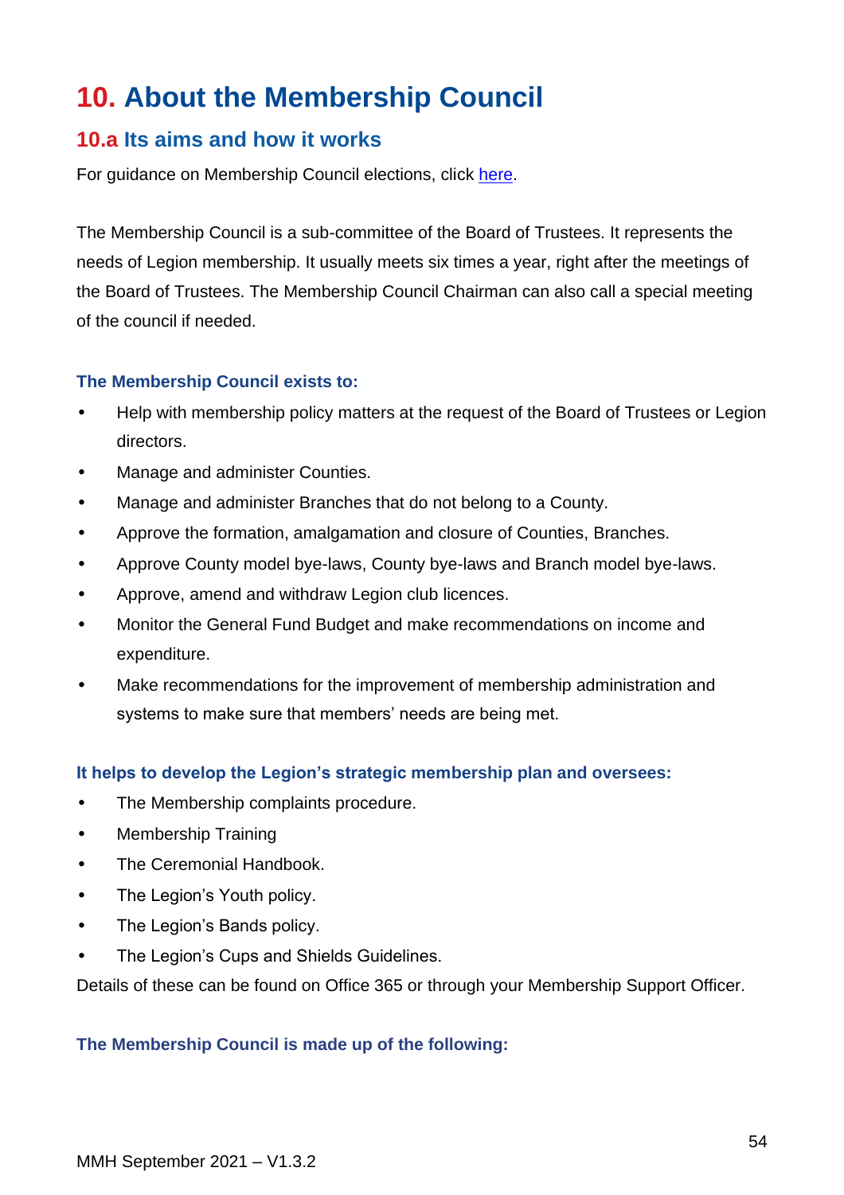# 10. About the Membership Council

## 10.a Its aims and how it works

For guidance on Membership Council elections, click [here](#).

The Membership Council is a sub-committee of the Board of Trustees. It represents the needs of Legion membership. It usually meets six times a year, right after the meetings of the Board of Trustees. The Membership Council Chairman can also call a special meeting of the council if needed.

### The Membership Council exists to:

- Help with membership policy matters at the request of the Board of Trustees or Legion directors.
- Manage and administer Counties.
- Manage and administer Branches that do not belong to a County.
- Approve the formation, amalgamation and closure of Counties, Branches.
- Approve County model bye-laws, County bye-laws and Branch model bye-laws.
- Approve, amend and withdraw Legion club licences.
- Monitor the General Fund Budget and make recommendations on income and expenditure.
- Make recommendations for the improvement of membership administration and systems to make sure that members' needs are being met.

### It helps to develop the Legion's strategic membership plan and oversees:

- The Membership complaints procedure.
- Membership Training
- The Ceremonial Handbook.
- The Legion's Youth policy.
- The Legion's Bands policy.
- The Legion's Cups and Shields Guidelines.

Details of these can be found on Office 365 or through your Membership Support Officer.

### The Membership Council is made up of the following: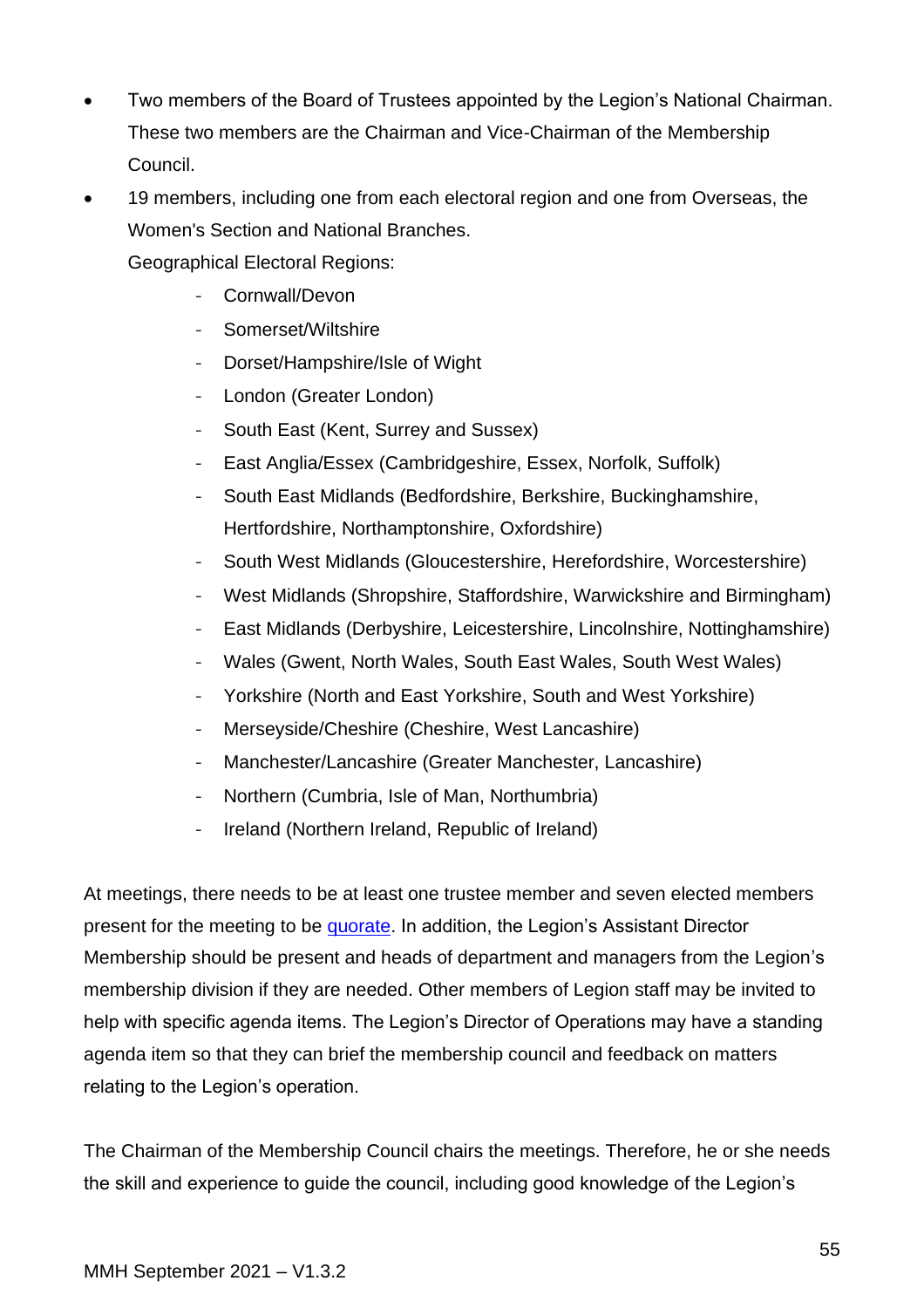- Two members of the Board of Trustees appointed by the Legion's National Chairman. These two members are the Chairman and Vice-Chairman of the Membership Council.
- 19 members, including one from each electoral region and one from Overseas, the Women's Section and National Branches.

  Geographical Electoral Regions:

  - Cornwall/Devon
  - Somerset/Wiltshire
  - Dorset/Hampshire/Isle of Wight
  - London (Greater London)
  - South East (Kent, Surrey and Sussex)
  - East Anglia/Essex (Cambridgeshire, Essex, Norfolk, Suffolk)
  - South East Midlands (Bedfordshire, Berkshire, Buckinghamshire, Hertfordshire, Northamptonshire, Oxfordshire)
  - South West Midlands (Gloucestershire, Herefordshire, Worcestershire)
  - West Midlands (Shropshire, Staffordshire, Warwickshire and Birmingham)
  - East Midlands (Derbyshire, Leicestershire, Lincolnshire, Nottinghamshire)
  - Wales (Gwent, North Wales, South East Wales, South West Wales)
  - Yorkshire (North and East Yorkshire, South and West Yorkshire)
  - Merseyside/Cheshire (Cheshire, West Lancashire)
  - Manchester/Lancashire (Greater Manchester, Lancashire)
  - Northern (Cumbria, Isle of Man, Northumbria)
  - Ireland (Northern Ireland, Republic of Ireland)

At meetings, there needs to be at least one trustee member and seven elected members present for the meeting to be quorate. In addition, the Legion's Assistant Director Membership should be present and heads of department and managers from the Legion's membership division if they are needed. Other members of Legion staff may be invited to help with specific agenda items. The Legion's Director of Operations may have a standing agenda item so that they can brief the membership council and feedback on matters relating to the Legion's operation.

The Chairman of the Membership Council chairs the meetings. Therefore, he or she needs the skill and experience to guide the council, including good knowledge of the Legion's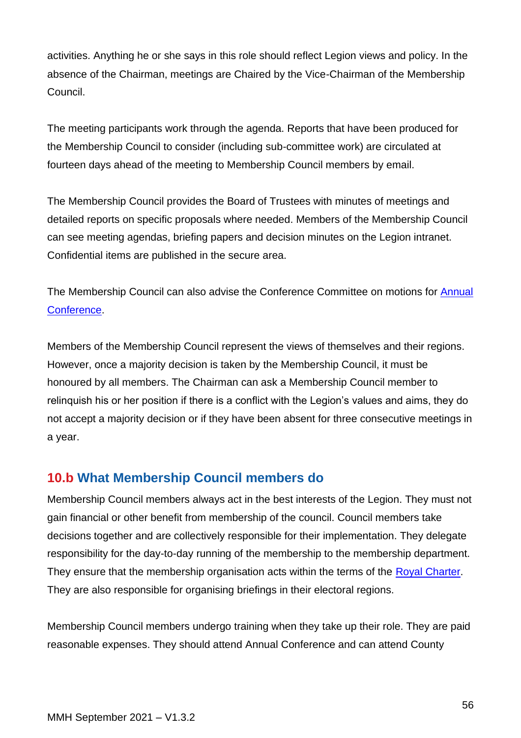activities. Anything he or she says in this role should reflect Legion views and policy. In the absence of the Chairman, meetings are Chaired by the Vice-Chairman of the Membership Council.

The meeting participants work through the agenda. Reports that have been produced for the Membership Council to consider (including sub-committee work) are circulated at fourteen days ahead of the meeting to Membership Council members by email.

The Membership Council provides the Board of Trustees with minutes of meetings and detailed reports on specific proposals where needed. Members of the Membership Council can see meeting agendas, briefing papers and decision minutes on the Legion intranet. Confidential items are published in the secure area.

The Membership Council can also advise the Conference Committee on motions for [Annual Conference](#).

Members of the Membership Council represent the views of themselves and their regions. However, once a majority decision is taken by the Membership Council, it must be honoured by all members. The Chairman can ask a Membership Council member to relinquish his or her position if there is a conflict with the Legion's values and aims, they do not accept a majority decision or if they have been absent for three consecutive meetings in a year.

## 10.b What Membership Council members do

Membership Council members always act in the best interests of the Legion. They must not gain financial or other benefit from membership of the council. Council members take decisions together and are collectively responsible for their implementation. They delegate responsibility for the day-to-day running of the membership to the membership department. They ensure that the membership organisation acts within the terms of the [Royal Charter](#). They are also responsible for organising briefings in their electoral regions.

Membership Council members undergo training when they take up their role. They are paid reasonable expenses. They should attend Annual Conference and can attend County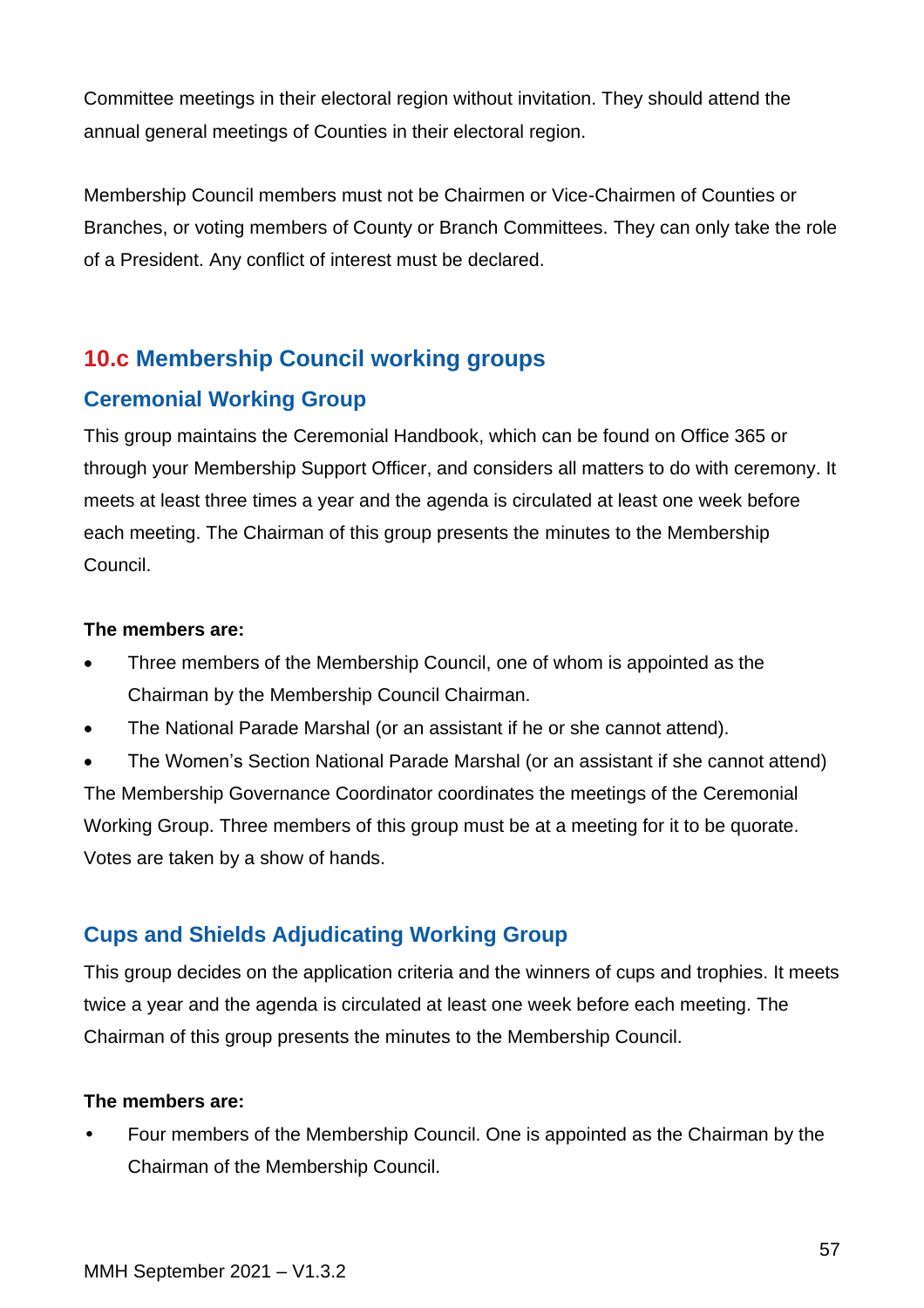Committee meetings in their electoral region without invitation. They should attend the annual general meetings of Counties in their electoral region.

Membership Council members must not be Chairmen or Vice-Chairmen of Counties or Branches, or voting members of County or Branch Committees. They can only take the role of a President. Any conflict of interest must be declared.

## 10.c Membership Council working groups

### Ceremonial Working Group

This group maintains the Ceremonial Handbook, which can be found on Office 365 or through your Membership Support Officer, and considers all matters to do with ceremony. It meets at least three times a year and the agenda is circulated at least one week before each meeting. The Chairman of this group presents the minutes to the Membership Council.

**The members are:**

- Three members of the Membership Council, one of whom is appointed as the Chairman by the Membership Council Chairman.
- The National Parade Marshal (or an assistant if he or she cannot attend).
- The Women's Section National Parade Marshal (or an assistant if she cannot attend)

The Membership Governance Coordinator coordinates the meetings of the Ceremonial Working Group. Three members of this group must be at a meeting for it to be quorate. Votes are taken by a show of hands.

### Cups and Shields Adjudicating Working Group

This group decides on the application criteria and the winners of cups and trophies. It meets twice a year and the agenda is circulated at least one week before each meeting. The Chairman of this group presents the minutes to the Membership Council.

**The members are:**

- Four members of the Membership Council. One is appointed as the Chairman by the Chairman of the Membership Council.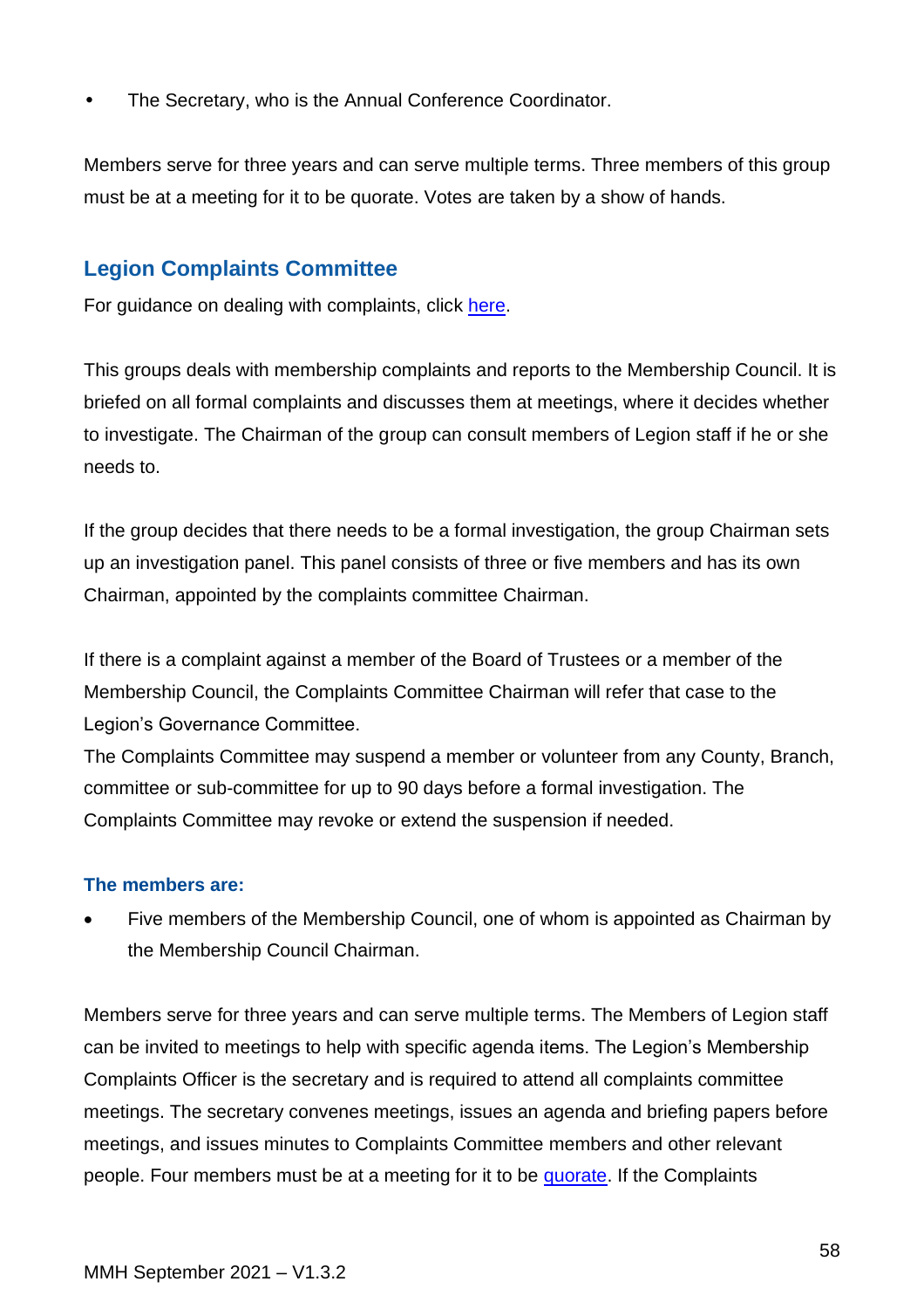- The Secretary, who is the Annual Conference Coordinator.

Members serve for three years and can serve multiple terms. Three members of this group must be at a meeting for it to be quorate. Votes are taken by a show of hands.

## Legion Complaints Committee

For guidance on dealing with complaints, click here.

This groups deals with membership complaints and reports to the Membership Council. It is briefed on all formal complaints and discusses them at meetings, where it decides whether to investigate. The Chairman of the group can consult members of Legion staff if he or she needs to.

If the group decides that there needs to be a formal investigation, the group Chairman sets up an investigation panel. This panel consists of three or five members and has its own Chairman, appointed by the complaints committee Chairman.

If there is a complaint against a member of the Board of Trustees or a member of the Membership Council, the Complaints Committee Chairman will refer that case to the Legion's Governance Committee.
The Complaints Committee may suspend a member or volunteer from any County, Branch, committee or sub-committee for up to 90 days before a formal investigation. The Complaints Committee may revoke or extend the suspension if needed.

### The members are:

- Five members of the Membership Council, one of whom is appointed as Chairman by the Membership Council Chairman.

Members serve for three years and can serve multiple terms. The Members of Legion staff can be invited to meetings to help with specific agenda items. The Legion's Membership Complaints Officer is the secretary and is required to attend all complaints committee meetings. The secretary convenes meetings, issues an agenda and briefing papers before meetings, and issues minutes to Complaints Committee members and other relevant people. Four members must be at a meeting for it to be quorate. If the Complaints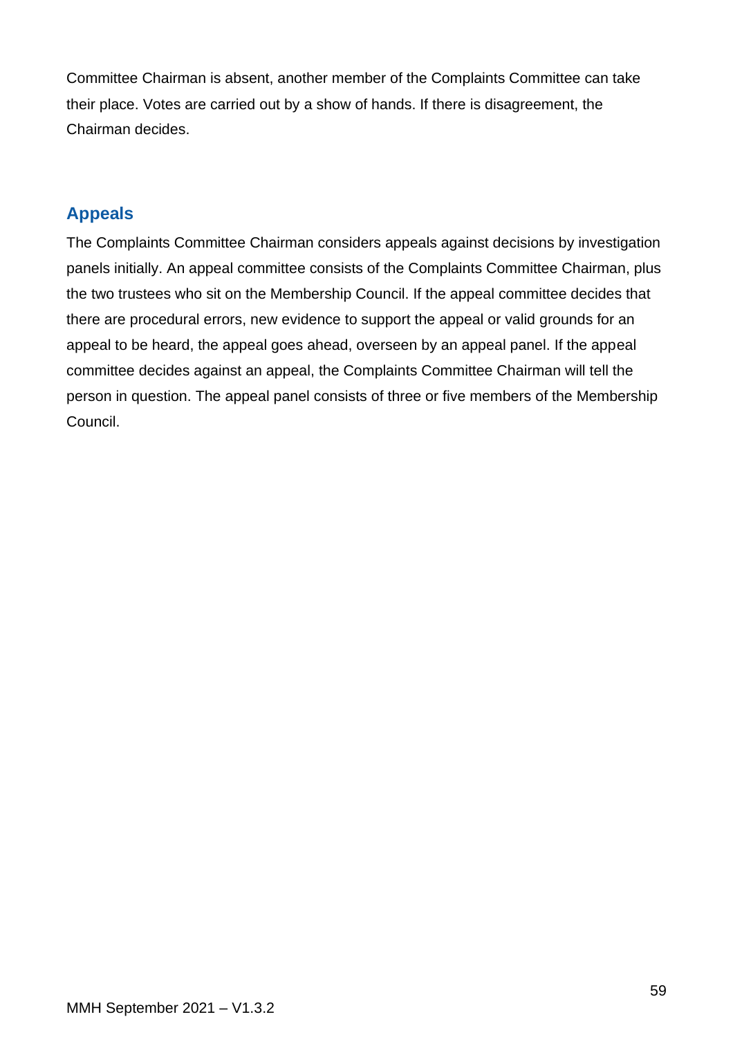Committee Chairman is absent, another member of the Complaints Committee can take their place. Votes are carried out by a show of hands. If there is disagreement, the Chairman decides.

## Appeals

The Complaints Committee Chairman considers appeals against decisions by investigation panels initially. An appeal committee consists of the Complaints Committee Chairman, plus the two trustees who sit on the Membership Council. If the appeal committee decides that there are procedural errors, new evidence to support the appeal or valid grounds for an appeal to be heard, the appeal goes ahead, overseen by an appeal panel. If the appeal committee decides against an appeal, the Complaints Committee Chairman will tell the person in question. The appeal panel consists of three or five members of the Membership Council.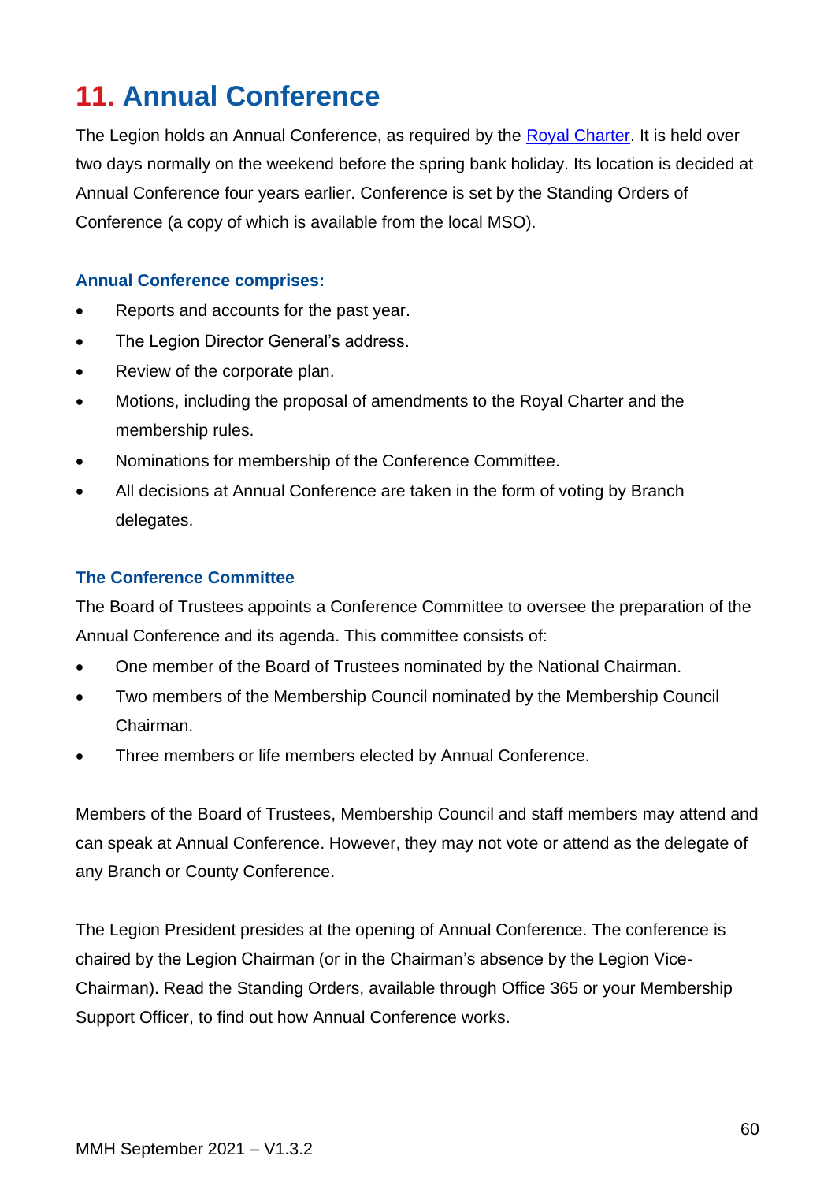# 11. Annual Conference

The Legion holds an Annual Conference, as required by the Royal Charter. It is held over two days normally on the weekend before the spring bank holiday. Its location is decided at Annual Conference four years earlier. Conference is set by the Standing Orders of Conference (a copy of which is available from the local MSO).

### Annual Conference comprises:

- Reports and accounts for the past year.
- The Legion Director General's address.
- Review of the corporate plan.
- Motions, including the proposal of amendments to the Royal Charter and the membership rules.
- Nominations for membership of the Conference Committee.
- All decisions at Annual Conference are taken in the form of voting by Branch delegates.

### The Conference Committee

The Board of Trustees appoints a Conference Committee to oversee the preparation of the Annual Conference and its agenda. This committee consists of:

- One member of the Board of Trustees nominated by the National Chairman.
- Two members of the Membership Council nominated by the Membership Council Chairman.
- Three members or life members elected by Annual Conference.

Members of the Board of Trustees, Membership Council and staff members may attend and can speak at Annual Conference. However, they may not vote or attend as the delegate of any Branch or County Conference.

The Legion President presides at the opening of Annual Conference. The conference is chaired by the Legion Chairman (or in the Chairman's absence by the Legion Vice-Chairman). Read the Standing Orders, available through Office 365 or your Membership Support Officer, to find out how Annual Conference works.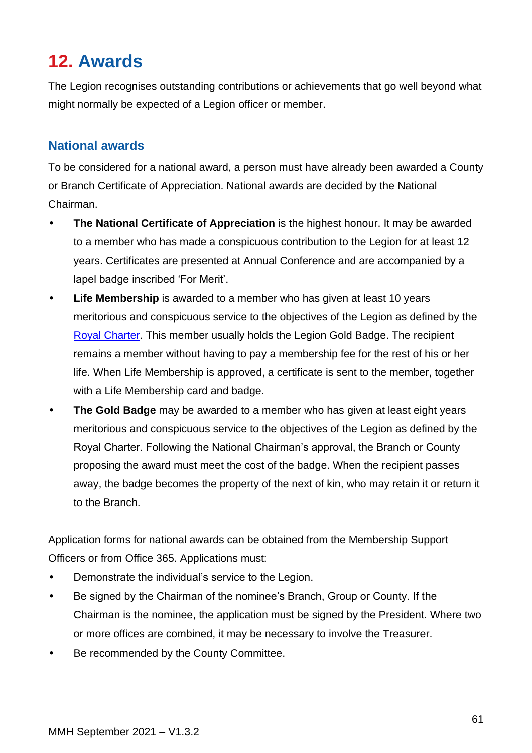# 12. Awards

The Legion recognises outstanding contributions or achievements that go well beyond what might normally be expected of a Legion officer or member.

## National awards

To be considered for a national award, a person must have already been awarded a County or Branch Certificate of Appreciation. National awards are decided by the National Chairman.

- **The National Certificate of Appreciation** is the highest honour. It may be awarded to a member who has made a conspicuous contribution to the Legion for at least 12 years. Certificates are presented at Annual Conference and are accompanied by a lapel badge inscribed 'For Merit'.
- **Life Membership** is awarded to a member who has given at least 10 years meritorious and conspicuous service to the objectives of the Legion as defined by the Royal Charter. This member usually holds the Legion Gold Badge. The recipient remains a member without having to pay a membership fee for the rest of his or her life. When Life Membership is approved, a certificate is sent to the member, together with a Life Membership card and badge.
- **The Gold Badge** may be awarded to a member who has given at least eight years meritorious and conspicuous service to the objectives of the Legion as defined by the Royal Charter. Following the National Chairman's approval, the Branch or County proposing the award must meet the cost of the badge. When the recipient passes away, the badge becomes the property of the next of kin, who may retain it or return it to the Branch.

Application forms for national awards can be obtained from the Membership Support Officers or from Office 365. Applications must:

- Demonstrate the individual's service to the Legion.
- Be signed by the Chairman of the nominee's Branch, Group or County. If the Chairman is the nominee, the application must be signed by the President. Where two or more offices are combined, it may be necessary to involve the Treasurer.
- Be recommended by the County Committee.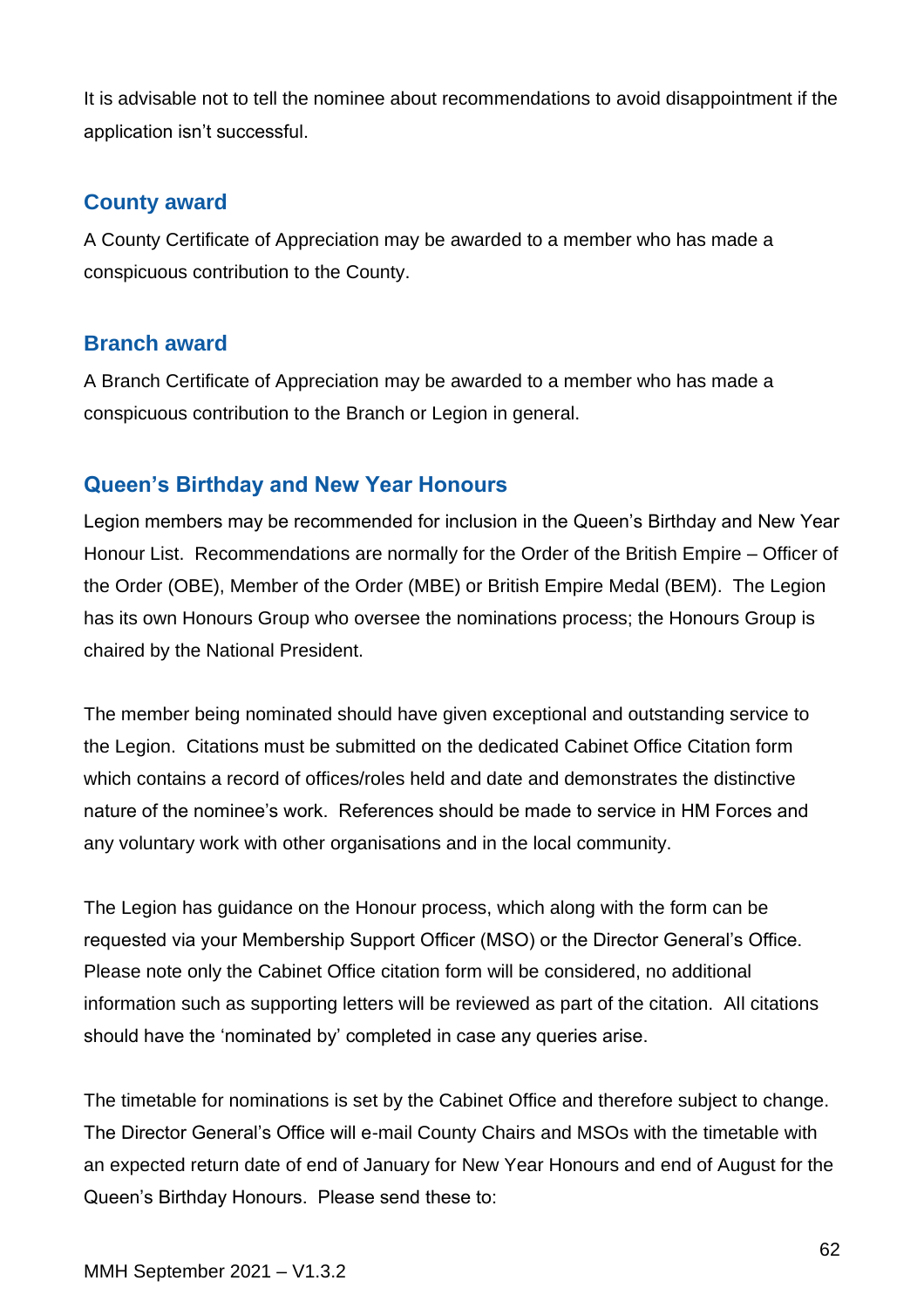It is advisable not to tell the nominee about recommendations to avoid disappointment if the application isn't successful.

## County award

A County Certificate of Appreciation may be awarded to a member who has made a conspicuous contribution to the County.

## Branch award

A Branch Certificate of Appreciation may be awarded to a member who has made a conspicuous contribution to the Branch or Legion in general.

## Queen's Birthday and New Year Honours

Legion members may be recommended for inclusion in the Queen's Birthday and New Year Honour List. Recommendations are normally for the Order of the British Empire – Officer of the Order (OBE), Member of the Order (MBE) or British Empire Medal (BEM). The Legion has its own Honours Group who oversee the nominations process; the Honours Group is chaired by the National President.

The member being nominated should have given exceptional and outstanding service to the Legion. Citations must be submitted on the dedicated Cabinet Office Citation form which contains a record of offices/roles held and date and demonstrates the distinctive nature of the nominee's work. References should be made to service in HM Forces and any voluntary work with other organisations and in the local community.

The Legion has guidance on the Honour process, which along with the form can be requested via your Membership Support Officer (MSO) or the Director General's Office. Please note only the Cabinet Office citation form will be considered, no additional information such as supporting letters will be reviewed as part of the citation. All citations should have the 'nominated by' completed in case any queries arise.

The timetable for nominations is set by the Cabinet Office and therefore subject to change. The Director General's Office will e-mail County Chairs and MSOs with the timetable with an expected return date of end of January for New Year Honours and end of August for the Queen's Birthday Honours. Please send these to: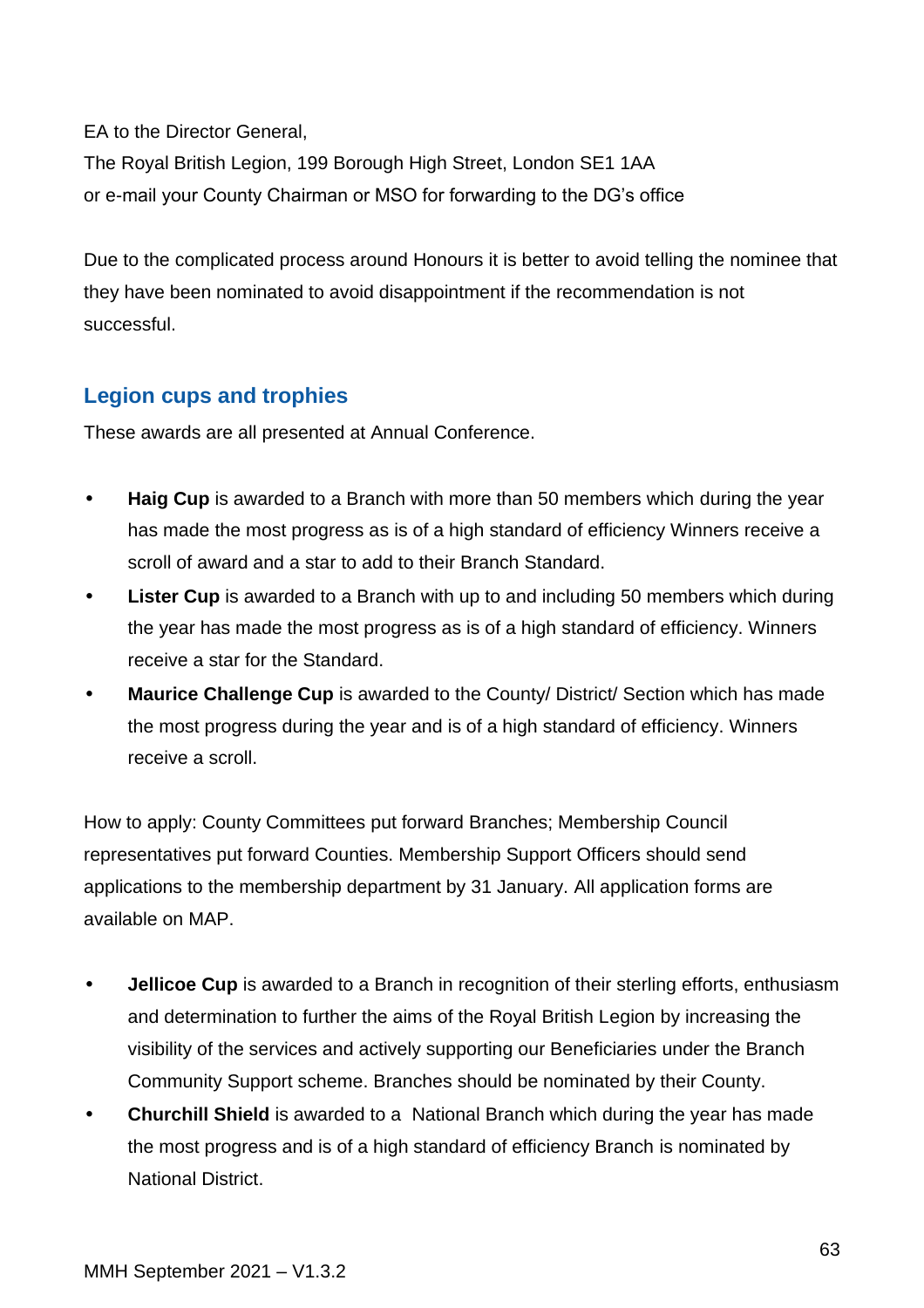EA to the Director General,
The Royal British Legion, 199 Borough High Street, London SE1 1AA
or e-mail your County Chairman or MSO for forwarding to the DG's office

Due to the complicated process around Honours it is better to avoid telling the nominee that they have been nominated to avoid disappointment if the recommendation is not successful.

## Legion cups and trophies

These awards are all presented at Annual Conference.

- **Haig Cup** is awarded to a Branch with more than 50 members which during the year has made the most progress as is of a high standard of efficiency Winners receive a scroll of award and a star to add to their Branch Standard.
- **Lister Cup** is awarded to a Branch with up to and including 50 members which during the year has made the most progress as is of a high standard of efficiency. Winners receive a star for the Standard.
- **Maurice Challenge Cup** is awarded to the County/ District/ Section which has made the most progress during the year and is of a high standard of efficiency. Winners receive a scroll.

How to apply: County Committees put forward Branches; Membership Council representatives put forward Counties. Membership Support Officers should send applications to the membership department by 31 January. All application forms are available on MAP.

- **Jellicoe Cup** is awarded to a Branch in recognition of their sterling efforts, enthusiasm and determination to further the aims of the Royal British Legion by increasing the visibility of the services and actively supporting our Beneficiaries under the Branch Community Support scheme. Branches should be nominated by their County.
- **Churchill Shield** is awarded to a National Branch which during the year has made the most progress and is of a high standard of efficiency Branch is nominated by National District.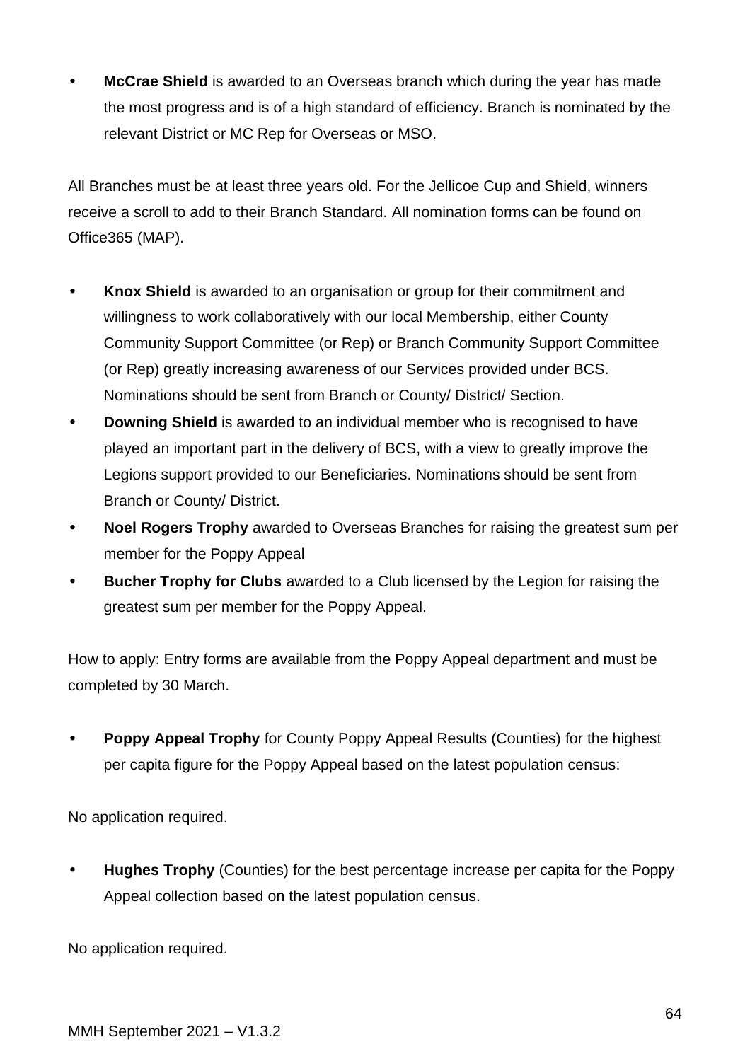- **McCrae Shield** is awarded to an Overseas branch which during the year has made the most progress and is of a high standard of efficiency. Branch is nominated by the relevant District or MC Rep for Overseas or MSO.

All Branches must be at least three years old. For the Jellicoe Cup and Shield, winners receive a scroll to add to their Branch Standard. All nomination forms can be found on Office365 (MAP).

- **Knox Shield** is awarded to an organisation or group for their commitment and willingness to work collaboratively with our local Membership, either County Community Support Committee (or Rep) or Branch Community Support Committee (or Rep) greatly increasing awareness of our Services provided under BCS. Nominations should be sent from Branch or County/ District/ Section.
- **Downing Shield** is awarded to an individual member who is recognised to have played an important part in the delivery of BCS, with a view to greatly improve the Legions support provided to our Beneficiaries. Nominations should be sent from Branch or County/ District.
- **Noel Rogers Trophy** awarded to Overseas Branches for raising the greatest sum per member for the Poppy Appeal
- **Bucher Trophy for Clubs** awarded to a Club licensed by the Legion for raising the greatest sum per member for the Poppy Appeal.

How to apply: Entry forms are available from the Poppy Appeal department and must be completed by 30 March.

- **Poppy Appeal Trophy** for County Poppy Appeal Results (Counties) for the highest per capita figure for the Poppy Appeal based on the latest population census:

No application required.

- **Hughes Trophy** (Counties) for the best percentage increase per capita for the Poppy Appeal collection based on the latest population census.

No application required.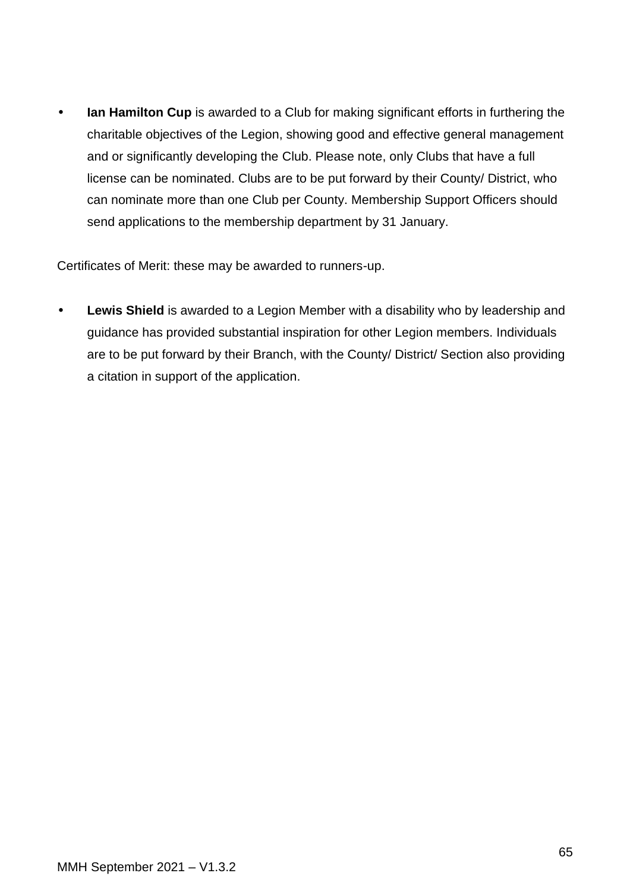- **Ian Hamilton Cup** is awarded to a Club for making significant efforts in furthering the charitable objectives of the Legion, showing good and effective general management and or significantly developing the Club. Please note, only Clubs that have a full license can be nominated. Clubs are to be put forward by their County/ District, who can nominate more than one Club per County. Membership Support Officers should send applications to the membership department by 31 January.

Certificates of Merit: these may be awarded to runners-up.

- **Lewis Shield** is awarded to a Legion Member with a disability who by leadership and guidance has provided substantial inspiration for other Legion members. Individuals are to be put forward by their Branch, with the County/ District/ Section also providing a citation in support of the application.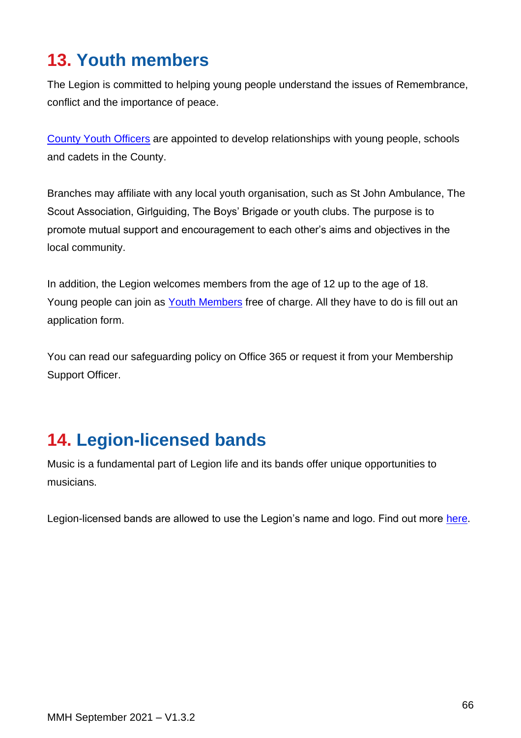## 13. Youth members

The Legion is committed to helping young people understand the issues of Remembrance, conflict and the importance of peace.

County Youth Officers are appointed to develop relationships with young people, schools and cadets in the County.

Branches may affiliate with any local youth organisation, such as St John Ambulance, The Scout Association, Girlguiding, The Boys' Brigade or youth clubs. The purpose is to promote mutual support and encouragement to each other's aims and objectives in the local community.

In addition, the Legion welcomes members from the age of 12 up to the age of 18. Young people can join as Youth Members free of charge. All they have to do is fill out an application form.

You can read our safeguarding policy on Office 365 or request it from your Membership Support Officer.

## 14. Legion-licensed bands

Music is a fundamental part of Legion life and its bands offer unique opportunities to musicians.

Legion-licensed bands are allowed to use the Legion's name and logo. Find out more here.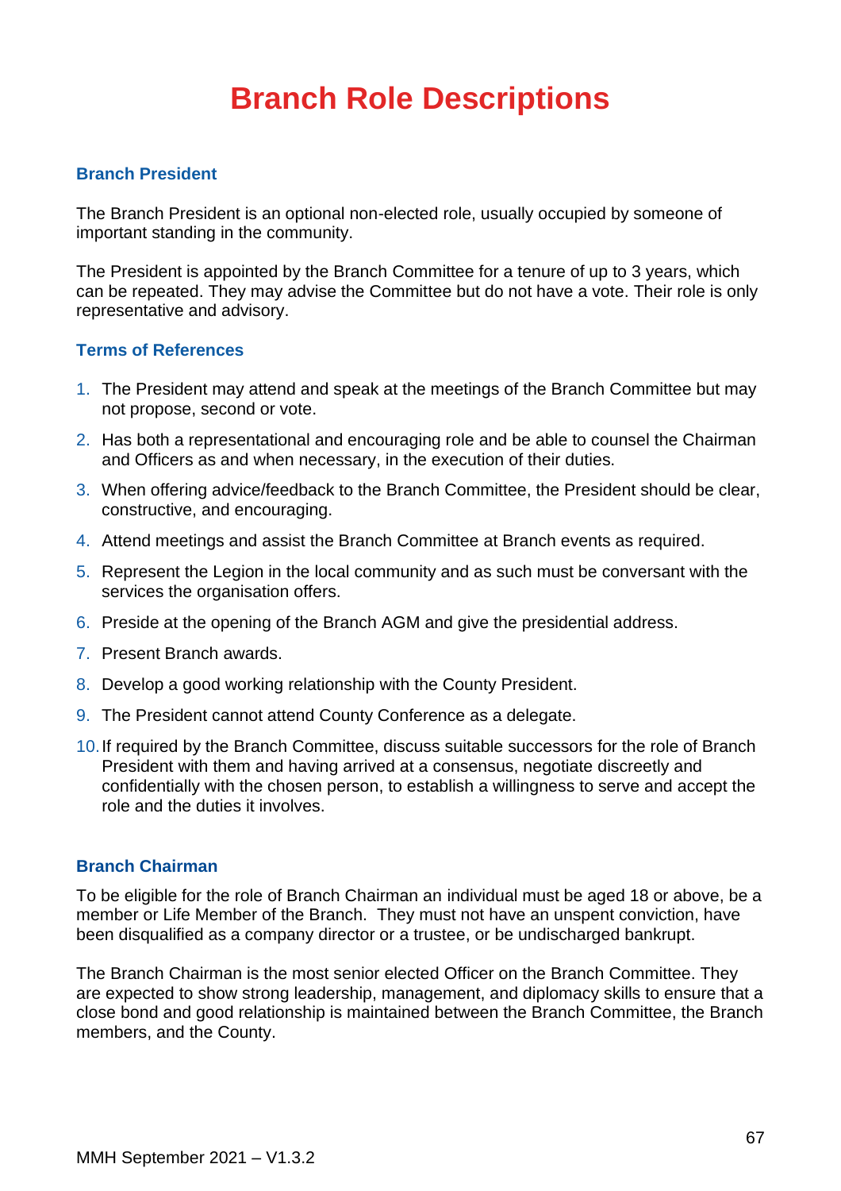# Branch Role Descriptions

### Branch President

The Branch President is an optional non-elected role, usually occupied by someone of important standing in the community.

The President is appointed by the Branch Committee for a tenure of up to 3 years, which can be repeated. They may advise the Committee but do not have a vote. Their role is only representative and advisory.

### Terms of References

1. The President may attend and speak at the meetings of the Branch Committee but may not propose, second or vote.
2. Has both a representational and encouraging role and be able to counsel the Chairman and Officers as and when necessary, in the execution of their duties.
3. When offering advice/feedback to the Branch Committee, the President should be clear, constructive, and encouraging.
4. Attend meetings and assist the Branch Committee at Branch events as required.
5. Represent the Legion in the local community and as such must be conversant with the services the organisation offers.
6. Preside at the opening of the Branch AGM and give the presidential address.
7. Present Branch awards.
8. Develop a good working relationship with the County President.
9. The President cannot attend County Conference as a delegate.
10. If required by the Branch Committee, discuss suitable successors for the role of Branch President with them and having arrived at a consensus, negotiate discreetly and confidentially with the chosen person, to establish a willingness to serve and accept the role and the duties it involves.

### Branch Chairman

To be eligible for the role of Branch Chairman an individual must be aged 18 or above, be a member or Life Member of the Branch. They must not have an unspent conviction, have been disqualified as a company director or a trustee, or be undischarged bankrupt.

The Branch Chairman is the most senior elected Officer on the Branch Committee. They are expected to show strong leadership, management, and diplomacy skills to ensure that a close bond and good relationship is maintained between the Branch Committee, the Branch members, and the County.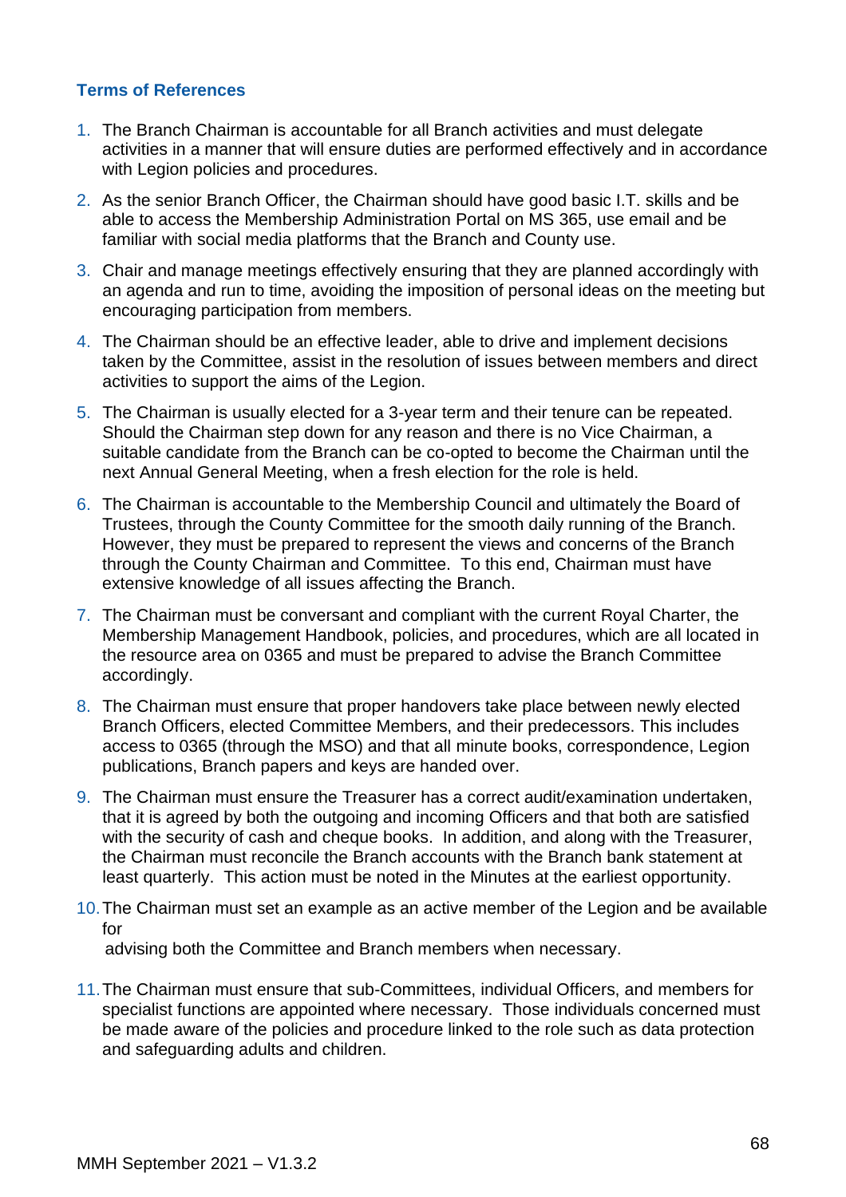### Terms of References

1. The Branch Chairman is accountable for all Branch activities and must delegate activities in a manner that will ensure duties are performed effectively and in accordance with Legion policies and procedures.
2. As the senior Branch Officer, the Chairman should have good basic I.T. skills and be able to access the Membership Administration Portal on MS 365, use email and be familiar with social media platforms that the Branch and County use.
3. Chair and manage meetings effectively ensuring that they are planned accordingly with an agenda and run to time, avoiding the imposition of personal ideas on the meeting but encouraging participation from members.
4. The Chairman should be an effective leader, able to drive and implement decisions taken by the Committee, assist in the resolution of issues between members and direct activities to support the aims of the Legion.
5. The Chairman is usually elected for a 3-year term and their tenure can be repeated. Should the Chairman step down for any reason and there is no Vice Chairman, a suitable candidate from the Branch can be co-opted to become the Chairman until the next Annual General Meeting, when a fresh election for the role is held.
6. The Chairman is accountable to the Membership Council and ultimately the Board of Trustees, through the County Committee for the smooth daily running of the Branch. However, they must be prepared to represent the views and concerns of the Branch through the County Chairman and Committee. To this end, Chairman must have extensive knowledge of all issues affecting the Branch.
7. The Chairman must be conversant and compliant with the current Royal Charter, the Membership Management Handbook, policies, and procedures, which are all located in the resource area on 0365 and must be prepared to advise the Branch Committee accordingly.
8. The Chairman must ensure that proper handovers take place between newly elected Branch Officers, elected Committee Members, and their predecessors. This includes access to 0365 (through the MSO) and that all minute books, correspondence, Legion publications, Branch papers and keys are handed over.
9. The Chairman must ensure the Treasurer has a correct audit/examination undertaken, that it is agreed by both the outgoing and incoming Officers and that both are satisfied with the security of cash and cheque books. In addition, and along with the Treasurer, the Chairman must reconcile the Branch accounts with the Branch bank statement at least quarterly. This action must be noted in the Minutes at the earliest opportunity.
10. The Chairman must set an example as an active member of the Legion and be available for
    advising both the Committee and Branch members when necessary.
11. The Chairman must ensure that sub-Committees, individual Officers, and members for specialist functions are appointed where necessary. Those individuals concerned must be made aware of the policies and procedure linked to the role such as data protection and safeguarding adults and children.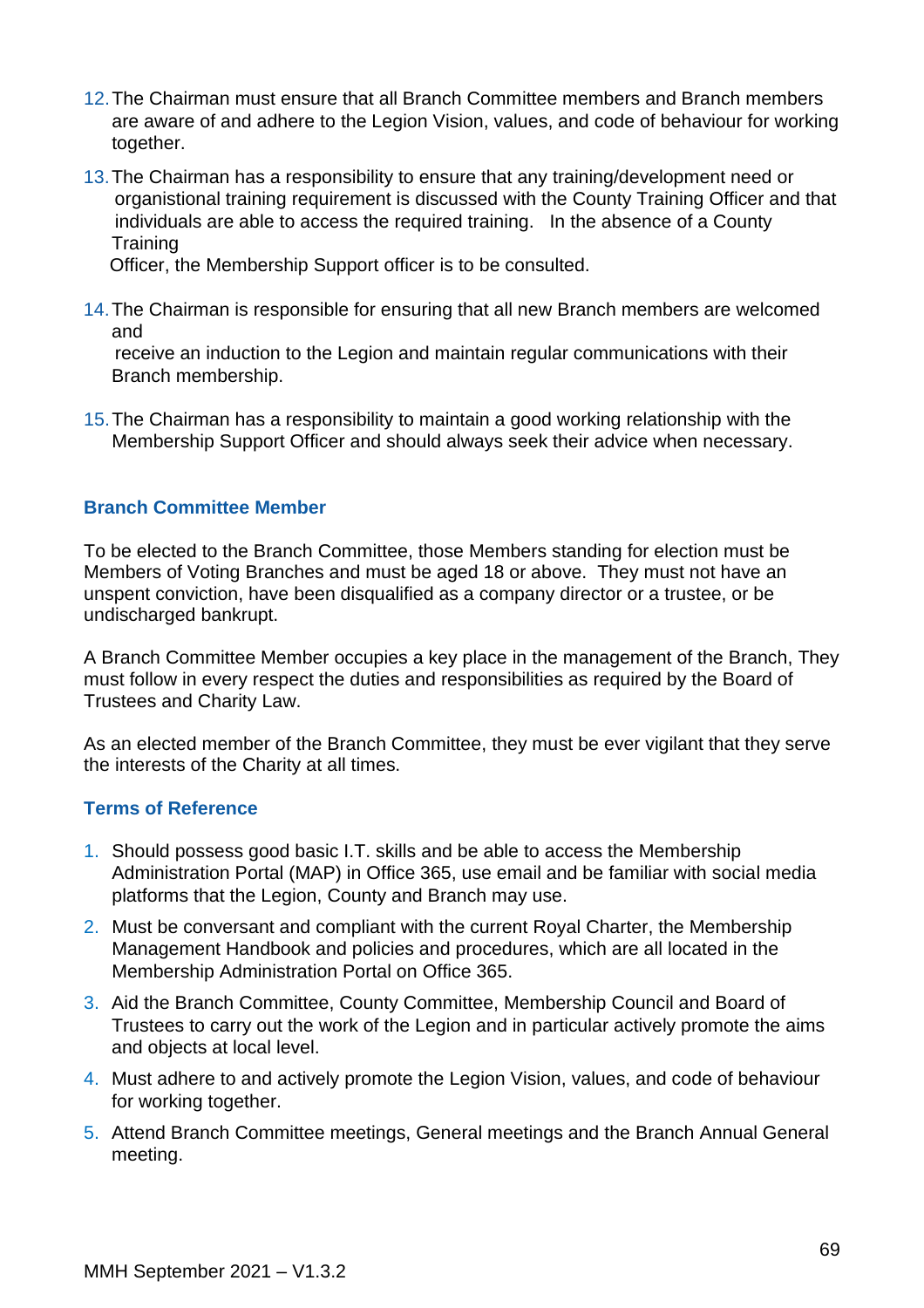12. The Chairman must ensure that all Branch Committee members and Branch members are aware of and adhere to the Legion Vision, values, and code of behaviour for working together.

13. The Chairman has a responsibility to ensure that any training/development need or organistional training requirement is discussed with the County Training Officer and that individuals are able to access the required training. In the absence of a County Training Officer, the Membership Support officer is to be consulted.

14. The Chairman is responsible for ensuring that all new Branch members are welcomed and receive an induction to the Legion and maintain regular communications with their Branch membership.

15. The Chairman has a responsibility to maintain a good working relationship with the Membership Support Officer and should always seek their advice when necessary.

### Branch Committee Member

To be elected to the Branch Committee, those Members standing for election must be Members of Voting Branches and must be aged 18 or above. They must not have an unspent conviction, have been disqualified as a company director or a trustee, or be undischarged bankrupt.

A Branch Committee Member occupies a key place in the management of the Branch, They must follow in every respect the duties and responsibilities as required by the Board of Trustees and Charity Law.

As an elected member of the Branch Committee, they must be ever vigilant that they serve the interests of the Charity at all times.

### Terms of Reference

1. Should possess good basic I.T. skills and be able to access the Membership Administration Portal (MAP) in Office 365, use email and be familiar with social media platforms that the Legion, County and Branch may use.
2. Must be conversant and compliant with the current Royal Charter, the Membership Management Handbook and policies and procedures, which are all located in the Membership Administration Portal on Office 365.
3. Aid the Branch Committee, County Committee, Membership Council and Board of Trustees to carry out the work of the Legion and in particular actively promote the aims and objects at local level.
4. Must adhere to and actively promote the Legion Vision, values, and code of behaviour for working together.
5. Attend Branch Committee meetings, General meetings and the Branch Annual General meeting.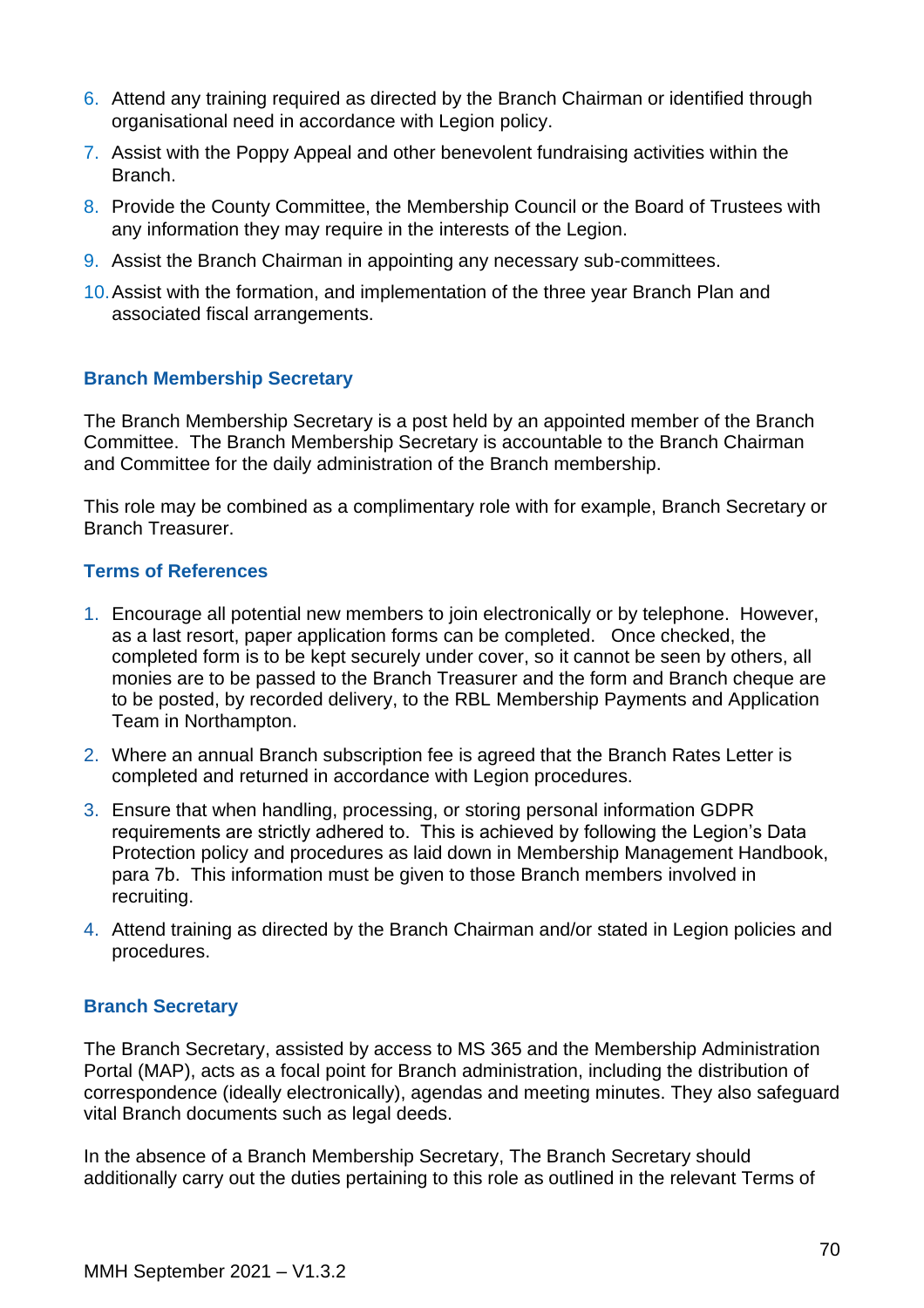6. Attend any training required as directed by the Branch Chairman or identified through organisational need in accordance with Legion policy.
7. Assist with the Poppy Appeal and other benevolent fundraising activities within the Branch.
8. Provide the County Committee, the Membership Council or the Board of Trustees with any information they may require in the interests of the Legion.
9. Assist the Branch Chairman in appointing any necessary sub-committees.
10. Assist with the formation, and implementation of the three year Branch Plan and associated fiscal arrangements.

### Branch Membership Secretary

The Branch Membership Secretary is a post held by an appointed member of the Branch Committee. The Branch Membership Secretary is accountable to the Branch Chairman and Committee for the daily administration of the Branch membership.

This role may be combined as a complimentary role with for example, Branch Secretary or Branch Treasurer.

### Terms of References

1. Encourage all potential new members to join electronically or by telephone. However, as a last resort, paper application forms can be completed. Once checked, the completed form is to be kept securely under cover, so it cannot be seen by others, all monies are to be passed to the Branch Treasurer and the form and Branch cheque are to be posted, by recorded delivery, to the RBL Membership Payments and Application Team in Northampton.
2. Where an annual Branch subscription fee is agreed that the Branch Rates Letter is completed and returned in accordance with Legion procedures.
3. Ensure that when handling, processing, or storing personal information GDPR requirements are strictly adhered to. This is achieved by following the Legion's Data Protection policy and procedures as laid down in Membership Management Handbook, para 7b. This information must be given to those Branch members involved in recruiting.
4. Attend training as directed by the Branch Chairman and/or stated in Legion policies and procedures.

### Branch Secretary

The Branch Secretary, assisted by access to MS 365 and the Membership Administration Portal (MAP), acts as a focal point for Branch administration, including the distribution of correspondence (ideally electronically), agendas and meeting minutes. They also safeguard vital Branch documents such as legal deeds.

In the absence of a Branch Membership Secretary, The Branch Secretary should additionally carry out the duties pertaining to this role as outlined in the relevant Terms of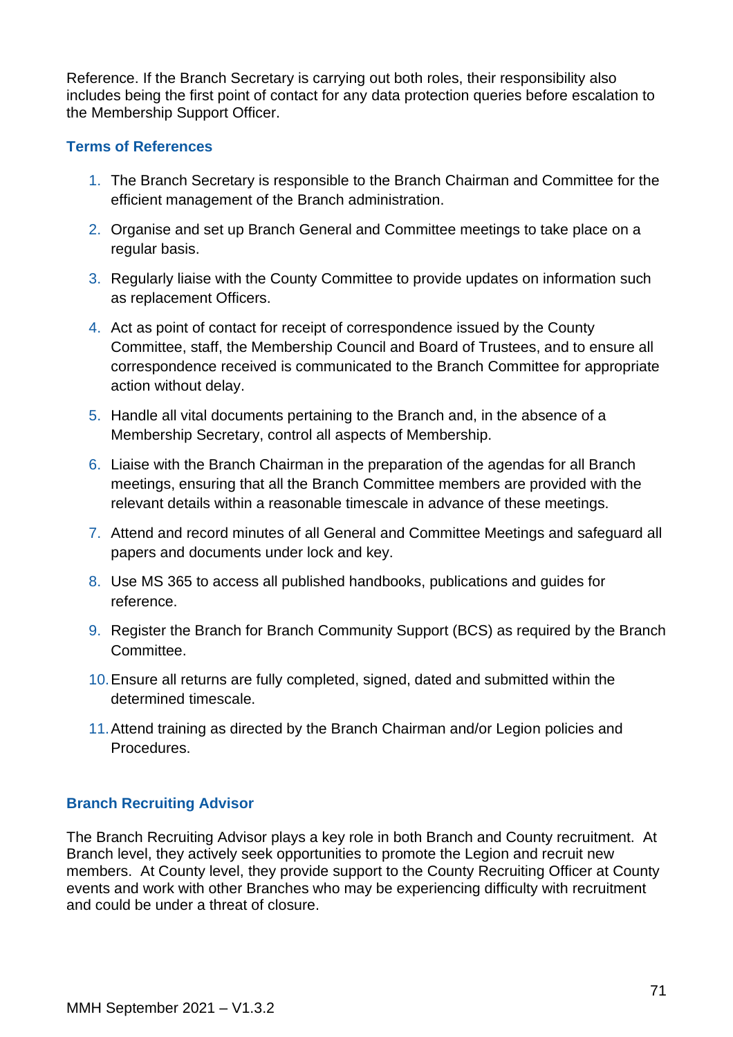Reference. If the Branch Secretary is carrying out both roles, their responsibility also includes being the first point of contact for any data protection queries before escalation to the Membership Support Officer.

### Terms of References

1. The Branch Secretary is responsible to the Branch Chairman and Committee for the efficient management of the Branch administration.
2. Organise and set up Branch General and Committee meetings to take place on a regular basis.
3. Regularly liaise with the County Committee to provide updates on information such as replacement Officers.
4. Act as point of contact for receipt of correspondence issued by the County Committee, staff, the Membership Council and Board of Trustees, and to ensure all correspondence received is communicated to the Branch Committee for appropriate action without delay.
5. Handle all vital documents pertaining to the Branch and, in the absence of a Membership Secretary, control all aspects of Membership.
6. Liaise with the Branch Chairman in the preparation of the agendas for all Branch meetings, ensuring that all the Branch Committee members are provided with the relevant details within a reasonable timescale in advance of these meetings.
7. Attend and record minutes of all General and Committee Meetings and safeguard all papers and documents under lock and key.
8. Use MS 365 to access all published handbooks, publications and guides for reference.
9. Register the Branch for Branch Community Support (BCS) as required by the Branch Committee.
10. Ensure all returns are fully completed, signed, dated and submitted within the determined timescale.
11. Attend training as directed by the Branch Chairman and/or Legion policies and Procedures.

### Branch Recruiting Advisor

The Branch Recruiting Advisor plays a key role in both Branch and County recruitment. At Branch level, they actively seek opportunities to promote the Legion and recruit new members. At County level, they provide support to the County Recruiting Officer at County events and work with other Branches who may be experiencing difficulty with recruitment and could be under a threat of closure.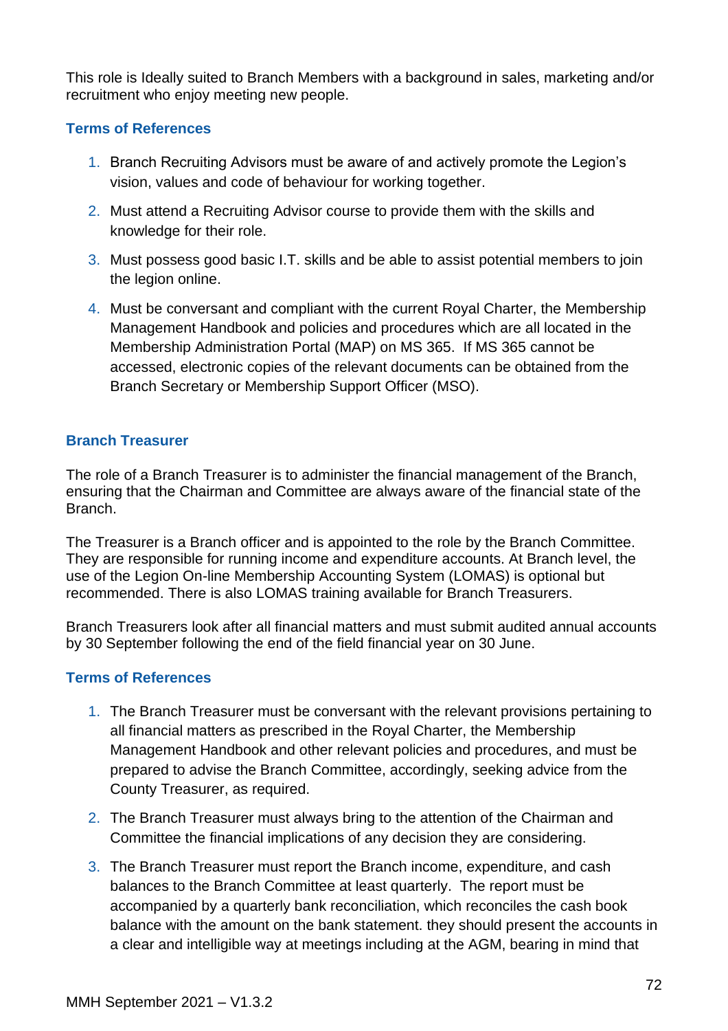This role is Ideally suited to Branch Members with a background in sales, marketing and/or recruitment who enjoy meeting new people.

### Terms of References

1. Branch Recruiting Advisors must be aware of and actively promote the Legion's vision, values and code of behaviour for working together.
2. Must attend a Recruiting Advisor course to provide them with the skills and knowledge for their role.
3. Must possess good basic I.T. skills and be able to assist potential members to join the legion online.
4. Must be conversant and compliant with the current Royal Charter, the Membership Management Handbook and policies and procedures which are all located in the Membership Administration Portal (MAP) on MS 365. If MS 365 cannot be accessed, electronic copies of the relevant documents can be obtained from the Branch Secretary or Membership Support Officer (MSO).

## Branch Treasurer

The role of a Branch Treasurer is to administer the financial management of the Branch, ensuring that the Chairman and Committee are always aware of the financial state of the Branch.

The Treasurer is a Branch officer and is appointed to the role by the Branch Committee. They are responsible for running income and expenditure accounts. At Branch level, the use of the Legion On-line Membership Accounting System (LOMAS) is optional but recommended. There is also LOMAS training available for Branch Treasurers.

Branch Treasurers look after all financial matters and must submit audited annual accounts by 30 September following the end of the field financial year on 30 June.

### Terms of References

1. The Branch Treasurer must be conversant with the relevant provisions pertaining to all financial matters as prescribed in the Royal Charter, the Membership Management Handbook and other relevant policies and procedures, and must be prepared to advise the Branch Committee, accordingly, seeking advice from the County Treasurer, as required.
2. The Branch Treasurer must always bring to the attention of the Chairman and Committee the financial implications of any decision they are considering.
3. The Branch Treasurer must report the Branch income, expenditure, and cash balances to the Branch Committee at least quarterly. The report must be accompanied by a quarterly bank reconciliation, which reconciles the cash book balance with the amount on the bank statement. they should present the accounts in a clear and intelligible way at meetings including at the AGM, bearing in mind that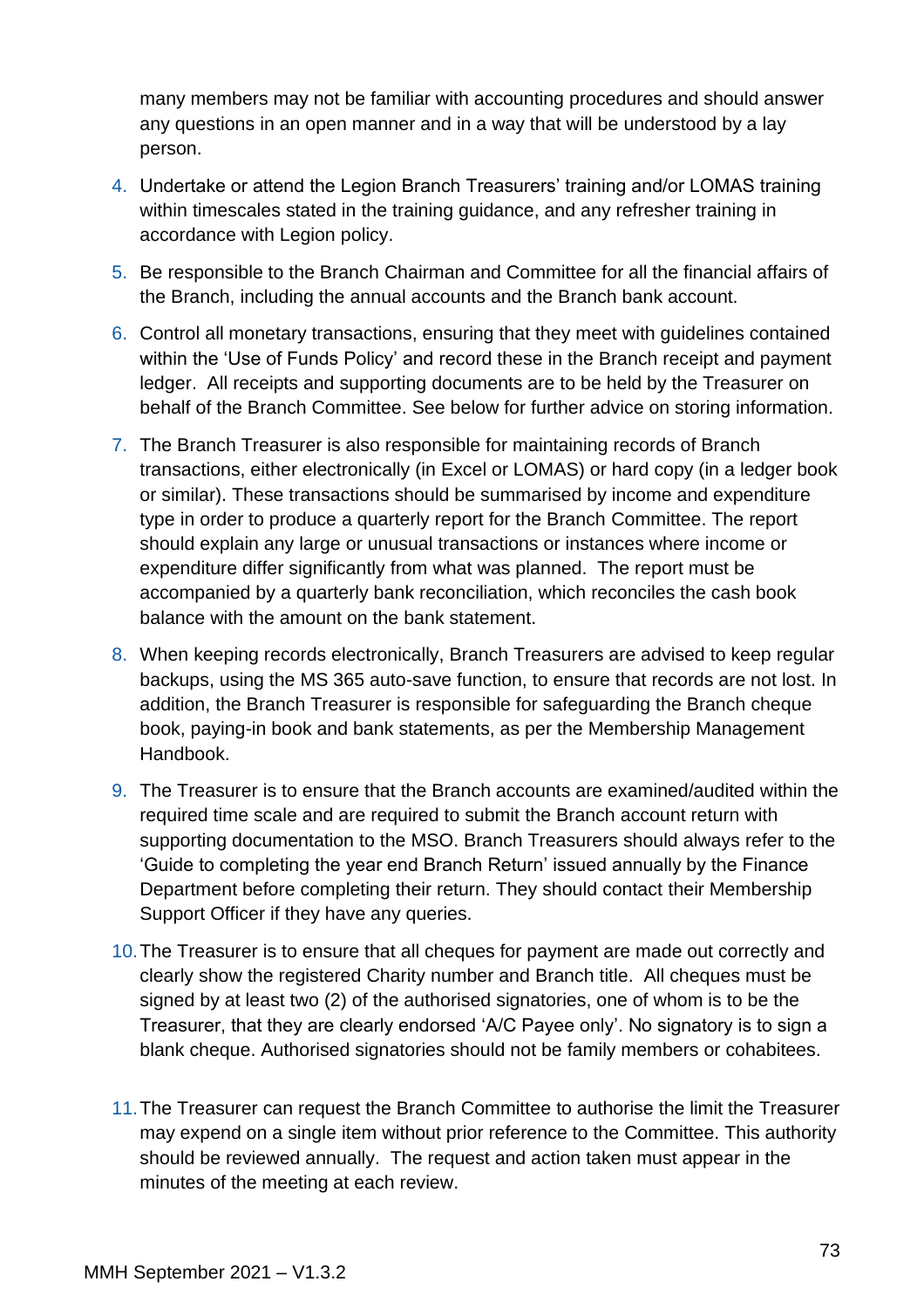many members may not be familiar with accounting procedures and should answer any questions in an open manner and in a way that will be understood by a lay person.

4. Undertake or attend the Legion Branch Treasurers' training and/or LOMAS training within timescales stated in the training guidance, and any refresher training in accordance with Legion policy.
5. Be responsible to the Branch Chairman and Committee for all the financial affairs of the Branch, including the annual accounts and the Branch bank account.
6. Control all monetary transactions, ensuring that they meet with guidelines contained within the 'Use of Funds Policy' and record these in the Branch receipt and payment ledger. All receipts and supporting documents are to be held by the Treasurer on behalf of the Branch Committee. See below for further advice on storing information.
7. The Branch Treasurer is also responsible for maintaining records of Branch transactions, either electronically (in Excel or LOMAS) or hard copy (in a ledger book or similar). These transactions should be summarised by income and expenditure type in order to produce a quarterly report for the Branch Committee. The report should explain any large or unusual transactions or instances where income or expenditure differ significantly from what was planned. The report must be accompanied by a quarterly bank reconciliation, which reconciles the cash book balance with the amount on the bank statement.
8. When keeping records electronically, Branch Treasurers are advised to keep regular backups, using the MS 365 auto-save function, to ensure that records are not lost. In addition, the Branch Treasurer is responsible for safeguarding the Branch cheque book, paying-in book and bank statements, as per the Membership Management Handbook.
9. The Treasurer is to ensure that the Branch accounts are examined/audited within the required time scale and are required to submit the Branch account return with supporting documentation to the MSO. Branch Treasurers should always refer to the 'Guide to completing the year end Branch Return' issued annually by the Finance Department before completing their return. They should contact their Membership Support Officer if they have any queries.
10. The Treasurer is to ensure that all cheques for payment are made out correctly and clearly show the registered Charity number and Branch title. All cheques must be signed by at least two (2) of the authorised signatories, one of whom is to be the Treasurer, that they are clearly endorsed 'A/C Payee only'. No signatory is to sign a blank cheque. Authorised signatories should not be family members or cohabitees.
11. The Treasurer can request the Branch Committee to authorise the limit the Treasurer may expend on a single item without prior reference to the Committee. This authority should be reviewed annually. The request and action taken must appear in the minutes of the meeting at each review.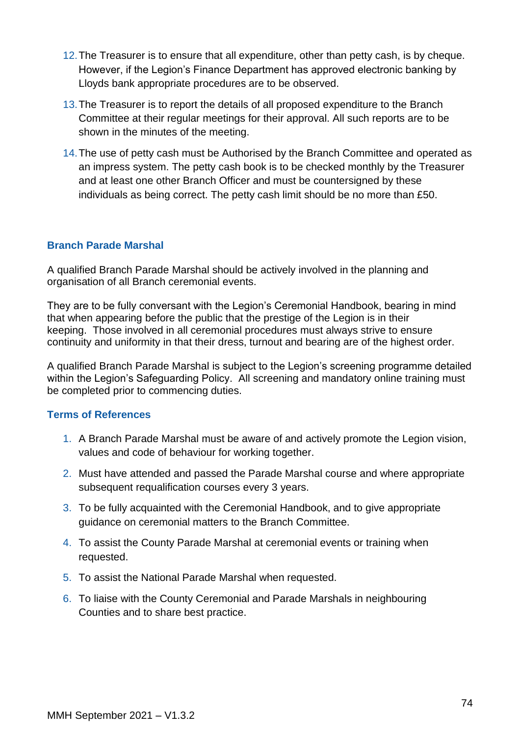12. The Treasurer is to ensure that all expenditure, other than petty cash, is by cheque. However, if the Legion's Finance Department has approved electronic banking by Lloyds bank appropriate procedures are to be observed.
13. The Treasurer is to report the details of all proposed expenditure to the Branch Committee at their regular meetings for their approval. All such reports are to be shown in the minutes of the meeting.
14. The use of petty cash must be Authorised by the Branch Committee and operated as an impress system. The petty cash book is to be checked monthly by the Treasurer and at least one other Branch Officer and must be countersigned by these individuals as being correct. The petty cash limit should be no more than £50.

### Branch Parade Marshal

A qualified Branch Parade Marshal should be actively involved in the planning and organisation of all Branch ceremonial events.

They are to be fully conversant with the Legion's Ceremonial Handbook, bearing in mind that when appearing before the public that the prestige of the Legion is in their keeping. Those involved in all ceremonial procedures must always strive to ensure continuity and uniformity in that their dress, turnout and bearing are of the highest order.

A qualified Branch Parade Marshal is subject to the Legion's screening programme detailed within the Legion's Safeguarding Policy. All screening and mandatory online training must be completed prior to commencing duties.

### Terms of References

1. A Branch Parade Marshal must be aware of and actively promote the Legion vision, values and code of behaviour for working together.
2. Must have attended and passed the Parade Marshal course and where appropriate subsequent requalification courses every 3 years.
3. To be fully acquainted with the Ceremonial Handbook, and to give appropriate guidance on ceremonial matters to the Branch Committee.
4. To assist the County Parade Marshal at ceremonial events or training when requested.
5. To assist the National Parade Marshal when requested.
6. To liaise with the County Ceremonial and Parade Marshals in neighbouring Counties and to share best practice.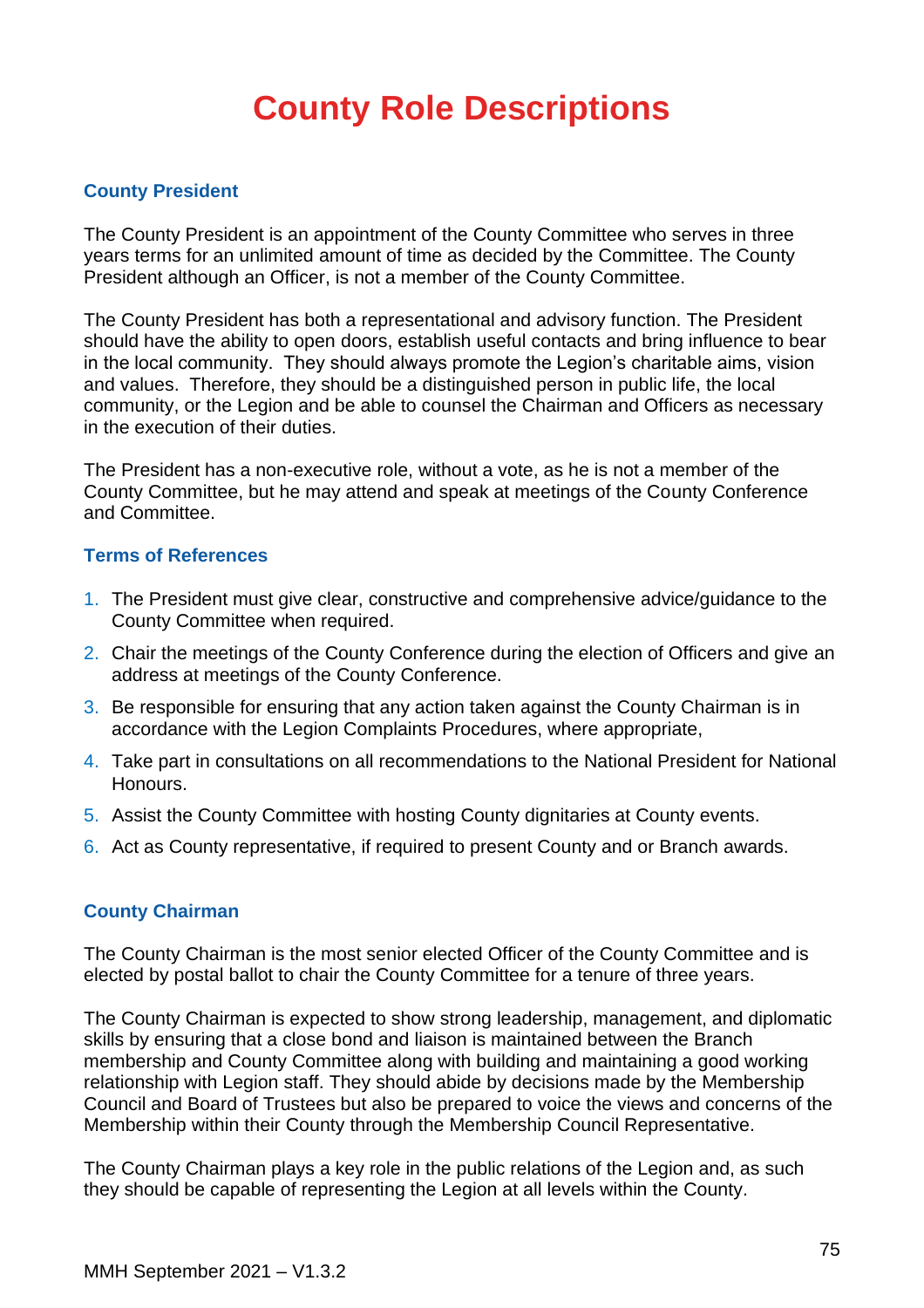# County Role Descriptions

### County President

The County President is an appointment of the County Committee who serves in three years terms for an unlimited amount of time as decided by the Committee. The County President although an Officer, is not a member of the County Committee.

The County President has both a representational and advisory function. The President should have the ability to open doors, establish useful contacts and bring influence to bear in the local community. They should always promote the Legion's charitable aims, vision and values. Therefore, they should be a distinguished person in public life, the local community, or the Legion and be able to counsel the Chairman and Officers as necessary in the execution of their duties.

The President has a non-executive role, without a vote, as he is not a member of the County Committee, but he may attend and speak at meetings of the County Conference and Committee.

### Terms of References

1. The President must give clear, constructive and comprehensive advice/guidance to the County Committee when required.
2. Chair the meetings of the County Conference during the election of Officers and give an address at meetings of the County Conference.
3. Be responsible for ensuring that any action taken against the County Chairman is in accordance with the Legion Complaints Procedures, where appropriate,
4. Take part in consultations on all recommendations to the National President for National Honours.
5. Assist the County Committee with hosting County dignitaries at County events.
6. Act as County representative, if required to present County and or Branch awards.

### County Chairman

The County Chairman is the most senior elected Officer of the County Committee and is elected by postal ballot to chair the County Committee for a tenure of three years.

The County Chairman is expected to show strong leadership, management, and diplomatic skills by ensuring that a close bond and liaison is maintained between the Branch membership and County Committee along with building and maintaining a good working relationship with Legion staff. They should abide by decisions made by the Membership Council and Board of Trustees but also be prepared to voice the views and concerns of the Membership within their County through the Membership Council Representative.

The County Chairman plays a key role in the public relations of the Legion and, as such they should be capable of representing the Legion at all levels within the County.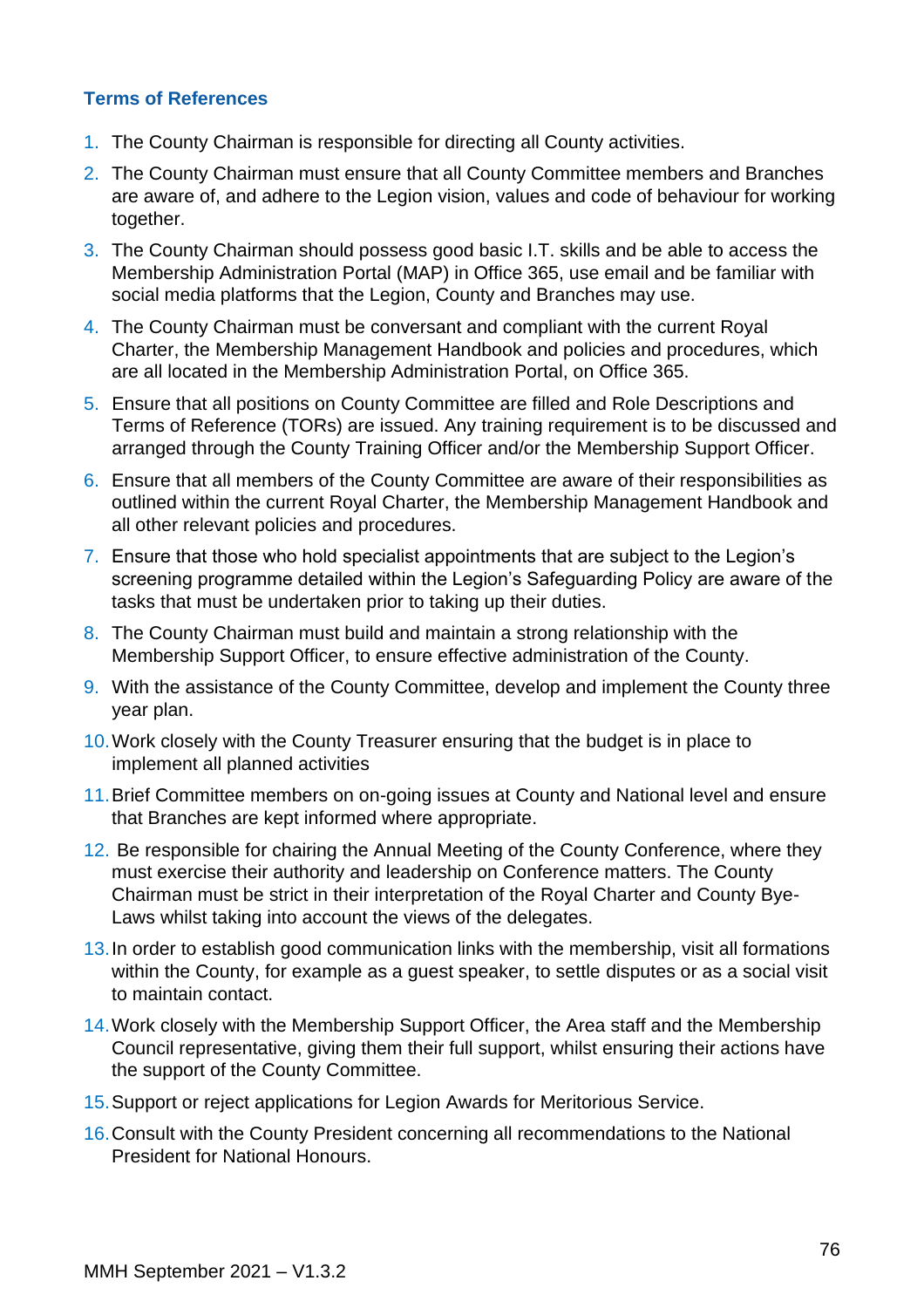### Terms of References

1. The County Chairman is responsible for directing all County activities.
2. The County Chairman must ensure that all County Committee members and Branches are aware of, and adhere to the Legion vision, values and code of behaviour for working together.
3. The County Chairman should possess good basic I.T. skills and be able to access the Membership Administration Portal (MAP) in Office 365, use email and be familiar with social media platforms that the Legion, County and Branches may use.
4. The County Chairman must be conversant and compliant with the current Royal Charter, the Membership Management Handbook and policies and procedures, which are all located in the Membership Administration Portal, on Office 365.
5. Ensure that all positions on County Committee are filled and Role Descriptions and Terms of Reference (TORs) are issued. Any training requirement is to be discussed and arranged through the County Training Officer and/or the Membership Support Officer.
6. Ensure that all members of the County Committee are aware of their responsibilities as outlined within the current Royal Charter, the Membership Management Handbook and all other relevant policies and procedures.
7. Ensure that those who hold specialist appointments that are subject to the Legion's screening programme detailed within the Legion's Safeguarding Policy are aware of the tasks that must be undertaken prior to taking up their duties.
8. The County Chairman must build and maintain a strong relationship with the Membership Support Officer, to ensure effective administration of the County.
9. With the assistance of the County Committee, develop and implement the County three year plan.
10. Work closely with the County Treasurer ensuring that the budget is in place to implement all planned activities
11. Brief Committee members on on-going issues at County and National level and ensure that Branches are kept informed where appropriate.
12. Be responsible for chairing the Annual Meeting of the County Conference, where they must exercise their authority and leadership on Conference matters. The County Chairman must be strict in their interpretation of the Royal Charter and County Bye-Laws whilst taking into account the views of the delegates.
13. In order to establish good communication links with the membership, visit all formations within the County, for example as a guest speaker, to settle disputes or as a social visit to maintain contact.
14. Work closely with the Membership Support Officer, the Area staff and the Membership Council representative, giving them their full support, whilst ensuring their actions have the support of the County Committee.
15. Support or reject applications for Legion Awards for Meritorious Service.
16. Consult with the County President concerning all recommendations to the National President for National Honours.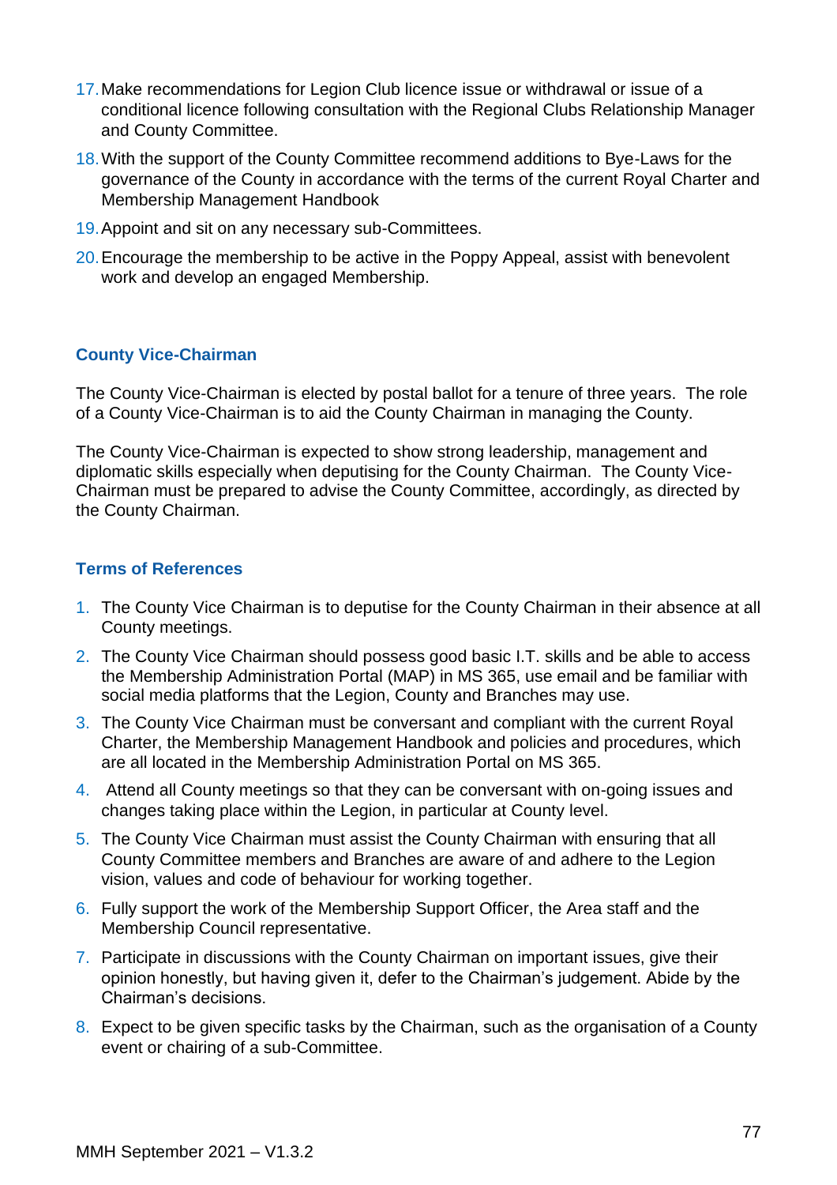17. Make recommendations for Legion Club licence issue or withdrawal or issue of a conditional licence following consultation with the Regional Clubs Relationship Manager and County Committee.
18. With the support of the County Committee recommend additions to Bye-Laws for the governance of the County in accordance with the terms of the current Royal Charter and Membership Management Handbook
19. Appoint and sit on any necessary sub-Committees.
20. Encourage the membership to be active in the Poppy Appeal, assist with benevolent work and develop an engaged Membership.

### County Vice-Chairman

The County Vice-Chairman is elected by postal ballot for a tenure of three years. The role of a County Vice-Chairman is to aid the County Chairman in managing the County.

The County Vice-Chairman is expected to show strong leadership, management and diplomatic skills especially when deputising for the County Chairman. The County Vice-Chairman must be prepared to advise the County Committee, accordingly, as directed by the County Chairman.

### Terms of References

1. The County Vice Chairman is to deputise for the County Chairman in their absence at all County meetings.
2. The County Vice Chairman should possess good basic I.T. skills and be able to access the Membership Administration Portal (MAP) in MS 365, use email and be familiar with social media platforms that the Legion, County and Branches may use.
3. The County Vice Chairman must be conversant and compliant with the current Royal Charter, the Membership Management Handbook and policies and procedures, which are all located in the Membership Administration Portal on MS 365.
4. Attend all County meetings so that they can be conversant with on-going issues and changes taking place within the Legion, in particular at County level.
5. The County Vice Chairman must assist the County Chairman with ensuring that all County Committee members and Branches are aware of and adhere to the Legion vision, values and code of behaviour for working together.
6. Fully support the work of the Membership Support Officer, the Area staff and the Membership Council representative.
7. Participate in discussions with the County Chairman on important issues, give their opinion honestly, but having given it, defer to the Chairman's judgement. Abide by the Chairman's decisions.
8. Expect to be given specific tasks by the Chairman, such as the organisation of a County event or chairing of a sub-Committee.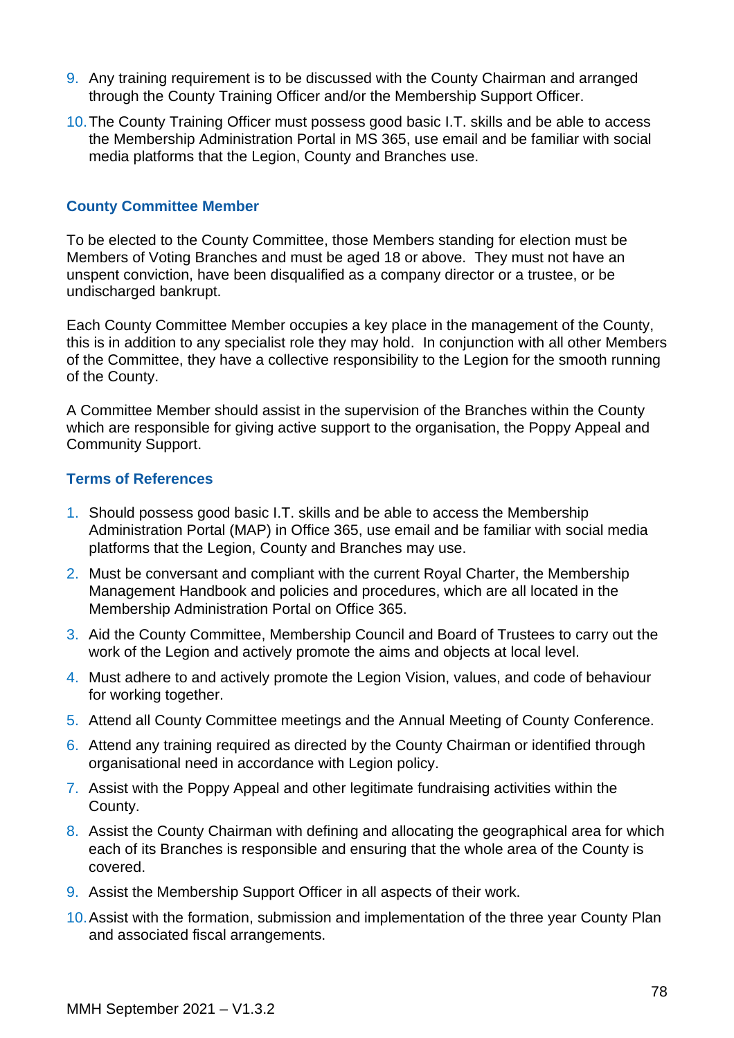9. Any training requirement is to be discussed with the County Chairman and arranged through the County Training Officer and/or the Membership Support Officer.
10. The County Training Officer must possess good basic I.T. skills and be able to access the Membership Administration Portal in MS 365, use email and be familiar with social media platforms that the Legion, County and Branches use.

### County Committee Member

To be elected to the County Committee, those Members standing for election must be Members of Voting Branches and must be aged 18 or above. They must not have an unspent conviction, have been disqualified as a company director or a trustee, or be undischarged bankrupt.

Each County Committee Member occupies a key place in the management of the County, this is in addition to any specialist role they may hold. In conjunction with all other Members of the Committee, they have a collective responsibility to the Legion for the smooth running of the County.

A Committee Member should assist in the supervision of the Branches within the County which are responsible for giving active support to the organisation, the Poppy Appeal and Community Support.

### Terms of References

1. Should possess good basic I.T. skills and be able to access the Membership Administration Portal (MAP) in Office 365, use email and be familiar with social media platforms that the Legion, County and Branches may use.
2. Must be conversant and compliant with the current Royal Charter, the Membership Management Handbook and policies and procedures, which are all located in the Membership Administration Portal on Office 365.
3. Aid the County Committee, Membership Council and Board of Trustees to carry out the work of the Legion and actively promote the aims and objects at local level.
4. Must adhere to and actively promote the Legion Vision, values, and code of behaviour for working together.
5. Attend all County Committee meetings and the Annual Meeting of County Conference.
6. Attend any training required as directed by the County Chairman or identified through organisational need in accordance with Legion policy.
7. Assist with the Poppy Appeal and other legitimate fundraising activities within the County.
8. Assist the County Chairman with defining and allocating the geographical area for which each of its Branches is responsible and ensuring that the whole area of the County is covered.
9. Assist the Membership Support Officer in all aspects of their work.
10. Assist with the formation, submission and implementation of the three year County Plan and associated fiscal arrangements.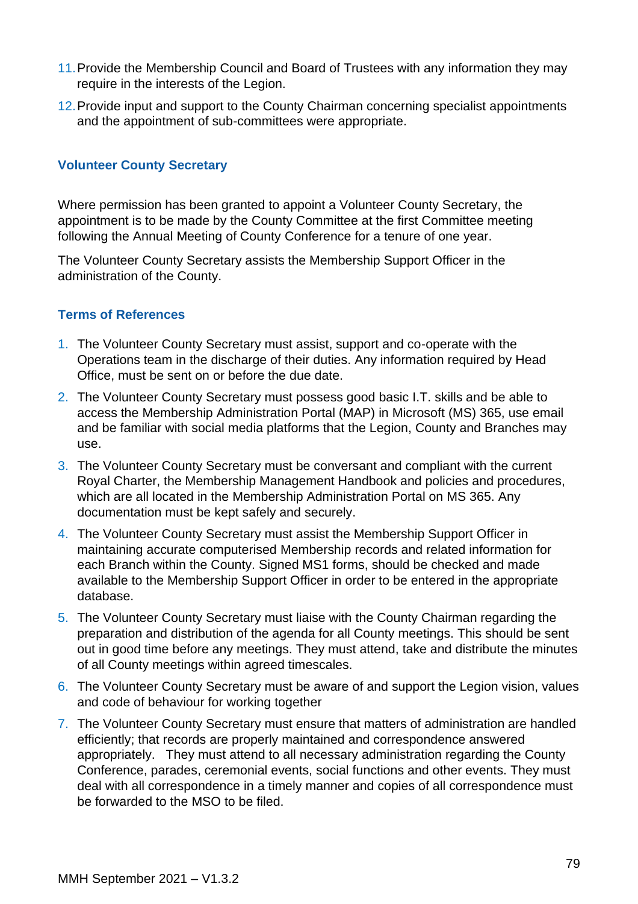11. Provide the Membership Council and Board of Trustees with any information they may require in the interests of the Legion.
12. Provide input and support to the County Chairman concerning specialist appointments and the appointment of sub-committees were appropriate.

### Volunteer County Secretary

Where permission has been granted to appoint a Volunteer County Secretary, the appointment is to be made by the County Committee at the first Committee meeting following the Annual Meeting of County Conference for a tenure of one year.

The Volunteer County Secretary assists the Membership Support Officer in the administration of the County.

### Terms of References

1. The Volunteer County Secretary must assist, support and co-operate with the Operations team in the discharge of their duties. Any information required by Head Office, must be sent on or before the due date.
2. The Volunteer County Secretary must possess good basic I.T. skills and be able to access the Membership Administration Portal (MAP) in Microsoft (MS) 365, use email and be familiar with social media platforms that the Legion, County and Branches may use.
3. The Volunteer County Secretary must be conversant and compliant with the current Royal Charter, the Membership Management Handbook and policies and procedures, which are all located in the Membership Administration Portal on MS 365. Any documentation must be kept safely and securely.
4. The Volunteer County Secretary must assist the Membership Support Officer in maintaining accurate computerised Membership records and related information for each Branch within the County. Signed MS1 forms, should be checked and made available to the Membership Support Officer in order to be entered in the appropriate database.
5. The Volunteer County Secretary must liaise with the County Chairman regarding the preparation and distribution of the agenda for all County meetings. This should be sent out in good time before any meetings. They must attend, take and distribute the minutes of all County meetings within agreed timescales.
6. The Volunteer County Secretary must be aware of and support the Legion vision, values and code of behaviour for working together
7. The Volunteer County Secretary must ensure that matters of administration are handled efficiently; that records are properly maintained and correspondence answered appropriately. They must attend to all necessary administration regarding the County Conference, parades, ceremonial events, social functions and other events. They must deal with all correspondence in a timely manner and copies of all correspondence must be forwarded to the MSO to be filed.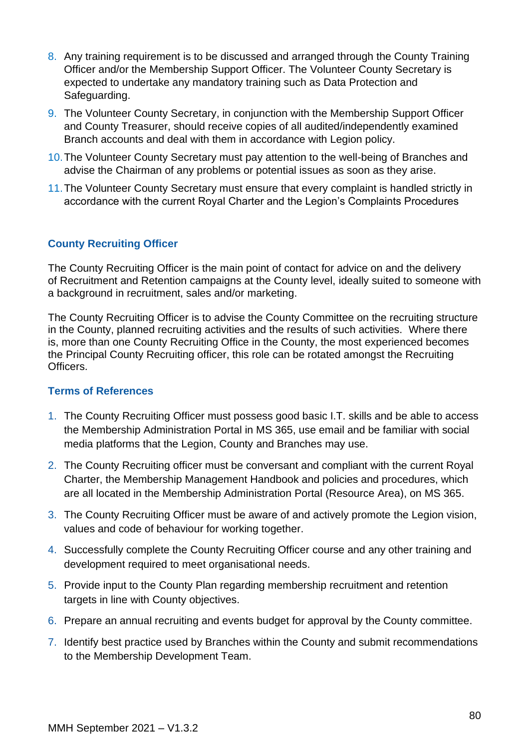8. Any training requirement is to be discussed and arranged through the County Training Officer and/or the Membership Support Officer. The Volunteer County Secretary is expected to undertake any mandatory training such as Data Protection and Safeguarding.
9. The Volunteer County Secretary, in conjunction with the Membership Support Officer and County Treasurer, should receive copies of all audited/independently examined Branch accounts and deal with them in accordance with Legion policy.
10. The Volunteer County Secretary must pay attention to the well-being of Branches and advise the Chairman of any problems or potential issues as soon as they arise.
11. The Volunteer County Secretary must ensure that every complaint is handled strictly in accordance with the current Royal Charter and the Legion's Complaints Procedures

### County Recruiting Officer

The County Recruiting Officer is the main point of contact for advice on and the delivery of Recruitment and Retention campaigns at the County level, ideally suited to someone with a background in recruitment, sales and/or marketing.

The County Recruiting Officer is to advise the County Committee on the recruiting structure in the County, planned recruiting activities and the results of such activities. Where there is, more than one County Recruiting Office in the County, the most experienced becomes the Principal County Recruiting officer, this role can be rotated amongst the Recruiting Officers.

### Terms of References

1. The County Recruiting Officer must possess good basic I.T. skills and be able to access the Membership Administration Portal in MS 365, use email and be familiar with social media platforms that the Legion, County and Branches may use.
2. The County Recruiting officer must be conversant and compliant with the current Royal Charter, the Membership Management Handbook and policies and procedures, which are all located in the Membership Administration Portal (Resource Area), on MS 365.
3. The County Recruiting Officer must be aware of and actively promote the Legion vision, values and code of behaviour for working together.
4. Successfully complete the County Recruiting Officer course and any other training and development required to meet organisational needs.
5. Provide input to the County Plan regarding membership recruitment and retention targets in line with County objectives.
6. Prepare an annual recruiting and events budget for approval by the County committee.
7. Identify best practice used by Branches within the County and submit recommendations to the Membership Development Team.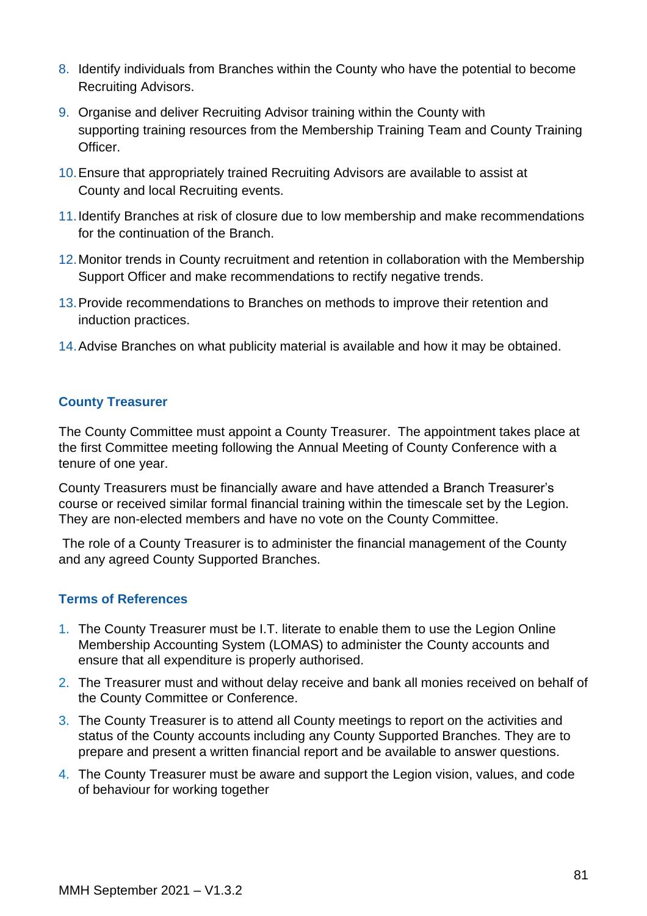8. Identify individuals from Branches within the County who have the potential to become Recruiting Advisors.
9. Organise and deliver Recruiting Advisor training within the County with supporting training resources from the Membership Training Team and County Training Officer.
10. Ensure that appropriately trained Recruiting Advisors are available to assist at County and local Recruiting events.
11. Identify Branches at risk of closure due to low membership and make recommendations for the continuation of the Branch.
12. Monitor trends in County recruitment and retention in collaboration with the Membership Support Officer and make recommendations to rectify negative trends.
13. Provide recommendations to Branches on methods to improve their retention and induction practices.
14. Advise Branches on what publicity material is available and how it may be obtained.

### County Treasurer

The County Committee must appoint a County Treasurer. The appointment takes place at the first Committee meeting following the Annual Meeting of County Conference with a tenure of one year.

County Treasurers must be financially aware and have attended a Branch Treasurer's course or received similar formal financial training within the timescale set by the Legion. They are non-elected members and have no vote on the County Committee.

The role of a County Treasurer is to administer the financial management of the County and any agreed County Supported Branches.

### Terms of References

1. The County Treasurer must be I.T. literate to enable them to use the Legion Online Membership Accounting System (LOMAS) to administer the County accounts and ensure that all expenditure is properly authorised.
2. The Treasurer must and without delay receive and bank all monies received on behalf of the County Committee or Conference.
3. The County Treasurer is to attend all County meetings to report on the activities and status of the County accounts including any County Supported Branches. They are to prepare and present a written financial report and be available to answer questions.
4. The County Treasurer must be aware and support the Legion vision, values, and code of behaviour for working together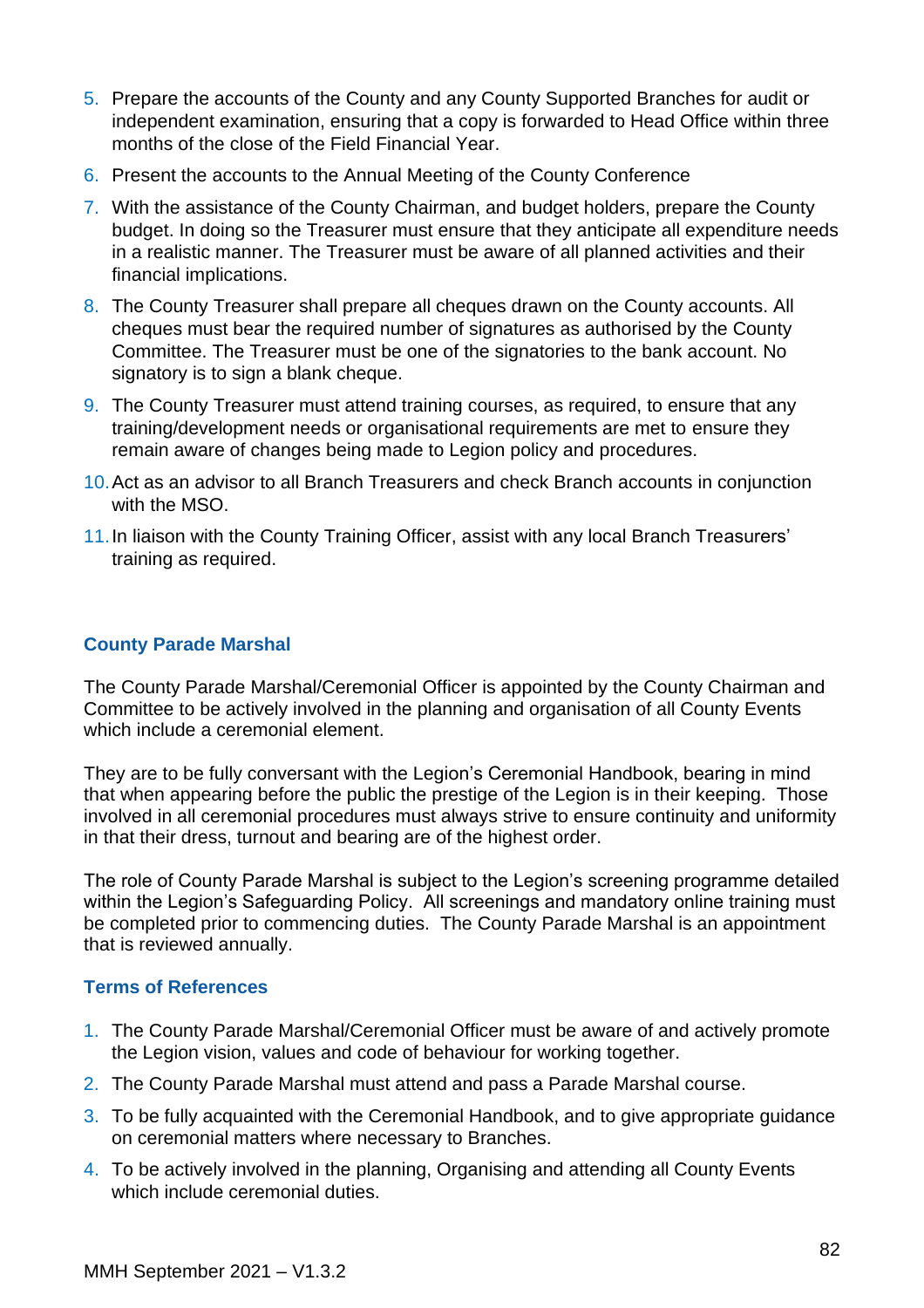5. Prepare the accounts of the County and any County Supported Branches for audit or independent examination, ensuring that a copy is forwarded to Head Office within three months of the close of the Field Financial Year.
6. Present the accounts to the Annual Meeting of the County Conference
7. With the assistance of the County Chairman, and budget holders, prepare the County budget. In doing so the Treasurer must ensure that they anticipate all expenditure needs in a realistic manner. The Treasurer must be aware of all planned activities and their financial implications.
8. The County Treasurer shall prepare all cheques drawn on the County accounts. All cheques must bear the required number of signatures as authorised by the County Committee. The Treasurer must be one of the signatories to the bank account. No signatory is to sign a blank cheque.
9. The County Treasurer must attend training courses, as required, to ensure that any training/development needs or organisational requirements are met to ensure they remain aware of changes being made to Legion policy and procedures.
10. Act as an advisor to all Branch Treasurers and check Branch accounts in conjunction with the MSO.
11. In liaison with the County Training Officer, assist with any local Branch Treasurers' training as required.

### County Parade Marshal

The County Parade Marshal/Ceremonial Officer is appointed by the County Chairman and Committee to be actively involved in the planning and organisation of all County Events which include a ceremonial element.

They are to be fully conversant with the Legion's Ceremonial Handbook, bearing in mind that when appearing before the public the prestige of the Legion is in their keeping. Those involved in all ceremonial procedures must always strive to ensure continuity and uniformity in that their dress, turnout and bearing are of the highest order.

The role of County Parade Marshal is subject to the Legion's screening programme detailed within the Legion's Safeguarding Policy. All screenings and mandatory online training must be completed prior to commencing duties. The County Parade Marshal is an appointment that is reviewed annually.

### Terms of References

1. The County Parade Marshal/Ceremonial Officer must be aware of and actively promote the Legion vision, values and code of behaviour for working together.
2. The County Parade Marshal must attend and pass a Parade Marshal course.
3. To be fully acquainted with the Ceremonial Handbook, and to give appropriate guidance on ceremonial matters where necessary to Branches.
4. To be actively involved in the planning, Organising and attending all County Events which include ceremonial duties.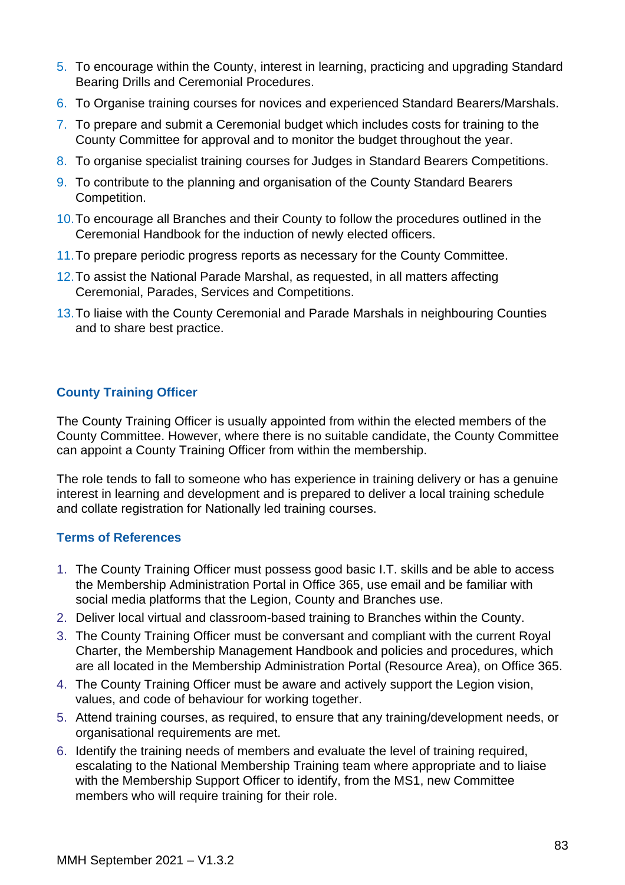5. To encourage within the County, interest in learning, practicing and upgrading Standard Bearing Drills and Ceremonial Procedures.
6. To Organise training courses for novices and experienced Standard Bearers/Marshals.
7. To prepare and submit a Ceremonial budget which includes costs for training to the County Committee for approval and to monitor the budget throughout the year.
8. To organise specialist training courses for Judges in Standard Bearers Competitions.
9. To contribute to the planning and organisation of the County Standard Bearers Competition.
10. To encourage all Branches and their County to follow the procedures outlined in the Ceremonial Handbook for the induction of newly elected officers.
11. To prepare periodic progress reports as necessary for the County Committee.
12. To assist the National Parade Marshal, as requested, in all matters affecting Ceremonial, Parades, Services and Competitions.
13. To liaise with the County Ceremonial and Parade Marshals in neighbouring Counties and to share best practice.

### County Training Officer

The County Training Officer is usually appointed from within the elected members of the County Committee. However, where there is no suitable candidate, the County Committee can appoint a County Training Officer from within the membership.

The role tends to fall to someone who has experience in training delivery or has a genuine interest in learning and development and is prepared to deliver a local training schedule and collate registration for Nationally led training courses.

#### Terms of References

1. The County Training Officer must possess good basic I.T. skills and be able to access the Membership Administration Portal in Office 365, use email and be familiar with social media platforms that the Legion, County and Branches use.
2. Deliver local virtual and classroom-based training to Branches within the County.
3. The County Training Officer must be conversant and compliant with the current Royal Charter, the Membership Management Handbook and policies and procedures, which are all located in the Membership Administration Portal (Resource Area), on Office 365.
4. The County Training Officer must be aware and actively support the Legion vision, values, and code of behaviour for working together.
5. Attend training courses, as required, to ensure that any training/development needs, or organisational requirements are met.
6. Identify the training needs of members and evaluate the level of training required, escalating to the National Membership Training team where appropriate and to liaise with the Membership Support Officer to identify, from the MS1, new Committee members who will require training for their role.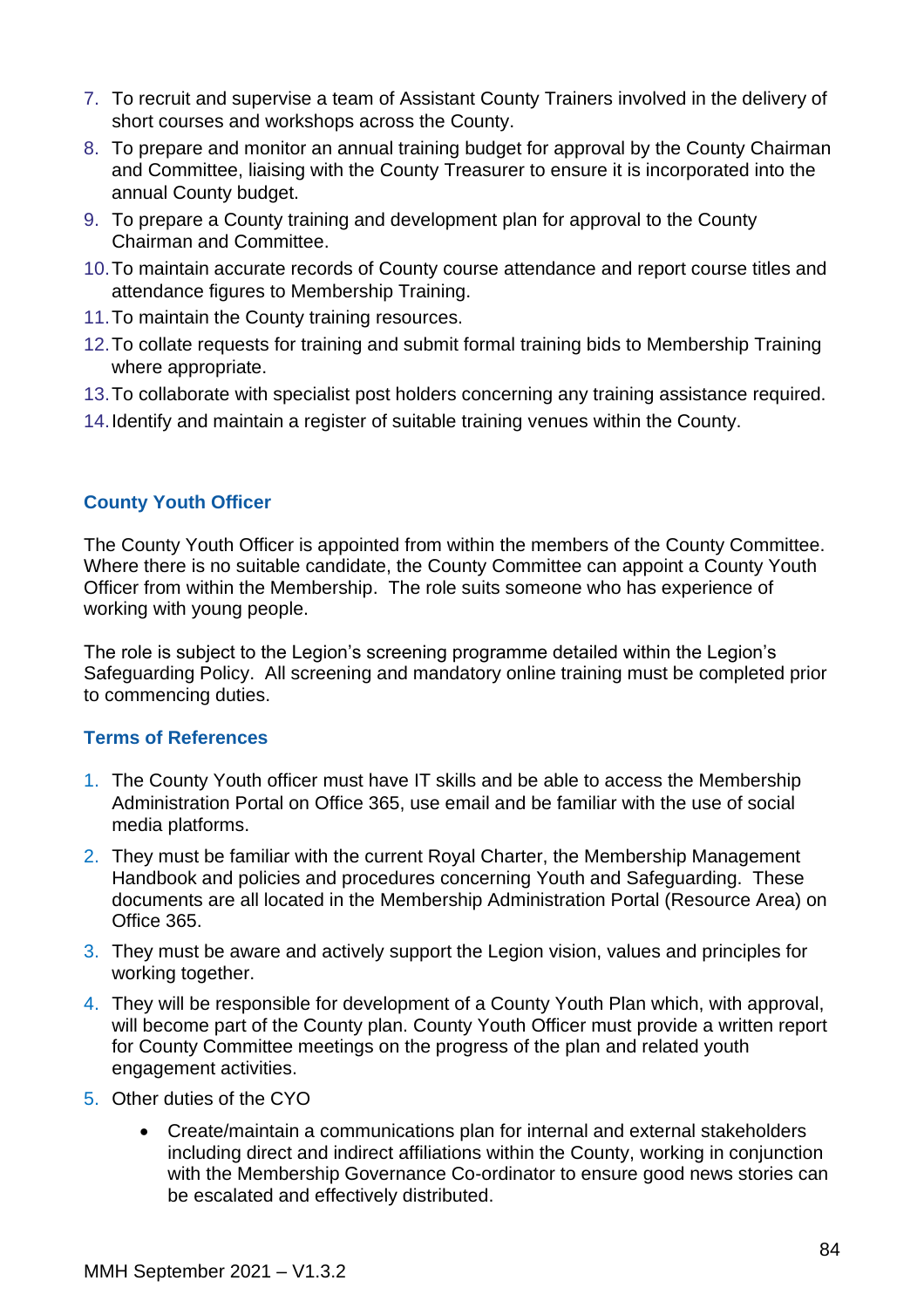7. To recruit and supervise a team of Assistant County Trainers involved in the delivery of short courses and workshops across the County.
8. To prepare and monitor an annual training budget for approval by the County Chairman and Committee, liaising with the County Treasurer to ensure it is incorporated into the annual County budget.
9. To prepare a County training and development plan for approval to the County Chairman and Committee.
10. To maintain accurate records of County course attendance and report course titles and attendance figures to Membership Training.
11. To maintain the County training resources.
12. To collate requests for training and submit formal training bids to Membership Training where appropriate.
13. To collaborate with specialist post holders concerning any training assistance required.
14. Identify and maintain a register of suitable training venues within the County.

### County Youth Officer

The County Youth Officer is appointed from within the members of the County Committee. Where there is no suitable candidate, the County Committee can appoint a County Youth Officer from within the Membership. The role suits someone who has experience of working with young people.

The role is subject to the Legion's screening programme detailed within the Legion's Safeguarding Policy. All screening and mandatory online training must be completed prior to commencing duties.

### Terms of References

1. The County Youth officer must have IT skills and be able to access the Membership Administration Portal on Office 365, use email and be familiar with the use of social media platforms.
2. They must be familiar with the current Royal Charter, the Membership Management Handbook and policies and procedures concerning Youth and Safeguarding. These documents are all located in the Membership Administration Portal (Resource Area) on Office 365.
3. They must be aware and actively support the Legion vision, values and principles for working together.
4. They will be responsible for development of a County Youth Plan which, with approval, will become part of the County plan. County Youth Officer must provide a written report for County Committee meetings on the progress of the plan and related youth engagement activities.
5. Other duties of the CYO
    - Create/maintain a communications plan for internal and external stakeholders including direct and indirect affiliations within the County, working in conjunction with the Membership Governance Co-ordinator to ensure good news stories can be escalated and effectively distributed.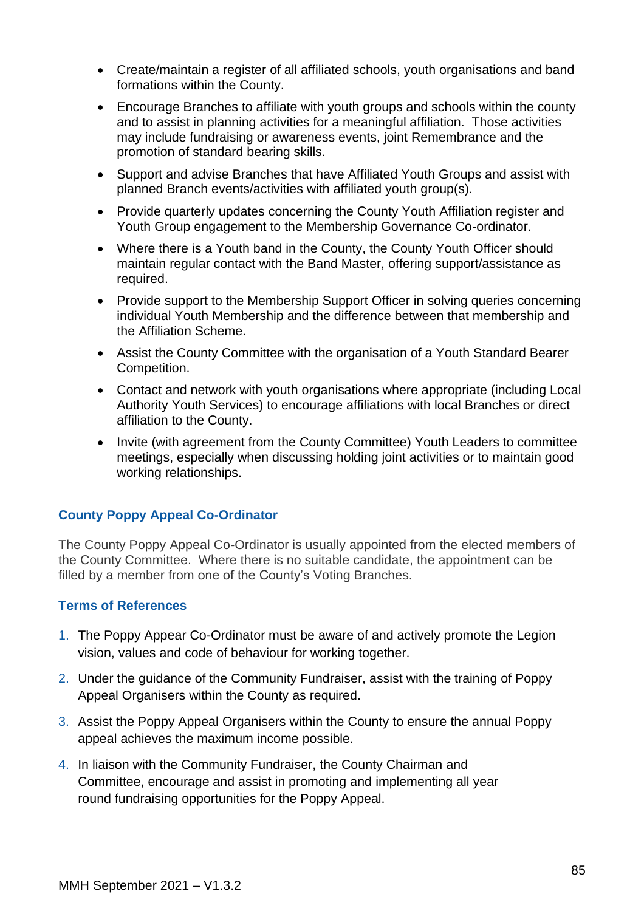- Create/maintain a register of all affiliated schools, youth organisations and band formations within the County.
- Encourage Branches to affiliate with youth groups and schools within the county and to assist in planning activities for a meaningful affiliation. Those activities may include fundraising or awareness events, joint Remembrance and the promotion of standard bearing skills.
- Support and advise Branches that have Affiliated Youth Groups and assist with planned Branch events/activities with affiliated youth group(s).
- Provide quarterly updates concerning the County Youth Affiliation register and Youth Group engagement to the Membership Governance Co-ordinator.
- Where there is a Youth band in the County, the County Youth Officer should maintain regular contact with the Band Master, offering support/assistance as required.
- Provide support to the Membership Support Officer in solving queries concerning individual Youth Membership and the difference between that membership and the Affiliation Scheme.
- Assist the County Committee with the organisation of a Youth Standard Bearer Competition.
- Contact and network with youth organisations where appropriate (including Local Authority Youth Services) to encourage affiliations with local Branches or direct affiliation to the County.
- Invite (with agreement from the County Committee) Youth Leaders to committee meetings, especially when discussing holding joint activities or to maintain good working relationships.

### County Poppy Appeal Co-Ordinator

The County Poppy Appeal Co-Ordinator is usually appointed from the elected members of the County Committee. Where there is no suitable candidate, the appointment can be filled by a member from one of the County's Voting Branches.

### Terms of References

1. The Poppy Appear Co-Ordinator must be aware of and actively promote the Legion vision, values and code of behaviour for working together.
2. Under the guidance of the Community Fundraiser, assist with the training of Poppy Appeal Organisers within the County as required.
3. Assist the Poppy Appeal Organisers within the County to ensure the annual Poppy appeal achieves the maximum income possible.
4. In liaison with the Community Fundraiser, the County Chairman and Committee, encourage and assist in promoting and implementing all year round fundraising opportunities for the Poppy Appeal.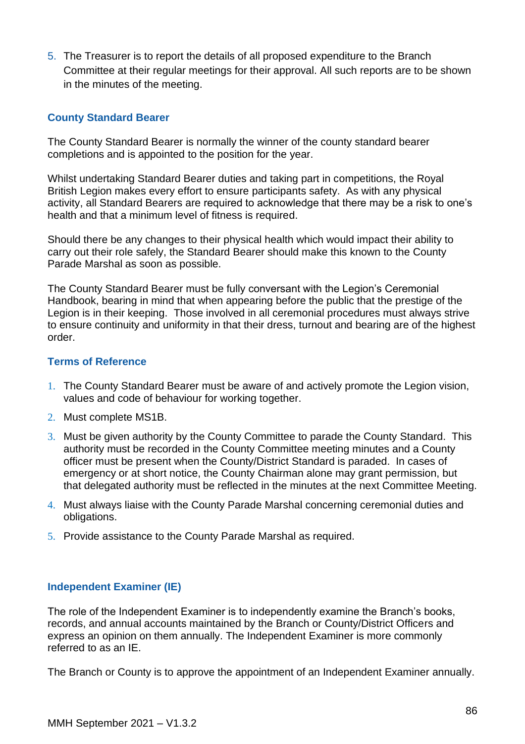5. The Treasurer is to report the details of all proposed expenditure to the Branch Committee at their regular meetings for their approval. All such reports are to be shown in the minutes of the meeting.

### County Standard Bearer

The County Standard Bearer is normally the winner of the county standard bearer completions and is appointed to the position for the year.

Whilst undertaking Standard Bearer duties and taking part in competitions, the Royal British Legion makes every effort to ensure participants safety. As with any physical activity, all Standard Bearers are required to acknowledge that there may be a risk to one's health and that a minimum level of fitness is required.

Should there be any changes to their physical health which would impact their ability to carry out their role safely, the Standard Bearer should make this known to the County Parade Marshal as soon as possible.

The County Standard Bearer must be fully conversant with the Legion's Ceremonial Handbook, bearing in mind that when appearing before the public that the prestige of the Legion is in their keeping. Those involved in all ceremonial procedures must always strive to ensure continuity and uniformity in that their dress, turnout and bearing are of the highest order.

### Terms of Reference

1. The County Standard Bearer must be aware of and actively promote the Legion vision, values and code of behaviour for working together.
2. Must complete MS1B.
3. Must be given authority by the County Committee to parade the County Standard. This authority must be recorded in the County Committee meeting minutes and a County officer must be present when the County/District Standard is paraded. In cases of emergency or at short notice, the County Chairman alone may grant permission, but that delegated authority must be reflected in the minutes at the next Committee Meeting.
4. Must always liaise with the County Parade Marshal concerning ceremonial duties and obligations.
5. Provide assistance to the County Parade Marshal as required.

### Independent Examiner (IE)

The role of the Independent Examiner is to independently examine the Branch's books, records, and annual accounts maintained by the Branch or County/District Officers and express an opinion on them annually. The Independent Examiner is more commonly referred to as an IE.

The Branch or County is to approve the appointment of an Independent Examiner annually.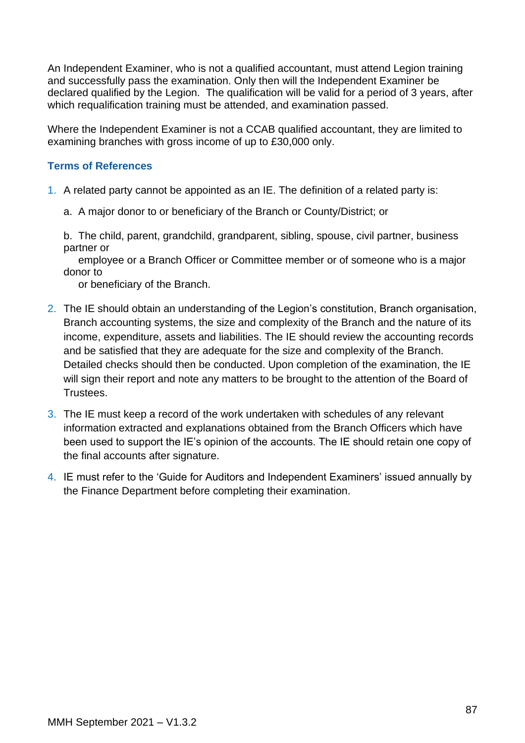An Independent Examiner, who is not a qualified accountant, must attend Legion training and successfully pass the examination. Only then will the Independent Examiner be declared qualified by the Legion. The qualification will be valid for a period of 3 years, after which requalification training must be attended, and examination passed.

Where the Independent Examiner is not a CCAB qualified accountant, they are limited to examining branches with gross income of up to £30,000 only.

### Terms of References

1. A related party cannot be appointed as an IE. The definition of a related party is:

   a. A major donor to or beneficiary of the Branch or County/District; or

   b. The child, parent, grandchild, grandparent, sibling, spouse, civil partner, business partner or employee or a Branch Officer or Committee member or of someone who is a major donor to or beneficiary of the Branch.

2. The IE should obtain an understanding of the Legion's constitution, Branch organisation, Branch accounting systems, the size and complexity of the Branch and the nature of its income, expenditure, assets and liabilities. The IE should review the accounting records and be satisfied that they are adequate for the size and complexity of the Branch. Detailed checks should then be conducted. Upon completion of the examination, the IE will sign their report and note any matters to be brought to the attention of the Board of Trustees.

3. The IE must keep a record of the work undertaken with schedules of any relevant information extracted and explanations obtained from the Branch Officers which have been used to support the IE's opinion of the accounts. The IE should retain one copy of the final accounts after signature.

4. IE must refer to the 'Guide for Auditors and Independent Examiners' issued annually by the Finance Department before completing their examination.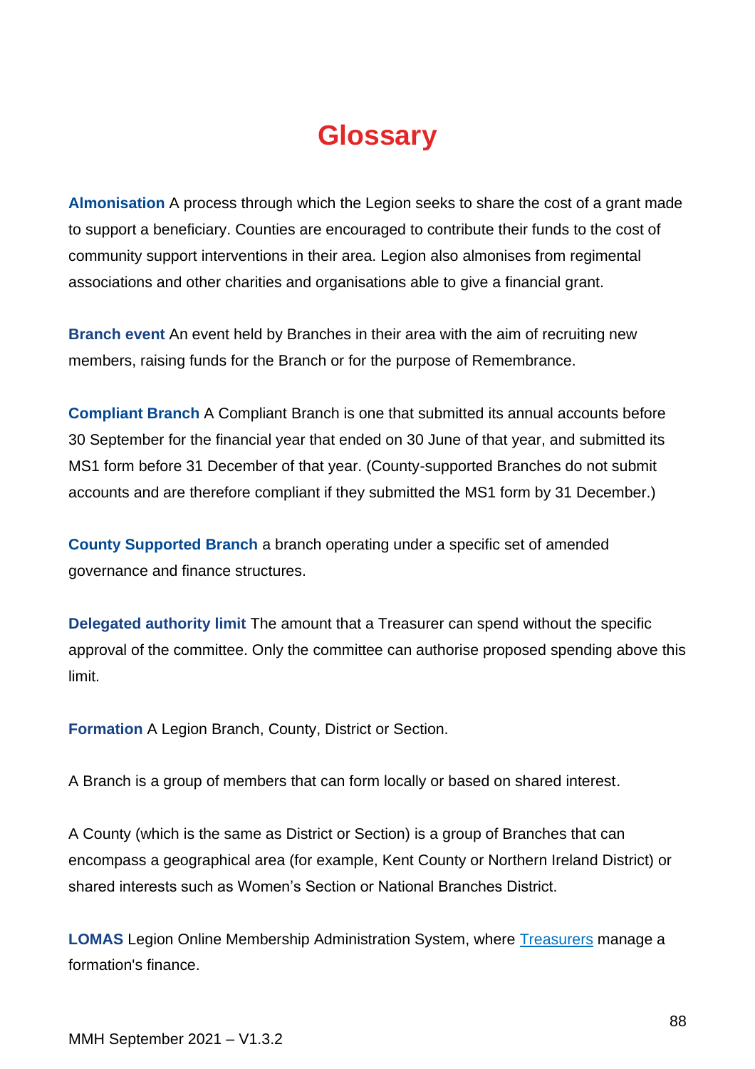# Glossary

**Almonisation** A process through which the Legion seeks to share the cost of a grant made to support a beneficiary. Counties are encouraged to contribute their funds to the cost of community support interventions in their area. Legion also almonises from regimental associations and other charities and organisations able to give a financial grant.

**Branch event** An event held by Branches in their area with the aim of recruiting new members, raising funds for the Branch or for the purpose of Remembrance.

**Compliant Branch** A Compliant Branch is one that submitted its annual accounts before 30 September for the financial year that ended on 30 June of that year, and submitted its MS1 form before 31 December of that year. (County-supported Branches do not submit accounts and are therefore compliant if they submitted the MS1 form by 31 December.)

**County Supported Branch** a branch operating under a specific set of amended governance and finance structures.

**Delegated authority limit** The amount that a Treasurer can spend without the specific approval of the committee. Only the committee can authorise proposed spending above this limit.

**Formation** A Legion Branch, County, District or Section.

A Branch is a group of members that can form locally or based on shared interest.

A County (which is the same as District or Section) is a group of Branches that can encompass a geographical area (for example, Kent County or Northern Ireland District) or shared interests such as Women's Section or National Branches District.

**LOMAS** Legion Online Membership Administration System, where Treasurers manage a formation's finance.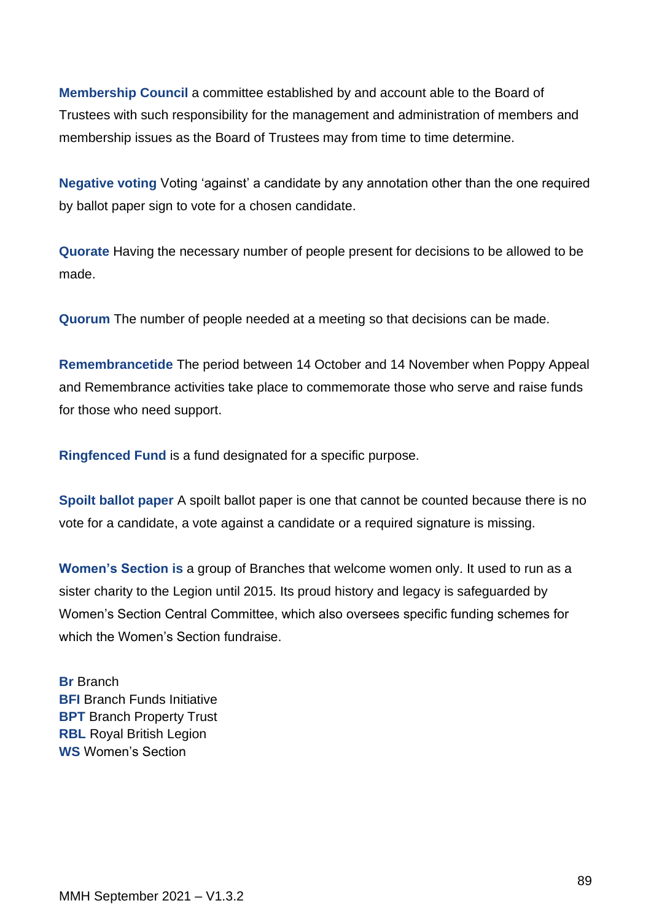**Membership Council** a committee established by and account able to the Board of Trustees with such responsibility for the management and administration of members and membership issues as the Board of Trustees may from time to time determine.

**Negative voting** Voting 'against' a candidate by any annotation other than the one required by ballot paper sign to vote for a chosen candidate.

**Quorate** Having the necessary number of people present for decisions to be allowed to be made.

**Quorum** The number of people needed at a meeting so that decisions can be made.

**Remembrancetide** The period between 14 October and 14 November when Poppy Appeal and Remembrance activities take place to commemorate those who serve and raise funds for those who need support.

**Ringfenced Fund** is a fund designated for a specific purpose.

**Spoilt ballot paper** A spoilt ballot paper is one that cannot be counted because there is no vote for a candidate, a vote against a candidate or a required signature is missing.

**Women's Section is** a group of Branches that welcome women only. It used to run as a sister charity to the Legion until 2015. Its proud history and legacy is safeguarded by Women's Section Central Committee, which also oversees specific funding schemes for which the Women's Section fundraise.

**Br** Branch
**BFI** Branch Funds Initiative
**BPT** Branch Property Trust
**RBL** Royal British Legion
**WS** Women's Section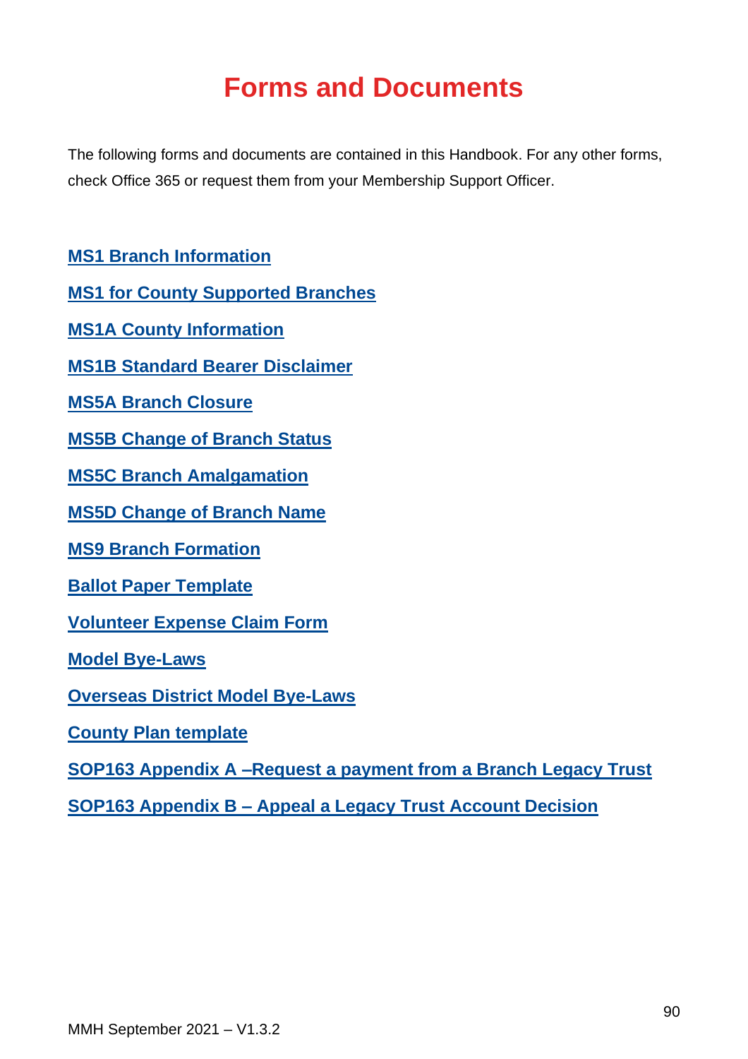# Forms and Documents

The following forms and documents are contained in this Handbook. For any other forms, check Office 365 or request them from your Membership Support Officer.

**MS1 Branch Information**

**MS1 for County Supported Branches**

**MS1A County Information**

**MS1B Standard Bearer Disclaimer**

**MS5A Branch Closure**

**MS5B Change of Branch Status**

**MS5C Branch Amalgamation**

**MS5D Change of Branch Name**

**MS9 Branch Formation**

**Ballot Paper Template**

**Volunteer Expense Claim Form**

**Model Bye-Laws**

**Overseas District Model Bye-Laws**

**County Plan template**

**SOP163 Appendix A –Request a payment from a Branch Legacy Trust**

**SOP163 Appendix B – Appeal a Legacy Trust Account Decision**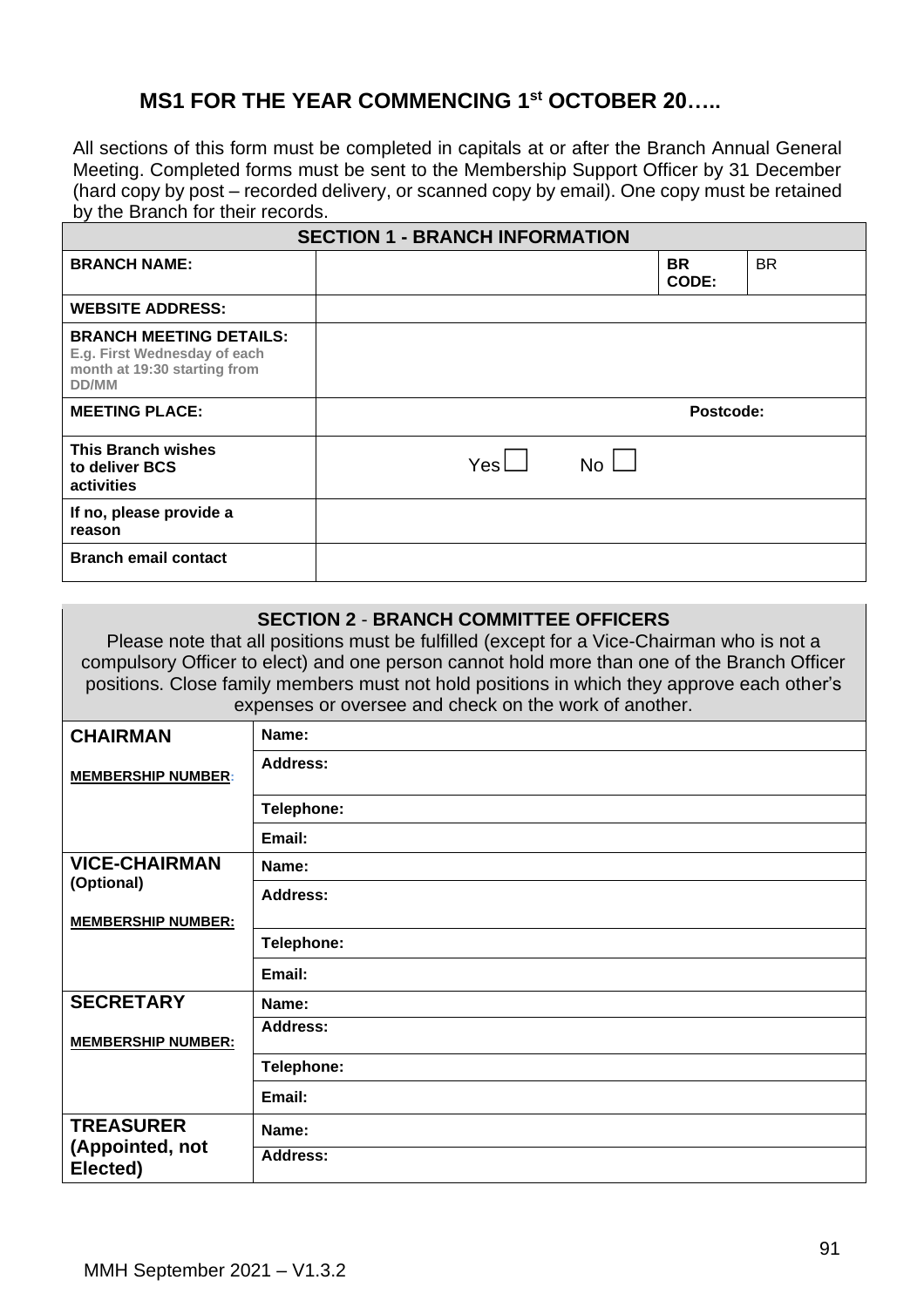## MS1 FOR THE YEAR COMMENCING 1st OCTOBER 20…..

All sections of this form must be completed in capitals at or after the Branch Annual General Meeting. Completed forms must be sent to the Membership Support Officer by 31 December (hard copy by post – recorded delivery, or scanned copy by email). One copy must be retained by the Branch for their records.

| SECTION 1 - BRANCH INFORMATION | | | |
|---|---|---|---|
| **BRANCH NAME:** | | **BR CODE:** | BR |
| **WEBSITE ADDRESS:** | | | |
| **BRANCH MEETING DETAILS:** E.g. First Wednesday of each month at 19:30 starting from DD/MM | | | |
| **MEETING PLACE:** | | **Postcode:** | |
| **This Branch wishes to deliver BCS activities** | Yes ☐ No ☐ | | |
| **If no, please provide a reason** | | | |
| **Branch email contact** | | | |

**SECTION 2 - BRANCH COMMITTEE OFFICERS**

Please note that all positions must be fulfilled (except for a Vice-Chairman who is not a compulsory Officer to elect) and one person cannot hold more than one of the Branch Officer positions. Close family members must not hold positions in which they approve each other's expenses or oversee and check on the work of another.

| | |
|---|---|
| **CHAIRMAN** | **Name:** |
| **MEMBERSHIP NUMBER:** | **Address:** |
| | **Telephone:** |
| | **Email:** |
| **VICE-CHAIRMAN (Optional)** | **Name:** |
| **MEMBERSHIP NUMBER:** | **Address:** |
| | **Telephone:** |
| | **Email:** |
| **SECRETARY** | **Name:** |
| **MEMBERSHIP NUMBER:** | **Address:** |
| | **Telephone:** |
| | **Email:** |
| **TREASURER (Appointed, not Elected)** | **Name:** |
| | **Address:** |

MMH September 2021 – V1.3.2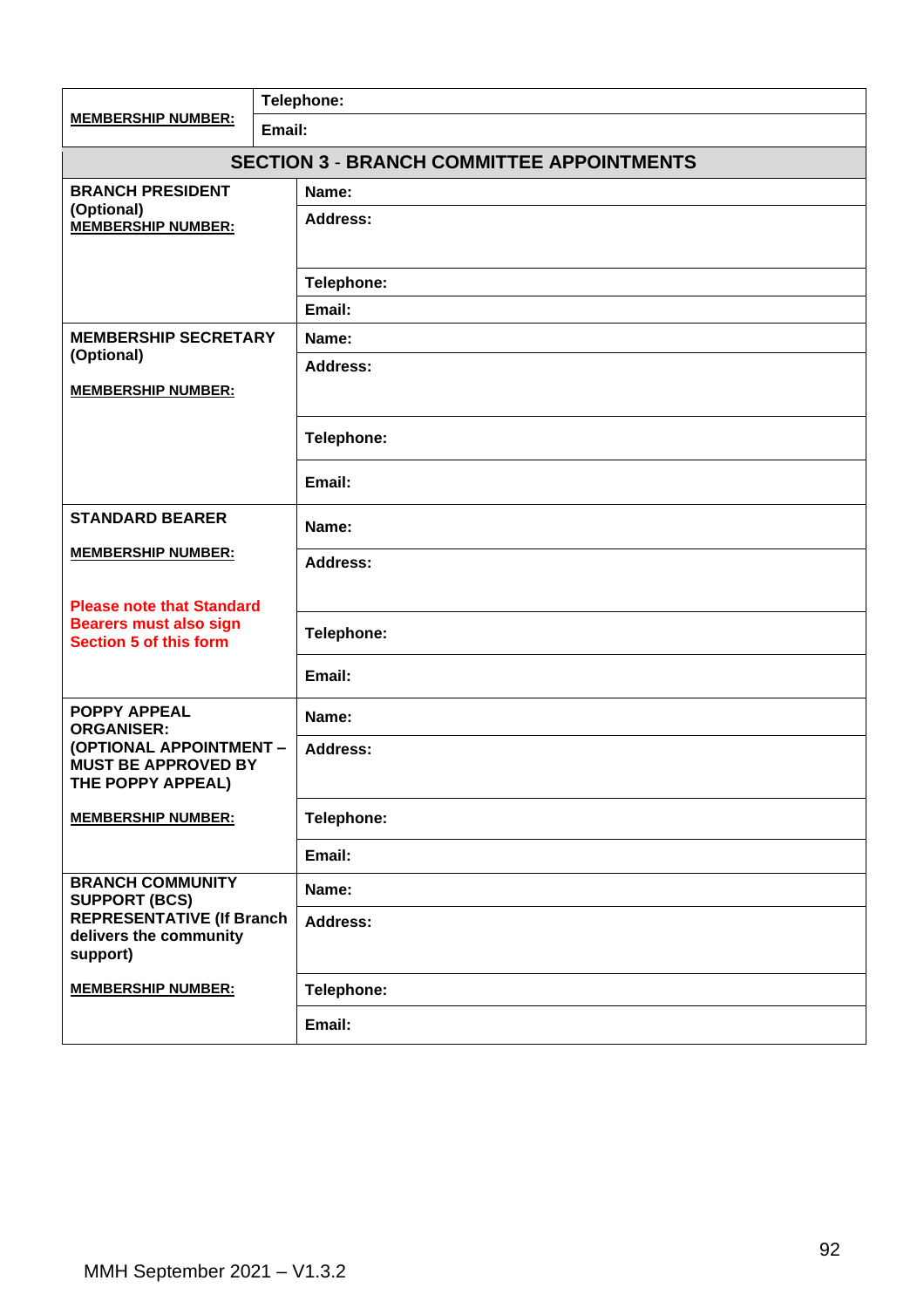| MEMBERSHIP NUMBER: | Telephone: |
|---|---|
| | Email: |

| SECTION 3 - BRANCH COMMITTEE APPOINTMENTS | |
|---|---|
| **BRANCH PRESIDENT** (Optional) MEMBERSHIP NUMBER: | **Name:** |
| | **Address:** |
| | **Telephone:** |
| | **Email:** |
| **MEMBERSHIP SECRETARY** (Optional) MEMBERSHIP NUMBER: | **Name:** |
| | **Address:** |
| | **Telephone:** |
| | **Email:** |
| **STANDARD BEARER** MEMBERSHIP NUMBER: Please note that Standard Bearers must also sign Section 5 of this form | **Name:** |
| | **Address:** |
| | **Telephone:** |
| | **Email:** |
| **POPPY APPEAL ORGANISER: (OPTIONAL APPOINTMENT – MUST BE APPROVED BY THE POPPY APPEAL)** MEMBERSHIP NUMBER: | **Name:** |
| | **Address:** |
| | **Telephone:** |
| | **Email:** |
| **BRANCH COMMUNITY SUPPORT (BCS) REPRESENTATIVE (If Branch delivers the community support)** MEMBERSHIP NUMBER: | **Name:** |
| | **Address:** |
| | **Telephone:** |
| | **Email:** |

MMH September 2021 – V1.3.2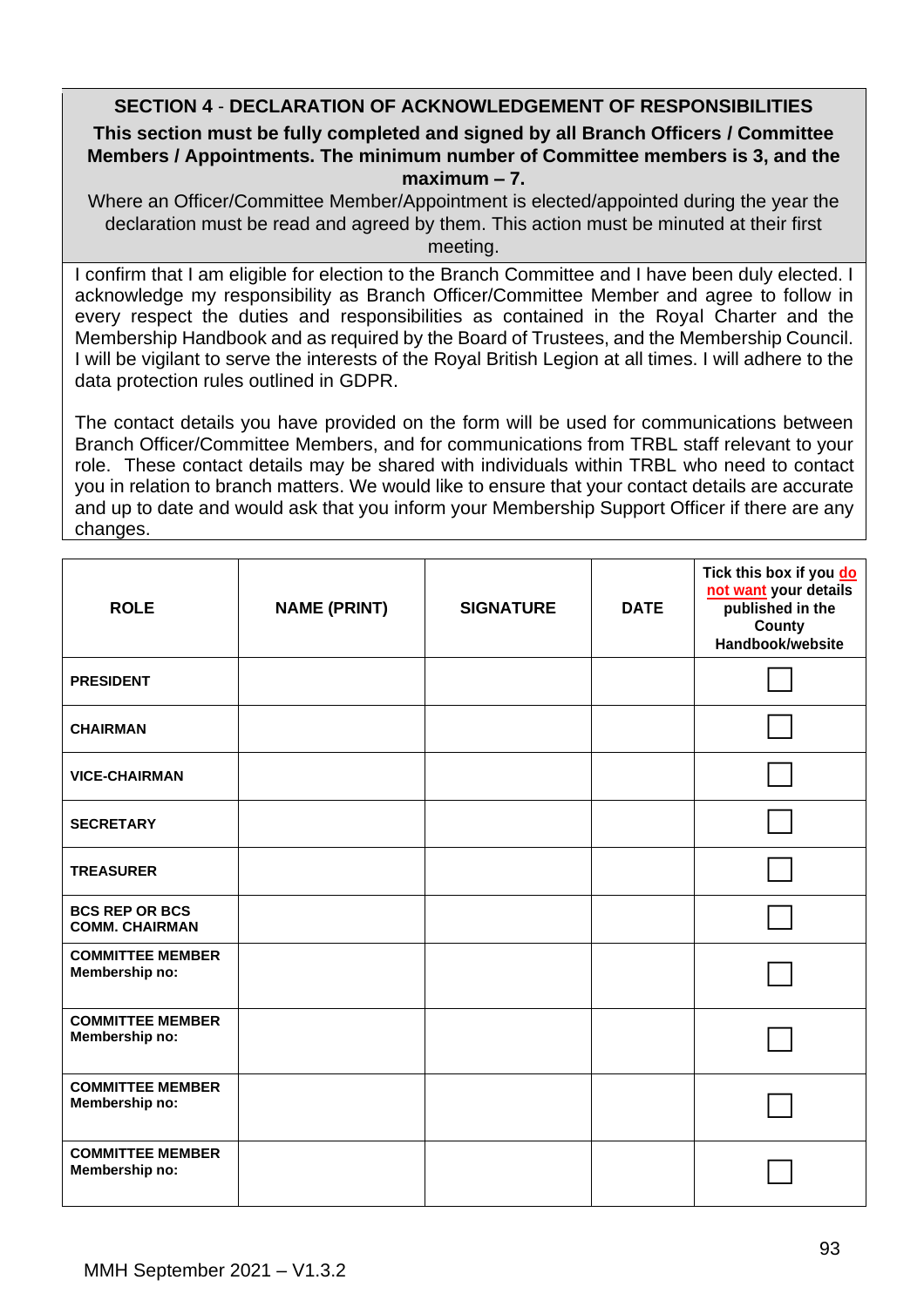## SECTION 4 - DECLARATION OF ACKNOWLEDGEMENT OF RESPONSIBILITIES

**This section must be fully completed and signed by all Branch Officers / Committee Members / Appointments. The minimum number of Committee members is 3, and the maximum – 7.**

Where an Officer/Committee Member/Appointment is elected/appointed during the year the declaration must be read and agreed by them. This action must be minuted at their first meeting.

I confirm that I am eligible for election to the Branch Committee and I have been duly elected. I acknowledge my responsibility as Branch Officer/Committee Member and agree to follow in every respect the duties and responsibilities as contained in the Royal Charter and the Membership Handbook and as required by the Board of Trustees, and the Membership Council. I will be vigilant to serve the interests of the Royal British Legion at all times. I will adhere to the data protection rules outlined in GDPR.

The contact details you have provided on the form will be used for communications between Branch Officer/Committee Members, and for communications from TRBL staff relevant to your role. These contact details may be shared with individuals within TRBL who need to contact you in relation to branch matters. We would like to ensure that your contact details are accurate and up to date and would ask that you inform your Membership Support Officer if there are any changes.

| ROLE | NAME (PRINT) | SIGNATURE | DATE | Tick this box if you do not want your details published in the County Handbook/website |
|---|---|---|---|---|
| **PRESIDENT** | | | | ☐ |
| **CHAIRMAN** | | | | ☐ |
| **VICE-CHAIRMAN** | | | | ☐ |
| **SECRETARY** | | | | ☐ |
| **TREASURER** | | | | ☐ |
| **BCS REP OR BCS COMM. CHAIRMAN** | | | | ☐ |
| **COMMITTEE MEMBER Membership no:** | | | | ☐ |
| **COMMITTEE MEMBER Membership no:** | | | | ☐ |
| **COMMITTEE MEMBER Membership no:** | | | | ☐ |
| **COMMITTEE MEMBER Membership no:** | | | | ☐ |

MMH September 2021 – V1.3.2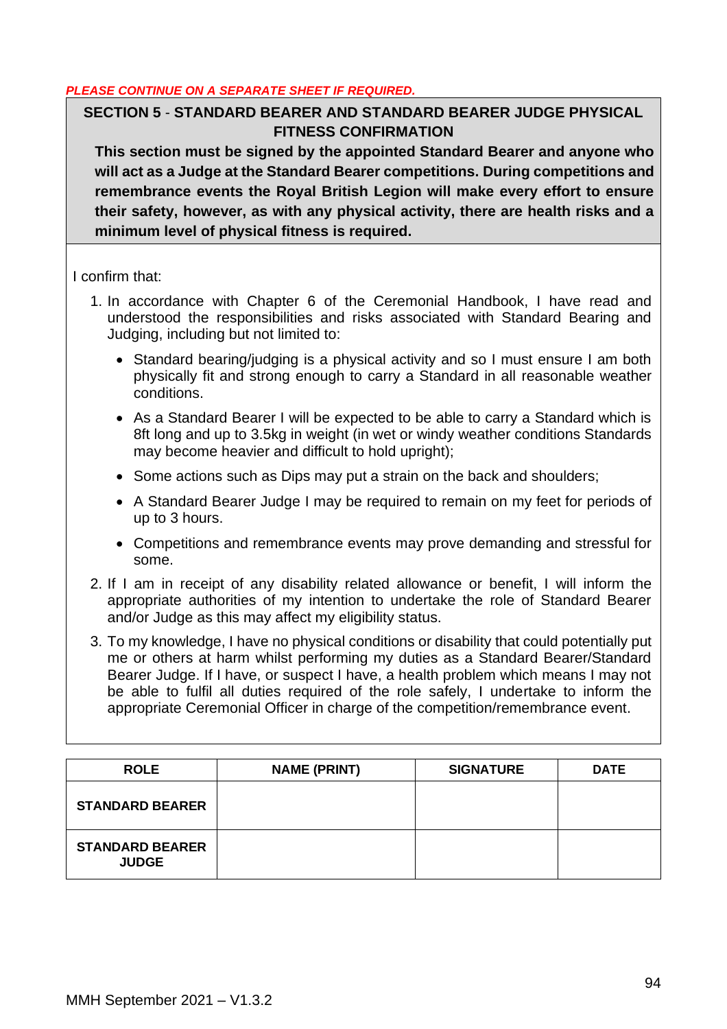***PLEASE CONTINUE ON A SEPARATE SHEET IF REQUIRED.***

## SECTION 5 - STANDARD BEARER AND STANDARD BEARER JUDGE PHYSICAL FITNESS CONFIRMATION

**This section must be signed by the appointed Standard Bearer and anyone who will act as a Judge at the Standard Bearer competitions. During competitions and remembrance events the Royal British Legion will make every effort to ensure their safety, however, as with any physical activity, there are health risks and a minimum level of physical fitness is required.**

I confirm that:

1. In accordance with Chapter 6 of the Ceremonial Handbook, I have read and understood the responsibilities and risks associated with Standard Bearing and Judging, including but not limited to:
   - Standard bearing/judging is a physical activity and so I must ensure I am both physically fit and strong enough to carry a Standard in all reasonable weather conditions.
   - As a Standard Bearer I will be expected to be able to carry a Standard which is 8ft long and up to 3.5kg in weight (in wet or windy weather conditions Standards may become heavier and difficult to hold upright);
   - Some actions such as Dips may put a strain on the back and shoulders;
   - A Standard Bearer Judge I may be required to remain on my feet for periods of up to 3 hours.
   - Competitions and remembrance events may prove demanding and stressful for some.
2. If I am in receipt of any disability related allowance or benefit, I will inform the appropriate authorities of my intention to undertake the role of Standard Bearer and/or Judge as this may affect my eligibility status.
3. To my knowledge, I have no physical conditions or disability that could potentially put me or others at harm whilst performing my duties as a Standard Bearer/Standard Bearer Judge. If I have, or suspect I have, a health problem which means I may not be able to fulfil all duties required of the role safely, I undertake to inform the appropriate Ceremonial Officer in charge of the competition/remembrance event.

| ROLE | NAME (PRINT) | SIGNATURE | DATE |
|---|---|---|---|
| **STANDARD BEARER** | | | |
| **STANDARD BEARER JUDGE** | | | |

MMH September 2021 – V1.3.2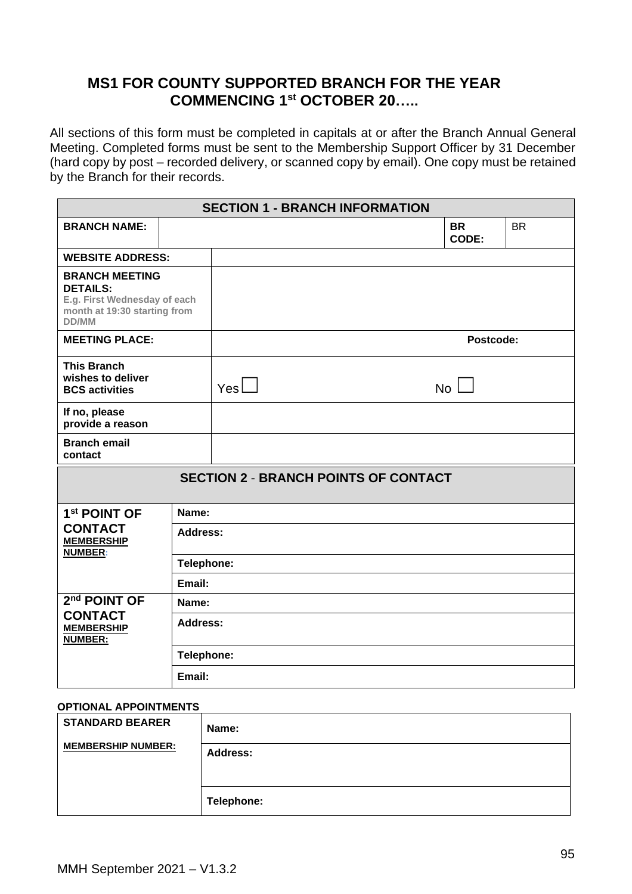## MS1 FOR COUNTY SUPPORTED BRANCH FOR THE YEAR COMMENCING 1st OCTOBER 20…..

All sections of this form must be completed in capitals at or after the Branch Annual General Meeting. Completed forms must be sent to the Membership Support Officer by 31 December (hard copy by post – recorded delivery, or scanned copy by email). One copy must be retained by the Branch for their records.

| **SECTION 1 - BRANCH INFORMATION** | | | |
|---|---|---|---|
| **BRANCH NAME:** | | **BR CODE:** | BR |
| **WEBSITE ADDRESS:** | | | |
| **BRANCH MEETING DETAILS:** E.g. First Wednesday of each month at 19:30 starting from DD/MM | | | |
| **MEETING PLACE:** | **Postcode:** | | |
| **This Branch wishes to deliver BCS activities** | Yes ☐ | No ☐ | |
| **If no, please provide a reason** | | | |
| **Branch email contact** | | | |

| **SECTION 2 - BRANCH POINTS OF CONTACT** | |
|---|---|
| **1st POINT OF CONTACT** **MEMBERSHIP NUMBER**: | **Name:** |
| | **Address:** |
| | **Telephone:** |
| | **Email:** |
| **2nd POINT OF CONTACT** **MEMBERSHIP NUMBER:** | **Name:** |
| | **Address:** |
| | **Telephone:** |
| | **Email:** |

**OPTIONAL APPOINTMENTS**

| **STANDARD BEARER** **MEMBERSHIP NUMBER:** | **Name:** |
|---|---|
| | **Address:** |
| | **Telephone:** |

MMH September 2021 – V1.3.2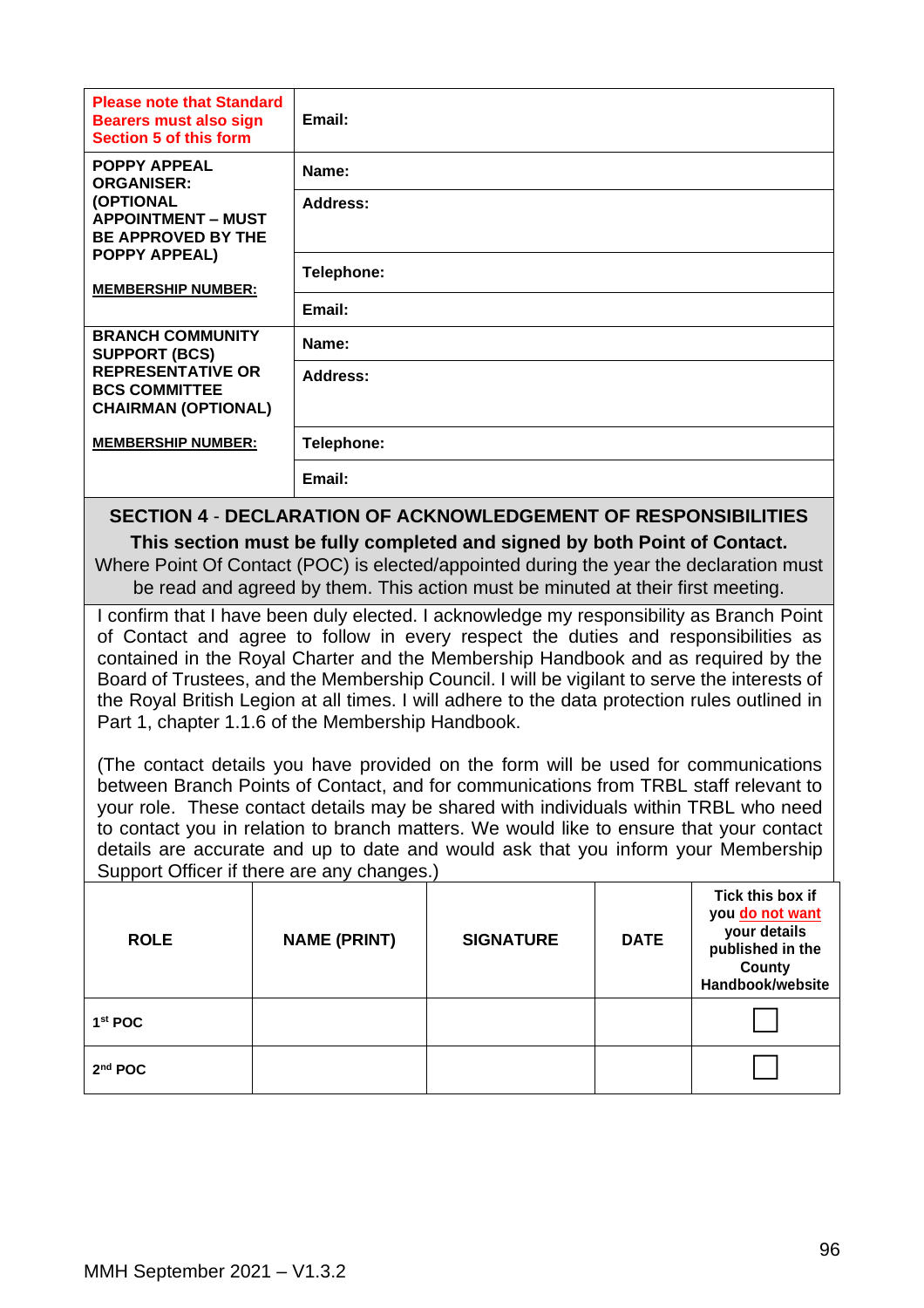| | |
|---|---|
| **Please note that Standard Bearers must also sign Section 5 of this form** | **Email:** |
| **POPPY APPEAL ORGANISER: (OPTIONAL APPOINTMENT – MUST BE APPROVED BY THE POPPY APPEAL)** | **Name:** |
| | **Address:** |
| **MEMBERSHIP NUMBER:** | **Telephone:** |
| | **Email:** |
| **BRANCH COMMUNITY SUPPORT (BCS) REPRESENTATIVE OR BCS COMMITTEE CHAIRMAN (OPTIONAL)** | **Name:** |
| | **Address:** |
| **MEMBERSHIP NUMBER:** | **Telephone:** |
| | **Email:** |

## SECTION 4 - DECLARATION OF ACKNOWLEDGEMENT OF RESPONSIBILITIES

**This section must be fully completed and signed by both Point of Contact.**

Where Point Of Contact (POC) is elected/appointed during the year the declaration must be read and agreed by them. This action must be minuted at their first meeting.

I confirm that I have been duly elected. I acknowledge my responsibility as Branch Point of Contact and agree to follow in every respect the duties and responsibilities as contained in the Royal Charter and the Membership Handbook and as required by the Board of Trustees, and the Membership Council. I will be vigilant to serve the interests of the Royal British Legion at all times. I will adhere to the data protection rules outlined in Part 1, chapter 1.1.6 of the Membership Handbook.

(The contact details you have provided on the form will be used for communications between Branch Points of Contact, and for communications from TRBL staff relevant to your role. These contact details may be shared with individuals within TRBL who need to contact you in relation to branch matters. We would like to ensure that your contact details are accurate and up to date and would ask that you inform your Membership Support Officer if there are any changes.)

| ROLE | NAME (PRINT) | SIGNATURE | DATE | Tick this box if you do not want your details published in the County Handbook/website |
|---|---|---|---|---|
| 1st POC | | | | ☐ |
| 2nd POC | | | | ☐ |

MMH September 2021 – V1.3.2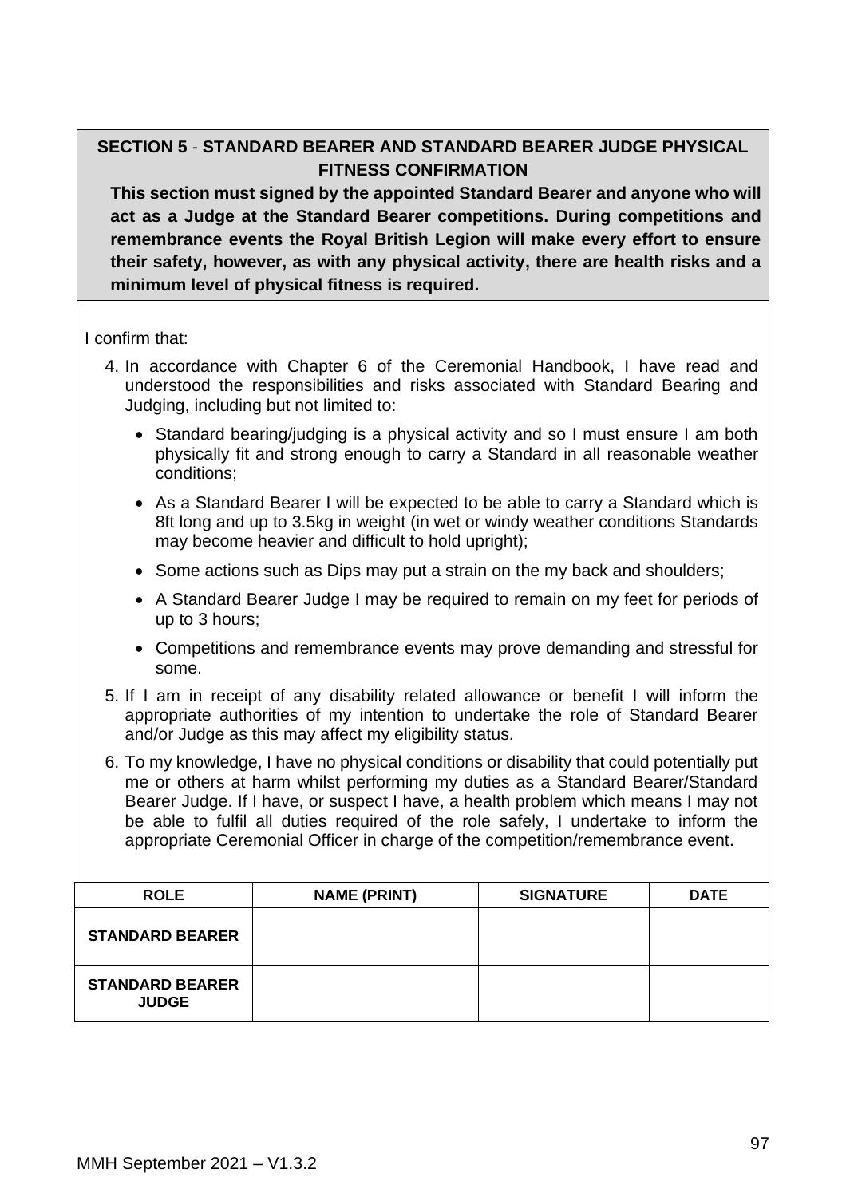## SECTION 5 - STANDARD BEARER AND STANDARD BEARER JUDGE PHYSICAL FITNESS CONFIRMATION

**This section must signed by the appointed Standard Bearer and anyone who will act as a Judge at the Standard Bearer competitions. During competitions and remembrance events the Royal British Legion will make every effort to ensure their safety, however, as with any physical activity, there are health risks and a minimum level of physical fitness is required.**

I confirm that:

4. In accordance with Chapter 6 of the Ceremonial Handbook, I have read and understood the responsibilities and risks associated with Standard Bearing and Judging, including but not limited to:
    - Standard bearing/judging is a physical activity and so I must ensure I am both physically fit and strong enough to carry a Standard in all reasonable weather conditions;
    - As a Standard Bearer I will be expected to be able to carry a Standard which is 8ft long and up to 3.5kg in weight (in wet or windy weather conditions Standards may become heavier and difficult to hold upright);
    - Some actions such as Dips may put a strain on the my back and shoulders;
    - A Standard Bearer Judge I may be required to remain on my feet for periods of up to 3 hours;
    - Competitions and remembrance events may prove demanding and stressful for some.
5. If I am in receipt of any disability related allowance or benefit I will inform the appropriate authorities of my intention to undertake the role of Standard Bearer and/or Judge as this may affect my eligibility status.
6. To my knowledge, I have no physical conditions or disability that could potentially put me or others at harm whilst performing my duties as a Standard Bearer/Standard Bearer Judge. If I have, or suspect I have, a health problem which means I may not be able to fulfil all duties required of the role safely, I undertake to inform the appropriate Ceremonial Officer in charge of the competition/remembrance event.

| ROLE | NAME (PRINT) | SIGNATURE | DATE |
|---|---|---|---|
| STANDARD BEARER | | | |
| STANDARD BEARER JUDGE | | | |

MMH September 2021 – V1.3.2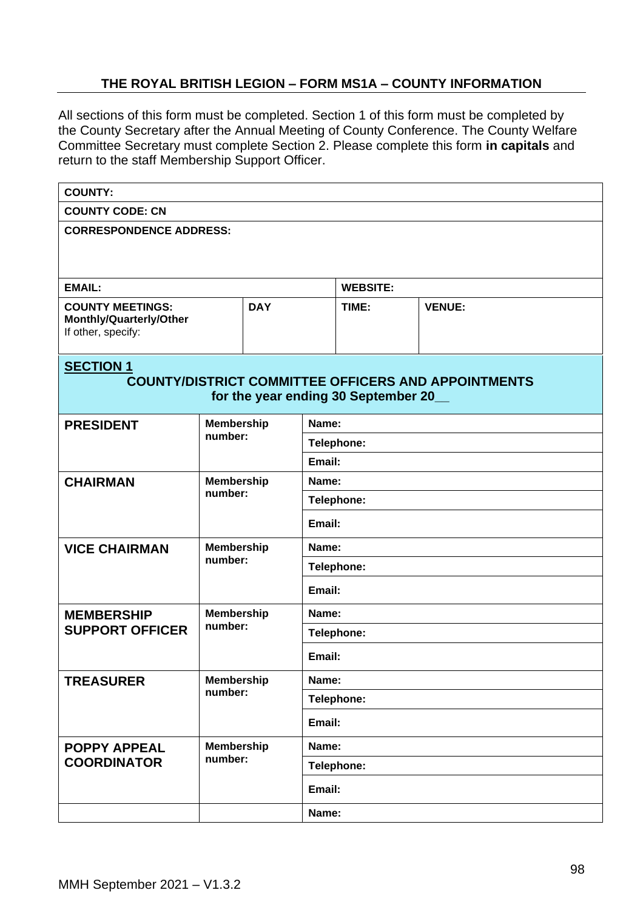**THE ROYAL BRITISH LEGION – FORM MS1A – COUNTY INFORMATION**

All sections of this form must be completed. Section 1 of this form must be completed by the County Secretary after the Annual Meeting of County Conference. The County Welfare Committee Secretary must complete Section 2. Please complete this form **in capitals** and return to the staff Membership Support Officer.

| **COUNTY:** | | | |
|---|---|---|---|
| **COUNTY CODE: CN** | | | |
| **CORRESPONDENCE ADDRESS:** | | | |
| **EMAIL:** | | **WEBSITE:** | |
| **COUNTY MEETINGS: Monthly/Quarterly/Other** If other, specify: | **DAY** | **TIME:** | **VENUE:** |

**SECTION 1**

**COUNTY/DISTRICT COMMITTEE OFFICERS AND APPOINTMENTS for the year ending 30 September 20__**

| | | |
|---|---|---|
| **PRESIDENT** | **Membership number:** | **Name:** |
| | | **Telephone:** |
| | | **Email:** |
| **CHAIRMAN** | **Membership number:** | **Name:** |
| | | **Telephone:** |
| | | **Email:** |
| **VICE CHAIRMAN** | **Membership number:** | **Name:** |
| | | **Telephone:** |
| | | **Email:** |
| **MEMBERSHIP SUPPORT OFFICER** | **Membership number:** | **Name:** |
| | | **Telephone:** |
| | | **Email:** |
| **TREASURER** | **Membership number:** | **Name:** |
| | | **Telephone:** |
| | | **Email:** |
| **POPPY APPEAL COORDINATOR** | **Membership number:** | **Name:** |
| | | **Telephone:** |
| | | **Email:** |
| | | **Name:** |

MMH September 2021 – V1.3.2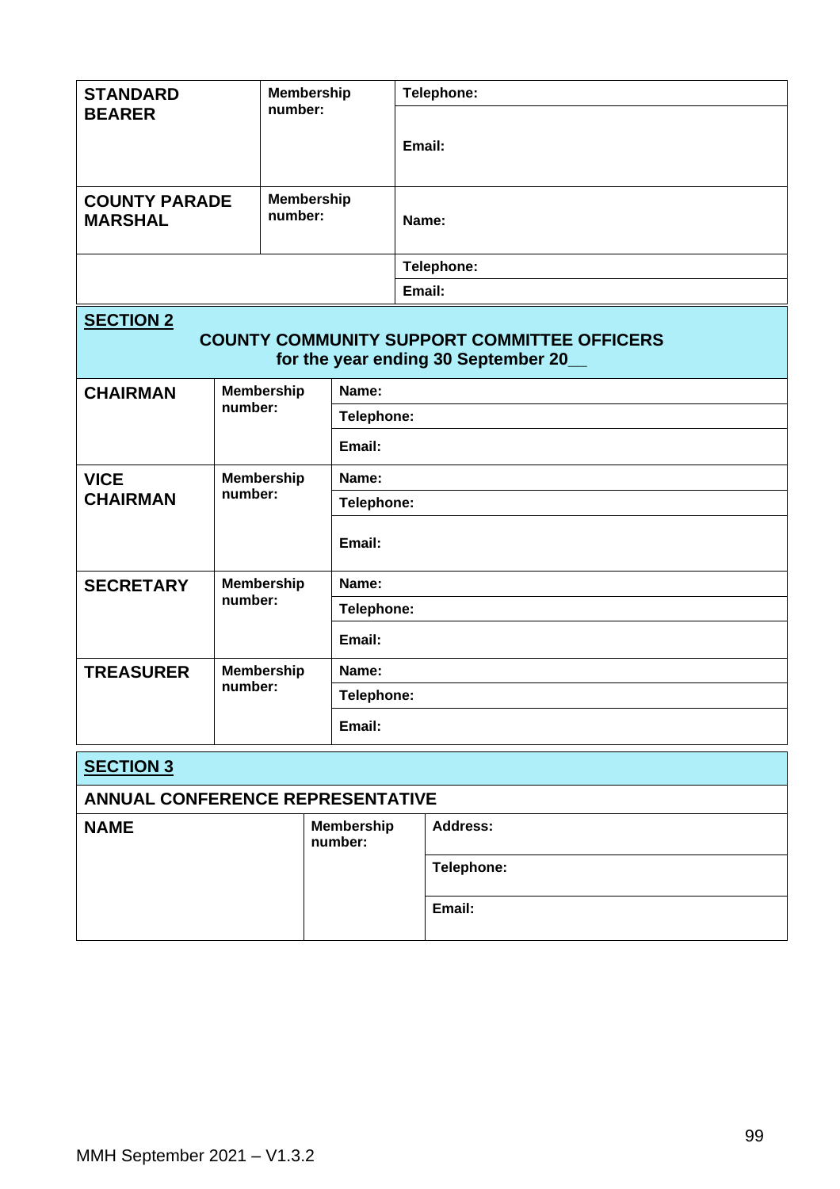| STANDARD BEARER | Membership number: | Telephone: |
|---|---|---|
| | | Email: |
| COUNTY PARADE MARSHAL | Membership number: | Name: |
| | | Telephone: |
| | | Email: |

**SECTION 2**

**COUNTY COMMUNITY SUPPORT COMMITTEE OFFICERS**
**for the year ending 30 September 20__**

| CHAIRMAN | Membership number: | Name: |
|---|---|---|
| | | Telephone: |
| | | Email: |
| VICE CHAIRMAN | Membership number: | Name: |
| | | Telephone: |
| | | Email: |
| SECRETARY | Membership number: | Name: |
| | | Telephone: |
| | | Email: |
| TREASURER | Membership number: | Name: |
| | | Telephone: |
| | | Email: |

**SECTION 3**

**ANNUAL CONFERENCE REPRESENTATIVE**

| NAME | Membership number: | Address: |
|---|---|---|
| | | Telephone: |
| | | Email: |

MMH September 2021 – V1.3.2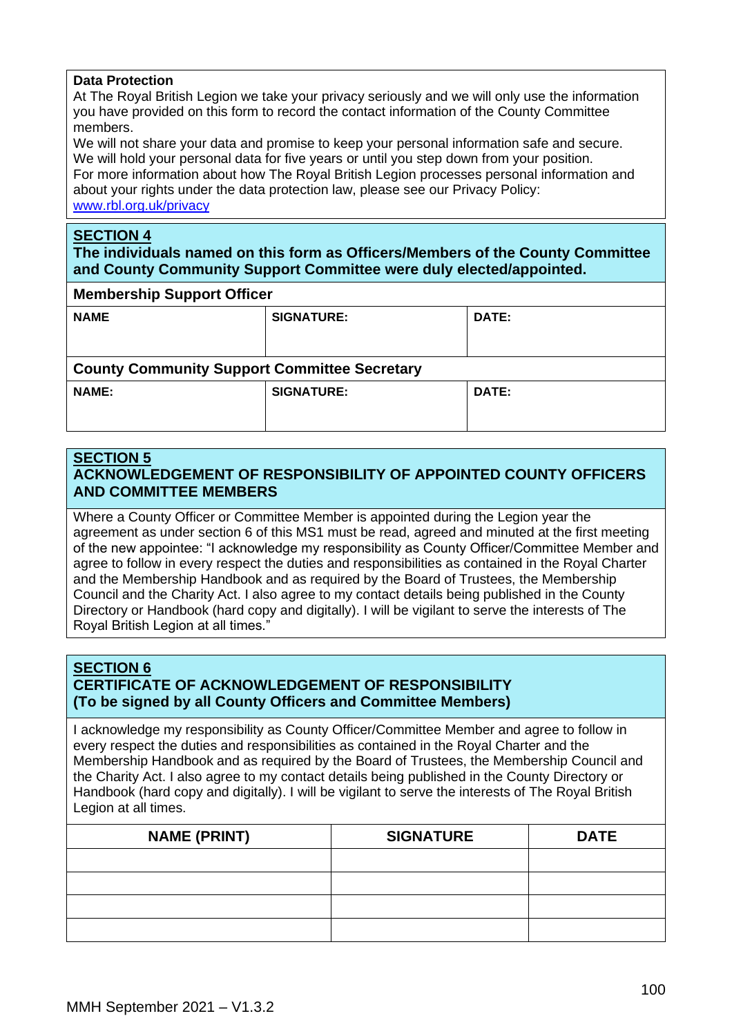**Data Protection**

At The Royal British Legion we take your privacy seriously and we will only use the information you have provided on this form to record the contact information of the County Committee members.

We will not share your data and promise to keep your personal information safe and secure.

We will hold your personal data for five years or until you step down from your position.

For more information about how The Royal British Legion processes personal information and about your rights under the data protection law, please see our Privacy Policy: [www.rbl.org.uk/privacy](http://www.rbl.org.uk/privacy)

## SECTION 4

**The individuals named on this form as Officers/Members of the County Committee and County Community Support Committee were duly elected/appointed.**

**Membership Support Officer**

| NAME | SIGNATURE: | DATE: |
|---|---|---|
| | | |

**County Community Support Committee Secretary**

| NAME: | SIGNATURE: | DATE: |
|---|---|---|
| | | |

## SECTION 5

## ACKNOWLEDGEMENT OF RESPONSIBILITY OF APPOINTED COUNTY OFFICERS AND COMMITTEE MEMBERS

Where a County Officer or Committee Member is appointed during the Legion year the agreement as under section 6 of this MS1 must be read, agreed and minuted at the first meeting of the new appointee: "I acknowledge my responsibility as County Officer/Committee Member and agree to follow in every respect the duties and responsibilities as contained in the Royal Charter and the Membership Handbook and as required by the Board of Trustees, the Membership Council and the Charity Act. I also agree to my contact details being published in the County Directory or Handbook (hard copy and digitally). I will be vigilant to serve the interests of The Royal British Legion at all times."

## SECTION 6

## CERTIFICATE OF ACKNOWLEDGEMENT OF RESPONSIBILITY (To be signed by all County Officers and Committee Members)

I acknowledge my responsibility as County Officer/Committee Member and agree to follow in every respect the duties and responsibilities as contained in the Royal Charter and the Membership Handbook and as required by the Board of Trustees, the Membership Council and the Charity Act. I also agree to my contact details being published in the County Directory or Handbook (hard copy and digitally). I will be vigilant to serve the interests of The Royal British Legion at all times.

| NAME (PRINT) | SIGNATURE | DATE |
|---|---|---|
| | | |
| | | |
| | | |
| | | |

MMH September 2021 – V1.3.2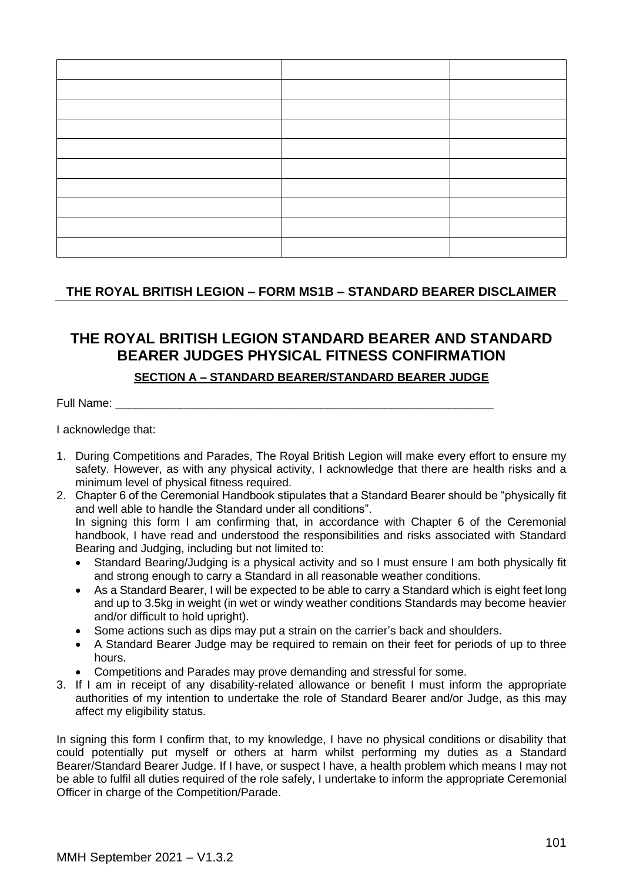| | | |
|---|---|---|
| | | |
| | | |
| | | |
| | | |
| | | |
| | | |
| | | |
| | | |
| | | |

**THE ROYAL BRITISH LEGION – FORM MS1B – STANDARD BEARER DISCLAIMER**

## THE ROYAL BRITISH LEGION STANDARD BEARER AND STANDARD BEARER JUDGES PHYSICAL FITNESS CONFIRMATION

**SECTION A – STANDARD BEARER/STANDARD BEARER JUDGE**

Full Name: ______________________________________________________________

I acknowledge that:

1. During Competitions and Parades, The Royal British Legion will make every effort to ensure my safety. However, as with any physical activity, I acknowledge that there are health risks and a minimum level of physical fitness required.
2. Chapter 6 of the Ceremonial Handbook stipulates that a Standard Bearer should be "physically fit and well able to handle the Standard under all conditions".
   In signing this form I am confirming that, in accordance with Chapter 6 of the Ceremonial handbook, I have read and understood the responsibilities and risks associated with Standard Bearing and Judging, including but not limited to:
   - Standard Bearing/Judging is a physical activity and so I must ensure I am both physically fit and strong enough to carry a Standard in all reasonable weather conditions.
   - As a Standard Bearer, I will be expected to be able to carry a Standard which is eight feet long and up to 3.5kg in weight (in wet or windy weather conditions Standards may become heavier and/or difficult to hold upright).
   - Some actions such as dips may put a strain on the carrier's back and shoulders.
   - A Standard Bearer Judge may be required to remain on their feet for periods of up to three hours.
   - Competitions and Parades may prove demanding and stressful for some.
3. If I am in receipt of any disability-related allowance or benefit I must inform the appropriate authorities of my intention to undertake the role of Standard Bearer and/or Judge, as this may affect my eligibility status.

In signing this form I confirm that, to my knowledge, I have no physical conditions or disability that could potentially put myself or others at harm whilst performing my duties as a Standard Bearer/Standard Bearer Judge. If I have, or suspect I have, a health problem which means I may not be able to fulfil all duties required of the role safely, I undertake to inform the appropriate Ceremonial Officer in charge of the Competition/Parade.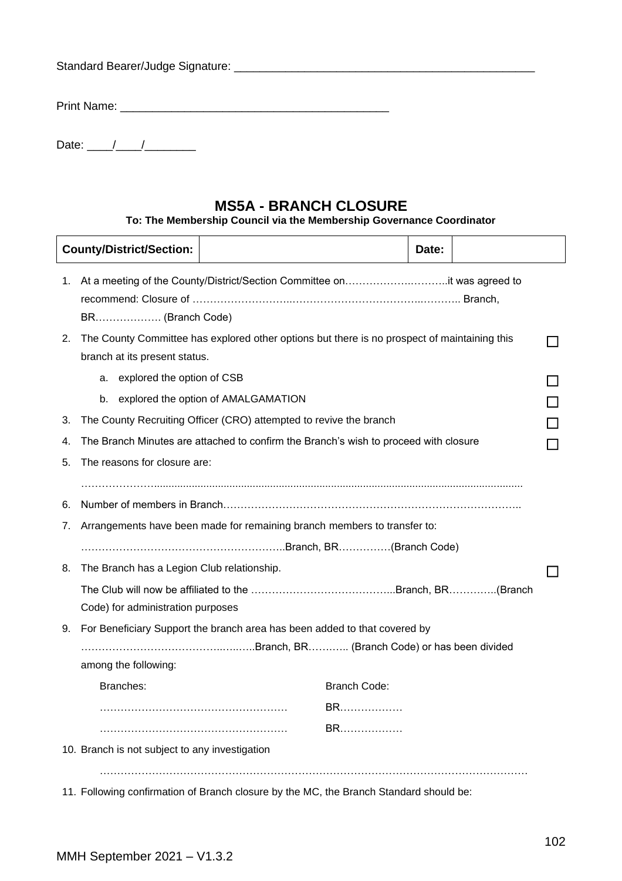Standard Bearer/Judge Signature: ________________________________________________

Print Name: ___________________________________________

Date: ____/____/________

## MS5A - BRANCH CLOSURE

**To: The Membership Council via the Membership Governance Coordinator**

| **County/District/Section:** | | **Date:** | |
|---|---|---|---|

1. At a meeting of the County/District/Section Committee on……………….………..it was agreed to recommend: Closure of ………………………..…………………………………..……….. Branch, BR………………. (Branch Code)
2. The County Committee has explored other options but there is no prospect of maintaining this branch at its present status. ☐
   a. explored the option of CSB ☐
   b. explored the option of AMALGAMATION ☐
3. The County Recruiting Officer (CRO) attempted to revive the branch ☐
4. The Branch Minutes are attached to confirm the Branch's wish to proceed with closure ☐
5. The reasons for closure are:

   ………………….............................................................................................................................

6. Number of members in Branch…………………………………………………………………………..
7. Arrangements have been made for remaining branch members to transfer to:

   …………………………………………………..Branch, BR……………(Branch Code)

8. The Branch has a Legion Club relationship. ☐

   The Club will now be affiliated to the …………………………………...Branch, BR…………..(Branch Code) for administration purposes

9. For Beneficiary Support the branch area has been added to that covered by

   ……………………………………..…..…..Branch, BR……….. (Branch Code) or has been divided among the following:

   | Branches: | Branch Code: |
   |---|---|
   | ……………………………………………… | BR……………… |
   | ……………………………………………… | BR……………… |

10. Branch is not subject to any investigation

    ……………………………………………………………………………………………………………

11. Following confirmation of Branch closure by the MC, the Branch Standard should be: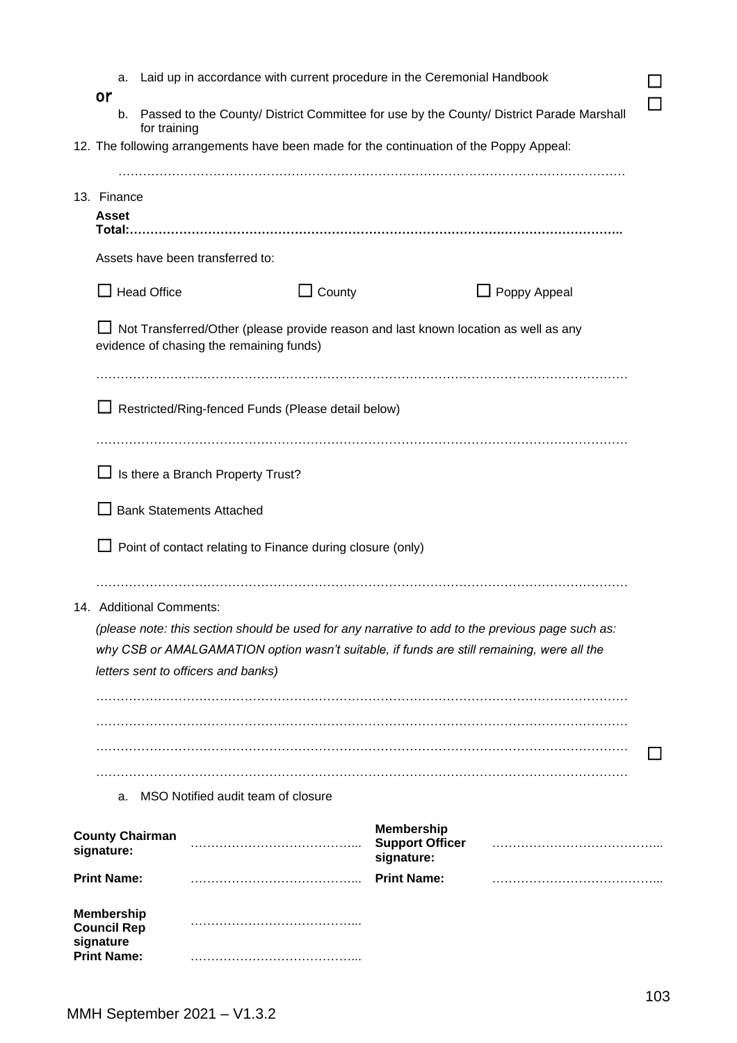a. Laid up in accordance with current procedure in the Ceremonial Handbook ☐

**or**

b. Passed to the County/ District Committee for use by the County/ District Parade Marshall for training ☐

12. The following arrangements have been made for the continuation of the Poppy Appeal:

…………………………………………………………………………………………………………

13. Finance

**Asset Total:……………………………………………………………………………………………………..**

Assets have been transferred to:

☐ Head Office ☐ County ☐ Poppy Appeal

☐ Not Transferred/Other (please provide reason and last known location as well as any evidence of chasing the remaining funds)

…………………………………………………………………………………………………………

☐ Restricted/Ring-fenced Funds (Please detail below)

…………………………………………………………………………………………………………

☐ Is there a Branch Property Trust?

☐ Bank Statements Attached

☐ Point of contact relating to Finance during closure (only)

…………………………………………………………………………………………………………

14. Additional Comments:

*(please note: this section should be used for any narrative to add to the previous page such as: why CSB or AMALGAMATION option wasn't suitable, if funds are still remaining, were all the letters sent to officers and banks)*

…………………………………………………………………………………………………………

…………………………………………………………………………………………………………

…………………………………………………………………………………………………………

…………………………………………………………………………………………………………

a. MSO Notified audit team of closure ☐

| | | | |
|---|---|---|---|
| **County Chairman signature:** | …………………………………... | **Membership Support Officer signature:** | …………………………………... |
| **Print Name:** | …………………………………... | **Print Name:** | …………………………………... |
| **Membership Council Rep signature** | …………………………………... | | |
| **Print Name:** | …………………………………... | | |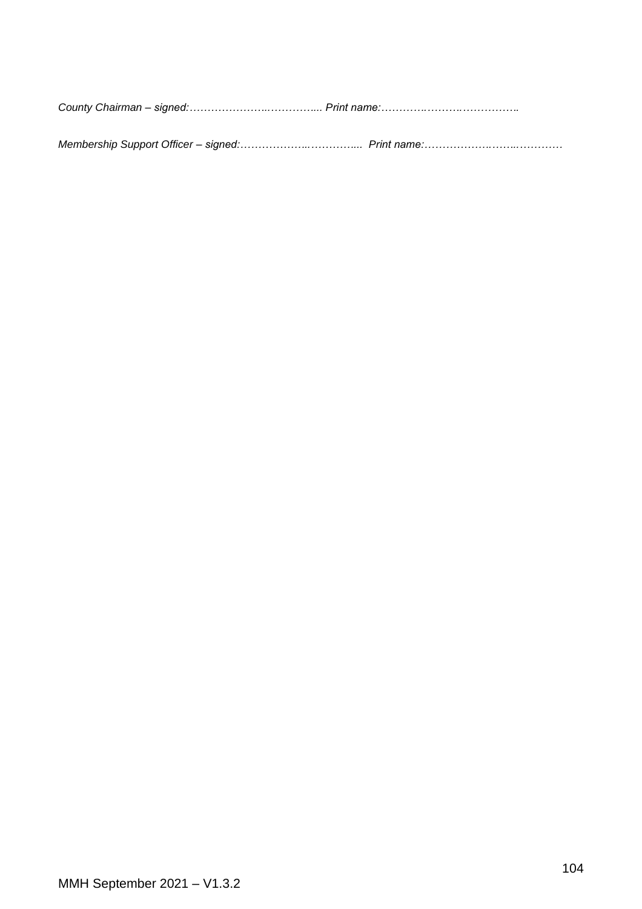*County Chairman – signed:…………………..………….... Print name:……….……….…………….*

*Membership Support Officer – signed:……………..…………....  Print name:……………….……..…………*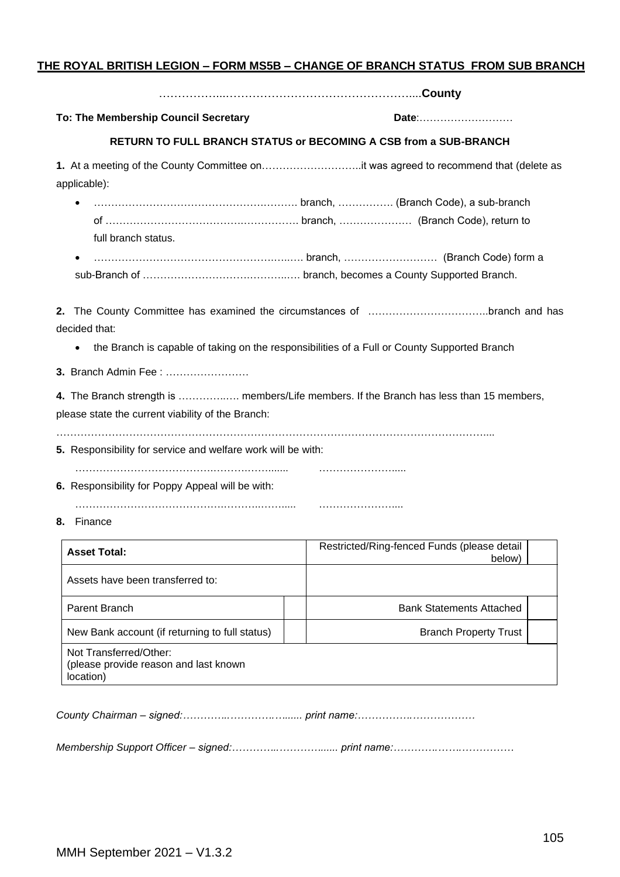## THE ROYAL BRITISH LEGION – FORM MS5B – CHANGE OF BRANCH STATUS FROM SUB BRANCH

……………..……………………………………………....**County**

**To: The Membership Council Secretary** **Date**:………………………

**RETURN TO FULL BRANCH STATUS or BECOMING A CSB from a SUB-BRANCH**

**1.** At a meeting of the County Committee on………………………..it was agreed to recommend that (delete as applicable):

- ……………………………………….………. branch, ……………. (Branch Code), a sub-branch of ……………………………….……………. branch, ………………… (Branch Code), return to full branch status.
- ………………………………………….…..…. branch, ……………………… (Branch Code) form a sub-Branch of ……………………….……..…. branch, becomes a County Supported Branch.

**2.** The County Committee has examined the circumstances of ……………………………..branch and has decided that:

- the Branch is capable of taking on the responsibilities of a Full or County Supported Branch

**3.** Branch Admin Fee : ……………………

**4.** The Branch strength is …………..…. members/Life members. If the Branch has less than 15 members, please state the current viability of the Branch:

…………………………………………………………………………………………………….....

**5.** Responsibility for service and welfare work will be with:

………………………………….……….……....... …………………....

**6.** Responsibility for Poppy Appeal will be with:

………………………………….……….……….….... …………………....

**8.** Finance

| **Asset Total:** | | Restricted/Ring-fenced Funds (please detail below) | |
|---|---|---|---|
| Assets have been transferred to: | | | |
| Parent Branch | | Bank Statements Attached | |
| New Bank account (if returning to full status) | | Branch Property Trust | |
| Not Transferred/Other: (please provide reason and last known location) | | | |

*County Chairman – signed:…………..…………..…...... print name:…………….………………*

*Membership Support Officer – signed:…………..…………...... print name:…………..…….…………….*

MMH September 2021 – V1.3.2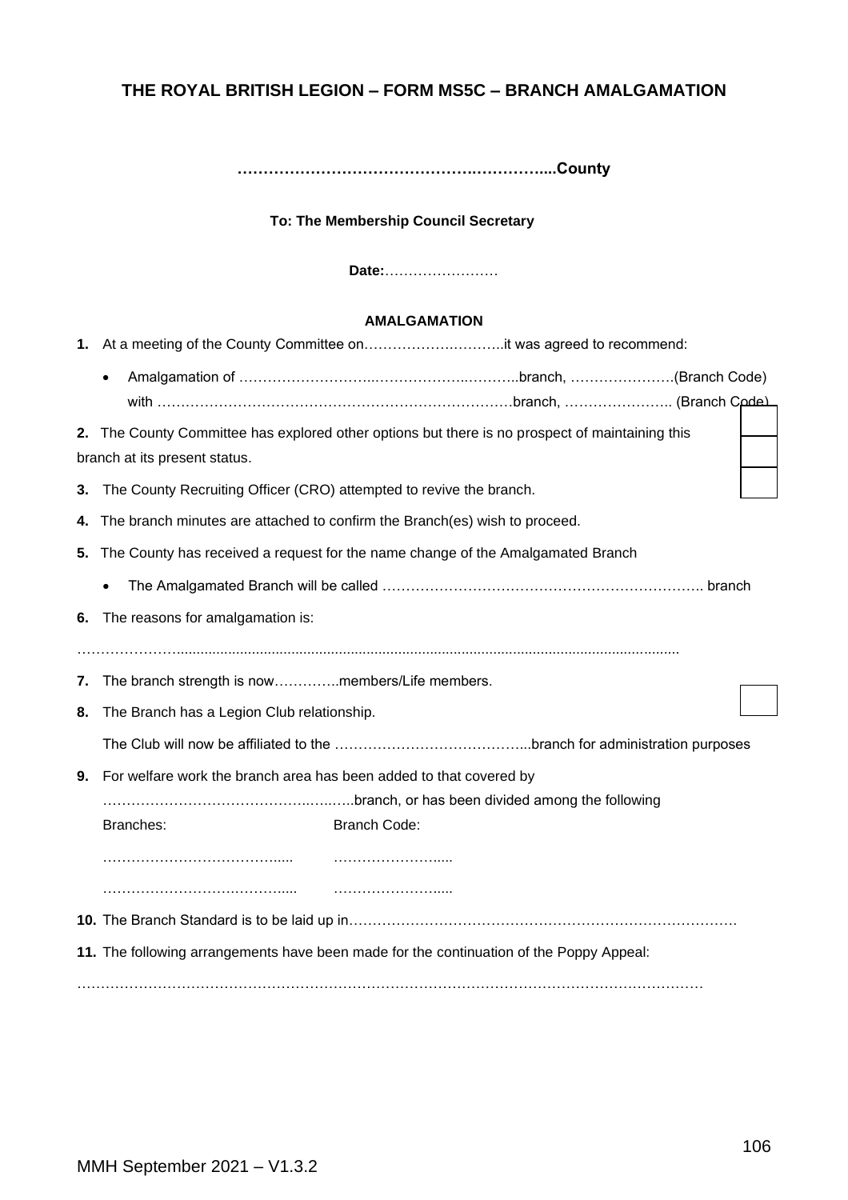## THE ROYAL BRITISH LEGION – FORM MS5C – BRANCH AMALGAMATION

**…………………………………….…………....County**

**To: The Membership Council Secretary**

**Date:**……………………

**AMALGAMATION**

**1.** At a meeting of the County Committee on…………….………..it was agreed to recommend:

- Amalgamation of ………………………..……………..………..branch, ………………….(Branch Code) with …………………………………………………………………branch, ………………….. (Branch Code)

**2.** The County Committee has explored other options but there is no prospect of maintaining this branch at its present status.

**3.** The County Recruiting Officer (CRO) attempted to revive the branch.

**4.** The branch minutes are attached to confirm the Branch(es) wish to proceed.

**5.** The County has received a request for the name change of the Amalgamated Branch

- The Amalgamated Branch will be called ………………………………………………………….. branch

**6.** The reasons for amalgamation is:

…………………...............................................................................................................................

**7.** The branch strength is now………….members/Life members.

**8.** The Branch has a Legion Club relationship.

The Club will now be affiliated to the …………………………………...branch for administration purposes

**9.** For welfare work the branch area has been added to that covered by

……………………………………..…..…..branch, or has been divided among the following

| Branches: | Branch Code: |
|---|---|
| …………………………….…... | …………………..... |
| …………………………….…... | …………………..... |

**10.** The Branch Standard is to be laid up in……………………………………………………………………….

**11.** The following arrangements have been made for the continuation of the Poppy Appeal:

………………………………………………………………………………………………………………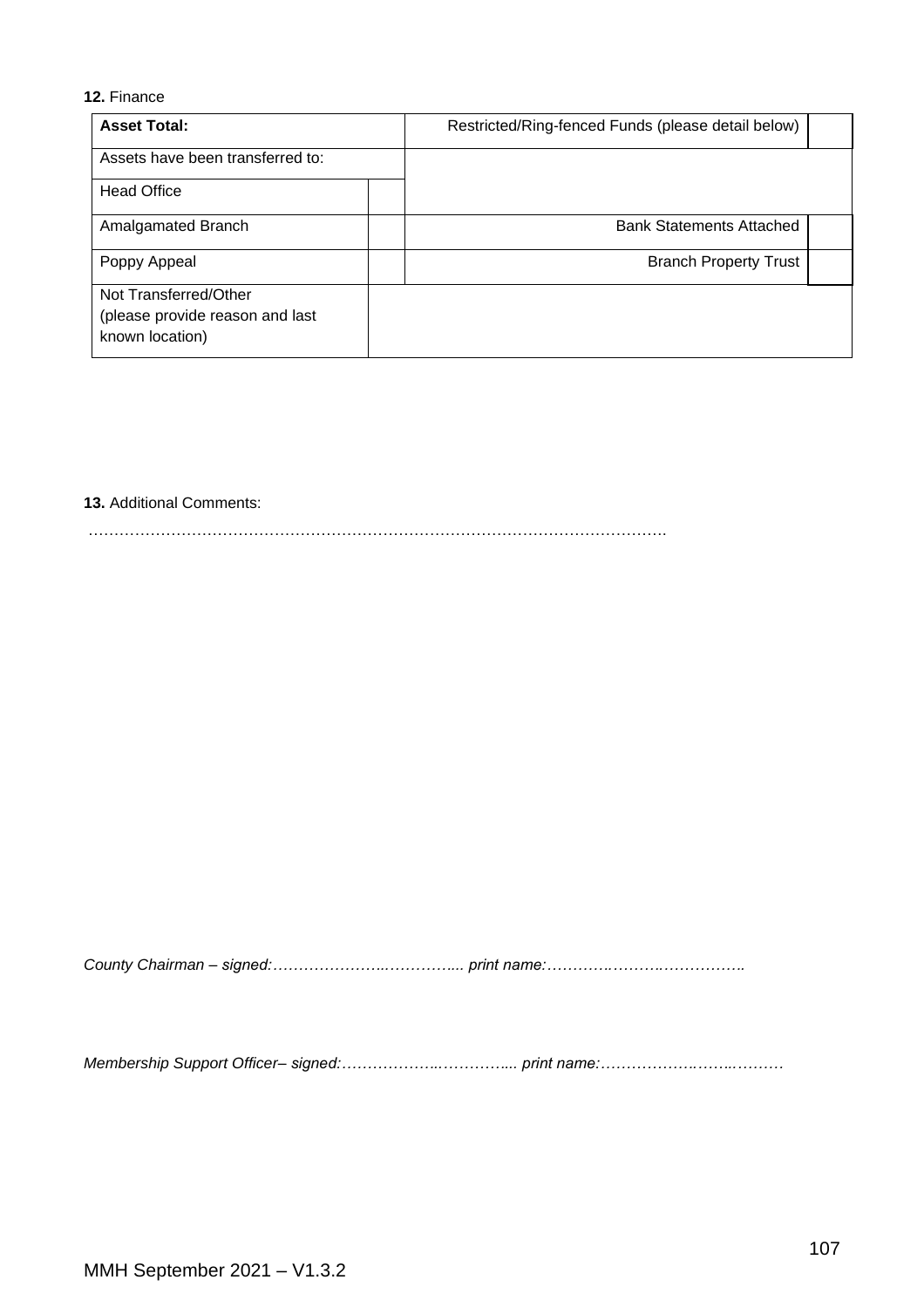**12.** Finance

| **Asset Total:** | | Restricted/Ring-fenced Funds (please detail below) | |
|---|---|---|---|
| Assets have been transferred to: | | | |
| Head Office | | | |
| Amalgamated Branch | | Bank Statements Attached | |
| Poppy Appeal | | Branch Property Trust | |
| Not Transferred/Other (please provide reason and last known location) | | | |

**13.** Additional Comments:

…………………………………………………………………………………………………….

*County Chairman – signed:…………………..………….... print name:……………………..…………..*

*Membership Support Officer– signed:………………..………….... print name:……………….……..………*

MMH September 2021 – V1.3.2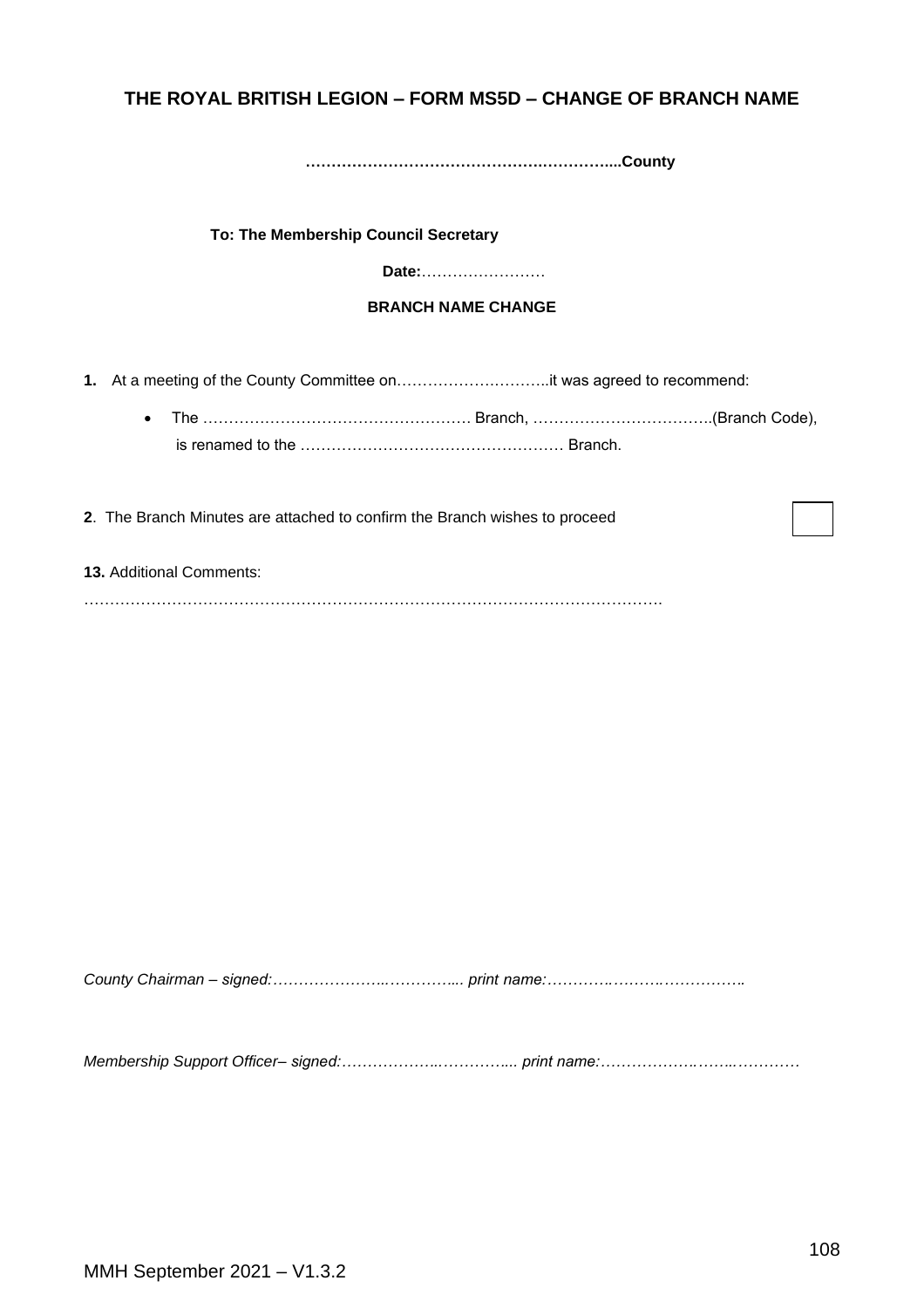# THE ROYAL BRITISH LEGION – FORM MS5D – CHANGE OF BRANCH NAME

**……………………………………….…………...County**

**To: The Membership Council Secretary**

**Date:**……………………

**BRANCH NAME CHANGE**

**1.** At a meeting of the County Committee on……………….………..it was agreed to recommend:

- The ……………………………………………. Branch, …………………………….(Branch Code), is renamed to the …………………………………………… Branch.

**2**. The Branch Minutes are attached to confirm the Branch wishes to proceed ☐

**13.** Additional Comments:

……………………………………………………………………………………………….

*County Chairman – signed:…………………..…………... print name:……….……….…………….*

*Membership Support Officer– signed:……………..…………... print name:……………….…….…………*

MMH September 2021 – V1.3.2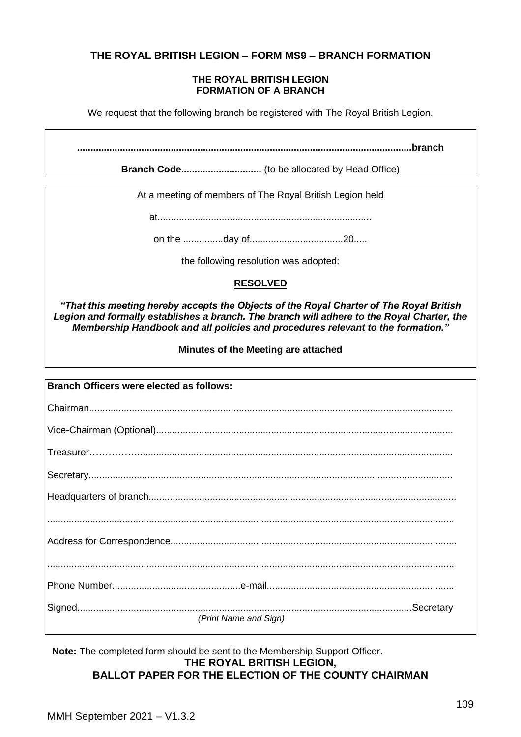## THE ROYAL BRITISH LEGION – FORM MS9 – BRANCH FORMATION

**THE ROYAL BRITISH LEGION**
**FORMATION OF A BRANCH**

We request that the following branch be registered with The Royal British Legion.

**............................................................................................................................branch**

**Branch Code..............................** (to be allocated by Head Office)

At a meeting of members of The Royal British Legion held

at................................................................................

on the ...............day of...................................20.....

the following resolution was adopted:

**<u>RESOLVED</u>**

***"That this meeting hereby accepts the Objects of the Royal Charter of The Royal British Legion and formally establishes a branch. The branch will adhere to the Royal Charter, the Membership Handbook and all policies and procedures relevant to the formation."***

**Minutes of the Meeting are attached**

**Branch Officers were elected as follows:**

Chairman......................................................................................................................................

Vice-Chairman (Optional)..............................................................................................................

Treasurer…………......................................................................................................................

Secretary......................................................................................................................................

Headquarters of branch.................................................................................................................

......................................................................................................................................................

Address for Correspondence..........................................................................................................

......................................................................................................................................................

Phone Number................................................e-mail.....................................................................

Signed...........................................................................................................................Secretary
*(Print Name and Sign)*

**Note:** The completed form should be sent to the Membership Support Officer.

**THE ROYAL BRITISH LEGION,**
**BALLOT PAPER FOR THE ELECTION OF THE COUNTY CHAIRMAN**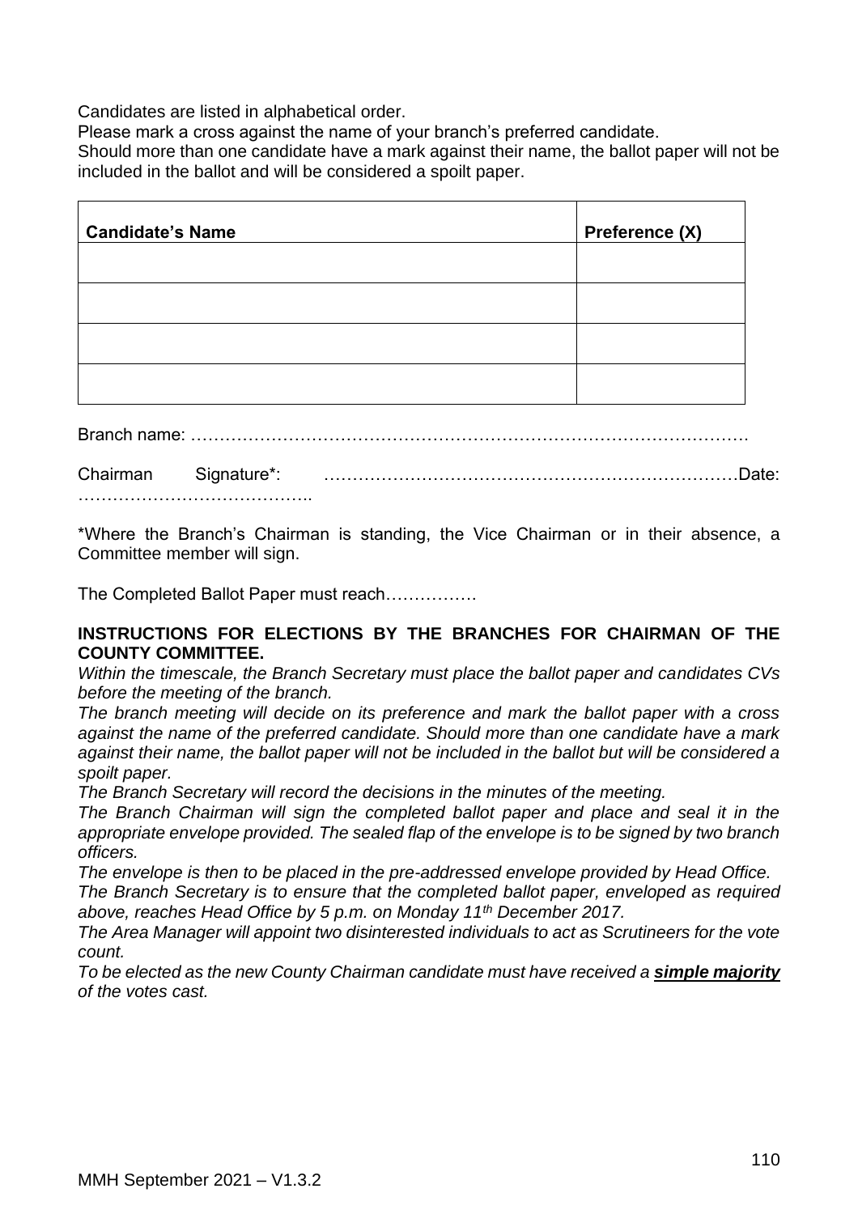Candidates are listed in alphabetical order.
Please mark a cross against the name of your branch's preferred candidate.
Should more than one candidate have a mark against their name, the ballot paper will not be included in the ballot and will be considered a spoilt paper.

| Candidate's Name | Preference (X) |
|---|---|
| | |
| | |
| | |
| | |

Branch name: ……………………………………………………………………………………

Chairman Signature*: ………………………………………………………………Date: …………………………………..

*Where the Branch's Chairman is standing, the Vice Chairman or in their absence, a Committee member will sign.

The Completed Ballot Paper must reach…………….

**INSTRUCTIONS FOR ELECTIONS BY THE BRANCHES FOR CHAIRMAN OF THE COUNTY COMMITTEE.**

*Within the timescale, the Branch Secretary must place the ballot paper and candidates CVs before the meeting of the branch.*

*The branch meeting will decide on its preference and mark the ballot paper with a cross against the name of the preferred candidate. Should more than one candidate have a mark against their name, the ballot paper will not be included in the ballot but will be considered a spoilt paper.*

*The Branch Secretary will record the decisions in the minutes of the meeting.*

*The Branch Chairman will sign the completed ballot paper and place and seal it in the appropriate envelope provided. The sealed flap of the envelope is to be signed by two branch officers.*

*The envelope is then to be placed in the pre-addressed envelope provided by Head Office.*

*The Branch Secretary is to ensure that the completed ballot paper, enveloped as required above, reaches Head Office by 5 p.m. on Monday 11th December 2017.*

*The Area Manager will appoint two disinterested individuals to act as Scrutineers for the vote count.*

*To be elected as the new County Chairman candidate must have received a* ***simple majority*** *of the votes cast.*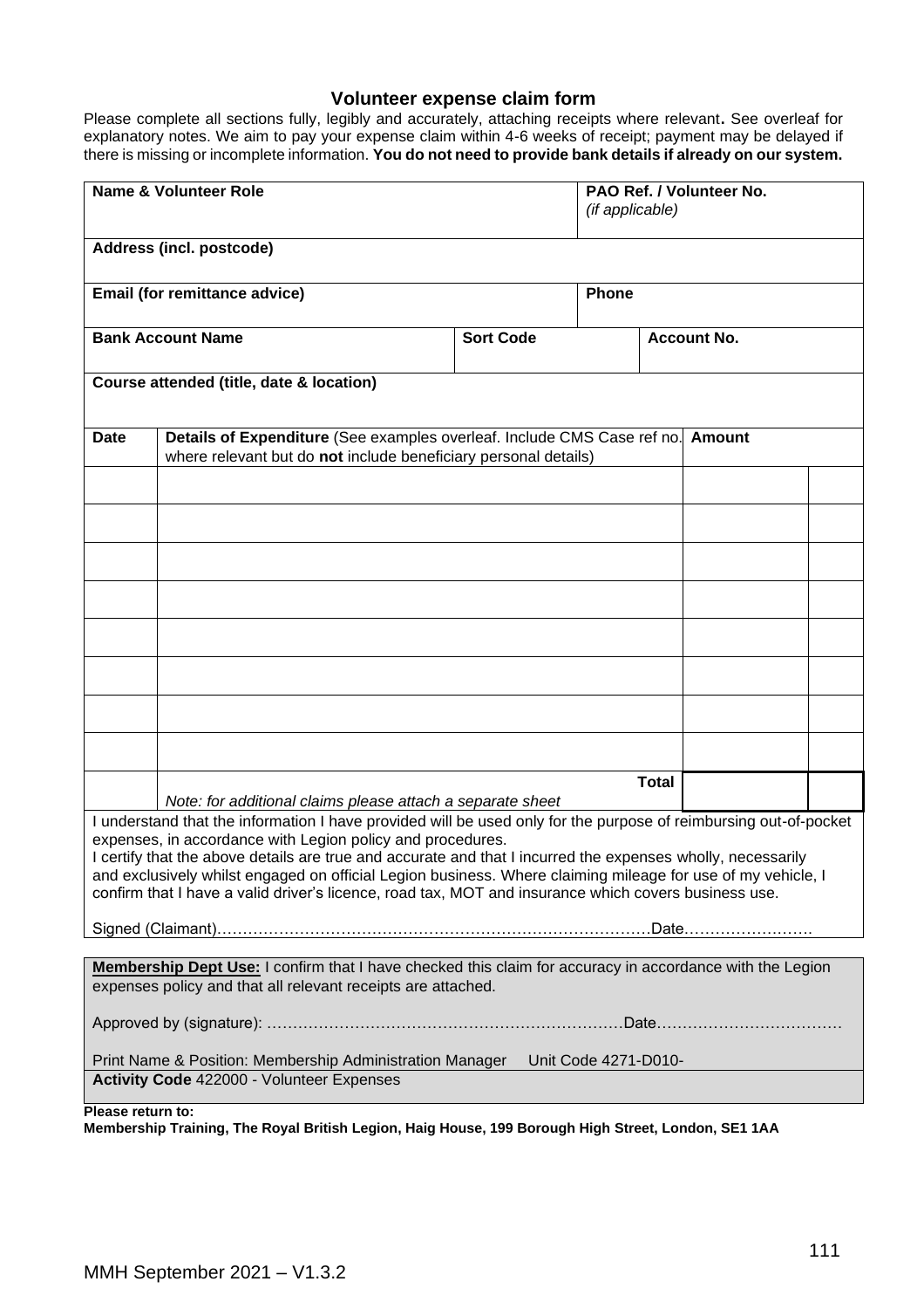# Volunteer expense claim form

Please complete all sections fully, legibly and accurately, attaching receipts where relevant**.** See overleaf for explanatory notes. We aim to pay your expense claim within 4-6 weeks of receipt; payment may be delayed if there is missing or incomplete information. **You do not need to provide bank details if already on our system.**

| **Name & Volunteer Role** | | | **PAO Ref. / Volunteer No.** *(if applicable)* | |
|---|---|---|---|---|
| **Address (incl. postcode)** | | | | |
| **Email (for remittance advice)** | | | **Phone** | |
| **Bank Account Name** | | **Sort Code** | | **Account No.** |
| **Course attended (title, date & location)** | | | | |

| **Date** | **Details of Expenditure** (See examples overleaf. Include CMS Case ref no. where relevant but do **not** include beneficiary personal details) | **Amount** | |
|---|---|---|---|
| | | | |
| | | | |
| | | | |
| | | | |
| | | | |
| | | | |
| | | | |
| | | | |
| | *Note: for additional claims please attach a separate sheet* **Total** | | |

I understand that the information I have provided will be used only for the purpose of reimbursing out-of-pocket expenses, in accordance with Legion policy and procedures.
I certify that the above details are true and accurate and that I incurred the expenses wholly, necessarily and exclusively whilst engaged on official Legion business. Where claiming mileage for use of my vehicle, I confirm that I have a valid driver's licence, road tax, MOT and insurance which covers business use.

Signed (Claimant)……………………………………………………………………….Date…………………….

**Membership Dept Use:** I confirm that I have checked this claim for accuracy in accordance with the Legion expenses policy and that all relevant receipts are attached.

Approved by (signature): ……………………………………………………………Date………………………………

Print Name & Position: Membership Administration Manager Unit Code 4271-D010-

**Activity Code** 422000 - Volunteer Expenses

**Please return to:**
**Membership Training, The Royal British Legion, Haig House, 199 Borough High Street, London, SE1 1AA**

MMH September 2021 – V1.3.2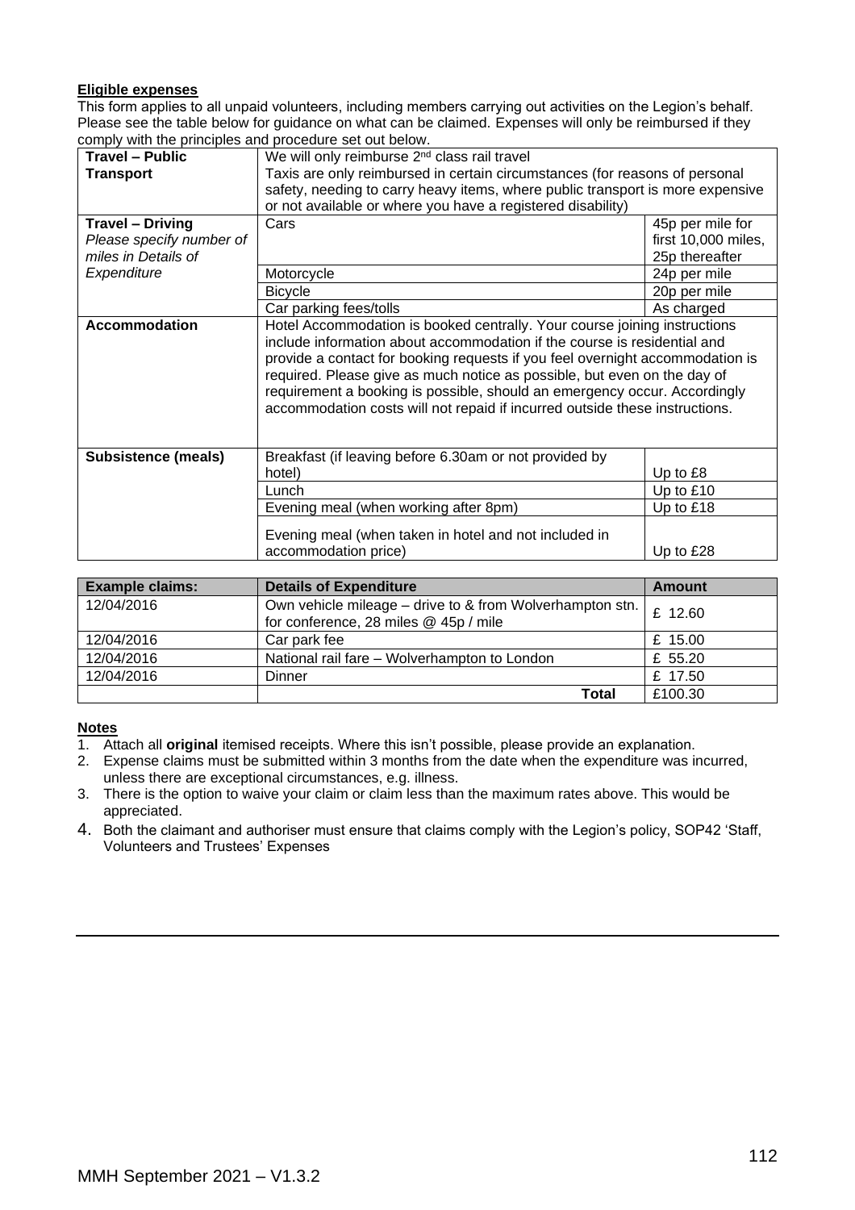**Eligible expenses**

This form applies to all unpaid volunteers, including members carrying out activities on the Legion's behalf. Please see the table below for guidance on what can be claimed. Expenses will only be reimbursed if they comply with the principles and procedure set out below.

| | | |
|---|---|---|
| **Travel – Public Transport** | We will only reimburse 2nd class rail travel<br>Taxis are only reimbursed in certain circumstances (for reasons of personal safety, needing to carry heavy items, where public transport is more expensive or not available or where you have a registered disability) | |
| **Travel – Driving**<br>*Please specify number of miles in Details of Expenditure* | Cars | 45p per mile for first 10,000 miles, 25p thereafter |
| | Motorcycle | 24p per mile |
| | Bicycle | 20p per mile |
| | Car parking fees/tolls | As charged |
| **Accommodation** | Hotel Accommodation is booked centrally. Your course joining instructions include information about accommodation if the course is residential and provide a contact for booking requests if you feel overnight accommodation is required. Please give as much notice as possible, but even on the day of requirement a booking is possible, should an emergency occur. Accordingly accommodation costs will not repaid if incurred outside these instructions. | |
| **Subsistence (meals)** | Breakfast (if leaving before 6.30am or not provided by hotel) | Up to £8 |
| | Lunch | Up to £10 |
| | Evening meal (when working after 8pm) | Up to £18 |
| | Evening meal (when taken in hotel and not included in accommodation price) | Up to £28 |

| **Example claims:** | **Details of Expenditure** | **Amount** |
|---|---|---|
| 12/04/2016 | Own vehicle mileage – drive to & from Wolverhampton stn. for conference, 28 miles @ 45p / mile | £ 12.60 |
| 12/04/2016 | Car park fee | £ 15.00 |
| 12/04/2016 | National rail fare – Wolverhampton to London | £ 55.20 |
| 12/04/2016 | Dinner | £ 17.50 |
| | **Total** | £100.30 |

**Notes**

1. Attach all **original** itemised receipts. Where this isn't possible, please provide an explanation.
2. Expense claims must be submitted within 3 months from the date when the expenditure was incurred, unless there are exceptional circumstances, e.g. illness.
3. There is the option to waive your claim or claim less than the maximum rates above. This would be appreciated.
4. Both the claimant and authoriser must ensure that claims comply with the Legion's policy, SOP42 'Staff, Volunteers and Trustees' Expenses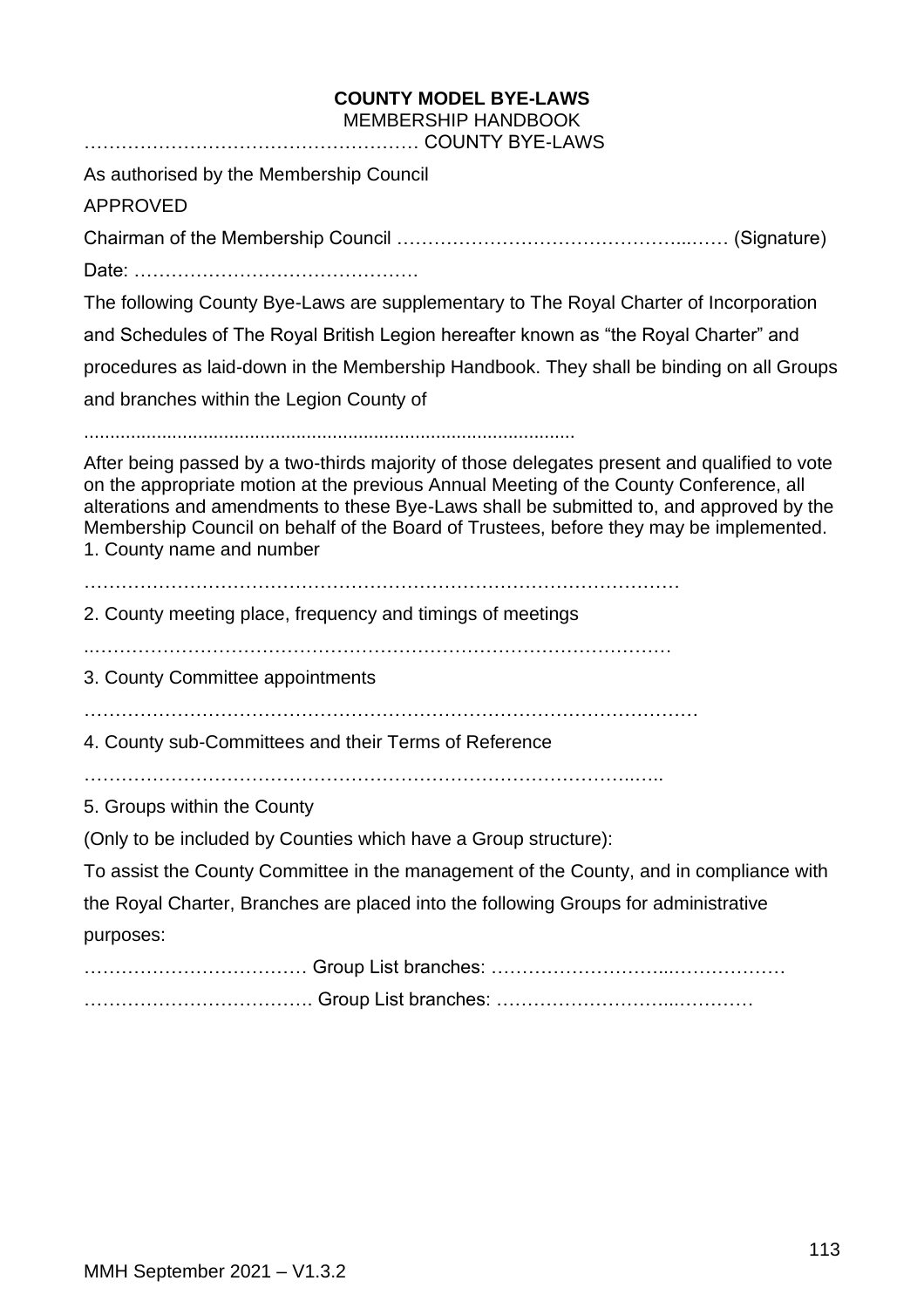**COUNTY MODEL BYE-LAWS**

MEMBERSHIP HANDBOOK

……………………………………………… COUNTY BYE-LAWS

As authorised by the Membership Council

APPROVED

Chairman of the Membership Council ……………………………………….…… (Signature)

Date: ……………………………………….

The following County Bye-Laws are supplementary to The Royal Charter of Incorporation and Schedules of The Royal British Legion hereafter known as "the Royal Charter" and procedures as laid-down in the Membership Handbook. They shall be binding on all Groups and branches within the Legion County of

..............................................................................................

After being passed by a two-thirds majority of those delegates present and qualified to vote on the appropriate motion at the previous Annual Meeting of the County Conference, all alterations and amendments to these Bye-Laws shall be submitted to, and approved by the Membership Council on behalf of the Board of Trustees, before they may be implemented.

1. County name and number

…………………………………………………………………………………….

2. County meeting place, frequency and timings of meetings

..……………………………………………………………………………….

3. County Committee appointments

………………………………………………………………………………………

4. County sub-Committees and their Terms of Reference

…………………………………………………………………………..…..

5. Groups within the County

(Only to be included by Counties which have a Group structure):

To assist the County Committee in the management of the County, and in compliance with the Royal Charter, Branches are placed into the following Groups for administrative purposes:

……………………………… Group List branches: ……………………….....………………

………………………………. Group List branches: ……………………...…………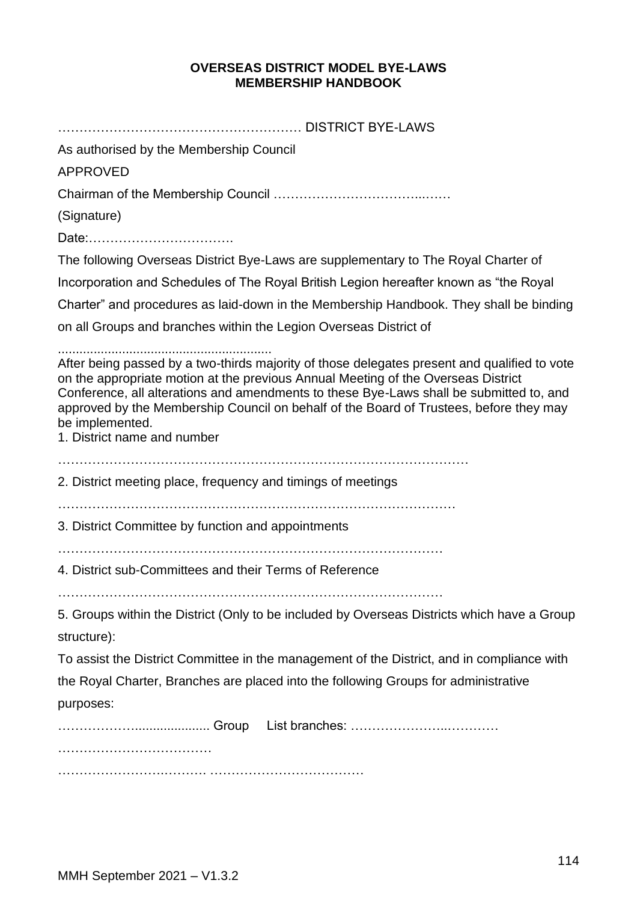**OVERSEAS DISTRICT MODEL BYE-LAWS**
**MEMBERSHIP HANDBOOK**

………………………………………………… DISTRICT BYE-LAWS

As authorised by the Membership Council

APPROVED

Chairman of the Membership Council …………………………..……

(Signature)

Date:…………………………….

The following Overseas District Bye-Laws are supplementary to The Royal Charter of Incorporation and Schedules of The Royal British Legion hereafter known as "the Royal Charter" and procedures as laid-down in the Membership Handbook. They shall be binding on all Groups and branches within the Legion Overseas District of

..........................................................

After being passed by a two-thirds majority of those delegates present and qualified to vote on the appropriate motion at the previous Annual Meeting of the Overseas District Conference, all alterations and amendments to these Bye-Laws shall be submitted to, and approved by the Membership Council on behalf of the Board of Trustees, before they may be implemented.

1. District name and number

……………………………………………………………………………………

2. District meeting place, frequency and timings of meetings

……………………………………………………………………………………

3. District Committee by function and appointments

……………………………………………………………………………………

4. District sub-Committees and their Terms of Reference

……………………………………………………………………………………

5. Groups within the District (Only to be included by Overseas Districts which have a Group structure):

To assist the District Committee in the management of the District, and in compliance with the Royal Charter, Branches are placed into the following Groups for administrative purposes:

…………………................... Group List branches: …………………..…………

………………………………

……………………….………. ………………………………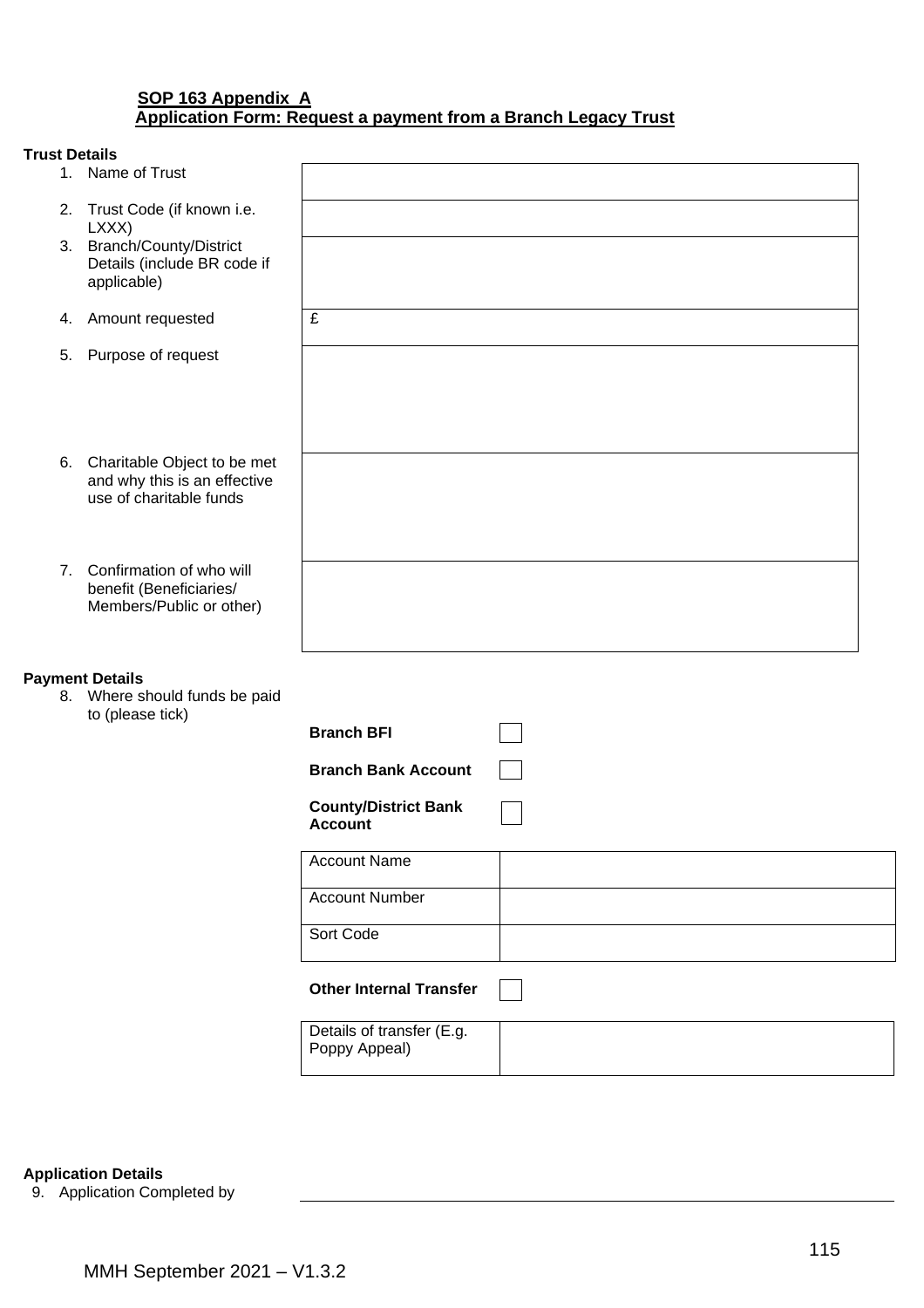**SOP 163 Appendix A**
**Application Form: Request a payment from a Branch Legacy Trust**

**Trust Details**

| | |
|---|---|
| 1. Name of Trust | |
| 2. Trust Code (if known i.e. LXXX) | |
| 3. Branch/County/District Details (include BR code if applicable) | |
| 4. Amount requested | £ |
| 5. Purpose of request | |
| 6. Charitable Object to be met and why this is an effective use of charitable funds | |
| 7. Confirmation of who will benefit (Beneficiaries/ Members/Public or other) | |

**Payment Details**

8. Where should funds be paid to (please tick)

- **Branch BFI** ☐
- **Branch Bank Account** ☐
- **County/District Bank Account** ☐

| | |
|---|---|
| Account Name | |
| Account Number | |
| Sort Code | |

- **Other Internal Transfer** ☐

| | |
|---|---|
| Details of transfer (E.g. Poppy Appeal) | |

**Application Details**

9. Application Completed by \_\_\_\_\_\_\_\_\_\_\_\_\_\_\_\_\_\_\_\_\_\_\_\_\_\_\_\_\_\_

MMH September 2021 – V1.3.2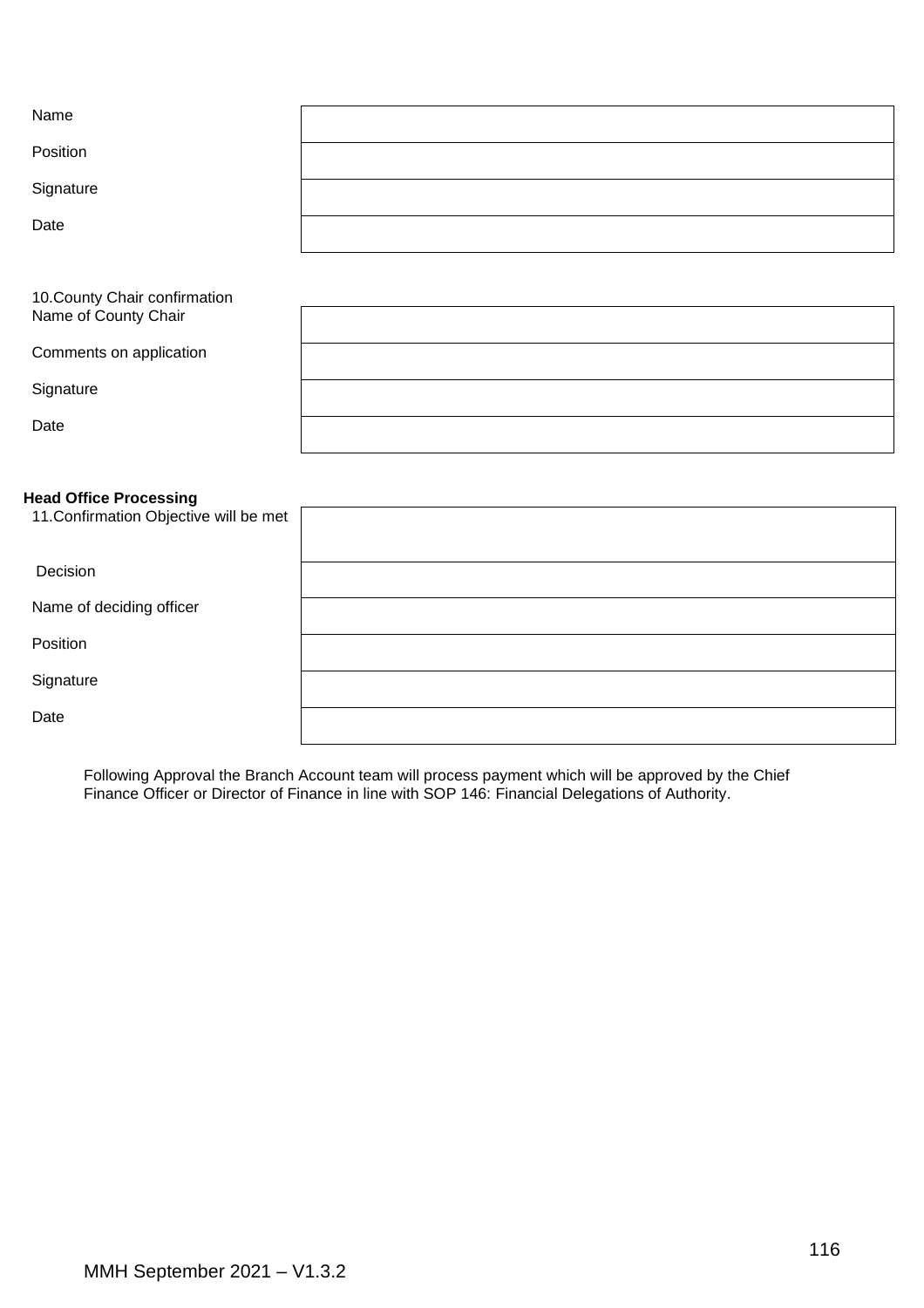| | |
|---|---|
| Name | |
| Position | |
| Signature | |
| Date | |

10.County Chair confirmation

| | |
|---|---|
| Name of County Chair | |
| Comments on application | |
| Signature | |
| Date | |

**Head Office Processing**

| | |
|---|---|
| 11.Confirmation Objective will be met | |
| Decision | |
| Name of deciding officer | |
| Position | |
| Signature | |
| Date | |

Following Approval the Branch Account team will process payment which will be approved by the Chief Finance Officer or Director of Finance in line with SOP 146: Financial Delegations of Authority.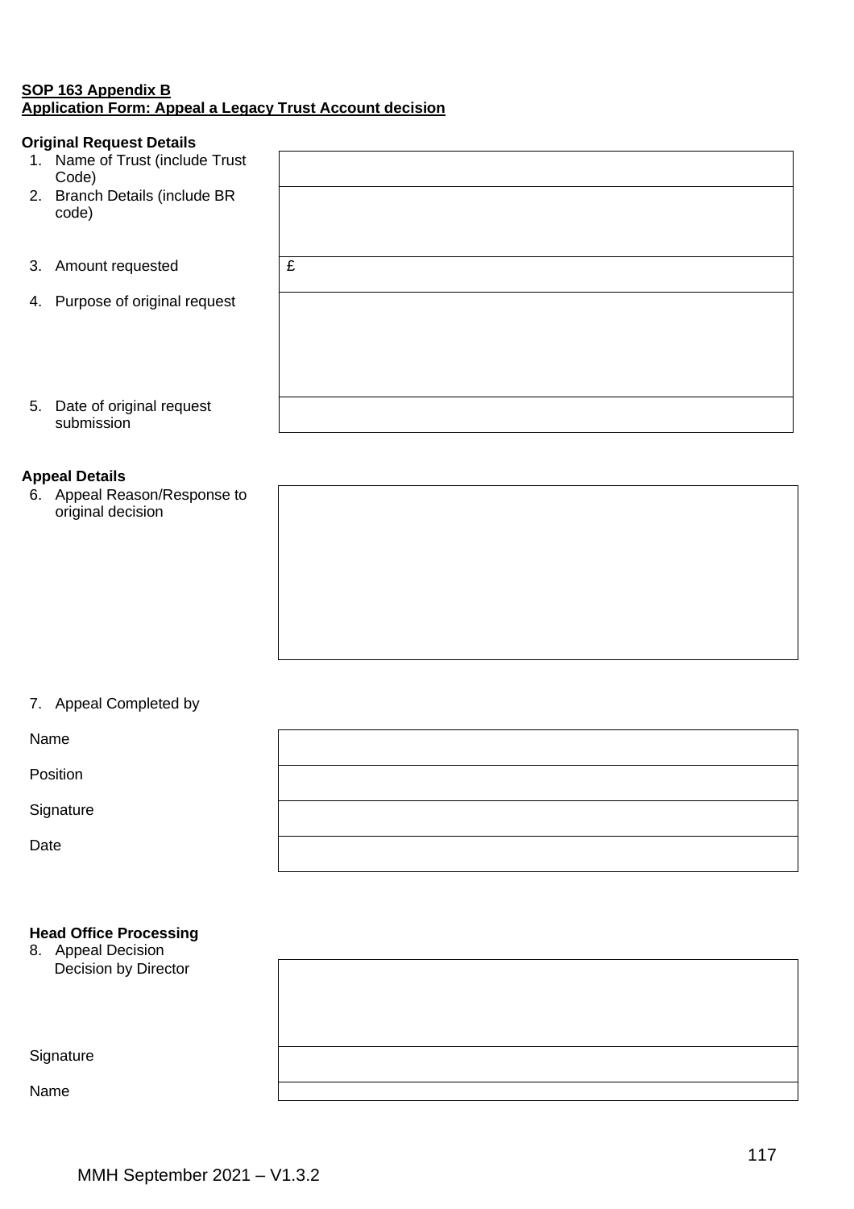**SOP 163 Appendix B**
**Application Form: Appeal a Legacy Trust Account decision**

**Original Request Details**

| | |
|---|---|
| 1. Name of Trust (include Trust Code) | |
| 2. Branch Details (include BR code) | |
| 3. Amount requested | £ |
| 4. Purpose of original request | |
| 5. Date of original request submission | |

**Appeal Details**

| | |
|---|---|
| 6. Appeal Reason/Response to original decision | |

7. Appeal Completed by

| | |
|---|---|
| Name | |
| Position | |
| Signature | |
| Date | |

**Head Office Processing**

8. Appeal Decision

| | |
|---|---|
| Decision by Director | |
| Signature | |
| Name | |

MMH September 2021 – V1.3.2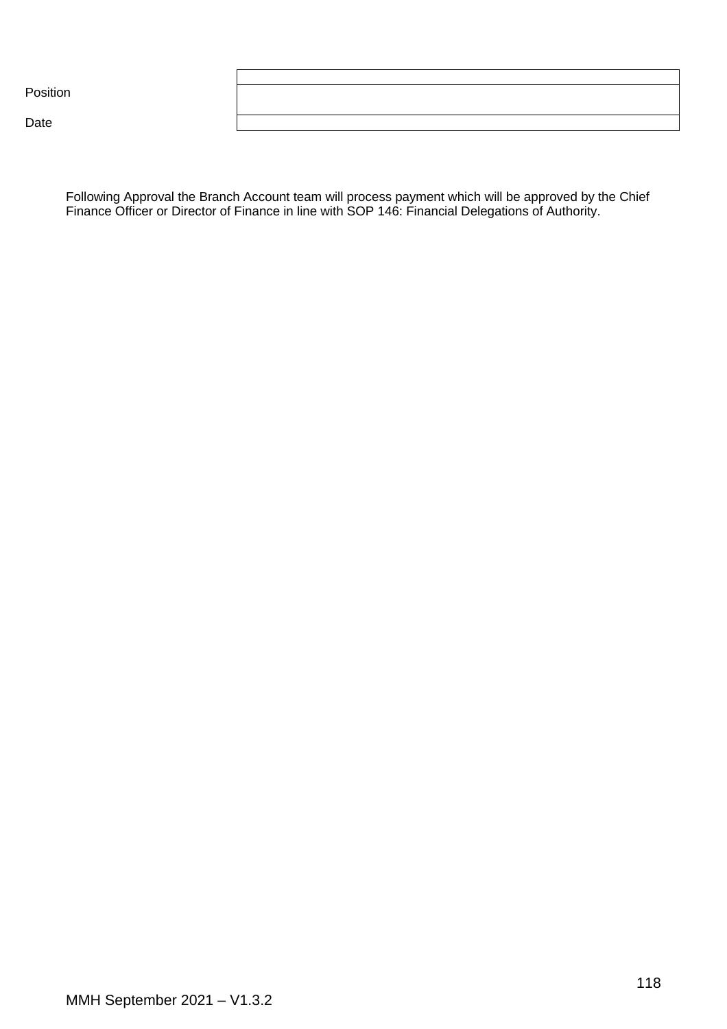| | |
|---|---|
| | |
| Position | |
| Date | |

Following Approval the Branch Account team will process payment which will be approved by the Chief Finance Officer or Director of Finance in line with SOP 146: Financial Delegations of Authority.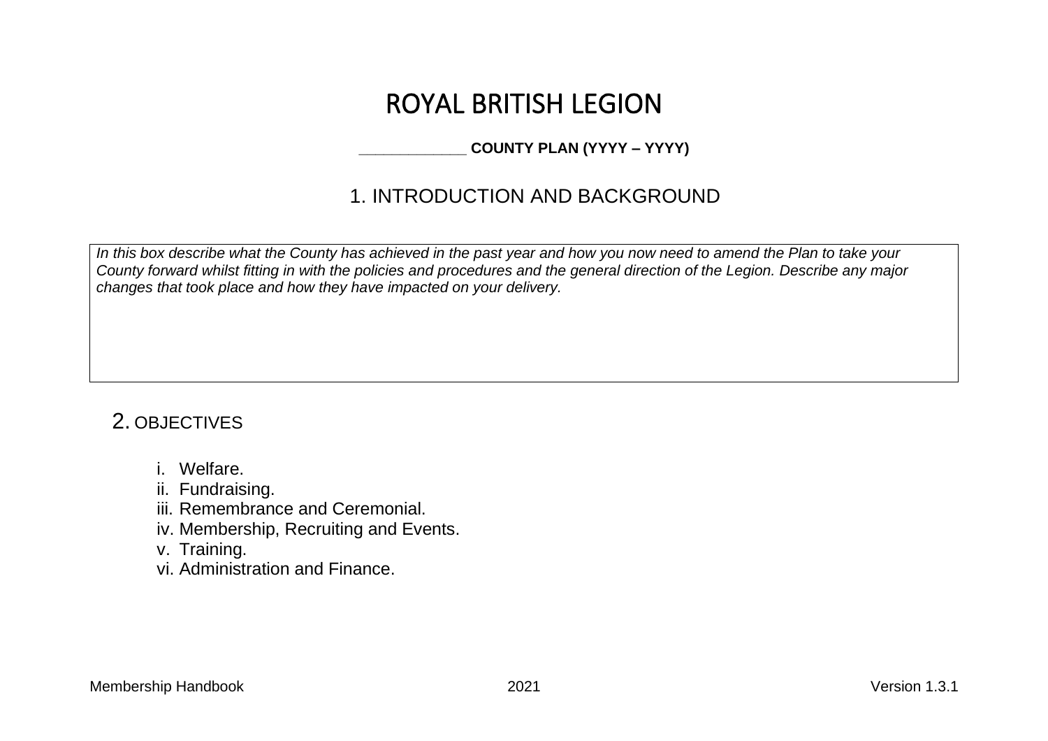# ROYAL BRITISH LEGION

**_____________ COUNTY PLAN (YYYY – YYYY)**

## 1. INTRODUCTION AND BACKGROUND

| *In this box describe what the County has achieved in the past year and how you now need to amend the Plan to take your County forward whilst fitting in with the policies and procedures and the general direction of the Legion. Describe any major changes that took place and how they have impacted on your delivery.* |
|---|

## 2. OBJECTIVES

i. Welfare.
ii. Fundraising.
iii. Remembrance and Ceremonial.
iv. Membership, Recruiting and Events.
v. Training.
vi. Administration and Finance.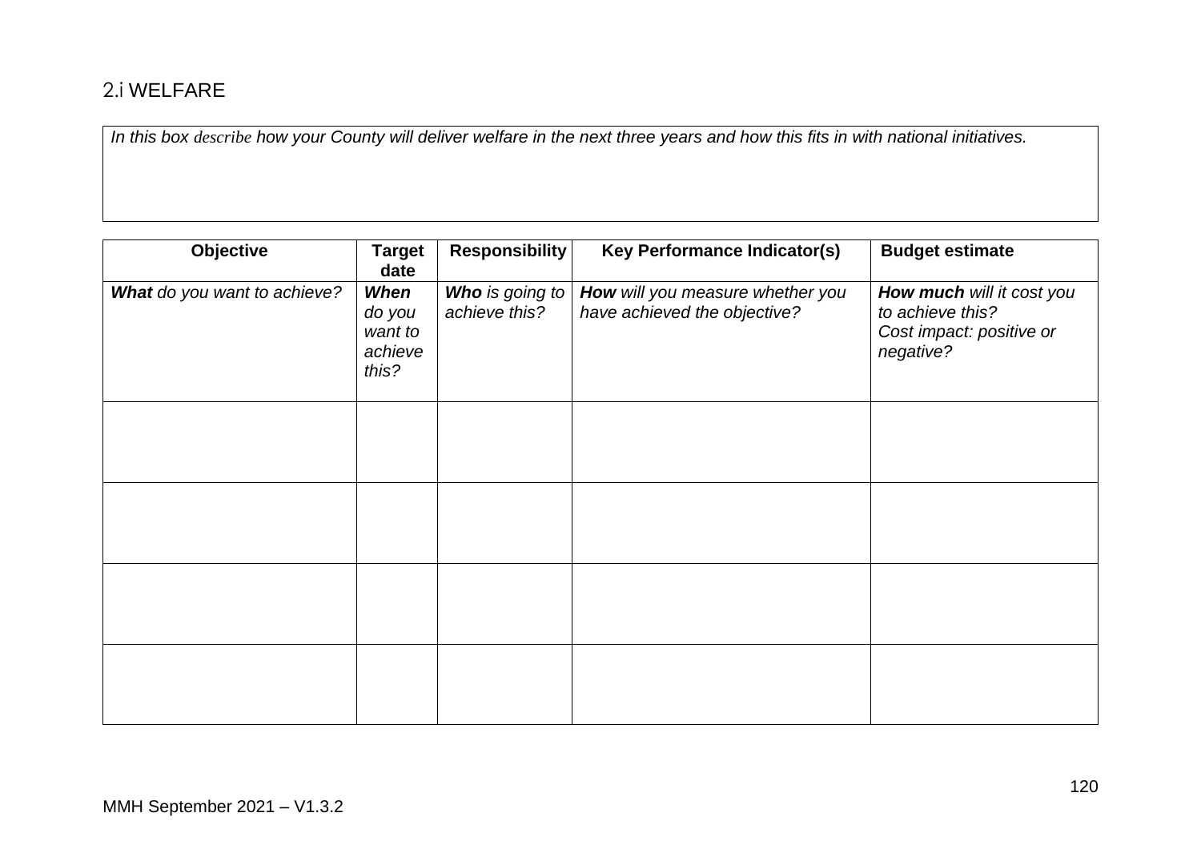## 2.i WELFARE

| *In this box describe how your County will deliver welfare in the next three years and how this fits in with national initiatives.* |
|---|
| |

| Objective | Target date | Responsibility | Key Performance Indicator(s) | Budget estimate |
|---|---|---|---|---|
| ***What*** *do you want to achieve?* | ***When*** *do you want to achieve this?* | ***Who*** *is going to achieve this?* | ***How*** *will you measure whether you have achieved the objective?* | ***How much*** *will it cost you to achieve this?* *Cost impact: positive or negative?* |
| | | | | |
| | | | | |
| | | | | |
| | | | | |

MMH September 2021 – V1.3.2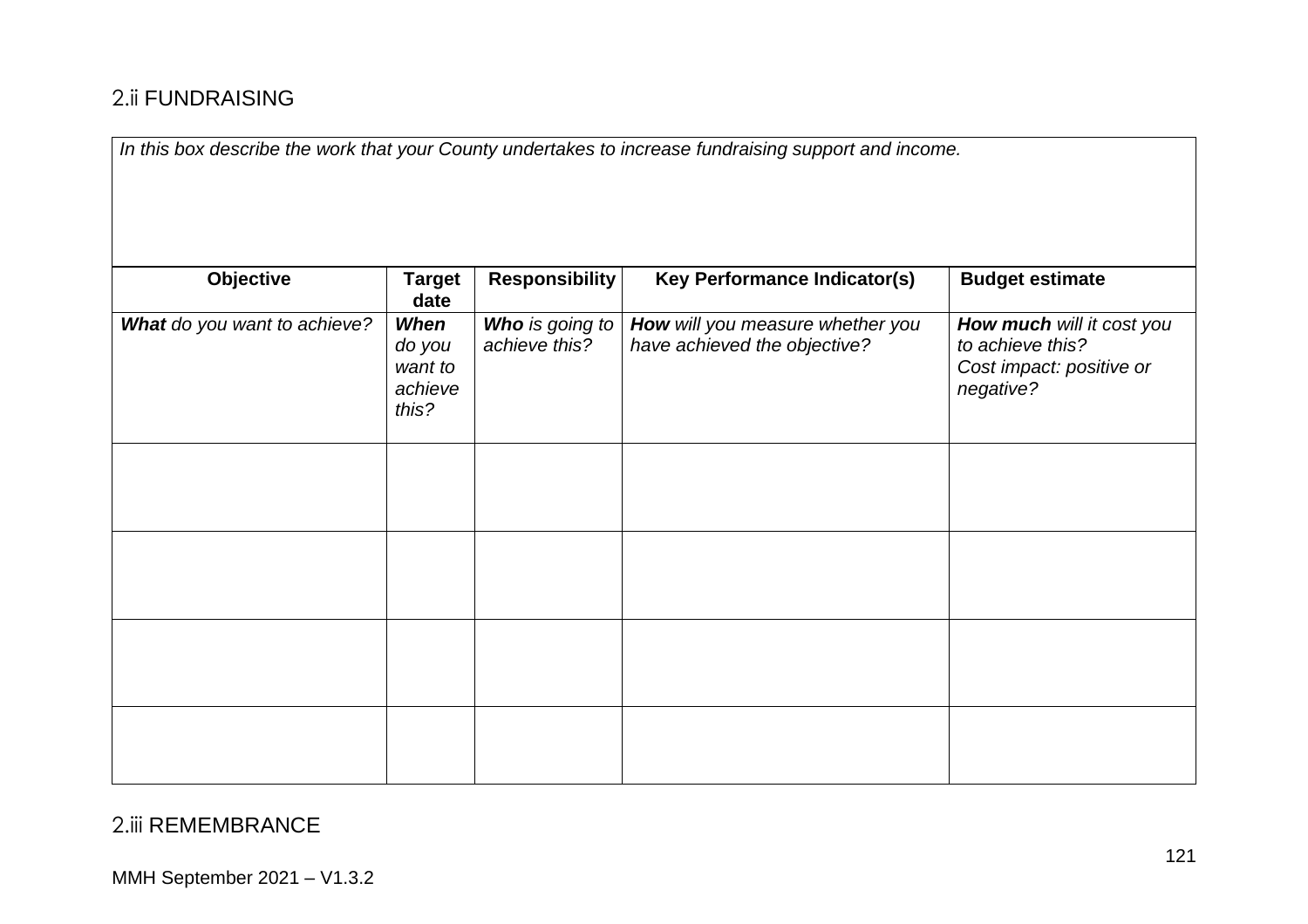## 2.ii FUNDRAISING

| *In this box describe the work that your County undertakes to increase fundraising support and income.* | | | | |
|---|---|---|---|---|
| **Objective** | **Target date** | **Responsibility** | **Key Performance Indicator(s)** | **Budget estimate** |
| ***What*** *do you want to achieve?* | ***When*** *do you want to achieve this?* | ***Who*** *is going to achieve this?* | ***How*** *will you measure whether you have achieved the objective?* | ***How much*** *will it cost you to achieve this?* *Cost impact: positive or negative?* |
| | | | | |
| | | | | |
| | | | | |
| | | | | |

## 2.iii REMEMBRANCE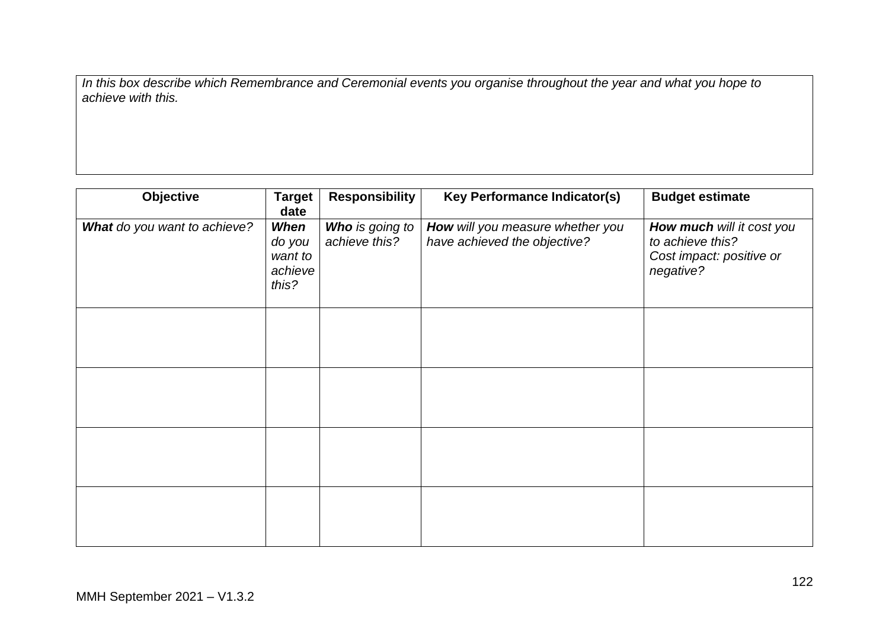*In this box describe which Remembrance and Ceremonial events you organise throughout the year and what you hope to achieve with this.*

| Objective | Target date | Responsibility | Key Performance Indicator(s) | Budget estimate |
|---|---|---|---|---|
| ***What*** *do you want to achieve?* | ***When*** *do you want to achieve this?* | ***Who*** *is going to achieve this?* | ***How*** *will you measure whether you have achieved the objective?* | ***How much*** *will it cost you to achieve this?* *Cost impact: positive or negative?* |
| | | | | |
| | | | | |
| | | | | |
| | | | | |

MMH September 2021 – V1.3.2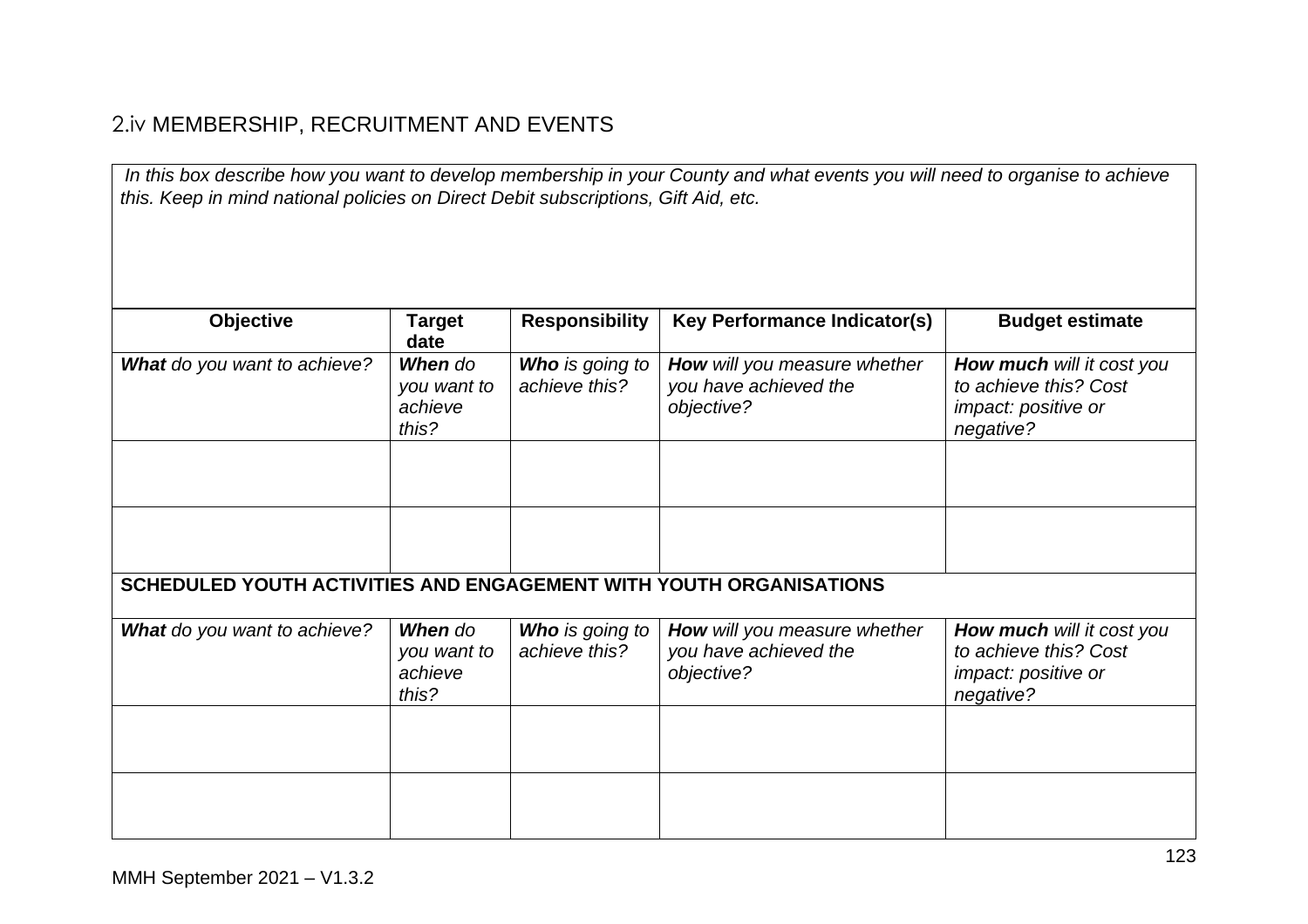## 2.iv MEMBERSHIP, RECRUITMENT AND EVENTS

| *In this box describe how you want to develop membership in your County and what events you will need to organise to achieve this. Keep in mind national policies on Direct Debit subscriptions, Gift Aid, etc.* | | | | |
|---|---|---|---|---|
| **Objective** | **Target date** | **Responsibility** | **Key Performance Indicator(s)** | **Budget estimate** |
| ***What*** *do you want to achieve?* | ***When*** *do you want to achieve this?* | ***Who*** *is going to achieve this?* | ***How*** *will you measure whether you have achieved the objective?* | ***How much*** *will it cost you to achieve this? Cost impact: positive or negative?* |
| | | | | |
| | | | | |
| **SCHEDULED YOUTH ACTIVITIES AND ENGAGEMENT WITH YOUTH ORGANISATIONS** | | | | |
| ***What*** *do you want to achieve?* | ***When*** *do you want to achieve this?* | ***Who*** *is going to achieve this?* | ***How*** *will you measure whether you have achieved the objective?* | ***How much*** *will it cost you to achieve this? Cost impact: positive or negative?* |
| | | | | |
| | | | | |

MMH September 2021 – V1.3.2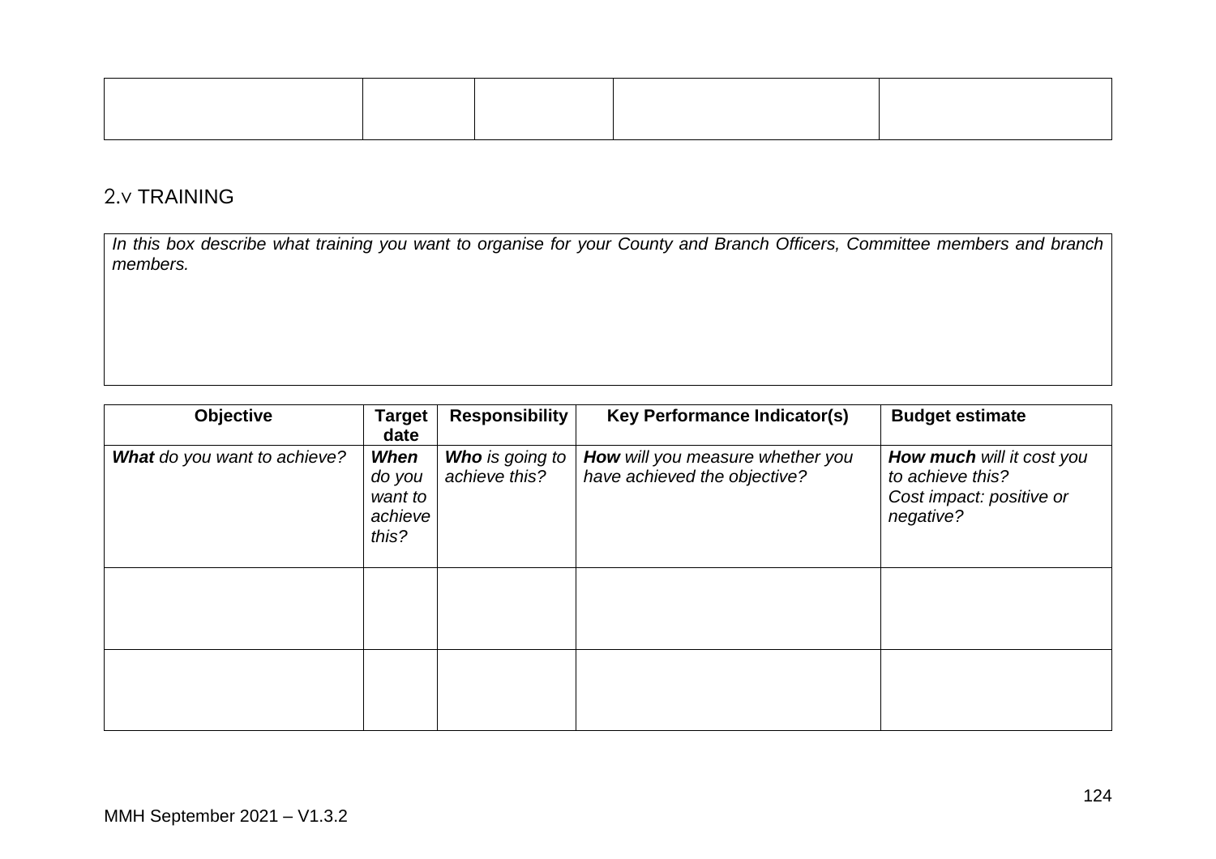| | | | | |
|---|---|---|---|---|
| | | | | |

## 2.v TRAINING

| *In this box describe what training you want to organise for your County and Branch Officers, Committee members and branch members.* |
|---|

| Objective | Target date | Responsibility | Key Performance Indicator(s) | Budget estimate |
|---|---|---|---|---|
| ***What** do you want to achieve?* | ***When** do you want to achieve this?* | ***Who** is going to achieve this?* | ***How** will you measure whether you have achieved the objective?* | ***How much** will it cost you to achieve this? Cost impact: positive or negative?* |
| | | | | |
| | | | | |

MMH September 2021 – V1.3.2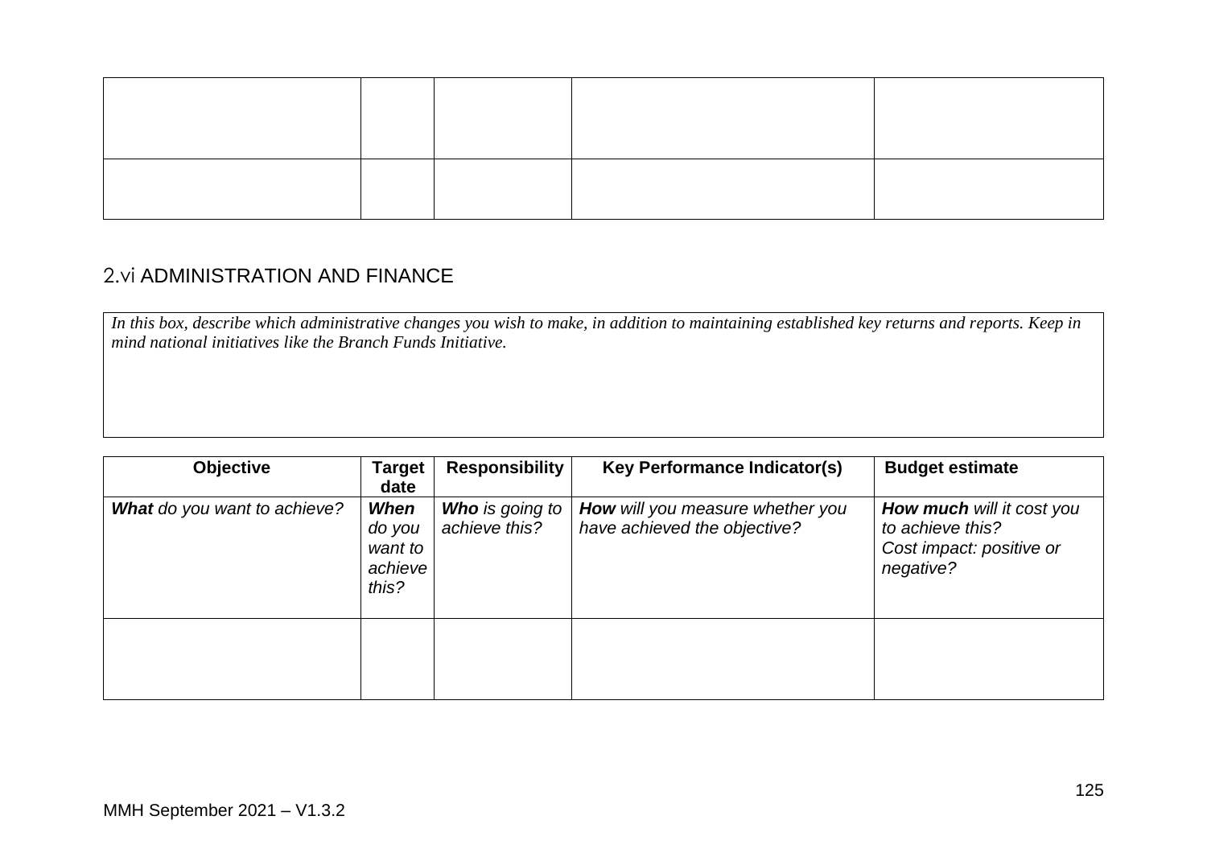| | | | | |
|---|---|---|---|---|
| | | | | |
| | | | | |

## 2.vi ADMINISTRATION AND FINANCE

*In this box, describe which administrative changes you wish to make, in addition to maintaining established key returns and reports. Keep in mind national initiatives like the Branch Funds Initiative.*

| Objective | Target date | Responsibility | Key Performance Indicator(s) | Budget estimate |
|---|---|---|---|---|
| ***What** do you want to achieve?* | ***When** do you want to achieve this?* | ***Who** is going to achieve this?* | ***How** will you measure whether you have achieved the objective?* | ***How much** will it cost you to achieve this?* *Cost impact: positive or negative?* |
| | | | | |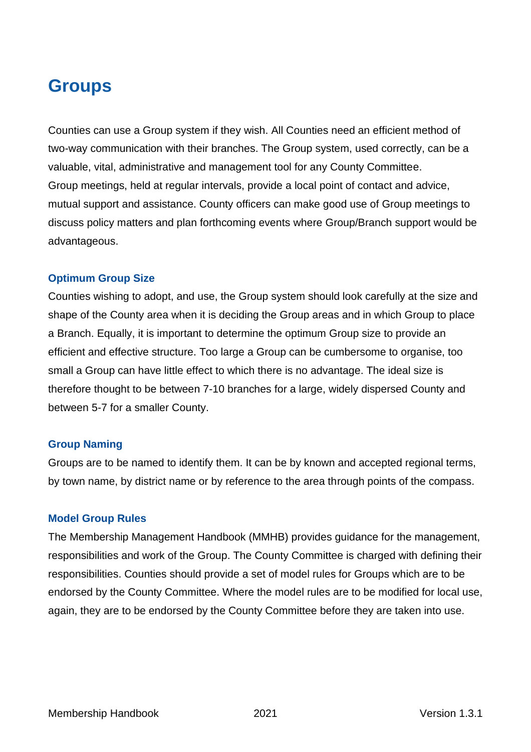# Groups

Counties can use a Group system if they wish. All Counties need an efficient method of two-way communication with their branches. The Group system, used correctly, can be a valuable, vital, administrative and management tool for any County Committee. Group meetings, held at regular intervals, provide a local point of contact and advice, mutual support and assistance. County officers can make good use of Group meetings to discuss policy matters and plan forthcoming events where Group/Branch support would be advantageous.

### Optimum Group Size

Counties wishing to adopt, and use, the Group system should look carefully at the size and shape of the County area when it is deciding the Group areas and in which Group to place a Branch. Equally, it is important to determine the optimum Group size to provide an efficient and effective structure. Too large a Group can be cumbersome to organise, too small a Group can have little effect to which there is no advantage. The ideal size is therefore thought to be between 7-10 branches for a large, widely dispersed County and between 5-7 for a smaller County.

### Group Naming

Groups are to be named to identify them. It can be by known and accepted regional terms, by town name, by district name or by reference to the area through points of the compass.

### Model Group Rules

The Membership Management Handbook (MMHB) provides guidance for the management, responsibilities and work of the Group. The County Committee is charged with defining their responsibilities. Counties should provide a set of model rules for Groups which are to be endorsed by the County Committee. Where the model rules are to be modified for local use, again, they are to be endorsed by the County Committee before they are taken into use.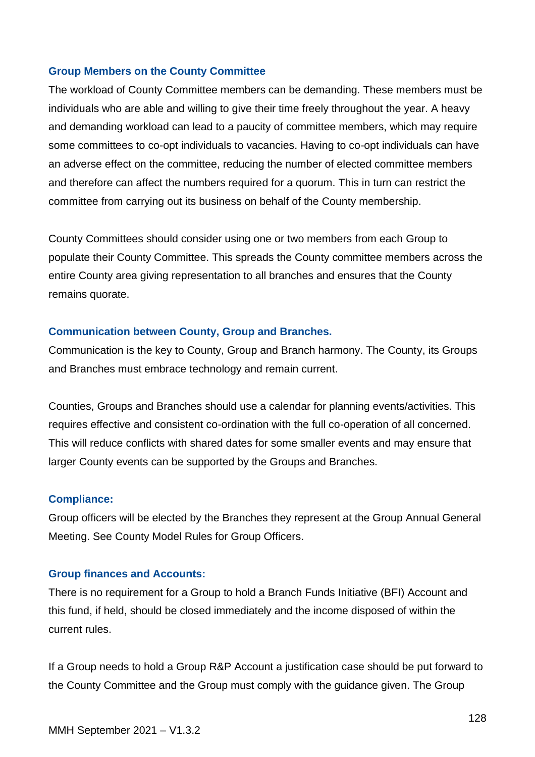### Group Members on the County Committee

The workload of County Committee members can be demanding. These members must be individuals who are able and willing to give their time freely throughout the year. A heavy and demanding workload can lead to a paucity of committee members, which may require some committees to co-opt individuals to vacancies. Having to co-opt individuals can have an adverse effect on the committee, reducing the number of elected committee members and therefore can affect the numbers required for a quorum. This in turn can restrict the committee from carrying out its business on behalf of the County membership.

County Committees should consider using one or two members from each Group to populate their County Committee. This spreads the County committee members across the entire County area giving representation to all branches and ensures that the County remains quorate.

### Communication between County, Group and Branches.

Communication is the key to County, Group and Branch harmony. The County, its Groups and Branches must embrace technology and remain current.

Counties, Groups and Branches should use a calendar for planning events/activities. This requires effective and consistent co-ordination with the full co-operation of all concerned. This will reduce conflicts with shared dates for some smaller events and may ensure that larger County events can be supported by the Groups and Branches.

### Compliance:

Group officers will be elected by the Branches they represent at the Group Annual General Meeting. See County Model Rules for Group Officers.

### Group finances and Accounts:

There is no requirement for a Group to hold a Branch Funds Initiative (BFI) Account and this fund, if held, should be closed immediately and the income disposed of within the current rules.

If a Group needs to hold a Group R&P Account a justification case should be put forward to the County Committee and the Group must comply with the guidance given. The Group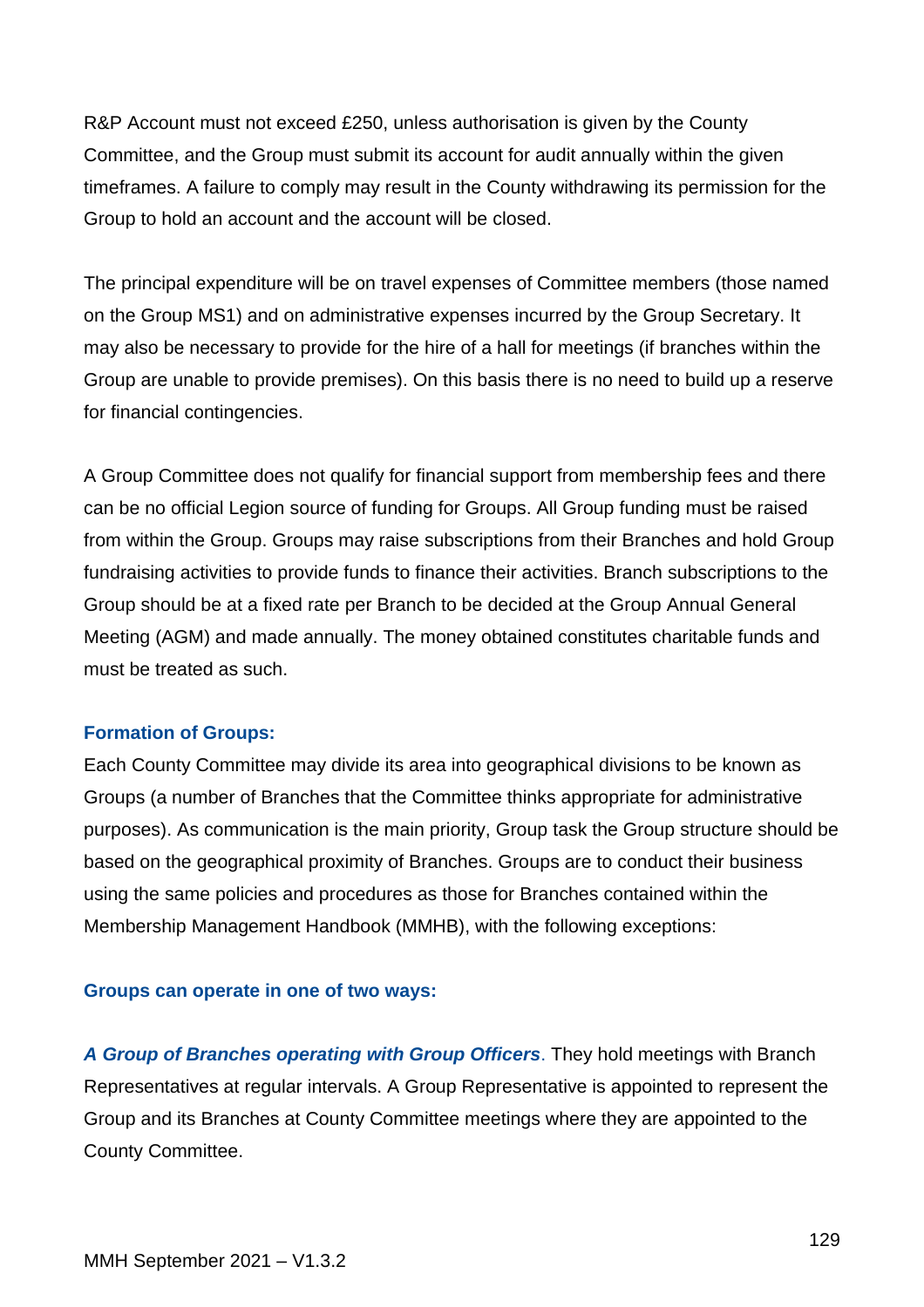R&P Account must not exceed £250, unless authorisation is given by the County Committee, and the Group must submit its account for audit annually within the given timeframes. A failure to comply may result in the County withdrawing its permission for the Group to hold an account and the account will be closed.

The principal expenditure will be on travel expenses of Committee members (those named on the Group MS1) and on administrative expenses incurred by the Group Secretary. It may also be necessary to provide for the hire of a hall for meetings (if branches within the Group are unable to provide premises). On this basis there is no need to build up a reserve for financial contingencies.

A Group Committee does not qualify for financial support from membership fees and there can be no official Legion source of funding for Groups. All Group funding must be raised from within the Group. Groups may raise subscriptions from their Branches and hold Group fundraising activities to provide funds to finance their activities. Branch subscriptions to the Group should be at a fixed rate per Branch to be decided at the Group Annual General Meeting (AGM) and made annually. The money obtained constitutes charitable funds and must be treated as such.

**Formation of Groups:**

Each County Committee may divide its area into geographical divisions to be known as Groups (a number of Branches that the Committee thinks appropriate for administrative purposes). As communication is the main priority, Group task the Group structure should be based on the geographical proximity of Branches. Groups are to conduct their business using the same policies and procedures as those for Branches contained within the Membership Management Handbook (MMHB), with the following exceptions:

**Groups can operate in one of two ways:**

***A Group of Branches operating with Group Officers***. They hold meetings with Branch Representatives at regular intervals. A Group Representative is appointed to represent the Group and its Branches at County Committee meetings where they are appointed to the County Committee.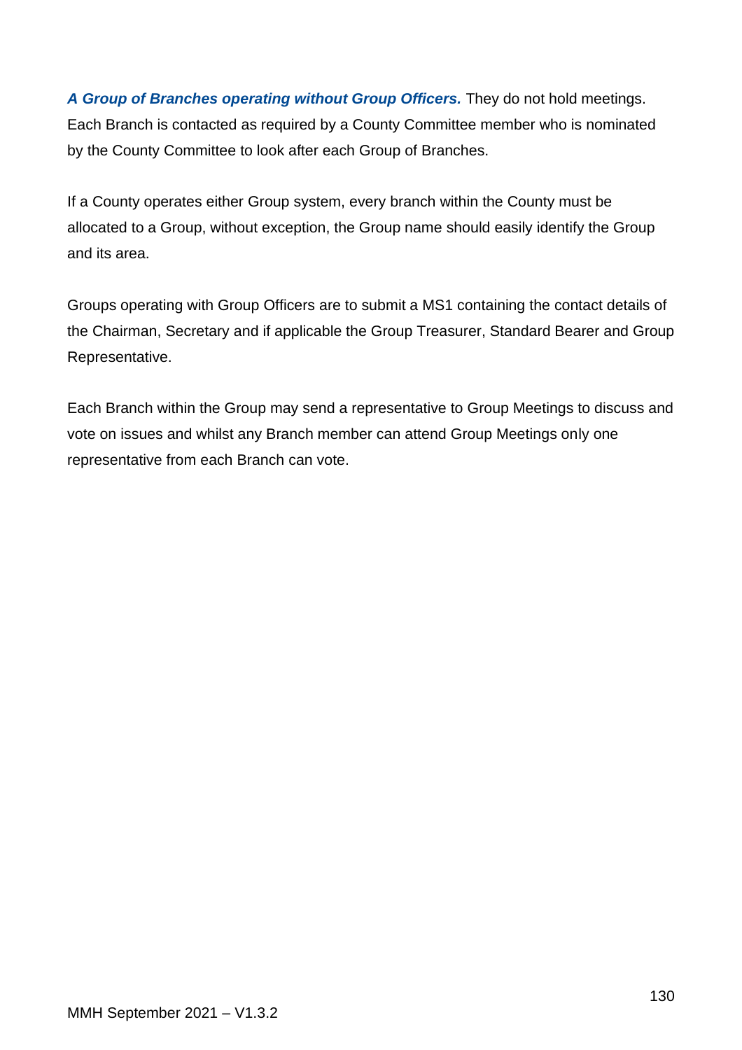***A Group of Branches operating without Group Officers.*** They do not hold meetings. Each Branch is contacted as required by a County Committee member who is nominated by the County Committee to look after each Group of Branches.

If a County operates either Group system, every branch within the County must be allocated to a Group, without exception, the Group name should easily identify the Group and its area.

Groups operating with Group Officers are to submit a MS1 containing the contact details of the Chairman, Secretary and if applicable the Group Treasurer, Standard Bearer and Group Representative.

Each Branch within the Group may send a representative to Group Meetings to discuss and vote on issues and whilst any Branch member can attend Group Meetings only one representative from each Branch can vote.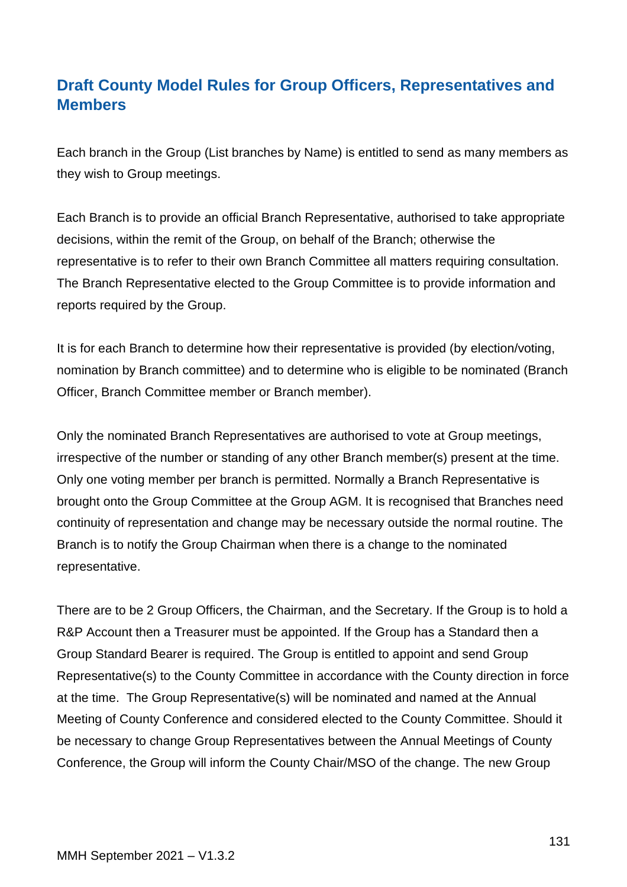## Draft County Model Rules for Group Officers, Representatives and Members

Each branch in the Group (List branches by Name) is entitled to send as many members as they wish to Group meetings.

Each Branch is to provide an official Branch Representative, authorised to take appropriate decisions, within the remit of the Group, on behalf of the Branch; otherwise the representative is to refer to their own Branch Committee all matters requiring consultation. The Branch Representative elected to the Group Committee is to provide information and reports required by the Group.

It is for each Branch to determine how their representative is provided (by election/voting, nomination by Branch committee) and to determine who is eligible to be nominated (Branch Officer, Branch Committee member or Branch member).

Only the nominated Branch Representatives are authorised to vote at Group meetings, irrespective of the number or standing of any other Branch member(s) present at the time. Only one voting member per branch is permitted. Normally a Branch Representative is brought onto the Group Committee at the Group AGM. It is recognised that Branches need continuity of representation and change may be necessary outside the normal routine. The Branch is to notify the Group Chairman when there is a change to the nominated representative.

There are to be 2 Group Officers, the Chairman, and the Secretary. If the Group is to hold a R&P Account then a Treasurer must be appointed. If the Group has a Standard then a Group Standard Bearer is required. The Group is entitled to appoint and send Group Representative(s) to the County Committee in accordance with the County direction in force at the time. The Group Representative(s) will be nominated and named at the Annual Meeting of County Conference and considered elected to the County Committee. Should it be necessary to change Group Representatives between the Annual Meetings of County Conference, the Group will inform the County Chair/MSO of the change. The new Group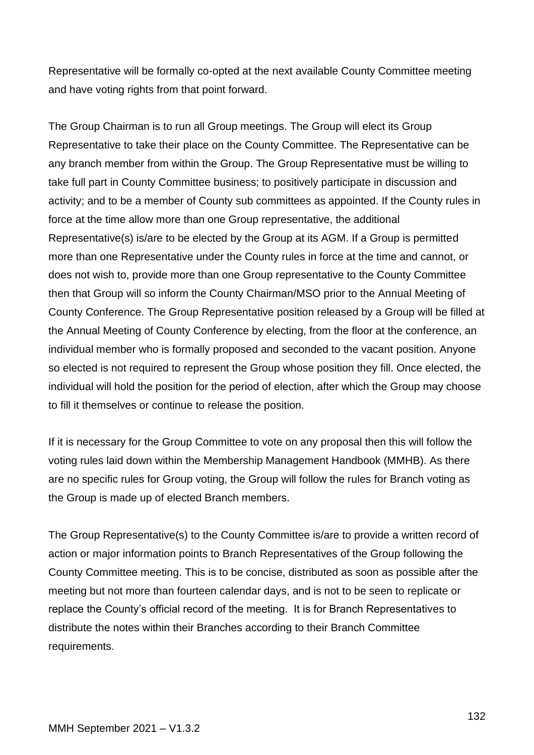Representative will be formally co-opted at the next available County Committee meeting and have voting rights from that point forward.

The Group Chairman is to run all Group meetings. The Group will elect its Group Representative to take their place on the County Committee. The Representative can be any branch member from within the Group. The Group Representative must be willing to take full part in County Committee business; to positively participate in discussion and activity; and to be a member of County sub committees as appointed. If the County rules in force at the time allow more than one Group representative, the additional Representative(s) is/are to be elected by the Group at its AGM. If a Group is permitted more than one Representative under the County rules in force at the time and cannot, or does not wish to, provide more than one Group representative to the County Committee then that Group will so inform the County Chairman/MSO prior to the Annual Meeting of County Conference. The Group Representative position released by a Group will be filled at the Annual Meeting of County Conference by electing, from the floor at the conference, an individual member who is formally proposed and seconded to the vacant position. Anyone so elected is not required to represent the Group whose position they fill. Once elected, the individual will hold the position for the period of election, after which the Group may choose to fill it themselves or continue to release the position.

If it is necessary for the Group Committee to vote on any proposal then this will follow the voting rules laid down within the Membership Management Handbook (MMHB). As there are no specific rules for Group voting, the Group will follow the rules for Branch voting as the Group is made up of elected Branch members.

The Group Representative(s) to the County Committee is/are to provide a written record of action or major information points to Branch Representatives of the Group following the County Committee meeting. This is to be concise, distributed as soon as possible after the meeting but not more than fourteen calendar days, and is not to be seen to replicate or replace the County's official record of the meeting. It is for Branch Representatives to distribute the notes within their Branches according to their Branch Committee requirements.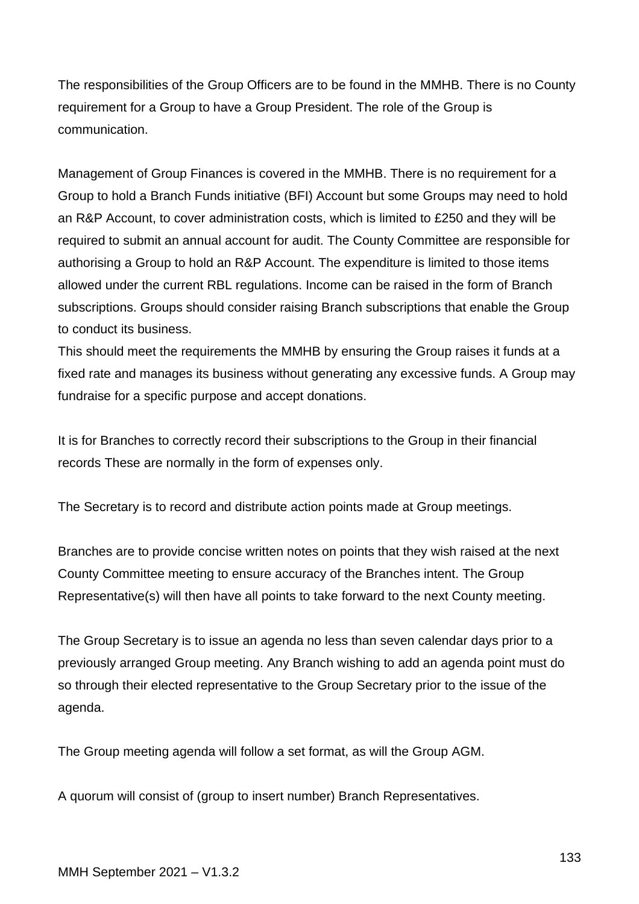The responsibilities of the Group Officers are to be found in the MMHB. There is no County requirement for a Group to have a Group President. The role of the Group is communication.

Management of Group Finances is covered in the MMHB. There is no requirement for a Group to hold a Branch Funds initiative (BFI) Account but some Groups may need to hold an R&P Account, to cover administration costs, which is limited to £250 and they will be required to submit an annual account for audit. The County Committee are responsible for authorising a Group to hold an R&P Account. The expenditure is limited to those items allowed under the current RBL regulations. Income can be raised in the form of Branch subscriptions. Groups should consider raising Branch subscriptions that enable the Group to conduct its business.
This should meet the requirements the MMHB by ensuring the Group raises it funds at a fixed rate and manages its business without generating any excessive funds. A Group may fundraise for a specific purpose and accept donations.

It is for Branches to correctly record their subscriptions to the Group in their financial records These are normally in the form of expenses only.

The Secretary is to record and distribute action points made at Group meetings.

Branches are to provide concise written notes on points that they wish raised at the next County Committee meeting to ensure accuracy of the Branches intent. The Group Representative(s) will then have all points to take forward to the next County meeting.

The Group Secretary is to issue an agenda no less than seven calendar days prior to a previously arranged Group meeting. Any Branch wishing to add an agenda point must do so through their elected representative to the Group Secretary prior to the issue of the agenda.

The Group meeting agenda will follow a set format, as will the Group AGM.

A quorum will consist of (group to insert number) Branch Representatives.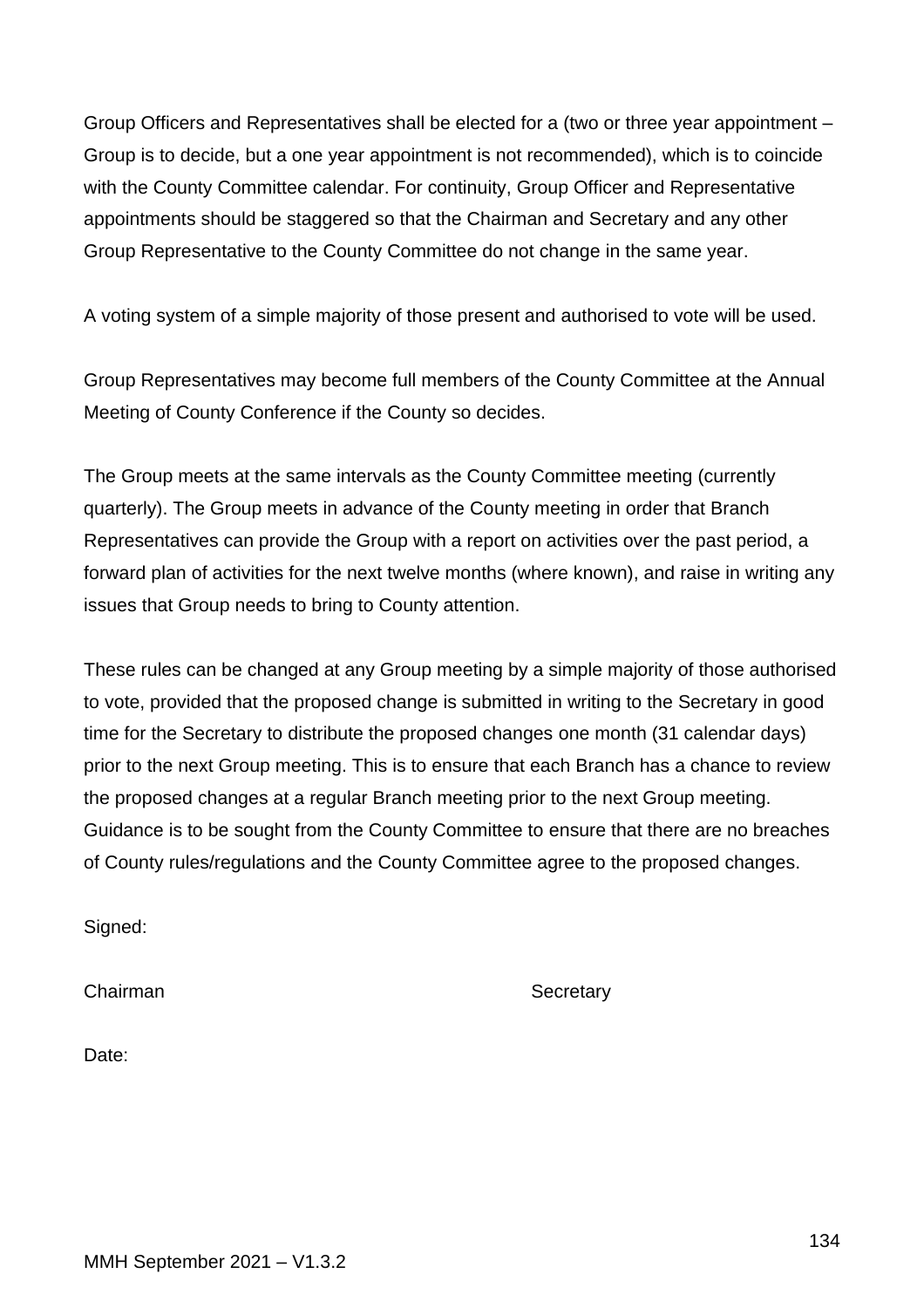Group Officers and Representatives shall be elected for a (two or three year appointment – Group is to decide, but a one year appointment is not recommended), which is to coincide with the County Committee calendar. For continuity, Group Officer and Representative appointments should be staggered so that the Chairman and Secretary and any other Group Representative to the County Committee do not change in the same year.

A voting system of a simple majority of those present and authorised to vote will be used.

Group Representatives may become full members of the County Committee at the Annual Meeting of County Conference if the County so decides.

The Group meets at the same intervals as the County Committee meeting (currently quarterly). The Group meets in advance of the County meeting in order that Branch Representatives can provide the Group with a report on activities over the past period, a forward plan of activities for the next twelve months (where known), and raise in writing any issues that Group needs to bring to County attention.

These rules can be changed at any Group meeting by a simple majority of those authorised to vote, provided that the proposed change is submitted in writing to the Secretary in good time for the Secretary to distribute the proposed changes one month (31 calendar days) prior to the next Group meeting. This is to ensure that each Branch has a chance to review the proposed changes at a regular Branch meeting prior to the next Group meeting. Guidance is to be sought from the County Committee to ensure that there are no breaches of County rules/regulations and the County Committee agree to the proposed changes.

Signed:

Chairman Secretary

Date: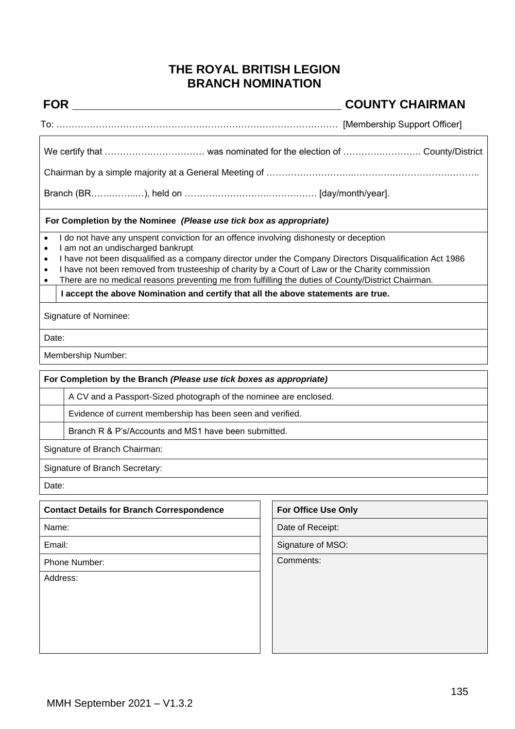# THE ROYAL BRITISH LEGION
# BRANCH NOMINATION

## FOR \_\_\_\_\_\_\_\_\_\_\_\_\_\_\_\_\_\_\_\_\_\_\_\_\_\_\_\_\_\_\_\_\_\_\_\_\_\_\_\_\_\_\_\_ COUNTY CHAIRMAN

To: ……………………………………………………………………………………… [Membership Support Officer]

We certify that …………………………… was nominated for the election of ………………………. County/District Chairman by a simple majority at a General Meeting of ……………………………………………………………….. Branch (BR……………), held on ………………………………………. [day/month/year].

**For Completion by the Nominee** ***(Please use tick box as appropriate)***

- I do not have any unspent conviction for an offence involving dishonesty or deception
- I am not an undischarged bankrupt
- I have not been disqualified as a company director under the Company Directors Disqualification Act 1986
- I have not been removed from trusteeship of charity by a Court of Law or the Charity commission
- There are no medical reasons preventing me from fulfilling the duties of County/District Chairman.

| | |
|---|---|
| ☐ | **I accept the above Nomination and certify that all the above statements are true.** |

Signature of Nominee:

Date:

Membership Number:

**For Completion by the Branch** ***(Please use tick boxes as appropriate)***

| | |
|---|---|
| ☐ | A CV and a Passport-Sized photograph of the nominee are enclosed. |
| ☐ | Evidence of current membership has been seen and verified. |
| ☐ | Branch R & P's/Accounts and MS1 have been submitted. |

Signature of Branch Chairman:

Signature of Branch Secretary:

Date:

**Contact Details for Branch Correspondence**

Name:

Email:

Phone Number:

Address:

**For Office Use Only**

Date of Receipt:

Signature of MSO:

Comments:

MMH September 2021 – V1.3.2